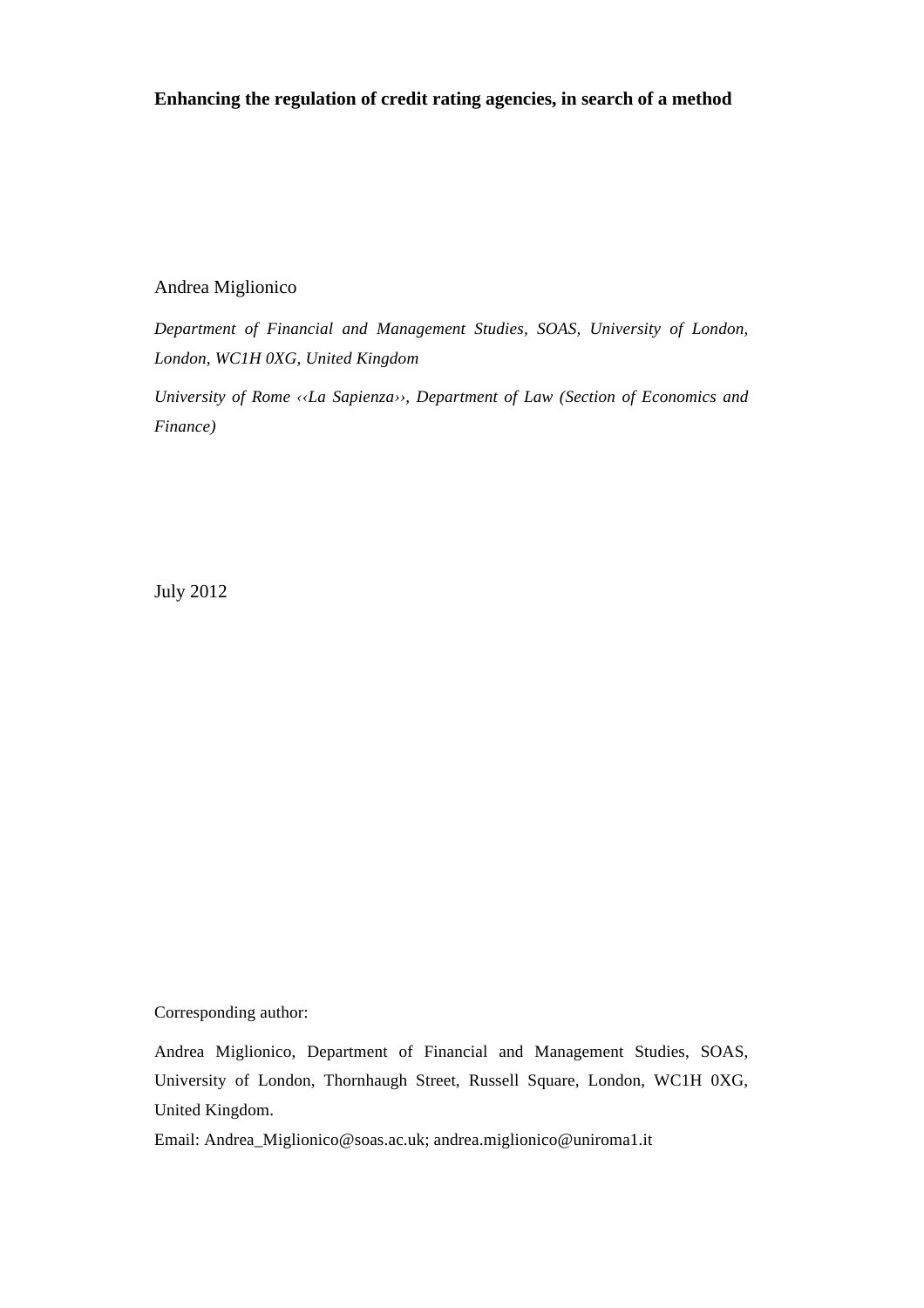# Enhancing the regulation of credit rating agencies, in search of a method

Andrea Miglionico

*Department of Financial and Management Studies, SOAS, University of London, London, WC1H 0XG, United Kingdom*

*University of Rome ‹‹La Sapienza››, Department of Law (Section of Economics and Finance)*

July 2012

Corresponding author:

Andrea Miglionico, Department of Financial and Management Studies, SOAS, University of London, Thornhaugh Street, Russell Square, London, WC1H 0XG, United Kingdom.

Email: Andrea_Miglionico@soas.ac.uk; andrea.miglionico@uniroma1.it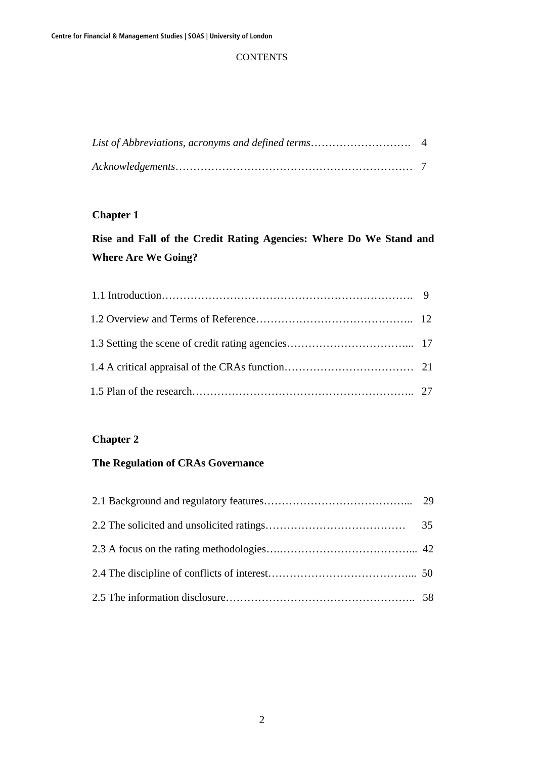CONTENTS

*List of Abbreviations, acronyms and defined terms*………………………. 4

*Acknowledgements*………………………………………………………… 7

**Chapter 1**

**Rise and Fall of the Credit Rating Agencies: Where Do We Stand and Where Are We Going?**

1.1 Introduction……………………………………………………………. 9

1.2 Overview and Terms of Reference…………………………………….. 12

1.3 Setting the scene of credit rating agencies……………………………... 17

1.4 A critical appraisal of the CRAs function……………………………… 21

1.5 Plan of the research…………………………………………………….. 27

**Chapter 2**

**The Regulation of CRAs Governance**

2.1 Background and regulatory features…………………………………... 29

2.2 The solicited and unsolicited ratings………………………………… 35

2.3 A focus on the rating methodologies….………………………………... 42

2.4 The discipline of conflicts of interest…………………………………... 50

2.5 The information disclosure…………………………………………….. 58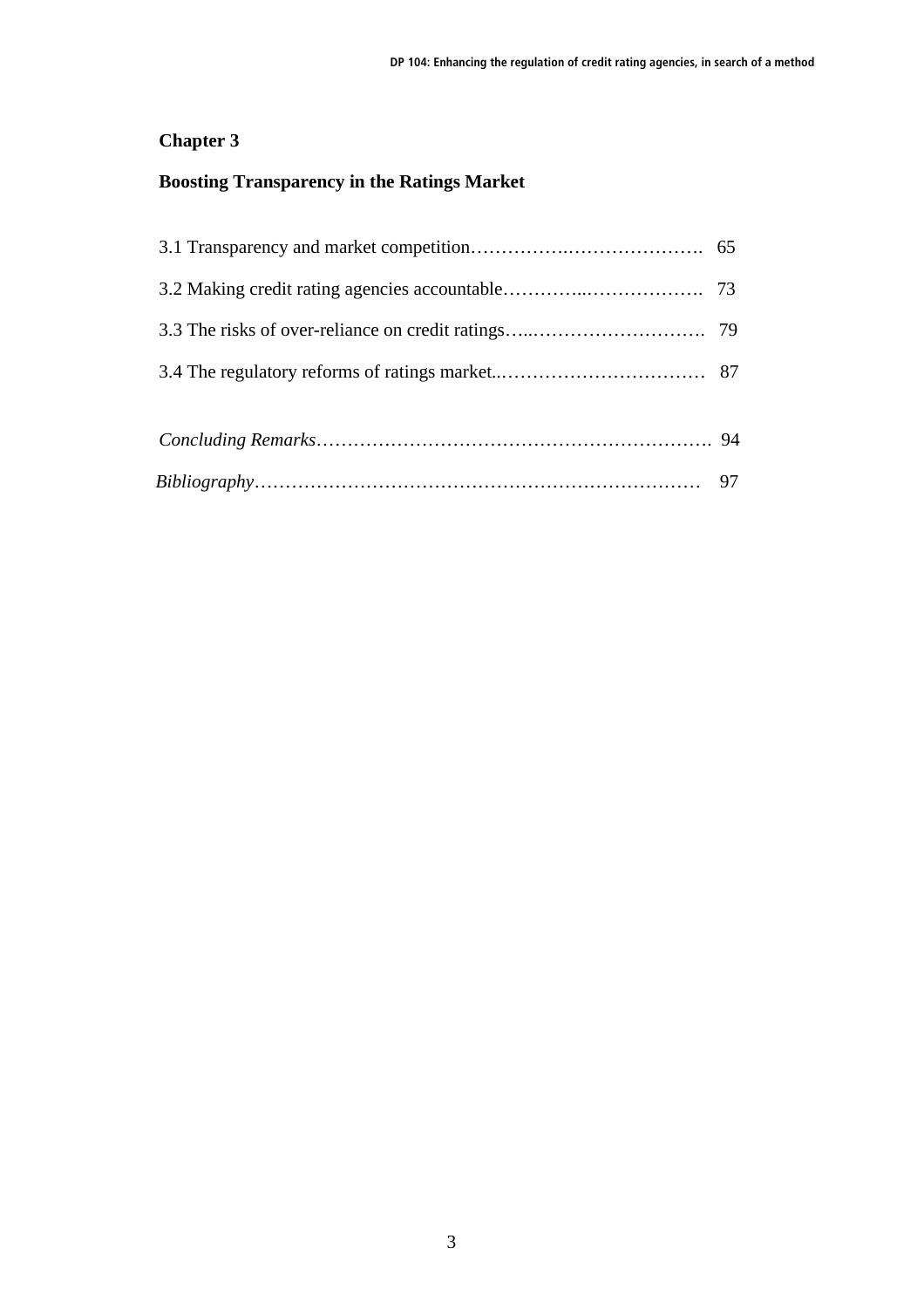**Chapter 3**

**Boosting Transparency in the Ratings Market**

3.1 Transparency and market competition………………..…………………. 65

3.2 Making credit rating agencies accountable…………..………………. 73

3.3 The risks of over-reliance on credit ratings…..………………………. 79

3.4 The regulatory reforms of ratings market..…………………………… 87

*Concluding Remarks*………………………………………………………. 94

*Bibliography*……………………………………………………………… 97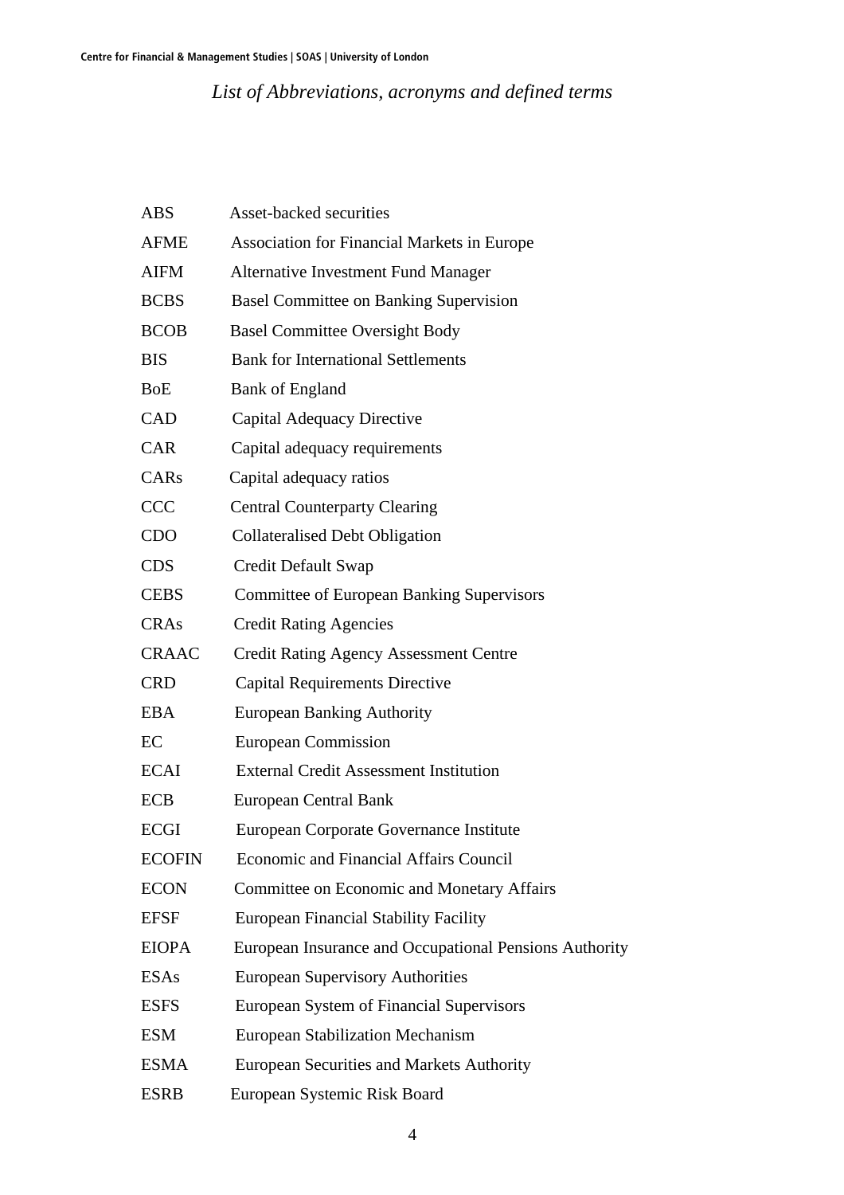*List of Abbreviations, acronyms and defined terms*

| | |
|---|---|
| ABS | Asset-backed securities |
| AFME | Association for Financial Markets in Europe |
| AIFM | Alternative Investment Fund Manager |
| BCBS | Basel Committee on Banking Supervision |
| BCOB | Basel Committee Oversight Body |
| BIS | Bank for International Settlements |
| BoE | Bank of England |
| CAD | Capital Adequacy Directive |
| CAR | Capital adequacy requirements |
| CARs | Capital adequacy ratios |
| CCC | Central Counterparty Clearing |
| CDO | Collateralised Debt Obligation |
| CDS | Credit Default Swap |
| CEBS | Committee of European Banking Supervisors |
| CRAs | Credit Rating Agencies |
| CRAAC | Credit Rating Agency Assessment Centre |
| CRD | Capital Requirements Directive |
| EBA | European Banking Authority |
| EC | European Commission |
| ECAI | External Credit Assessment Institution |
| ECB | European Central Bank |
| ECGI | European Corporate Governance Institute |
| ECOFIN | Economic and Financial Affairs Council |
| ECON | Committee on Economic and Monetary Affairs |
| EFSF | European Financial Stability Facility |
| EIOPA | European Insurance and Occupational Pensions Authority |
| ESAs | European Supervisory Authorities |
| ESFS | European System of Financial Supervisors |
| ESM | European Stabilization Mechanism |
| ESMA | European Securities and Markets Authority |
| ESRB | European Systemic Risk Board |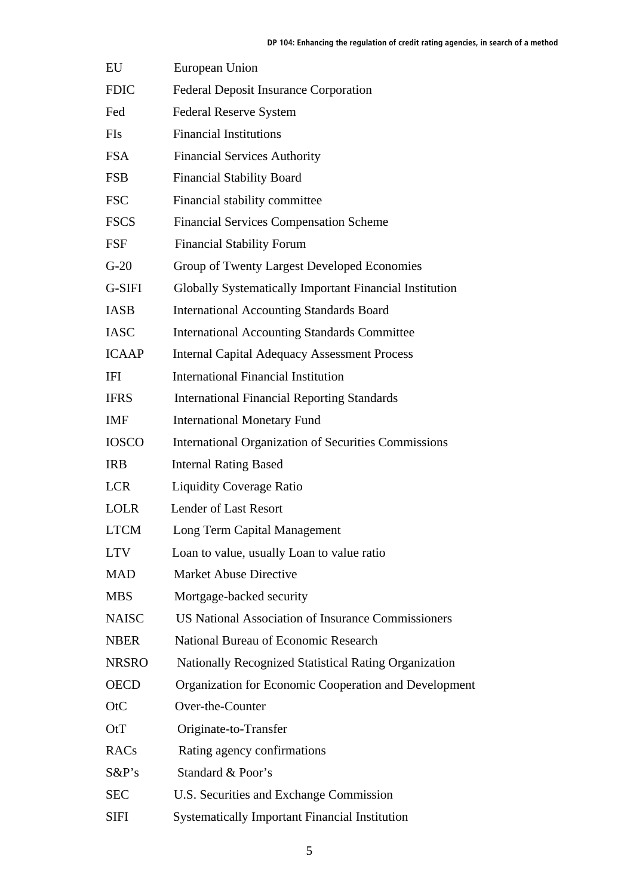| | |
|---|---|
| EU | European Union |
| FDIC | Federal Deposit Insurance Corporation |
| Fed | Federal Reserve System |
| FIs | Financial Institutions |
| FSA | Financial Services Authority |
| FSB | Financial Stability Board |
| FSC | Financial stability committee |
| FSCS | Financial Services Compensation Scheme |
| FSF | Financial Stability Forum |
| G-20 | Group of Twenty Largest Developed Economies |
| G-SIFI | Globally Systematically Important Financial Institution |
| IASB | International Accounting Standards Board |
| IASC | International Accounting Standards Committee |
| ICAAP | Internal Capital Adequacy Assessment Process |
| IFI | International Financial Institution |
| IFRS | International Financial Reporting Standards |
| IMF | International Monetary Fund |
| IOSCO | International Organization of Securities Commissions |
| IRB | Internal Rating Based |
| LCR | Liquidity Coverage Ratio |
| LOLR | Lender of Last Resort |
| LTCM | Long Term Capital Management |
| LTV | Loan to value, usually Loan to value ratio |
| MAD | Market Abuse Directive |
| MBS | Mortgage-backed security |
| NAISC | US National Association of Insurance Commissioners |
| NBER | National Bureau of Economic Research |
| NRSRO | Nationally Recognized Statistical Rating Organization |
| OECD | Organization for Economic Cooperation and Development |
| OtC | Over-the-Counter |
| OtT | Originate-to-Transfer |
| RACs | Rating agency confirmations |
| S&P's | Standard & Poor's |
| SEC | U.S. Securities and Exchange Commission |
| SIFI | Systematically Important Financial Institution |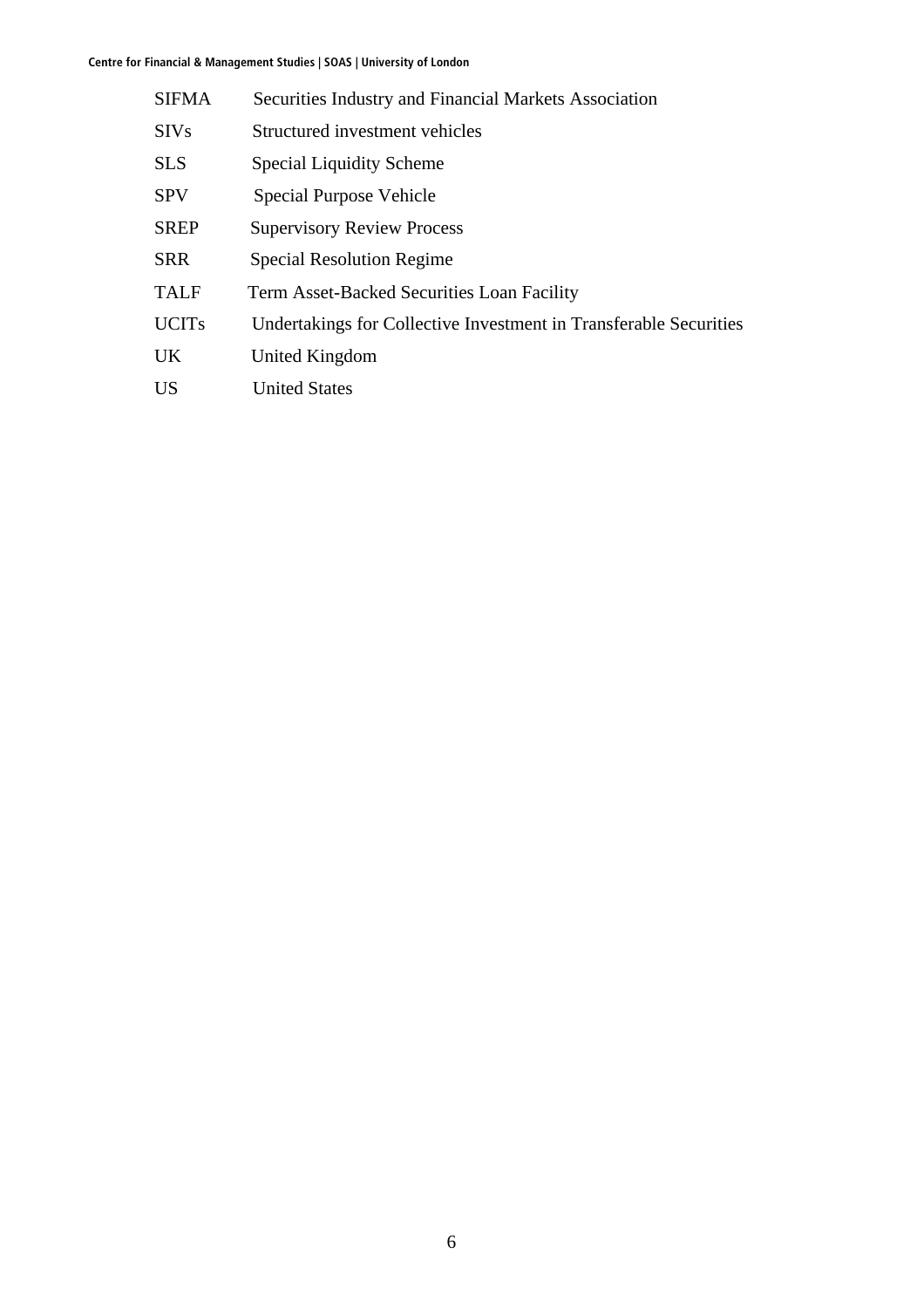| | |
|---|---|
| SIFMA | Securities Industry and Financial Markets Association |
| SIVs | Structured investment vehicles |
| SLS | Special Liquidity Scheme |
| SPV | Special Purpose Vehicle |
| SREP | Supervisory Review Process |
| SRR | Special Resolution Regime |
| TALF | Term Asset-Backed Securities Loan Facility |
| UCITs | Undertakings for Collective Investment in Transferable Securities |
| UK | United Kingdom |
| US | United States |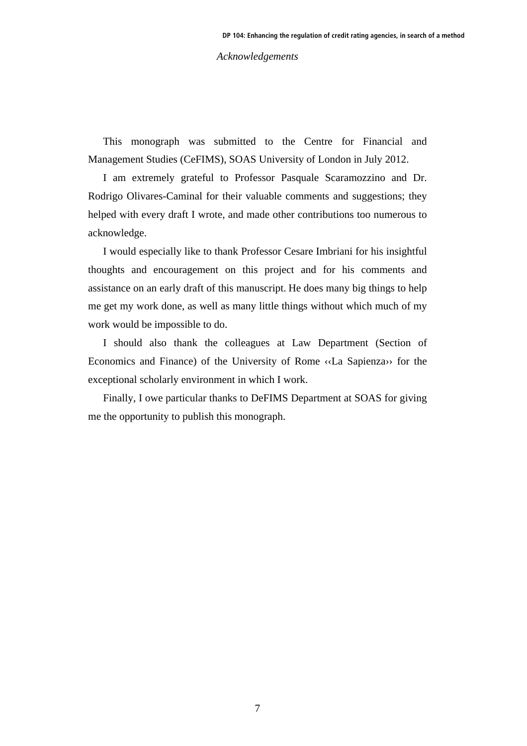*Acknowledgements*

This monograph was submitted to the Centre for Financial and Management Studies (CeFIMS), SOAS University of London in July 2012.

I am extremely grateful to Professor Pasquale Scaramozzino and Dr. Rodrigo Olivares-Caminal for their valuable comments and suggestions; they helped with every draft I wrote, and made other contributions too numerous to acknowledge.

I would especially like to thank Professor Cesare Imbriani for his insightful thoughts and encouragement on this project and for his comments and assistance on an early draft of this manuscript. He does many big things to help me get my work done, as well as many little things without which much of my work would be impossible to do.

I should also thank the colleagues at Law Department (Section of Economics and Finance) of the University of Rome ‹‹La Sapienza›› for the exceptional scholarly environment in which I work.

Finally, I owe particular thanks to DeFIMS Department at SOAS for giving me the opportunity to publish this monograph.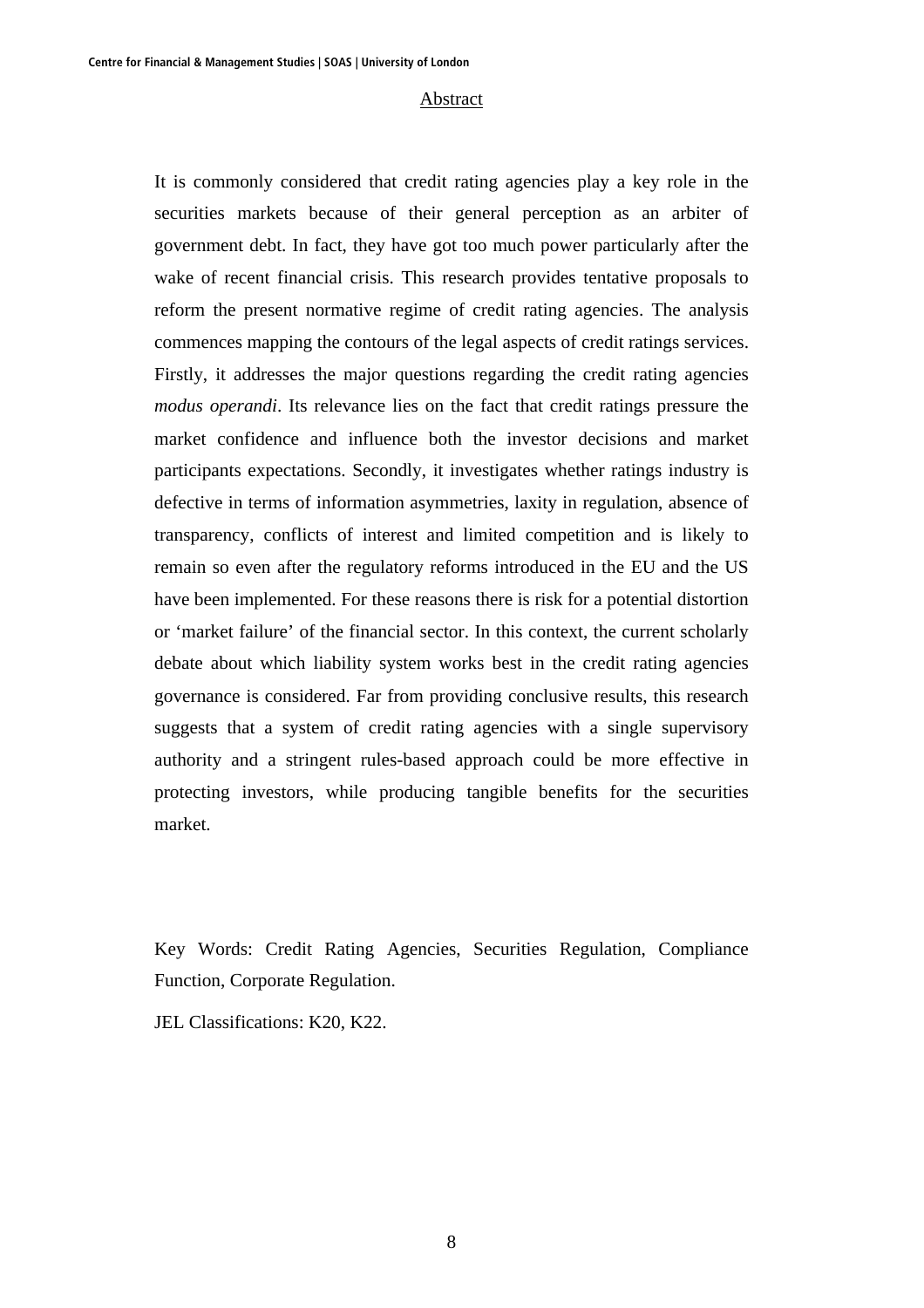## Abstract

It is commonly considered that credit rating agencies play a key role in the securities markets because of their general perception as an arbiter of government debt. In fact, they have got too much power particularly after the wake of recent financial crisis. This research provides tentative proposals to reform the present normative regime of credit rating agencies. The analysis commences mapping the contours of the legal aspects of credit ratings services. Firstly, it addresses the major questions regarding the credit rating agencies *modus operandi*. Its relevance lies on the fact that credit ratings pressure the market confidence and influence both the investor decisions and market participants expectations. Secondly, it investigates whether ratings industry is defective in terms of information asymmetries, laxity in regulation, absence of transparency, conflicts of interest and limited competition and is likely to remain so even after the regulatory reforms introduced in the EU and the US have been implemented. For these reasons there is risk for a potential distortion or 'market failure' of the financial sector. In this context, the current scholarly debate about which liability system works best in the credit rating agencies governance is considered. Far from providing conclusive results, this research suggests that a system of credit rating agencies with a single supervisory authority and a stringent rules-based approach could be more effective in protecting investors, while producing tangible benefits for the securities market.

Key Words: Credit Rating Agencies, Securities Regulation, Compliance Function, Corporate Regulation.

JEL Classifications: K20, K22.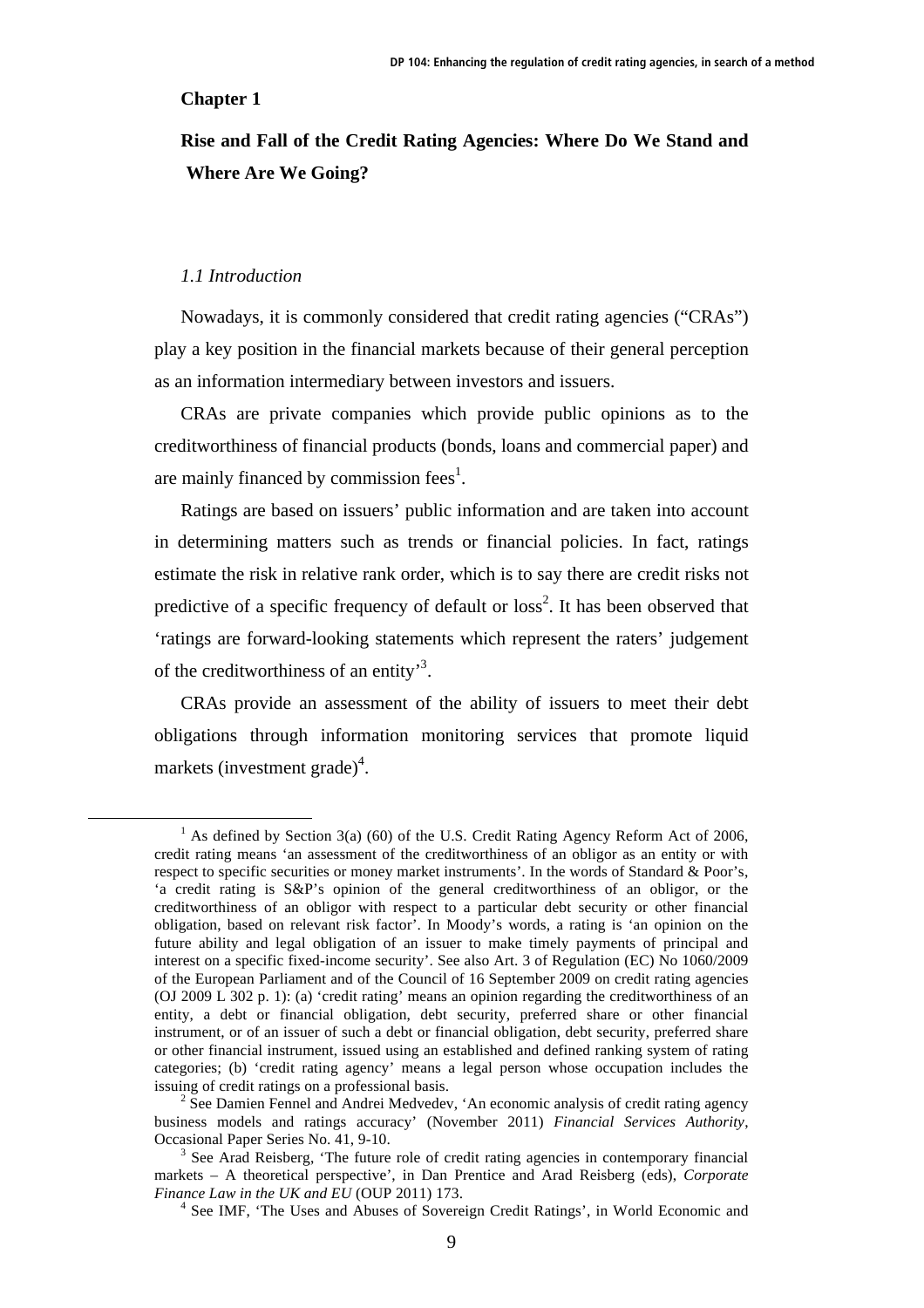## Chapter 1

## Rise and Fall of the Credit Rating Agencies: Where Do We Stand and Where Are We Going?

### *1.1 Introduction*

Nowadays, it is commonly considered that credit rating agencies ("CRAs") play a key position in the financial markets because of their general perception as an information intermediary between investors and issuers.

CRAs are private companies which provide public opinions as to the creditworthiness of financial products (bonds, loans and commercial paper) and are mainly financed by commission fees[1].

Ratings are based on issuers' public information and are taken into account in determining matters such as trends or financial policies. In fact, ratings estimate the risk in relative rank order, which is to say there are credit risks not predictive of a specific frequency of default or loss[2]. It has been observed that 'ratings are forward-looking statements which represent the raters' judgement of the creditworthiness of an entity'[3].

CRAs provide an assessment of the ability of issuers to meet their debt obligations through information monitoring services that promote liquid markets (investment grade)[4].

---

[1] As defined by Section 3(a) (60) of the U.S. Credit Rating Agency Reform Act of 2006, credit rating means 'an assessment of the creditworthiness of an obligor as an entity or with respect to specific securities or money market instruments'. In the words of Standard & Poor's, 'a credit rating is S&P's opinion of the general creditworthiness of an obligor, or the creditworthiness of an obligor with respect to a particular debt security or other financial obligation, based on relevant risk factor'. In Moody's words, a rating is 'an opinion on the future ability and legal obligation of an issuer to make timely payments of principal and interest on a specific fixed-income security'. See also Art. 3 of Regulation (EC) No 1060/2009 of the European Parliament and of the Council of 16 September 2009 on credit rating agencies (OJ 2009 L 302 p. 1): (a) 'credit rating' means an opinion regarding the creditworthiness of an entity, a debt or financial obligation, debt security, preferred share or other financial instrument, or of an issuer of such a debt or financial obligation, debt security, preferred share or other financial instrument, issued using an established and defined ranking system of rating categories; (b) 'credit rating agency' means a legal person whose occupation includes the issuing of credit ratings on a professional basis.

[2] See Damien Fennel and Andrei Medvedev, 'An economic analysis of credit rating agency business models and ratings accuracy' (November 2011) *Financial Services Authority*, Occasional Paper Series No. 41, 9-10.

[3] See Arad Reisberg, 'The future role of credit rating agencies in contemporary financial markets – A theoretical perspective', in Dan Prentice and Arad Reisberg (eds), *Corporate Finance Law in the UK and EU* (OUP 2011) 173.

[4] See IMF, 'The Uses and Abuses of Sovereign Credit Ratings', in World Economic and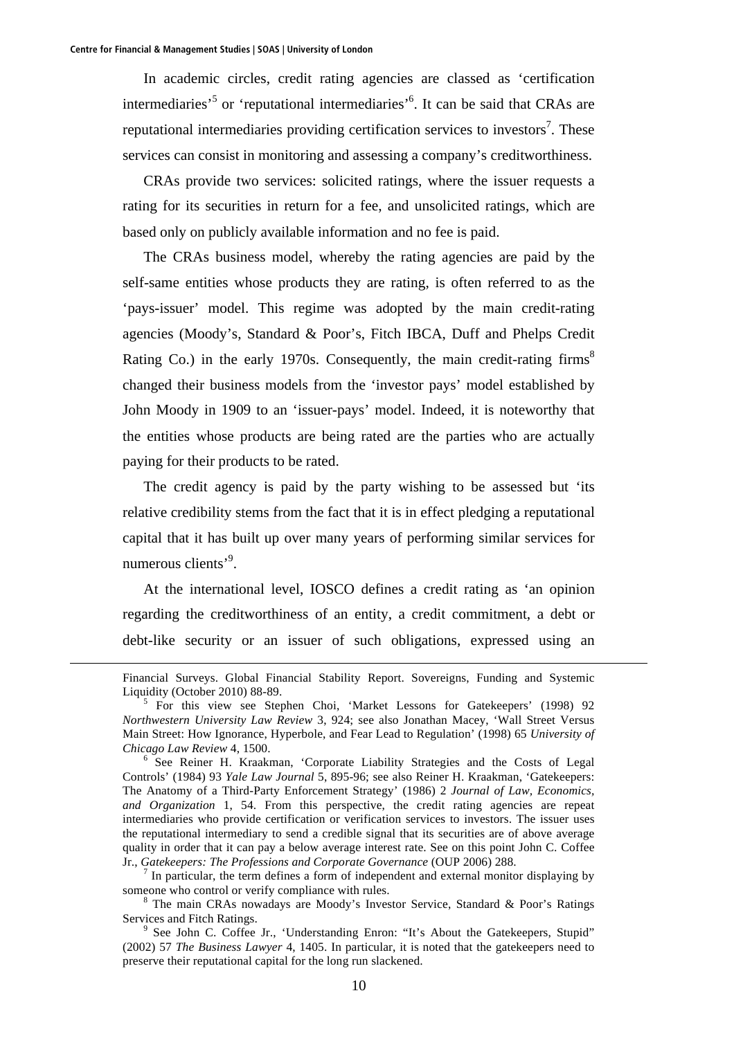In academic circles, credit rating agencies are classed as 'certification intermediaries'[5] or 'reputational intermediaries'[6]. It can be said that CRAs are reputational intermediaries providing certification services to investors[7]. These services can consist in monitoring and assessing a company's creditworthiness.

CRAs provide two services: solicited ratings, where the issuer requests a rating for its securities in return for a fee, and unsolicited ratings, which are based only on publicly available information and no fee is paid.

The CRAs business model, whereby the rating agencies are paid by the self-same entities whose products they are rating, is often referred to as the 'pays-issuer' model. This regime was adopted by the main credit-rating agencies (Moody's, Standard & Poor's, Fitch IBCA, Duff and Phelps Credit Rating Co.) in the early 1970s. Consequently, the main credit-rating firms[8] changed their business models from the 'investor pays' model established by John Moody in 1909 to an 'issuer-pays' model. Indeed, it is noteworthy that the entities whose products are being rated are the parties who are actually paying for their products to be rated.

The credit agency is paid by the party wishing to be assessed but 'its relative credibility stems from the fact that it is in effect pledging a reputational capital that it has built up over many years of performing similar services for numerous clients'[9].

At the international level, IOSCO defines a credit rating as 'an opinion regarding the creditworthiness of an entity, a credit commitment, a debt or debt-like security or an issuer of such obligations, expressed using an

---

Financial Surveys. Global Financial Stability Report. Sovereigns, Funding and Systemic Liquidity (October 2010) 88-89.

[5] For this view see Stephen Choi, 'Market Lessons for Gatekeepers' (1998) 92 *Northwestern University Law Review* 3, 924; see also Jonathan Macey, 'Wall Street Versus Main Street: How Ignorance, Hyperbole, and Fear Lead to Regulation' (1998) 65 *University of Chicago Law Review* 4, 1500.

[6] See Reiner H. Kraakman, 'Corporate Liability Strategies and the Costs of Legal Controls' (1984) 93 *Yale Law Journal* 5, 895-96; see also Reiner H. Kraakman, 'Gatekeepers: The Anatomy of a Third-Party Enforcement Strategy' (1986) 2 *Journal of Law, Economics, and Organization* 1, 54. From this perspective, the credit rating agencies are repeat intermediaries who provide certification or verification services to investors. The issuer uses the reputational intermediary to send a credible signal that its securities are of above average quality in order that it can pay a below average interest rate. See on this point John C. Coffee Jr., *Gatekeepers: The Professions and Corporate Governance* (OUP 2006) 288.

[7] In particular, the term defines a form of independent and external monitor displaying by someone who control or verify compliance with rules.

[8] The main CRAs nowadays are Moody's Investor Service, Standard & Poor's Ratings Services and Fitch Ratings.

[9] See John C. Coffee Jr., 'Understanding Enron: "It's About the Gatekeepers, Stupid" (2002) 57 *The Business Lawyer* 4, 1405. In particular, it is noted that the gatekeepers need to preserve their reputational capital for the long run slackened.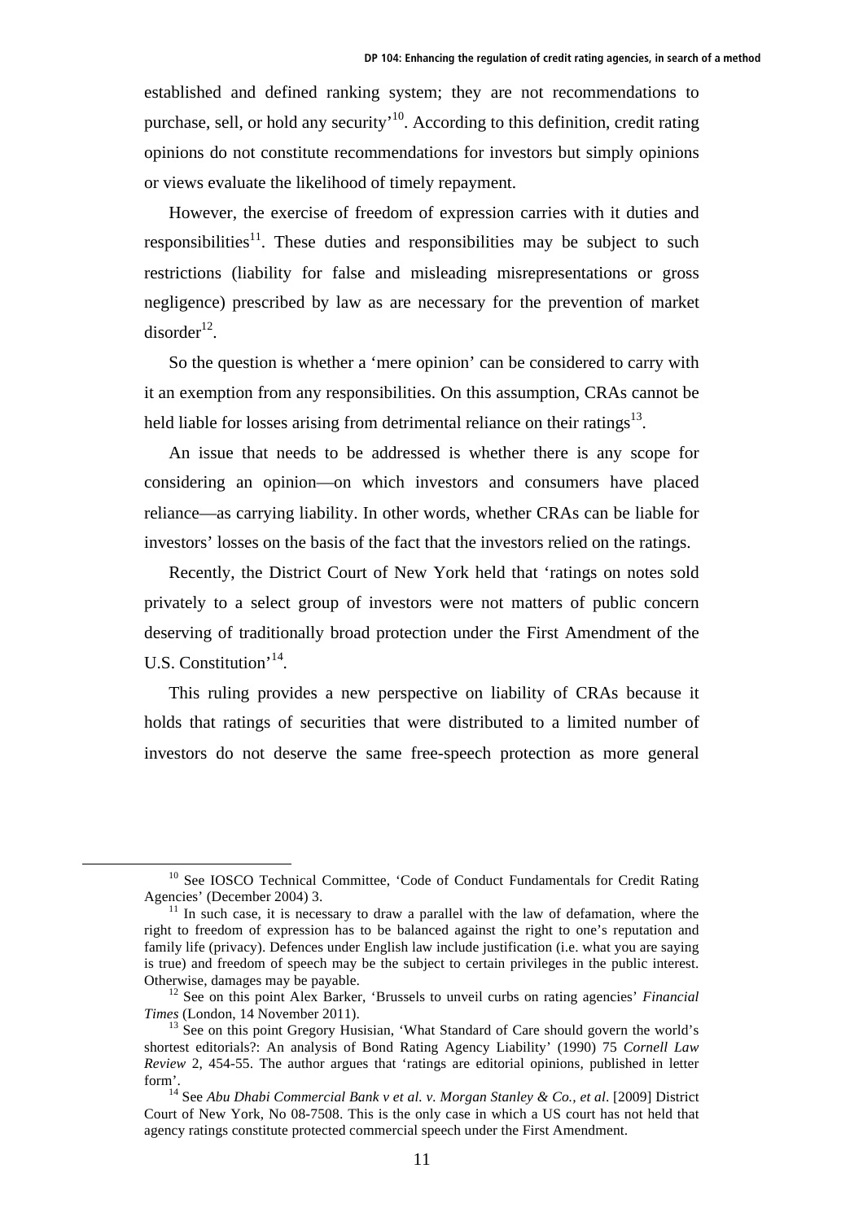established and defined ranking system; they are not recommendations to purchase, sell, or hold any security'[10]. According to this definition, credit rating opinions do not constitute recommendations for investors but simply opinions or views evaluate the likelihood of timely repayment.

However, the exercise of freedom of expression carries with it duties and responsibilities[11]. These duties and responsibilities may be subject to such restrictions (liability for false and misleading misrepresentations or gross negligence) prescribed by law as are necessary for the prevention of market disorder[12].

So the question is whether a 'mere opinion' can be considered to carry with it an exemption from any responsibilities. On this assumption, CRAs cannot be held liable for losses arising from detrimental reliance on their ratings[13].

An issue that needs to be addressed is whether there is any scope for considering an opinion—on which investors and consumers have placed reliance—as carrying liability. In other words, whether CRAs can be liable for investors' losses on the basis of the fact that the investors relied on the ratings.

Recently, the District Court of New York held that 'ratings on notes sold privately to a select group of investors were not matters of public concern deserving of traditionally broad protection under the First Amendment of the U.S. Constitution'[14].

This ruling provides a new perspective on liability of CRAs because it holds that ratings of securities that were distributed to a limited number of investors do not deserve the same free-speech protection as more general

---

[10] See IOSCO Technical Committee, 'Code of Conduct Fundamentals for Credit Rating Agencies' (December 2004) 3.

[11] In such case, it is necessary to draw a parallel with the law of defamation, where the right to freedom of expression has to be balanced against the right to one's reputation and family life (privacy). Defences under English law include justification (i.e. what you are saying is true) and freedom of speech may be the subject to certain privileges in the public interest. Otherwise, damages may be payable.

[12] See on this point Alex Barker, 'Brussels to unveil curbs on rating agencies' *Financial Times* (London, 14 November 2011).

[13] See on this point Gregory Husisian, 'What Standard of Care should govern the world's shortest editorials?: An analysis of Bond Rating Agency Liability' (1990) 75 *Cornell Law Review* 2, 454-55. The author argues that 'ratings are editorial opinions, published in letter form'.

[14] See *Abu Dhabi Commercial Bank v et al. v. Morgan Stanley & Co., et al.* [2009] District Court of New York, No 08-7508. This is the only case in which a US court has not held that agency ratings constitute protected commercial speech under the First Amendment.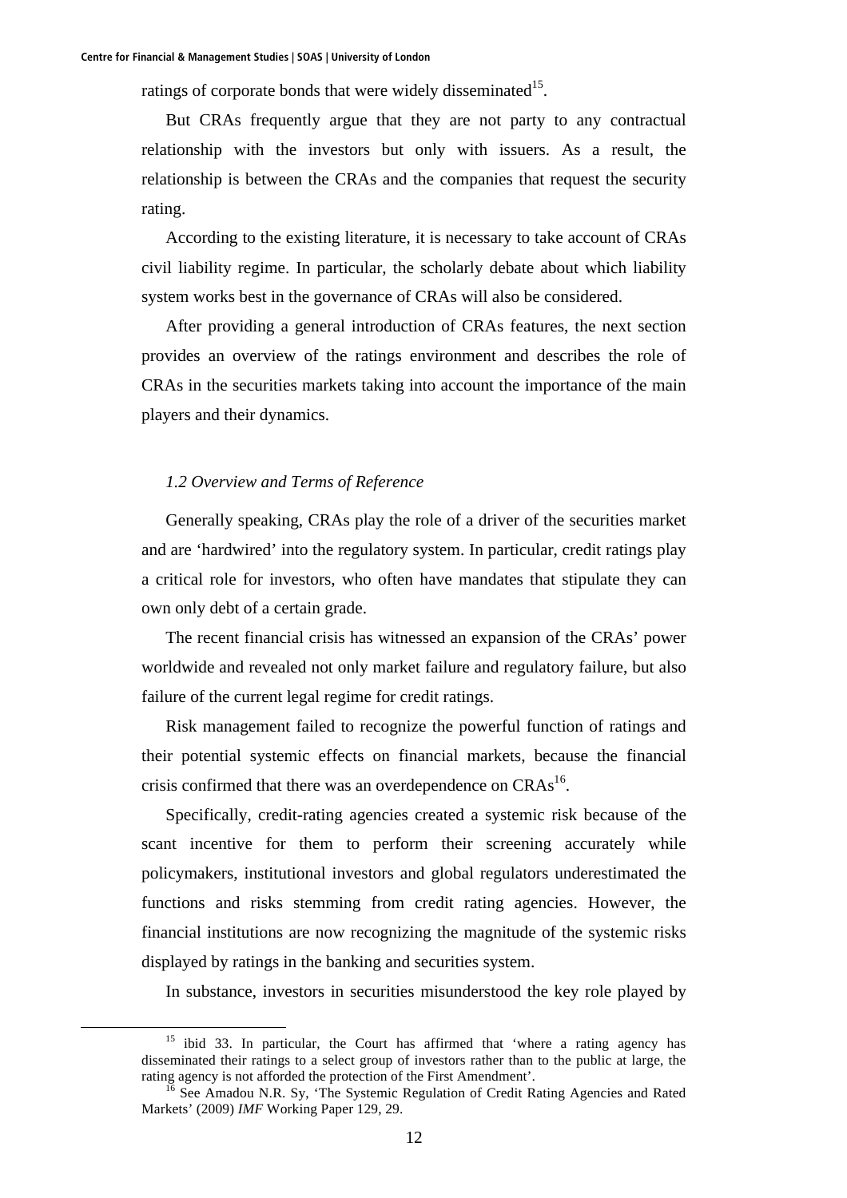ratings of corporate bonds that were widely disseminated[15].

But CRAs frequently argue that they are not party to any contractual relationship with the investors but only with issuers. As a result, the relationship is between the CRAs and the companies that request the security rating.

According to the existing literature, it is necessary to take account of CRAs civil liability regime. In particular, the scholarly debate about which liability system works best in the governance of CRAs will also be considered.

After providing a general introduction of CRAs features, the next section provides an overview of the ratings environment and describes the role of CRAs in the securities markets taking into account the importance of the main players and their dynamics.

### *1.2 Overview and Terms of Reference*

Generally speaking, CRAs play the role of a driver of the securities market and are 'hardwired' into the regulatory system. In particular, credit ratings play a critical role for investors, who often have mandates that stipulate they can own only debt of a certain grade.

The recent financial crisis has witnessed an expansion of the CRAs' power worldwide and revealed not only market failure and regulatory failure, but also failure of the current legal regime for credit ratings.

Risk management failed to recognize the powerful function of ratings and their potential systemic effects on financial markets, because the financial crisis confirmed that there was an overdependence on CRAs[16].

Specifically, credit-rating agencies created a systemic risk because of the scant incentive for them to perform their screening accurately while policymakers, institutional investors and global regulators underestimated the functions and risks stemming from credit rating agencies. However, the financial institutions are now recognizing the magnitude of the systemic risks displayed by ratings in the banking and securities system.

In substance, investors in securities misunderstood the key role played by

---

[15] ibid 33. In particular, the Court has affirmed that 'where a rating agency has disseminated their ratings to a select group of investors rather than to the public at large, the rating agency is not afforded the protection of the First Amendment'.

[16] See Amadou N.R. Sy, 'The Systemic Regulation of Credit Rating Agencies and Rated Markets' (2009) *IMF* Working Paper 129, 29.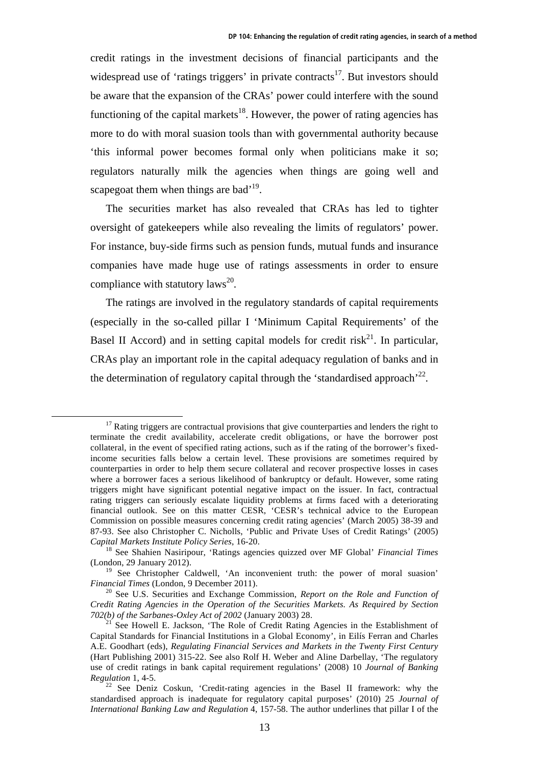credit ratings in the investment decisions of financial participants and the widespread use of 'ratings triggers' in private contracts[17]. But investors should be aware that the expansion of the CRAs' power could interfere with the sound functioning of the capital markets[18]. However, the power of rating agencies has more to do with moral suasion tools than with governmental authority because 'this informal power becomes formal only when politicians make it so; regulators naturally milk the agencies when things are going well and scapegoat them when things are bad'[19].

The securities market has also revealed that CRAs has led to tighter oversight of gatekeepers while also revealing the limits of regulators' power. For instance, buy-side firms such as pension funds, mutual funds and insurance companies have made huge use of ratings assessments in order to ensure compliance with statutory laws[20].

The ratings are involved in the regulatory standards of capital requirements (especially in the so-called pillar I 'Minimum Capital Requirements' of the Basel II Accord) and in setting capital models for credit risk[21]. In particular, CRAs play an important role in the capital adequacy regulation of banks and in the determination of regulatory capital through the 'standardised approach'[22].

---

[17] Rating triggers are contractual provisions that give counterparties and lenders the right to terminate the credit availability, accelerate credit obligations, or have the borrower post collateral, in the event of specified rating actions, such as if the rating of the borrower's fixed-income securities falls below a certain level. These provisions are sometimes required by counterparties in order to help them secure collateral and recover prospective losses in cases where a borrower faces a serious likelihood of bankruptcy or default. However, some rating triggers might have significant potential negative impact on the issuer. In fact, contractual rating triggers can seriously escalate liquidity problems at firms faced with a deteriorating financial outlook. See on this matter CESR, 'CESR's technical advice to the European Commission on possible measures concerning credit rating agencies' (March 2005) 38-39 and 87-93. See also Christopher C. Nicholls, 'Public and Private Uses of Credit Ratings' (2005) *Capital Markets Institute Policy Series*, 16-20.

[18] See Shahien Nasiripour, 'Ratings agencies quizzed over MF Global' *Financial Times* (London, 29 January 2012).

[19] See Christopher Caldwell, 'An inconvenient truth: the power of moral suasion' *Financial Times* (London, 9 December 2011).

[20] See U.S. Securities and Exchange Commission, *Report on the Role and Function of Credit Rating Agencies in the Operation of the Securities Markets. As Required by Section 702(b) of the Sarbanes-Oxley Act of 2002* (January 2003) 28.

[21] See Howell E. Jackson, 'The Role of Credit Rating Agencies in the Establishment of Capital Standards for Financial Institutions in a Global Economy', in Eilís Ferran and Charles A.E. Goodhart (eds), *Regulating Financial Services and Markets in the Twenty First Century* (Hart Publishing 2001) 315-22. See also Rolf H. Weber and Aline Darbellay, 'The regulatory use of credit ratings in bank capital requirement regulations' (2008) 10 *Journal of Banking Regulation* 1, 4-5.

[22] See Deniz Coskun, 'Credit-rating agencies in the Basel II framework: why the standardised approach is inadequate for regulatory capital purposes' (2010) 25 *Journal of International Banking Law and Regulation* 4, 157-58. The author underlines that pillar I of the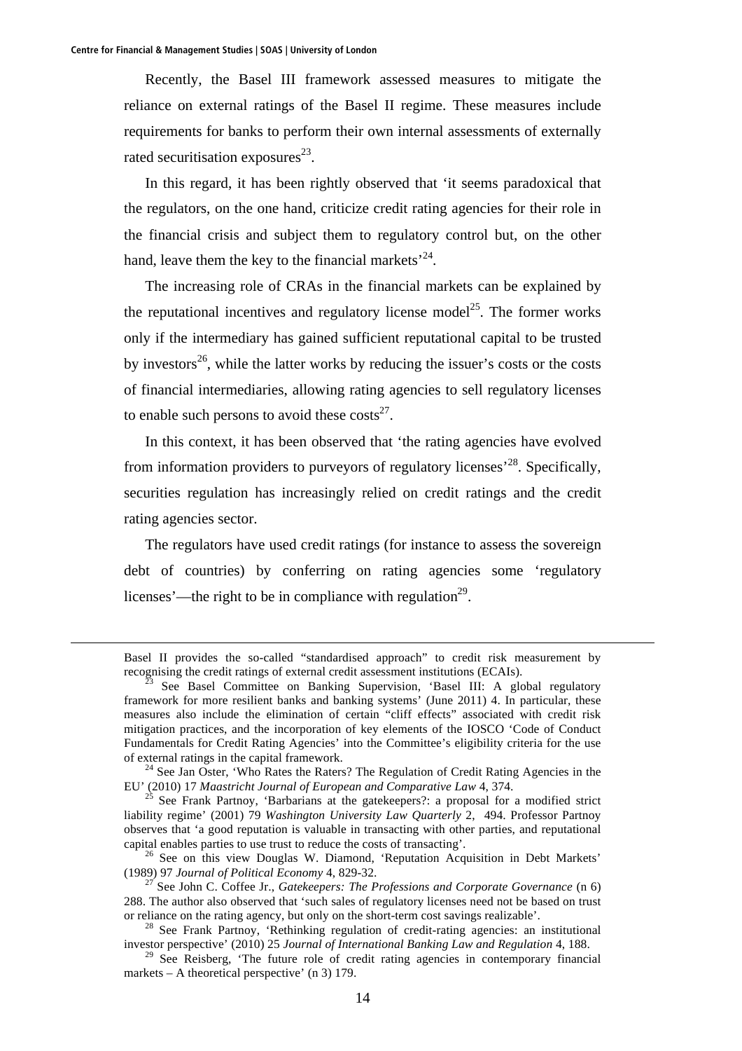Recently, the Basel III framework assessed measures to mitigate the reliance on external ratings of the Basel II regime. These measures include requirements for banks to perform their own internal assessments of externally rated securitisation exposures[23].

In this regard, it has been rightly observed that 'it seems paradoxical that the regulators, on the one hand, criticize credit rating agencies for their role in the financial crisis and subject them to regulatory control but, on the other hand, leave them the key to the financial markets'[24].

The increasing role of CRAs in the financial markets can be explained by the reputational incentives and regulatory license model[25]. The former works only if the intermediary has gained sufficient reputational capital to be trusted by investors[26], while the latter works by reducing the issuer's costs or the costs of financial intermediaries, allowing rating agencies to sell regulatory licenses to enable such persons to avoid these costs[27].

In this context, it has been observed that 'the rating agencies have evolved from information providers to purveyors of regulatory licenses'[28]. Specifically, securities regulation has increasingly relied on credit ratings and the credit rating agencies sector.

The regulators have used credit ratings (for instance to assess the sovereign debt of countries) by conferring on rating agencies some 'regulatory licenses'—the right to be in compliance with regulation[29].

---

Basel II provides the so-called "standardised approach" to credit risk measurement by recognising the credit ratings of external credit assessment institutions (ECAIs).

[23] See Basel Committee on Banking Supervision, 'Basel III: A global regulatory framework for more resilient banks and banking systems' (June 2011) 4. In particular, these measures also include the elimination of certain "cliff effects" associated with credit risk mitigation practices, and the incorporation of key elements of the IOSCO 'Code of Conduct Fundamentals for Credit Rating Agencies' into the Committee's eligibility criteria for the use of external ratings in the capital framework.

[24] See Jan Oster, 'Who Rates the Raters? The Regulation of Credit Rating Agencies in the EU' (2010) 17 *Maastricht Journal of European and Comparative Law* 4, 374.

[25] See Frank Partnoy, 'Barbarians at the gatekeepers?: a proposal for a modified strict liability regime' (2001) 79 *Washington University Law Quarterly* 2, 494. Professor Partnoy observes that 'a good reputation is valuable in transacting with other parties, and reputational capital enables parties to use trust to reduce the costs of transacting'.

[26] See on this view Douglas W. Diamond, 'Reputation Acquisition in Debt Markets' (1989) 97 *Journal of Political Economy* 4, 829-32.

[27] See John C. Coffee Jr., *Gatekeepers: The Professions and Corporate Governance* (n 6) 288. The author also observed that 'such sales of regulatory licenses need not be based on trust or reliance on the rating agency, but only on the short-term cost savings realizable'.

[28] See Frank Partnoy, 'Rethinking regulation of credit-rating agencies: an institutional investor perspective' (2010) 25 *Journal of International Banking Law and Regulation* 4, 188.

[29] See Reisberg, 'The future role of credit rating agencies in contemporary financial markets – A theoretical perspective' (n 3) 179.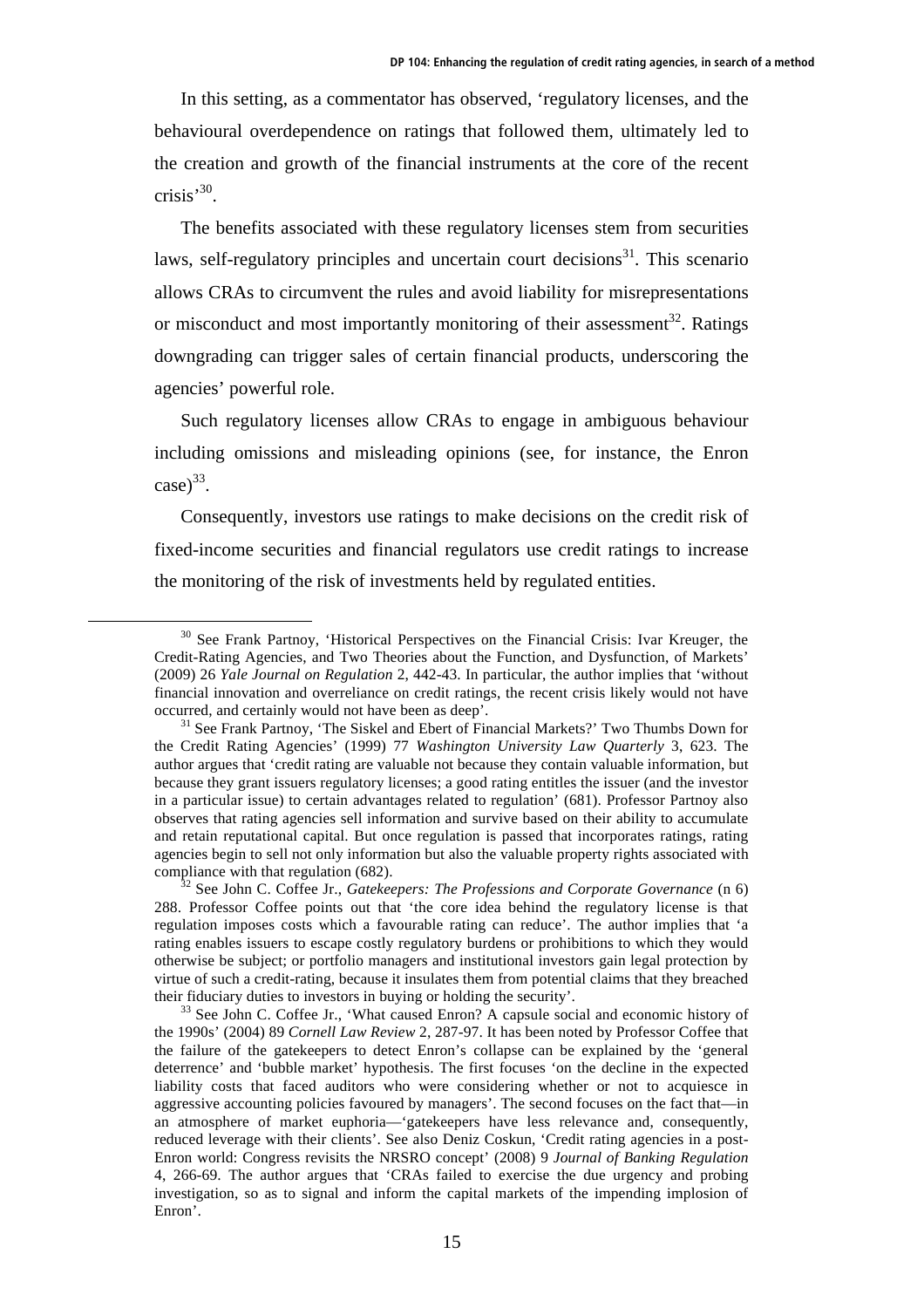In this setting, as a commentator has observed, 'regulatory licenses, and the behavioural overdependence on ratings that followed them, ultimately led to the creation and growth of the financial instruments at the core of the recent crisis'[30].

The benefits associated with these regulatory licenses stem from securities laws, self-regulatory principles and uncertain court decisions[31]. This scenario allows CRAs to circumvent the rules and avoid liability for misrepresentations or misconduct and most importantly monitoring of their assessment[32]. Ratings downgrading can trigger sales of certain financial products, underscoring the agencies' powerful role.

Such regulatory licenses allow CRAs to engage in ambiguous behaviour including omissions and misleading opinions (see, for instance, the Enron case)[33].

Consequently, investors use ratings to make decisions on the credit risk of fixed-income securities and financial regulators use credit ratings to increase the monitoring of the risk of investments held by regulated entities.

---

[30] See Frank Partnoy, 'Historical Perspectives on the Financial Crisis: Ivar Kreuger, the Credit-Rating Agencies, and Two Theories about the Function, and Dysfunction, of Markets' (2009) 26 *Yale Journal on Regulation* 2, 442-43. In particular, the author implies that 'without financial innovation and overreliance on credit ratings, the recent crisis likely would not have occurred, and certainly would not have been as deep'.

[31] See Frank Partnoy, 'The Siskel and Ebert of Financial Markets?' Two Thumbs Down for the Credit Rating Agencies' (1999) 77 *Washington University Law Quarterly* 3, 623. The author argues that 'credit rating are valuable not because they contain valuable information, but because they grant issuers regulatory licenses; a good rating entitles the issuer (and the investor in a particular issue) to certain advantages related to regulation' (681). Professor Partnoy also observes that rating agencies sell information and survive based on their ability to accumulate and retain reputational capital. But once regulation is passed that incorporates ratings, rating agencies begin to sell not only information but also the valuable property rights associated with compliance with that regulation (682).

[32] See John C. Coffee Jr., *Gatekeepers: The Professions and Corporate Governance* (n 6) 288. Professor Coffee points out that 'the core idea behind the regulatory license is that regulation imposes costs which a favourable rating can reduce'. The author implies that 'a rating enables issuers to escape costly regulatory burdens or prohibitions to which they would otherwise be subject; or portfolio managers and institutional investors gain legal protection by virtue of such a credit-rating, because it insulates them from potential claims that they breached their fiduciary duties to investors in buying or holding the security'.

[33] See John C. Coffee Jr., 'What caused Enron? A capsule social and economic history of the 1990s' (2004) 89 *Cornell Law Review* 2, 287-97. It has been noted by Professor Coffee that the failure of the gatekeepers to detect Enron's collapse can be explained by the 'general deterrence' and 'bubble market' hypothesis. The first focuses 'on the decline in the expected liability costs that faced auditors who were considering whether or not to acquiesce in aggressive accounting policies favoured by managers'. The second focuses on the fact that—in an atmosphere of market euphoria—'gatekeepers have less relevance and, consequently, reduced leverage with their clients'. See also Deniz Coskun, 'Credit rating agencies in a post-Enron world: Congress revisits the NRSRO concept' (2008) 9 *Journal of Banking Regulation* 4, 266-69. The author argues that 'CRAs failed to exercise the due urgency and probing investigation, so as to signal and inform the capital markets of the impending implosion of Enron'.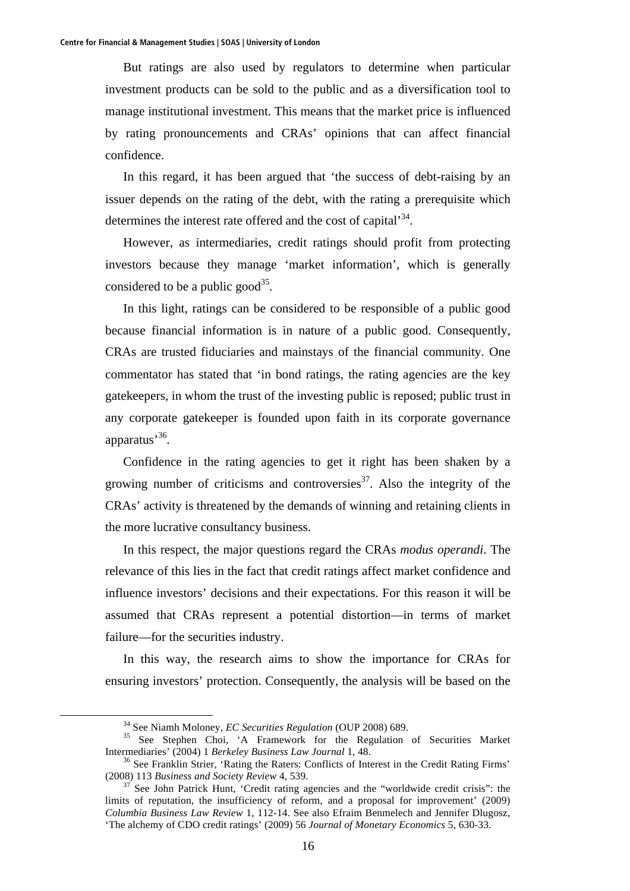But ratings are also used by regulators to determine when particular investment products can be sold to the public and as a diversification tool to manage institutional investment. This means that the market price is influenced by rating pronouncements and CRAs' opinions that can affect financial confidence.

In this regard, it has been argued that 'the success of debt-raising by an issuer depends on the rating of the debt, with the rating a prerequisite which determines the interest rate offered and the cost of capital'[34].

However, as intermediaries, credit ratings should profit from protecting investors because they manage 'market information', which is generally considered to be a public good[35].

In this light, ratings can be considered to be responsible of a public good because financial information is in nature of a public good. Consequently, CRAs are trusted fiduciaries and mainstays of the financial community. One commentator has stated that 'in bond ratings, the rating agencies are the key gatekeepers, in whom the trust of the investing public is reposed; public trust in any corporate gatekeeper is founded upon faith in its corporate governance apparatus'[36].

Confidence in the rating agencies to get it right has been shaken by a growing number of criticisms and controversies[37]. Also the integrity of the CRAs' activity is threatened by the demands of winning and retaining clients in the more lucrative consultancy business.

In this respect, the major questions regard the CRAs *modus operandi*. The relevance of this lies in the fact that credit ratings affect market confidence and influence investors' decisions and their expectations. For this reason it will be assumed that CRAs represent a potential distortion—in terms of market failure—for the securities industry.

In this way, the research aims to show the importance for CRAs for ensuring investors' protection. Consequently, the analysis will be based on the

---

[34] See Niamh Moloney, *EC Securities Regulation* (OUP 2008) 689.

[35] See Stephen Choi, 'A Framework for the Regulation of Securities Market Intermediaries' (2004) 1 *Berkeley Business Law Journal* 1, 48.

[36] See Franklin Strier, 'Rating the Raters: Conflicts of Interest in the Credit Rating Firms' (2008) 113 *Business and Society Review* 4, 539.

[37] See John Patrick Hunt, 'Credit rating agencies and the "worldwide credit crisis": the limits of reputation, the insufficiency of reform, and a proposal for improvement' (2009) *Columbia Business Law Review* 1, 112-14. See also Efraim Benmelech and Jennifer Dlugosz, 'The alchemy of CDO credit ratings' (2009) 56 *Journal of Monetary Economics* 5, 630-33.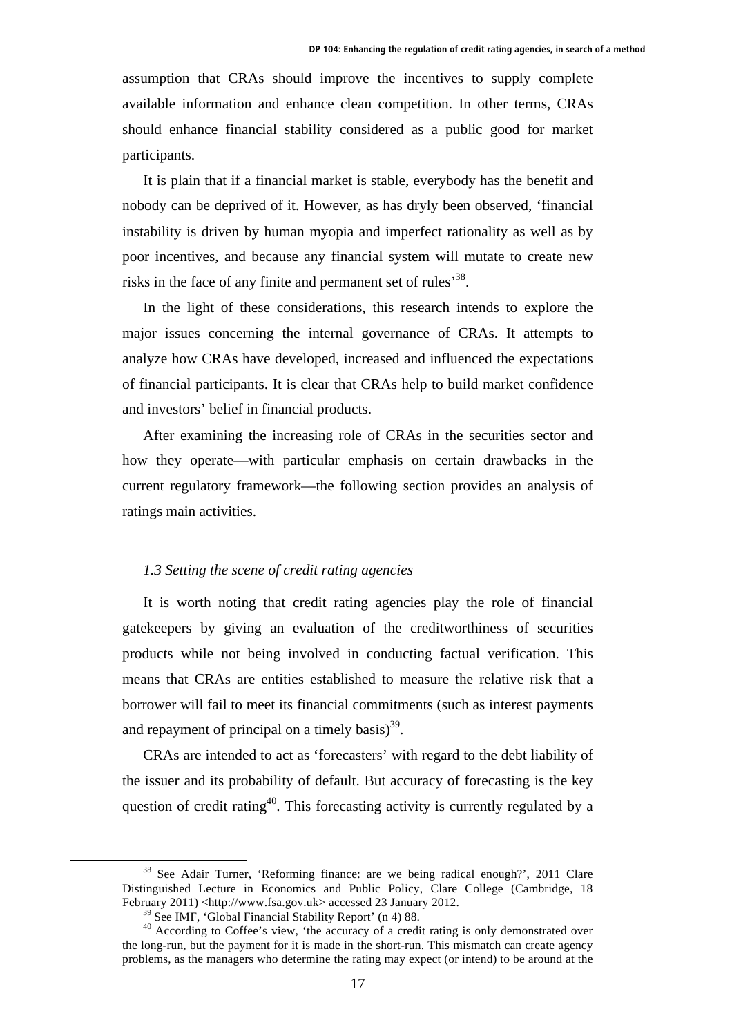assumption that CRAs should improve the incentives to supply complete available information and enhance clean competition. In other terms, CRAs should enhance financial stability considered as a public good for market participants.

It is plain that if a financial market is stable, everybody has the benefit and nobody can be deprived of it. However, as has dryly been observed, 'financial instability is driven by human myopia and imperfect rationality as well as by poor incentives, and because any financial system will mutate to create new risks in the face of any finite and permanent set of rules'[38].

In the light of these considerations, this research intends to explore the major issues concerning the internal governance of CRAs. It attempts to analyze how CRAs have developed, increased and influenced the expectations of financial participants. It is clear that CRAs help to build market confidence and investors' belief in financial products.

After examining the increasing role of CRAs in the securities sector and how they operate—with particular emphasis on certain drawbacks in the current regulatory framework—the following section provides an analysis of ratings main activities.

### *1.3 Setting the scene of credit rating agencies*

It is worth noting that credit rating agencies play the role of financial gatekeepers by giving an evaluation of the creditworthiness of securities products while not being involved in conducting factual verification. This means that CRAs are entities established to measure the relative risk that a borrower will fail to meet its financial commitments (such as interest payments and repayment of principal on a timely basis)[39].

CRAs are intended to act as 'forecasters' with regard to the debt liability of the issuer and its probability of default. But accuracy of forecasting is the key question of credit rating[40]. This forecasting activity is currently regulated by a

---

[38] See Adair Turner, 'Reforming finance: are we being radical enough?', 2011 Clare Distinguished Lecture in Economics and Public Policy, Clare College (Cambridge, 18 February 2011) <http://www.fsa.gov.uk> accessed 23 January 2012.

[39] See IMF, 'Global Financial Stability Report' (n 4) 88.

[40] According to Coffee's view, 'the accuracy of a credit rating is only demonstrated over the long-run, but the payment for it is made in the short-run. This mismatch can create agency problems, as the managers who determine the rating may expect (or intend) to be around at the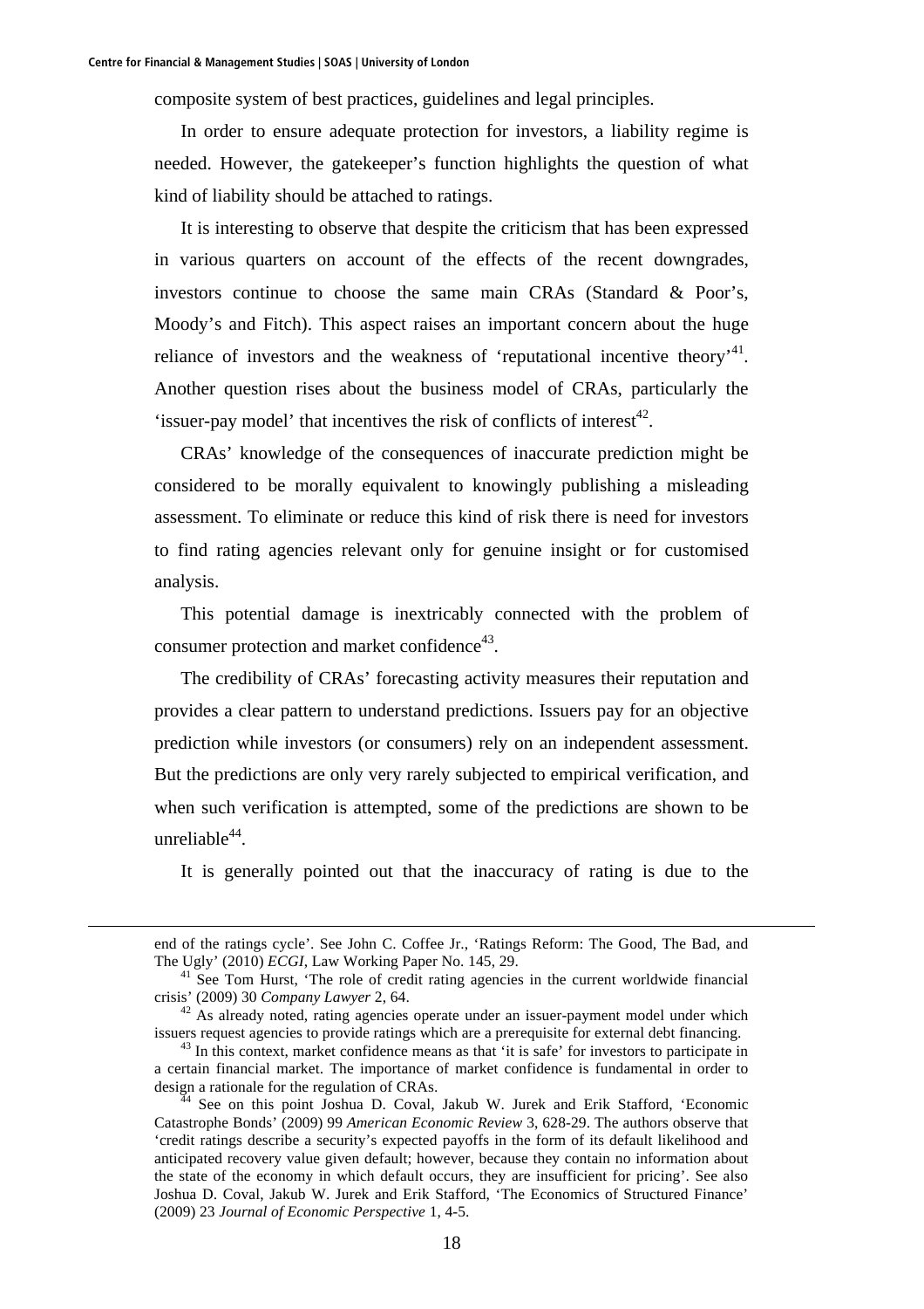composite system of best practices, guidelines and legal principles.

In order to ensure adequate protection for investors, a liability regime is needed. However, the gatekeeper's function highlights the question of what kind of liability should be attached to ratings.

It is interesting to observe that despite the criticism that has been expressed in various quarters on account of the effects of the recent downgrades, investors continue to choose the same main CRAs (Standard & Poor's, Moody's and Fitch). This aspect raises an important concern about the huge reliance of investors and the weakness of 'reputational incentive theory'[41]. Another question rises about the business model of CRAs, particularly the 'issuer-pay model' that incentives the risk of conflicts of interest[42].

CRAs' knowledge of the consequences of inaccurate prediction might be considered to be morally equivalent to knowingly publishing a misleading assessment. To eliminate or reduce this kind of risk there is need for investors to find rating agencies relevant only for genuine insight or for customised analysis.

This potential damage is inextricably connected with the problem of consumer protection and market confidence[43].

The credibility of CRAs' forecasting activity measures their reputation and provides a clear pattern to understand predictions. Issuers pay for an objective prediction while investors (or consumers) rely on an independent assessment. But the predictions are only very rarely subjected to empirical verification, and when such verification is attempted, some of the predictions are shown to be unreliable[44].

It is generally pointed out that the inaccuracy of rating is due to the

---

end of the ratings cycle'. See John C. Coffee Jr., 'Ratings Reform: The Good, The Bad, and The Ugly' (2010) *ECGI*, Law Working Paper No. 145, 29.

[41] See Tom Hurst, 'The role of credit rating agencies in the current worldwide financial crisis' (2009) 30 *Company Lawyer* 2, 64.

[42] As already noted, rating agencies operate under an issuer-payment model under which issuers request agencies to provide ratings which are a prerequisite for external debt financing.

[43] In this context, market confidence means as that 'it is safe' for investors to participate in a certain financial market. The importance of market confidence is fundamental in order to design a rationale for the regulation of CRAs.

[44] See on this point Joshua D. Coval, Jakub W. Jurek and Erik Stafford, 'Economic Catastrophe Bonds' (2009) 99 *American Economic Review* 3, 628-29. The authors observe that 'credit ratings describe a security's expected payoffs in the form of its default likelihood and anticipated recovery value given default; however, because they contain no information about the state of the economy in which default occurs, they are insufficient for pricing'. See also Joshua D. Coval, Jakub W. Jurek and Erik Stafford, 'The Economics of Structured Finance' (2009) 23 *Journal of Economic Perspective* 1, 4-5.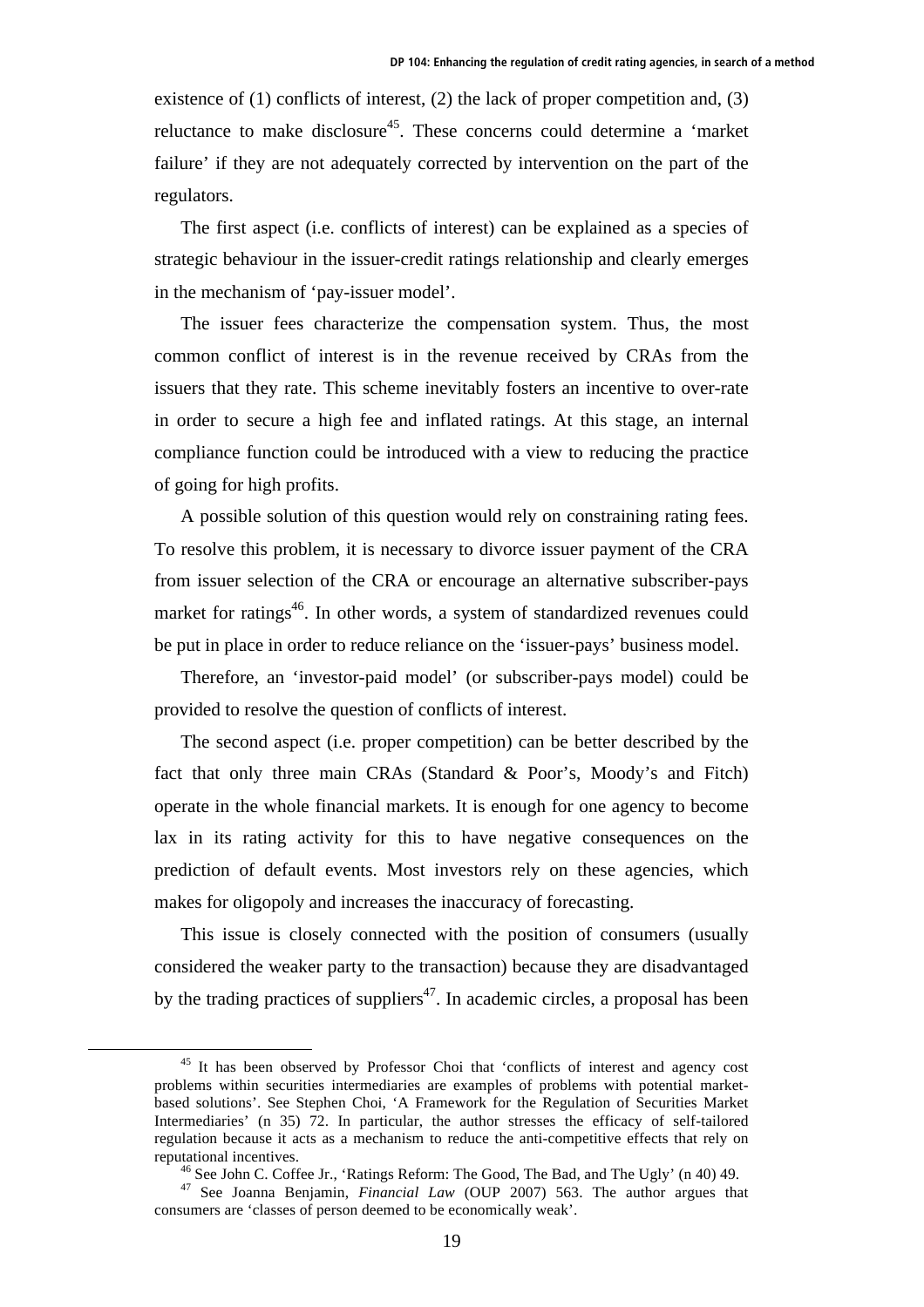existence of (1) conflicts of interest, (2) the lack of proper competition and, (3) reluctance to make disclosure[45]. These concerns could determine a 'market failure' if they are not adequately corrected by intervention on the part of the regulators.

The first aspect (i.e. conflicts of interest) can be explained as a species of strategic behaviour in the issuer-credit ratings relationship and clearly emerges in the mechanism of 'pay-issuer model'.

The issuer fees characterize the compensation system. Thus, the most common conflict of interest is in the revenue received by CRAs from the issuers that they rate. This scheme inevitably fosters an incentive to over-rate in order to secure a high fee and inflated ratings. At this stage, an internal compliance function could be introduced with a view to reducing the practice of going for high profits.

A possible solution of this question would rely on constraining rating fees. To resolve this problem, it is necessary to divorce issuer payment of the CRA from issuer selection of the CRA or encourage an alternative subscriber-pays market for ratings[46]. In other words, a system of standardized revenues could be put in place in order to reduce reliance on the 'issuer-pays' business model.

Therefore, an 'investor-paid model' (or subscriber-pays model) could be provided to resolve the question of conflicts of interest.

The second aspect (i.e. proper competition) can be better described by the fact that only three main CRAs (Standard & Poor's, Moody's and Fitch) operate in the whole financial markets. It is enough for one agency to become lax in its rating activity for this to have negative consequences on the prediction of default events. Most investors rely on these agencies, which makes for oligopoly and increases the inaccuracy of forecasting.

This issue is closely connected with the position of consumers (usually considered the weaker party to the transaction) because they are disadvantaged by the trading practices of suppliers[47]. In academic circles, a proposal has been

---

[45] It has been observed by Professor Choi that 'conflicts of interest and agency cost problems within securities intermediaries are examples of problems with potential market-based solutions'. See Stephen Choi, 'A Framework for the Regulation of Securities Market Intermediaries' (n 35) 72. In particular, the author stresses the efficacy of self-tailored regulation because it acts as a mechanism to reduce the anti-competitive effects that rely on reputational incentives.

[46] See John C. Coffee Jr., 'Ratings Reform: The Good, The Bad, and The Ugly' (n 40) 49.

[47] See Joanna Benjamin, *Financial Law* (OUP 2007) 563. The author argues that consumers are 'classes of person deemed to be economically weak'.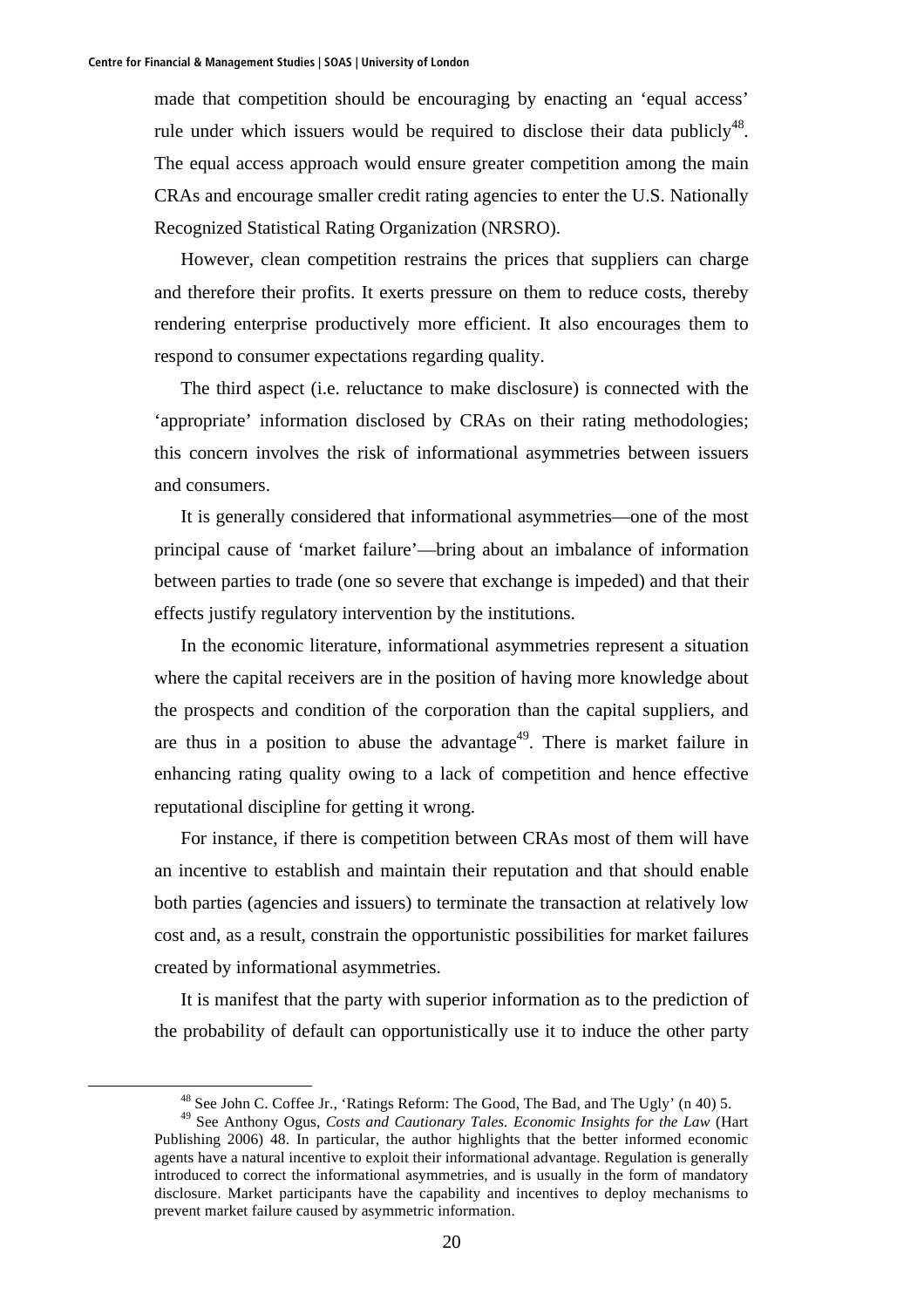made that competition should be encouraging by enacting an 'equal access' rule under which issuers would be required to disclose their data publicly[48]. The equal access approach would ensure greater competition among the main CRAs and encourage smaller credit rating agencies to enter the U.S. Nationally Recognized Statistical Rating Organization (NRSRO).

However, clean competition restrains the prices that suppliers can charge and therefore their profits. It exerts pressure on them to reduce costs, thereby rendering enterprise productively more efficient. It also encourages them to respond to consumer expectations regarding quality.

The third aspect (i.e. reluctance to make disclosure) is connected with the 'appropriate' information disclosed by CRAs on their rating methodologies; this concern involves the risk of informational asymmetries between issuers and consumers.

It is generally considered that informational asymmetries—one of the most principal cause of 'market failure'—bring about an imbalance of information between parties to trade (one so severe that exchange is impeded) and that their effects justify regulatory intervention by the institutions.

In the economic literature, informational asymmetries represent a situation where the capital receivers are in the position of having more knowledge about the prospects and condition of the corporation than the capital suppliers, and are thus in a position to abuse the advantage[49]. There is market failure in enhancing rating quality owing to a lack of competition and hence effective reputational discipline for getting it wrong.

For instance, if there is competition between CRAs most of them will have an incentive to establish and maintain their reputation and that should enable both parties (agencies and issuers) to terminate the transaction at relatively low cost and, as a result, constrain the opportunistic possibilities for market failures created by informational asymmetries.

It is manifest that the party with superior information as to the prediction of the probability of default can opportunistically use it to induce the other party

[48] See John C. Coffee Jr., 'Ratings Reform: The Good, The Bad, and The Ugly' (n 40) 5.

[49] See Anthony Ogus, *Costs and Cautionary Tales. Economic Insights for the Law* (Hart Publishing 2006) 48. In particular, the author highlights that the better informed economic agents have a natural incentive to exploit their informational advantage. Regulation is generally introduced to correct the informational asymmetries, and is usually in the form of mandatory disclosure. Market participants have the capability and incentives to deploy mechanisms to prevent market failure caused by asymmetric information.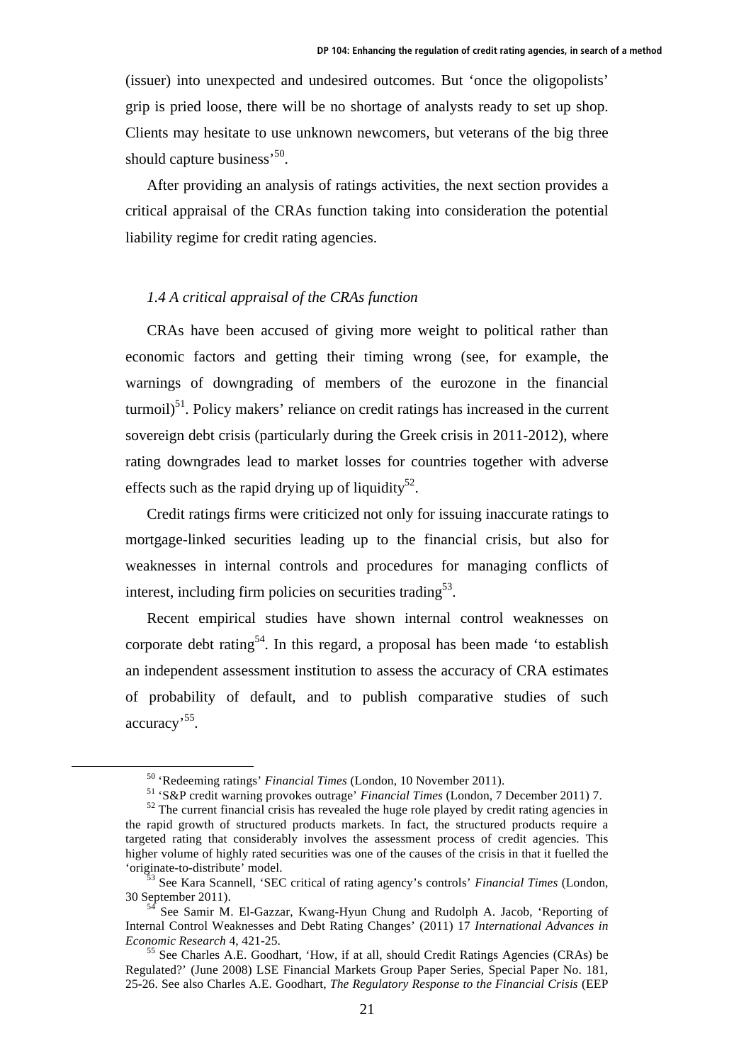(issuer) into unexpected and undesired outcomes. But 'once the oligopolists' grip is pried loose, there will be no shortage of analysts ready to set up shop. Clients may hesitate to use unknown newcomers, but veterans of the big three should capture business'[50].

After providing an analysis of ratings activities, the next section provides a critical appraisal of the CRAs function taking into consideration the potential liability regime for credit rating agencies.

### *1.4 A critical appraisal of the CRAs function*

CRAs have been accused of giving more weight to political rather than economic factors and getting their timing wrong (see, for example, the warnings of downgrading of members of the eurozone in the financial turmoil)[51]. Policy makers' reliance on credit ratings has increased in the current sovereign debt crisis (particularly during the Greek crisis in 2011-2012), where rating downgrades lead to market losses for countries together with adverse effects such as the rapid drying up of liquidity[52].

Credit ratings firms were criticized not only for issuing inaccurate ratings to mortgage-linked securities leading up to the financial crisis, but also for weaknesses in internal controls and procedures for managing conflicts of interest, including firm policies on securities trading[53].

Recent empirical studies have shown internal control weaknesses on corporate debt rating[54]. In this regard, a proposal has been made 'to establish an independent assessment institution to assess the accuracy of CRA estimates of probability of default, and to publish comparative studies of such accuracy'[55].

---

[50] 'Redeeming ratings' *Financial Times* (London, 10 November 2011).

[51] 'S&P credit warning provokes outrage' *Financial Times* (London, 7 December 2011) 7.

[52] The current financial crisis has revealed the huge role played by credit rating agencies in the rapid growth of structured products markets. In fact, the structured products require a targeted rating that considerably involves the assessment process of credit agencies. This higher volume of highly rated securities was one of the causes of the crisis in that it fuelled the 'originate-to-distribute' model.

[53] See Kara Scannell, 'SEC critical of rating agency's controls' *Financial Times* (London, 30 September 2011).

[54] See Samir M. El-Gazzar, Kwang-Hyun Chung and Rudolph A. Jacob, 'Reporting of Internal Control Weaknesses and Debt Rating Changes' (2011) 17 *International Advances in Economic Research* 4, 421-25.

[55] See Charles A.E. Goodhart, 'How, if at all, should Credit Ratings Agencies (CRAs) be Regulated?' (June 2008) LSE Financial Markets Group Paper Series, Special Paper No. 181, 25-26. See also Charles A.E. Goodhart, *The Regulatory Response to the Financial Crisis* (EEP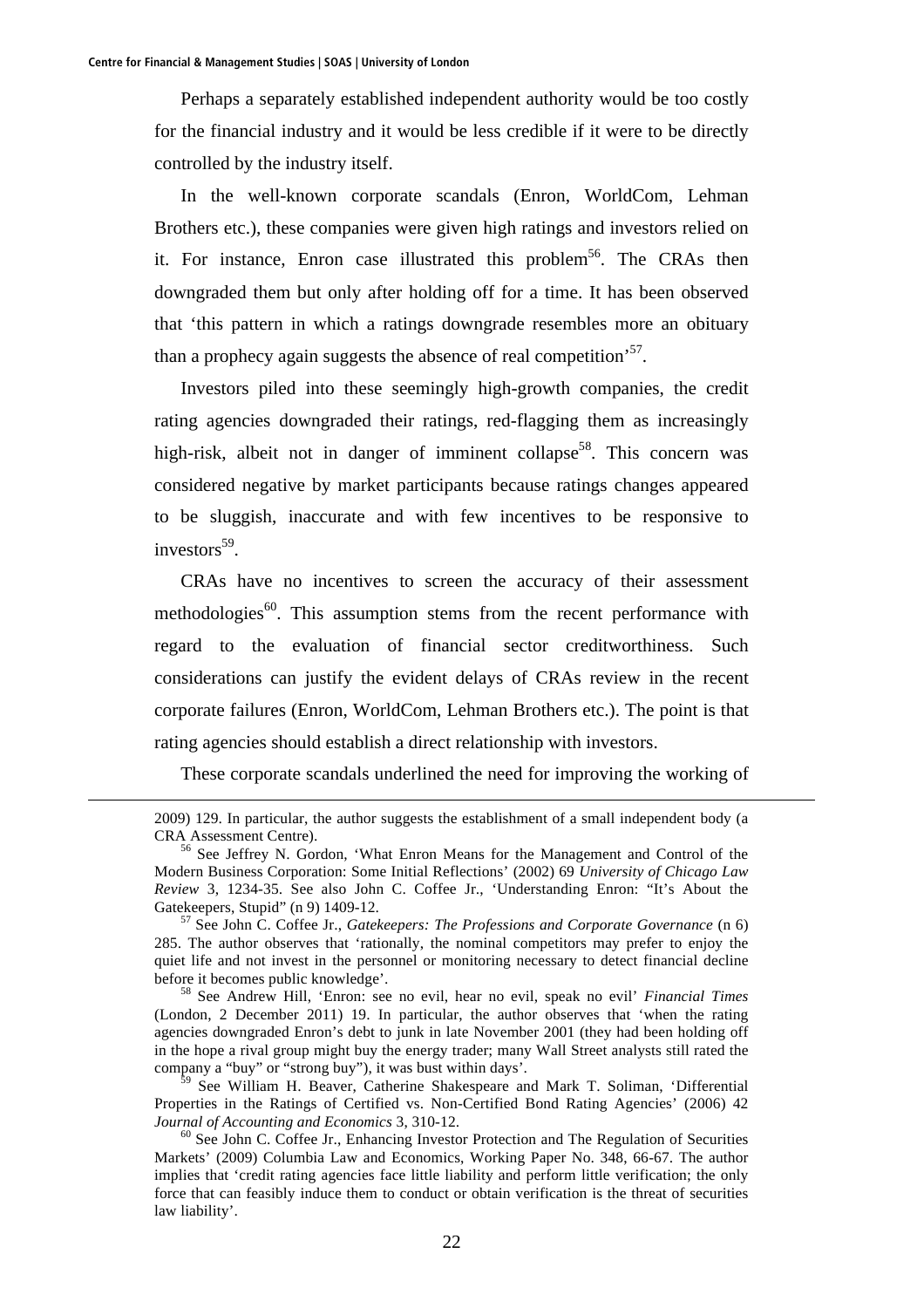Perhaps a separately established independent authority would be too costly for the financial industry and it would be less credible if it were to be directly controlled by the industry itself.

In the well-known corporate scandals (Enron, WorldCom, Lehman Brothers etc.), these companies were given high ratings and investors relied on it. For instance, Enron case illustrated this problem[56]. The CRAs then downgraded them but only after holding off for a time. It has been observed that 'this pattern in which a ratings downgrade resembles more an obituary than a prophecy again suggests the absence of real competition'[57].

Investors piled into these seemingly high-growth companies, the credit rating agencies downgraded their ratings, red-flagging them as increasingly high-risk, albeit not in danger of imminent collapse[58]. This concern was considered negative by market participants because ratings changes appeared to be sluggish, inaccurate and with few incentives to be responsive to investors[59].

CRAs have no incentives to screen the accuracy of their assessment methodologies[60]. This assumption stems from the recent performance with regard to the evaluation of financial sector creditworthiness. Such considerations can justify the evident delays of CRAs review in the recent corporate failures (Enron, WorldCom, Lehman Brothers etc.). The point is that rating agencies should establish a direct relationship with investors.

These corporate scandals underlined the need for improving the working of

---

2009) 129. In particular, the author suggests the establishment of a small independent body (a CRA Assessment Centre).

[56] See Jeffrey N. Gordon, 'What Enron Means for the Management and Control of the Modern Business Corporation: Some Initial Reflections' (2002) 69 *University of Chicago Law Review* 3, 1234-35. See also John C. Coffee Jr., 'Understanding Enron: "It's About the Gatekeepers, Stupid" (n 9) 1409-12.

[57] See John C. Coffee Jr., *Gatekeepers: The Professions and Corporate Governance* (n 6) 285. The author observes that 'rationally, the nominal competitors may prefer to enjoy the quiet life and not invest in the personnel or monitoring necessary to detect financial decline before it becomes public knowledge'.

[58] See Andrew Hill, 'Enron: see no evil, hear no evil, speak no evil' *Financial Times* (London, 2 December 2011) 19. In particular, the author observes that 'when the rating agencies downgraded Enron's debt to junk in late November 2001 (they had been holding off in the hope a rival group might buy the energy trader; many Wall Street analysts still rated the company a "buy" or "strong buy"), it was bust within days'.

[59] See William H. Beaver, Catherine Shakespeare and Mark T. Soliman, 'Differential Properties in the Ratings of Certified vs. Non-Certified Bond Rating Agencies' (2006) 42 *Journal of Accounting and Economics* 3, 310-12.

[60] See John C. Coffee Jr., Enhancing Investor Protection and The Regulation of Securities Markets' (2009) Columbia Law and Economics, Working Paper No. 348, 66-67. The author implies that 'credit rating agencies face little liability and perform little verification; the only force that can feasibly induce them to conduct or obtain verification is the threat of securities law liability'.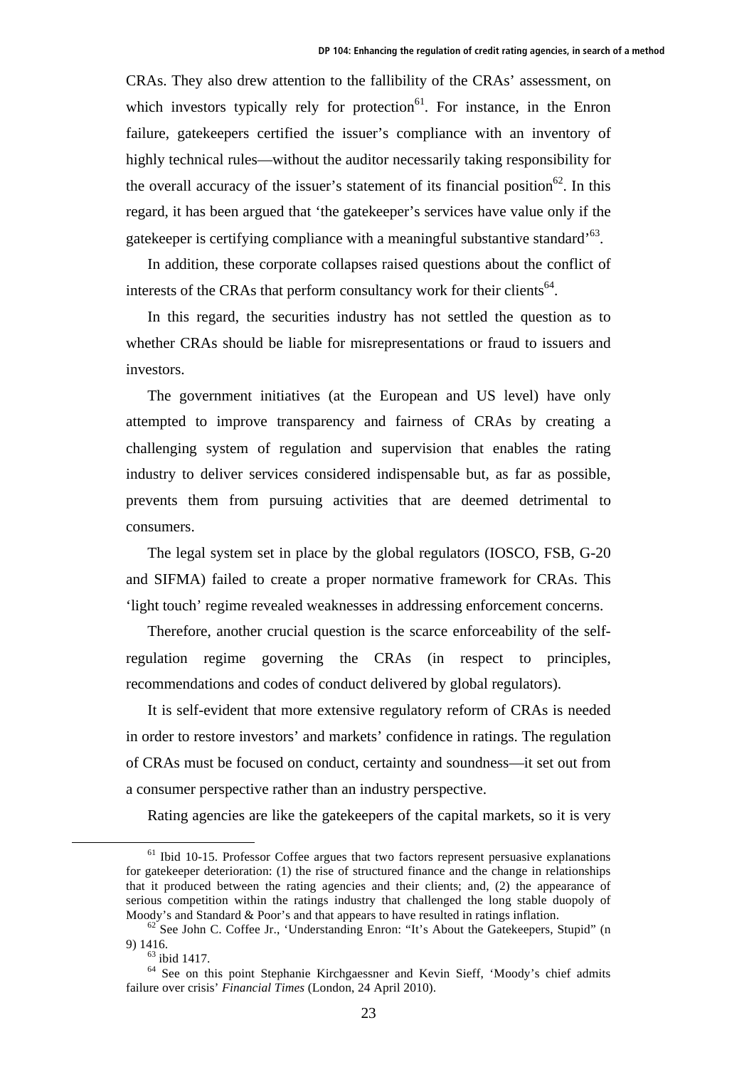CRAs. They also drew attention to the fallibility of the CRAs' assessment, on which investors typically rely for protection[61]. For instance, in the Enron failure, gatekeepers certified the issuer's compliance with an inventory of highly technical rules—without the auditor necessarily taking responsibility for the overall accuracy of the issuer's statement of its financial position[62]. In this regard, it has been argued that 'the gatekeeper's services have value only if the gatekeeper is certifying compliance with a meaningful substantive standard'[63].

In addition, these corporate collapses raised questions about the conflict of interests of the CRAs that perform consultancy work for their clients[64].

In this regard, the securities industry has not settled the question as to whether CRAs should be liable for misrepresentations or fraud to issuers and investors.

The government initiatives (at the European and US level) have only attempted to improve transparency and fairness of CRAs by creating a challenging system of regulation and supervision that enables the rating industry to deliver services considered indispensable but, as far as possible, prevents them from pursuing activities that are deemed detrimental to consumers.

The legal system set in place by the global regulators (IOSCO, FSB, G-20 and SIFMA) failed to create a proper normative framework for CRAs. This 'light touch' regime revealed weaknesses in addressing enforcement concerns.

Therefore, another crucial question is the scarce enforceability of the self-regulation regime governing the CRAs (in respect to principles, recommendations and codes of conduct delivered by global regulators).

It is self-evident that more extensive regulatory reform of CRAs is needed in order to restore investors' and markets' confidence in ratings. The regulation of CRAs must be focused on conduct, certainty and soundness—it set out from a consumer perspective rather than an industry perspective.

Rating agencies are like the gatekeepers of the capital markets, so it is very

---

[61] Ibid 10-15. Professor Coffee argues that two factors represent persuasive explanations for gatekeeper deterioration: (1) the rise of structured finance and the change in relationships that it produced between the rating agencies and their clients; and, (2) the appearance of serious competition within the ratings industry that challenged the long stable duopoly of Moody's and Standard & Poor's and that appears to have resulted in ratings inflation.

[62] See John C. Coffee Jr., 'Understanding Enron: "It's About the Gatekeepers, Stupid" (n 9) 1416.

[63] ibid 1417.

[64] See on this point Stephanie Kirchgaessner and Kevin Sieff, 'Moody's chief admits failure over crisis' *Financial Times* (London, 24 April 2010).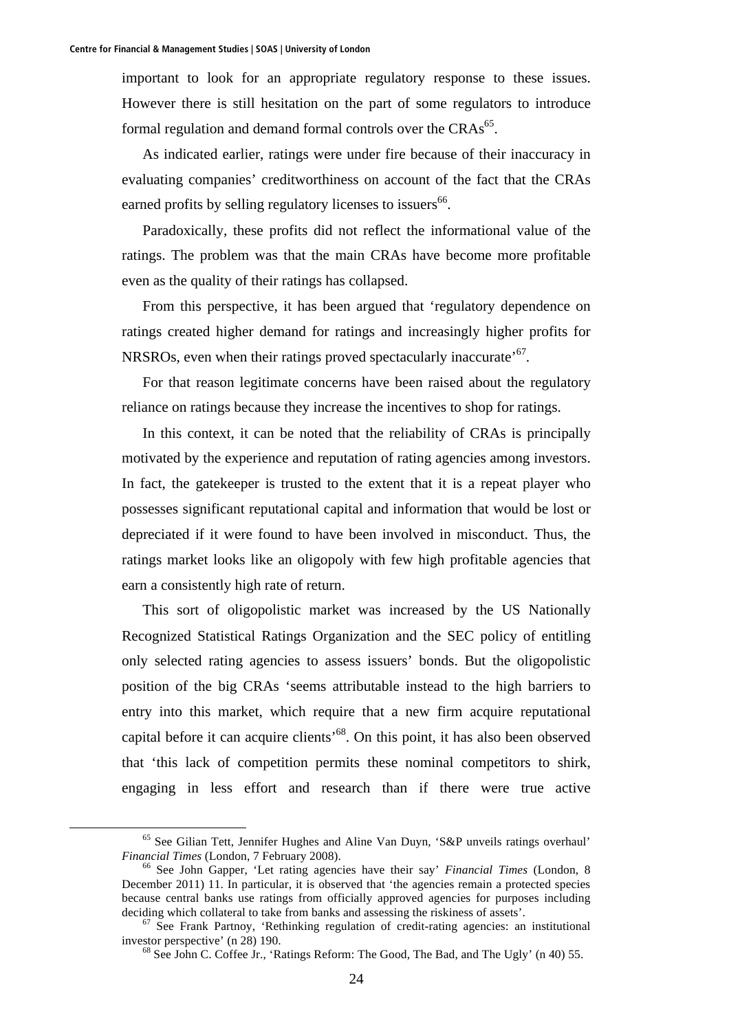important to look for an appropriate regulatory response to these issues. However there is still hesitation on the part of some regulators to introduce formal regulation and demand formal controls over the CRAs[65].

As indicated earlier, ratings were under fire because of their inaccuracy in evaluating companies' creditworthiness on account of the fact that the CRAs earned profits by selling regulatory licenses to issuers[66].

Paradoxically, these profits did not reflect the informational value of the ratings. The problem was that the main CRAs have become more profitable even as the quality of their ratings has collapsed.

From this perspective, it has been argued that 'regulatory dependence on ratings created higher demand for ratings and increasingly higher profits for NRSROs, even when their ratings proved spectacularly inaccurate'[67].

For that reason legitimate concerns have been raised about the regulatory reliance on ratings because they increase the incentives to shop for ratings.

In this context, it can be noted that the reliability of CRAs is principally motivated by the experience and reputation of rating agencies among investors. In fact, the gatekeeper is trusted to the extent that it is a repeat player who possesses significant reputational capital and information that would be lost or depreciated if it were found to have been involved in misconduct. Thus, the ratings market looks like an oligopoly with few high profitable agencies that earn a consistently high rate of return.

This sort of oligopolistic market was increased by the US Nationally Recognized Statistical Ratings Organization and the SEC policy of entitling only selected rating agencies to assess issuers' bonds. But the oligopolistic position of the big CRAs 'seems attributable instead to the high barriers to entry into this market, which require that a new firm acquire reputational capital before it can acquire clients'[68]. On this point, it has also been observed that 'this lack of competition permits these nominal competitors to shirk, engaging in less effort and research than if there were true active

---

[65] See Gilian Tett, Jennifer Hughes and Aline Van Duyn, 'S&P unveils ratings overhaul' *Financial Times* (London, 7 February 2008).

[66] See John Gapper, 'Let rating agencies have their say' *Financial Times* (London, 8 December 2011) 11. In particular, it is observed that 'the agencies remain a protected species because central banks use ratings from officially approved agencies for purposes including deciding which collateral to take from banks and assessing the riskiness of assets'.

[67] See Frank Partnoy, 'Rethinking regulation of credit-rating agencies: an institutional investor perspective' (n 28) 190.

[68] See John C. Coffee Jr., 'Ratings Reform: The Good, The Bad, and The Ugly' (n 40) 55.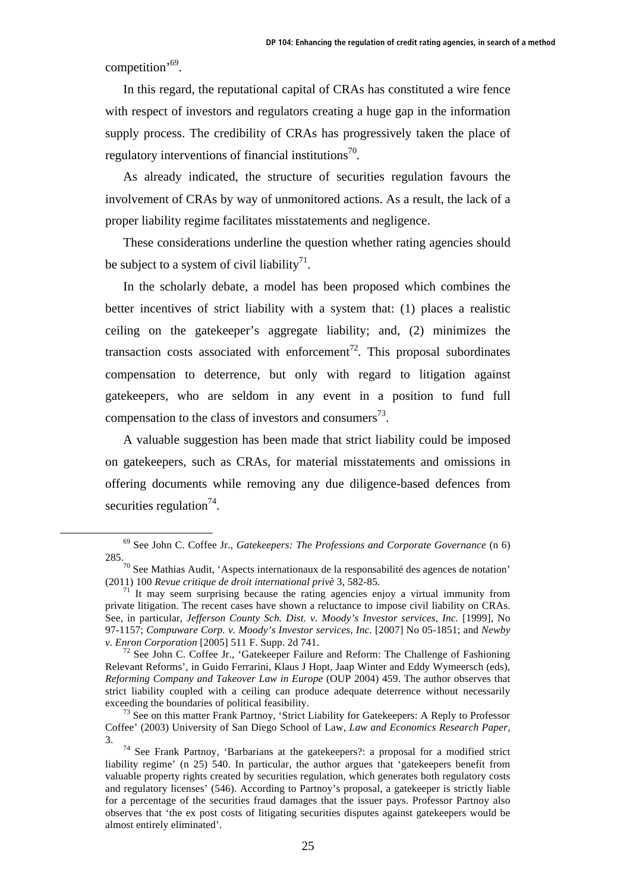competition'[69].

In this regard, the reputational capital of CRAs has constituted a wire fence with respect of investors and regulators creating a huge gap in the information supply process. The credibility of CRAs has progressively taken the place of regulatory interventions of financial institutions[70].

As already indicated, the structure of securities regulation favours the involvement of CRAs by way of unmonitored actions. As a result, the lack of a proper liability regime facilitates misstatements and negligence.

These considerations underline the question whether rating agencies should be subject to a system of civil liability[71].

In the scholarly debate, a model has been proposed which combines the better incentives of strict liability with a system that: (1) places a realistic ceiling on the gatekeeper's aggregate liability; and, (2) minimizes the transaction costs associated with enforcement[72]. This proposal subordinates compensation to deterrence, but only with regard to litigation against gatekeepers, who are seldom in any event in a position to fund full compensation to the class of investors and consumers[73].

A valuable suggestion has been made that strict liability could be imposed on gatekeepers, such as CRAs, for material misstatements and omissions in offering documents while removing any due diligence-based defences from securities regulation[74].

---

[69] See John C. Coffee Jr., *Gatekeepers: The Professions and Corporate Governance* (n 6) 285.

[70] See Mathias Audit, 'Aspects internationaux de la responsabilité des agences de notation' (2011) 100 *Revue critique de droit international privè* 3, 582-85.

[71] It may seem surprising because the rating agencies enjoy a virtual immunity from private litigation. The recent cases have shown a reluctance to impose civil liability on CRAs. See, in particular, *Jefferson County Sch. Dist. v. Moody's Investor services, Inc.* [1999], No 97-1157; *Compuware Corp. v. Moody's Investor services, Inc.* [2007] No 05-1851; and *Newby v. Enron Corporation* [2005] 511 F. Supp. 2d 741.

[72] See John C. Coffee Jr., 'Gatekeeper Failure and Reform: The Challenge of Fashioning Relevant Reforms', in Guido Ferrarini, Klaus J Hopt, Jaap Winter and Eddy Wymeersch (eds), *Reforming Company and Takeover Law in Europe* (OUP 2004) 459. The author observes that strict liability coupled with a ceiling can produce adequate deterrence without necessarily exceeding the boundaries of political feasibility.

[73] See on this matter Frank Partnoy, 'Strict Liability for Gatekeepers: A Reply to Professor Coffee' (2003) University of San Diego School of Law, *Law and Economics Research Paper*, 3.

[74] See Frank Partnoy, 'Barbarians at the gatekeepers?: a proposal for a modified strict liability regime' (n 25) 540. In particular, the author argues that 'gatekeepers benefit from valuable property rights created by securities regulation, which generates both regulatory costs and regulatory licenses' (546). According to Partnoy's proposal, a gatekeeper is strictly liable for a percentage of the securities fraud damages that the issuer pays. Professor Partnoy also observes that 'the ex post costs of litigating securities disputes against gatekeepers would be almost entirely eliminated'.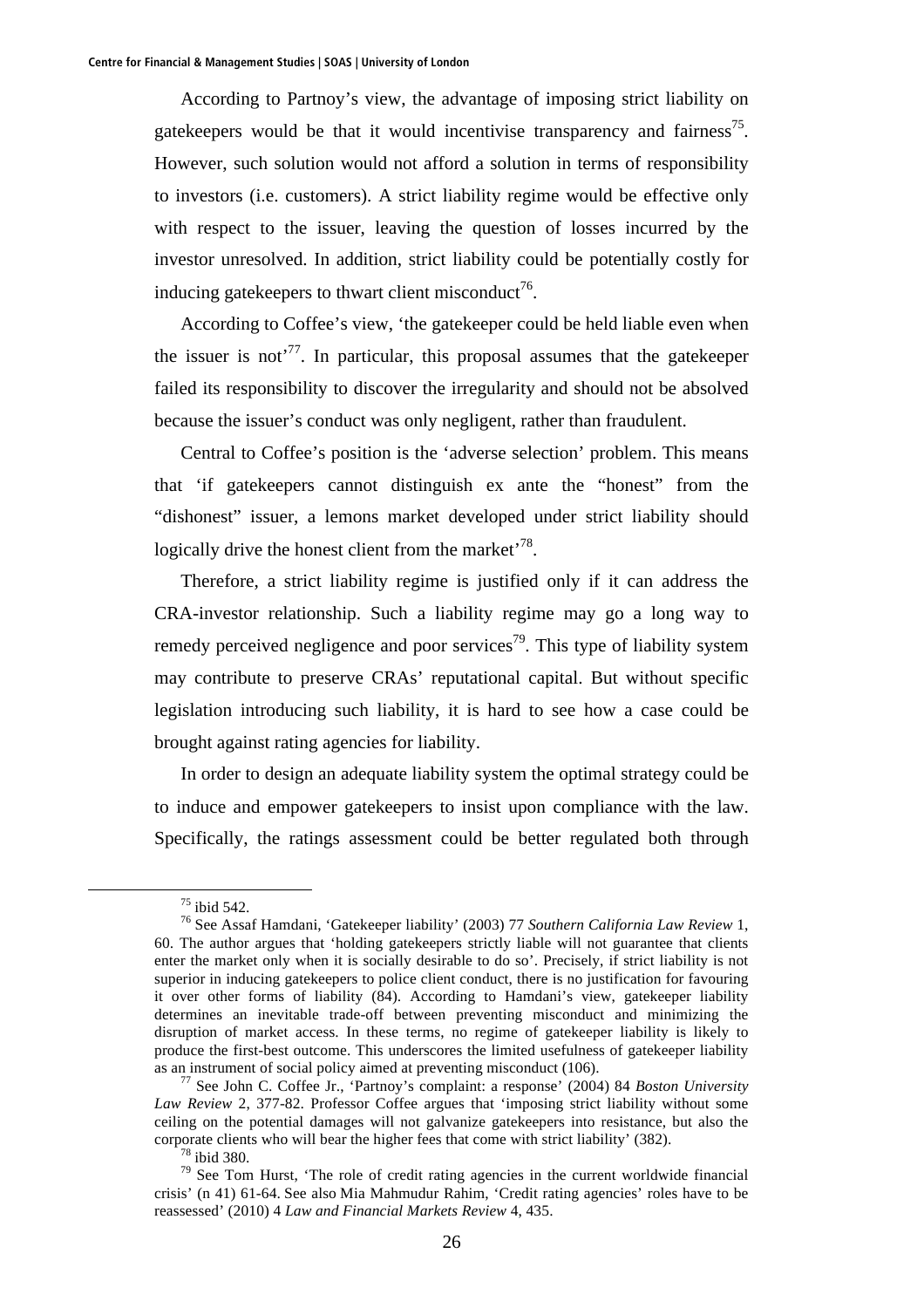According to Partnoy's view, the advantage of imposing strict liability on gatekeepers would be that it would incentivise transparency and fairness[75]. However, such solution would not afford a solution in terms of responsibility to investors (i.e. customers). A strict liability regime would be effective only with respect to the issuer, leaving the question of losses incurred by the investor unresolved. In addition, strict liability could be potentially costly for inducing gatekeepers to thwart client misconduct[76].

According to Coffee's view, 'the gatekeeper could be held liable even when the issuer is not'[77]. In particular, this proposal assumes that the gatekeeper failed its responsibility to discover the irregularity and should not be absolved because the issuer's conduct was only negligent, rather than fraudulent.

Central to Coffee's position is the 'adverse selection' problem. This means that 'if gatekeepers cannot distinguish ex ante the "honest" from the "dishonest" issuer, a lemons market developed under strict liability should logically drive the honest client from the market'[78].

Therefore, a strict liability regime is justified only if it can address the CRA-investor relationship. Such a liability regime may go a long way to remedy perceived negligence and poor services[79]. This type of liability system may contribute to preserve CRAs' reputational capital. But without specific legislation introducing such liability, it is hard to see how a case could be brought against rating agencies for liability.

In order to design an adequate liability system the optimal strategy could be to induce and empower gatekeepers to insist upon compliance with the law. Specifically, the ratings assessment could be better regulated both through

---

[75] ibid 542.

[76] See Assaf Hamdani, 'Gatekeeper liability' (2003) 77 *Southern California Law Review* 1, 60. The author argues that 'holding gatekeepers strictly liable will not guarantee that clients enter the market only when it is socially desirable to do so'. Precisely, if strict liability is not superior in inducing gatekeepers to police client conduct, there is no justification for favouring it over other forms of liability (84). According to Hamdani's view, gatekeeper liability determines an inevitable trade-off between preventing misconduct and minimizing the disruption of market access. In these terms, no regime of gatekeeper liability is likely to produce the first-best outcome. This underscores the limited usefulness of gatekeeper liability as an instrument of social policy aimed at preventing misconduct (106).

[77] See John C. Coffee Jr., 'Partnoy's complaint: a response' (2004) 84 *Boston University Law Review* 2, 377-82. Professor Coffee argues that 'imposing strict liability without some ceiling on the potential damages will not galvanize gatekeepers into resistance, but also the corporate clients who will bear the higher fees that come with strict liability' (382).

[78] ibid 380.

[79] See Tom Hurst, 'The role of credit rating agencies in the current worldwide financial crisis' (n 41) 61-64. See also Mia Mahmudur Rahim, 'Credit rating agencies' roles have to be reassessed' (2010) 4 *Law and Financial Markets Review* 4, 435.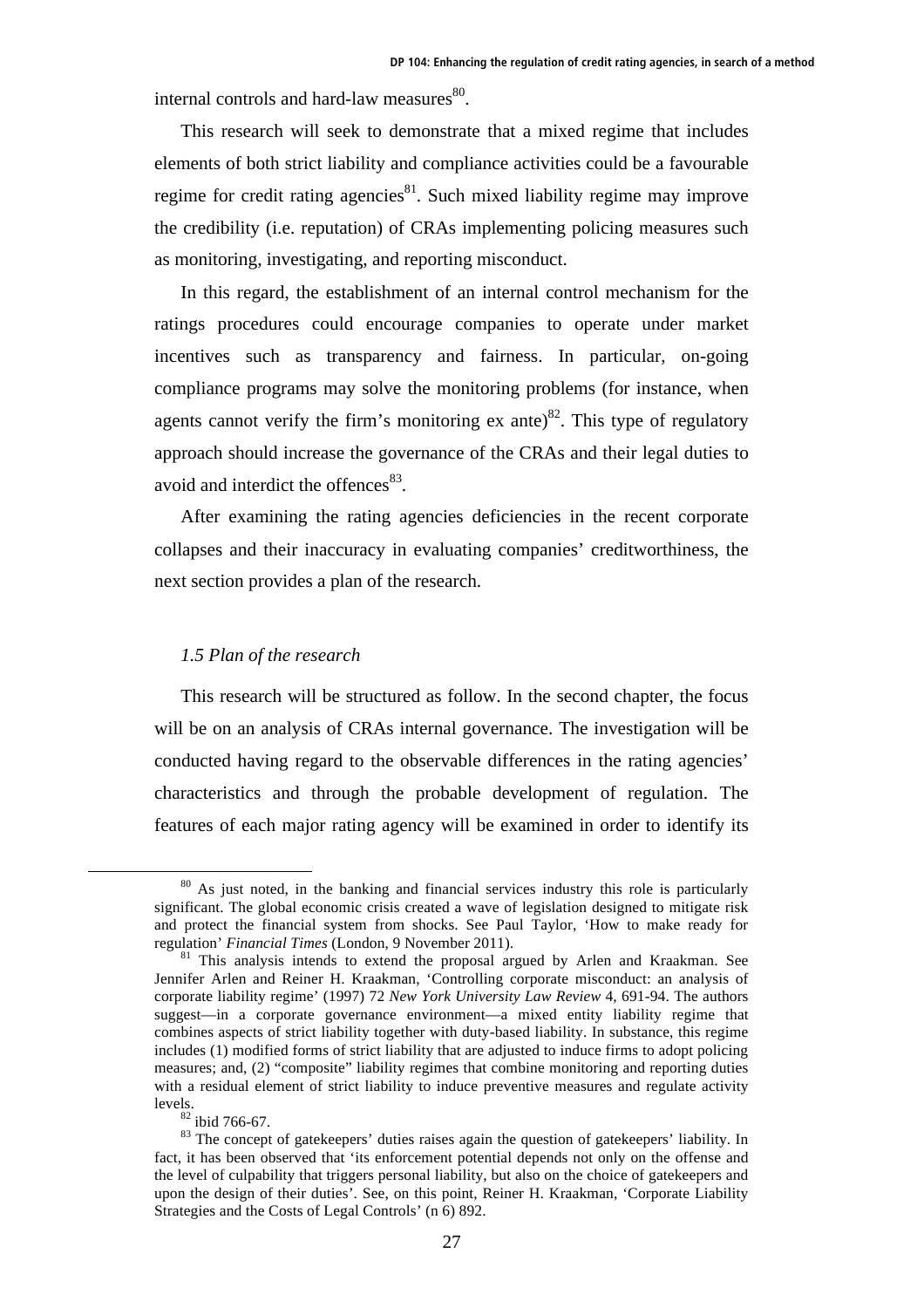internal controls and hard-law measures[80].

This research will seek to demonstrate that a mixed regime that includes elements of both strict liability and compliance activities could be a favourable regime for credit rating agencies[81]. Such mixed liability regime may improve the credibility (i.e. reputation) of CRAs implementing policing measures such as monitoring, investigating, and reporting misconduct.

In this regard, the establishment of an internal control mechanism for the ratings procedures could encourage companies to operate under market incentives such as transparency and fairness. In particular, on-going compliance programs may solve the monitoring problems (for instance, when agents cannot verify the firm's monitoring ex ante)[82]. This type of regulatory approach should increase the governance of the CRAs and their legal duties to avoid and interdict the offences[83].

After examining the rating agencies deficiencies in the recent corporate collapses and their inaccuracy in evaluating companies' creditworthiness, the next section provides a plan of the research.

### *1.5 Plan of the research*

This research will be structured as follow. In the second chapter, the focus will be on an analysis of CRAs internal governance. The investigation will be conducted having regard to the observable differences in the rating agencies' characteristics and through the probable development of regulation. The features of each major rating agency will be examined in order to identify its

---

[80] As just noted, in the banking and financial services industry this role is particularly significant. The global economic crisis created a wave of legislation designed to mitigate risk and protect the financial system from shocks. See Paul Taylor, 'How to make ready for regulation' *Financial Times* (London, 9 November 2011).

[81] This analysis intends to extend the proposal argued by Arlen and Kraakman. See Jennifer Arlen and Reiner H. Kraakman, 'Controlling corporate misconduct: an analysis of corporate liability regime' (1997) 72 *New York University Law Review* 4, 691-94. The authors suggest—in a corporate governance environment—a mixed entity liability regime that combines aspects of strict liability together with duty-based liability. In substance, this regime includes (1) modified forms of strict liability that are adjusted to induce firms to adopt policing measures; and, (2) "composite" liability regimes that combine monitoring and reporting duties with a residual element of strict liability to induce preventive measures and regulate activity levels.

[82] ibid 766-67.

[83] The concept of gatekeepers' duties raises again the question of gatekeepers' liability. In fact, it has been observed that 'its enforcement potential depends not only on the offense and the level of culpability that triggers personal liability, but also on the choice of gatekeepers and upon the design of their duties'. See, on this point, Reiner H. Kraakman, 'Corporate Liability Strategies and the Costs of Legal Controls' (n 6) 892.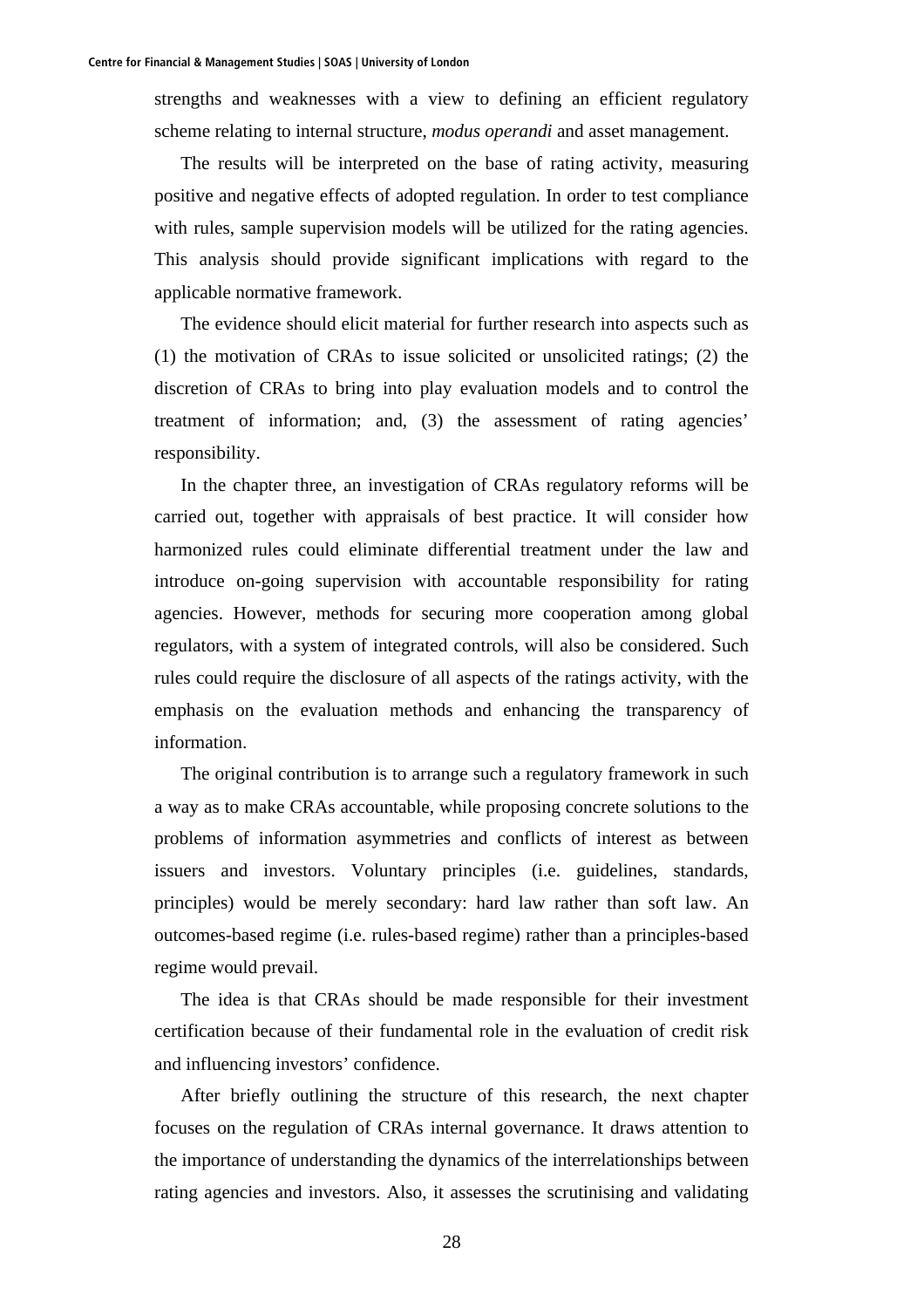strengths and weaknesses with a view to defining an efficient regulatory scheme relating to internal structure, *modus operandi* and asset management.

The results will be interpreted on the base of rating activity, measuring positive and negative effects of adopted regulation. In order to test compliance with rules, sample supervision models will be utilized for the rating agencies. This analysis should provide significant implications with regard to the applicable normative framework.

The evidence should elicit material for further research into aspects such as (1) the motivation of CRAs to issue solicited or unsolicited ratings; (2) the discretion of CRAs to bring into play evaluation models and to control the treatment of information; and, (3) the assessment of rating agencies' responsibility.

In the chapter three, an investigation of CRAs regulatory reforms will be carried out, together with appraisals of best practice. It will consider how harmonized rules could eliminate differential treatment under the law and introduce on-going supervision with accountable responsibility for rating agencies. However, methods for securing more cooperation among global regulators, with a system of integrated controls, will also be considered. Such rules could require the disclosure of all aspects of the ratings activity, with the emphasis on the evaluation methods and enhancing the transparency of information.

The original contribution is to arrange such a regulatory framework in such a way as to make CRAs accountable, while proposing concrete solutions to the problems of information asymmetries and conflicts of interest as between issuers and investors. Voluntary principles (i.e. guidelines, standards, principles) would be merely secondary: hard law rather than soft law. An outcomes-based regime (i.e. rules-based regime) rather than a principles-based regime would prevail.

The idea is that CRAs should be made responsible for their investment certification because of their fundamental role in the evaluation of credit risk and influencing investors' confidence.

After briefly outlining the structure of this research, the next chapter focuses on the regulation of CRAs internal governance. It draws attention to the importance of understanding the dynamics of the interrelationships between rating agencies and investors. Also, it assesses the scrutinising and validating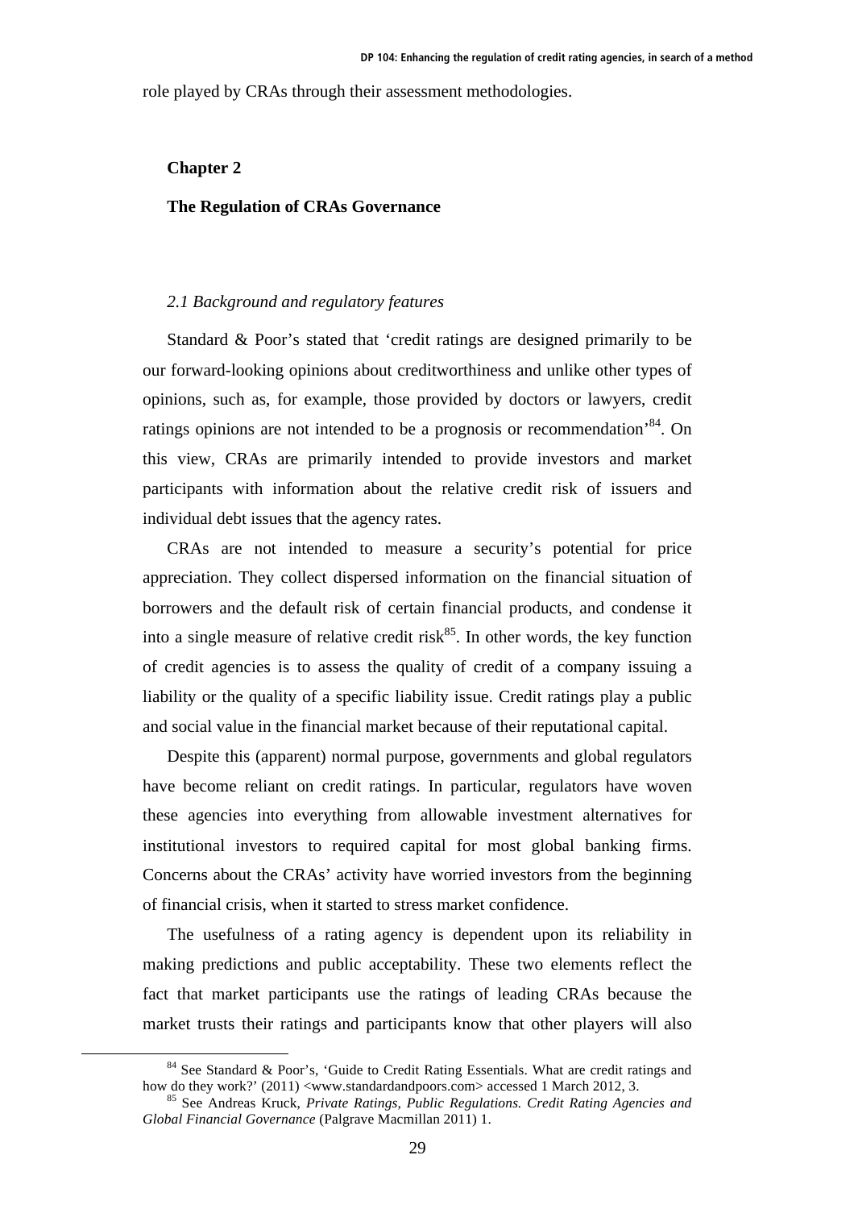role played by CRAs through their assessment methodologies.

# Chapter 2

# The Regulation of CRAs Governance

## *2.1 Background and regulatory features*

Standard & Poor's stated that 'credit ratings are designed primarily to be our forward-looking opinions about creditworthiness and unlike other types of opinions, such as, for example, those provided by doctors or lawyers, credit ratings opinions are not intended to be a prognosis or recommendation'[84]. On this view, CRAs are primarily intended to provide investors and market participants with information about the relative credit risk of issuers and individual debt issues that the agency rates.

CRAs are not intended to measure a security's potential for price appreciation. They collect dispersed information on the financial situation of borrowers and the default risk of certain financial products, and condense it into a single measure of relative credit risk[85]. In other words, the key function of credit agencies is to assess the quality of credit of a company issuing a liability or the quality of a specific liability issue. Credit ratings play a public and social value in the financial market because of their reputational capital.

Despite this (apparent) normal purpose, governments and global regulators have become reliant on credit ratings. In particular, regulators have woven these agencies into everything from allowable investment alternatives for institutional investors to required capital for most global banking firms. Concerns about the CRAs' activity have worried investors from the beginning of financial crisis, when it started to stress market confidence.

The usefulness of a rating agency is dependent upon its reliability in making predictions and public acceptability. These two elements reflect the fact that market participants use the ratings of leading CRAs because the market trusts their ratings and participants know that other players will also

---

[84] See Standard & Poor's, 'Guide to Credit Rating Essentials. What are credit ratings and how do they work?' (2011) <www.standardandpoors.com> accessed 1 March 2012, 3.

[85] See Andreas Kruck, *Private Ratings, Public Regulations. Credit Rating Agencies and Global Financial Governance* (Palgrave Macmillan 2011) 1.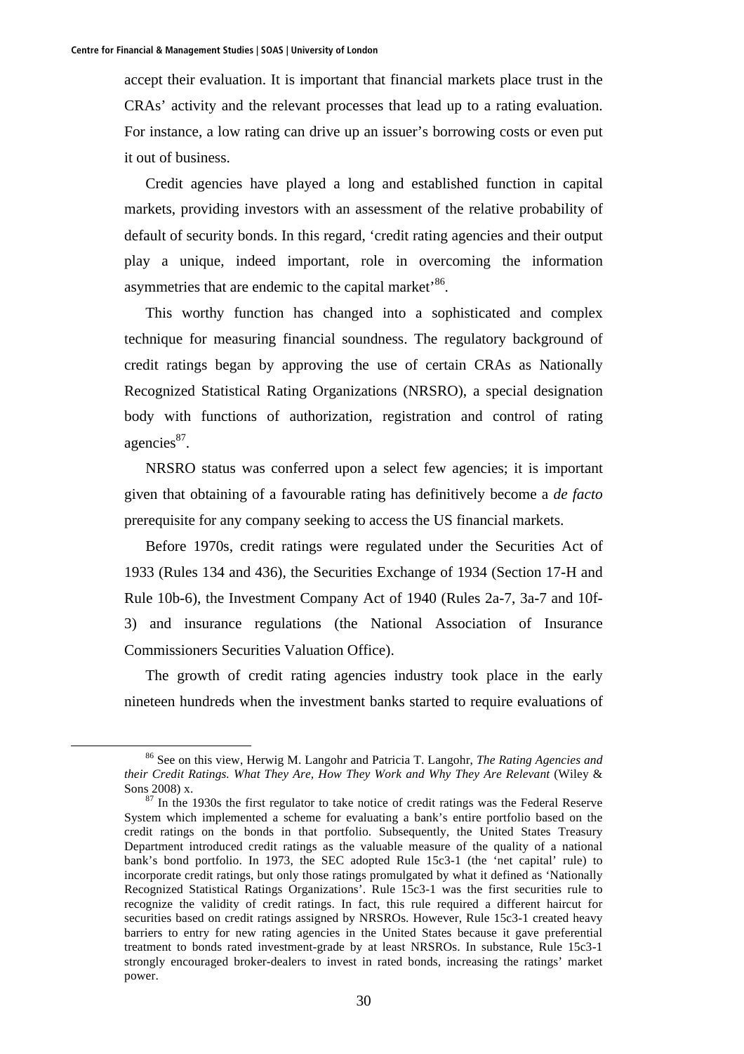accept their evaluation. It is important that financial markets place trust in the CRAs' activity and the relevant processes that lead up to a rating evaluation. For instance, a low rating can drive up an issuer's borrowing costs or even put it out of business.

Credit agencies have played a long and established function in capital markets, providing investors with an assessment of the relative probability of default of security bonds. In this regard, 'credit rating agencies and their output play a unique, indeed important, role in overcoming the information asymmetries that are endemic to the capital market'[86].

This worthy function has changed into a sophisticated and complex technique for measuring financial soundness. The regulatory background of credit ratings began by approving the use of certain CRAs as Nationally Recognized Statistical Rating Organizations (NRSRO), a special designation body with functions of authorization, registration and control of rating agencies[87].

NRSRO status was conferred upon a select few agencies; it is important given that obtaining of a favourable rating has definitively become a *de facto* prerequisite for any company seeking to access the US financial markets.

Before 1970s, credit ratings were regulated under the Securities Act of 1933 (Rules 134 and 436), the Securities Exchange of 1934 (Section 17-H and Rule 10b-6), the Investment Company Act of 1940 (Rules 2a-7, 3a-7 and 10f-3) and insurance regulations (the National Association of Insurance Commissioners Securities Valuation Office).

The growth of credit rating agencies industry took place in the early nineteen hundreds when the investment banks started to require evaluations of

---

[86] See on this view, Herwig M. Langohr and Patricia T. Langohr, *The Rating Agencies and their Credit Ratings. What They Are, How They Work and Why They Are Relevant* (Wiley & Sons 2008) x.

[87] In the 1930s the first regulator to take notice of credit ratings was the Federal Reserve System which implemented a scheme for evaluating a bank's entire portfolio based on the credit ratings on the bonds in that portfolio. Subsequently, the United States Treasury Department introduced credit ratings as the valuable measure of the quality of a national bank's bond portfolio. In 1973, the SEC adopted Rule 15c3-1 (the 'net capital' rule) to incorporate credit ratings, but only those ratings promulgated by what it defined as 'Nationally Recognized Statistical Ratings Organizations'. Rule 15c3-1 was the first securities rule to recognize the validity of credit ratings. In fact, this rule required a different haircut for securities based on credit ratings assigned by NRSROs. However, Rule 15c3-1 created heavy barriers to entry for new rating agencies in the United States because it gave preferential treatment to bonds rated investment-grade by at least NRSROs. In substance, Rule 15c3-1 strongly encouraged broker-dealers to invest in rated bonds, increasing the ratings' market power.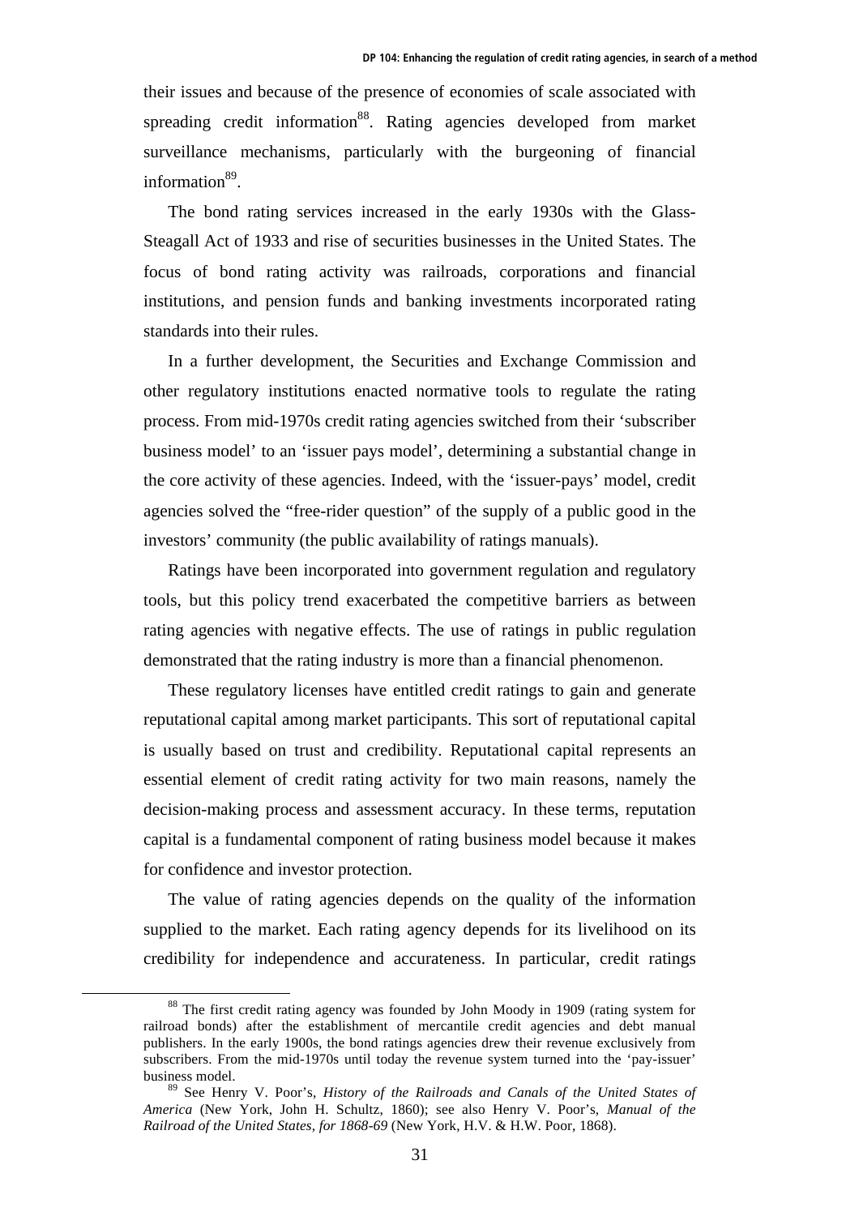their issues and because of the presence of economies of scale associated with spreading credit information[88]. Rating agencies developed from market surveillance mechanisms, particularly with the burgeoning of financial information[89].

The bond rating services increased in the early 1930s with the Glass-Steagall Act of 1933 and rise of securities businesses in the United States. The focus of bond rating activity was railroads, corporations and financial institutions, and pension funds and banking investments incorporated rating standards into their rules.

In a further development, the Securities and Exchange Commission and other regulatory institutions enacted normative tools to regulate the rating process. From mid-1970s credit rating agencies switched from their 'subscriber business model' to an 'issuer pays model', determining a substantial change in the core activity of these agencies. Indeed, with the 'issuer-pays' model, credit agencies solved the "free-rider question" of the supply of a public good in the investors' community (the public availability of ratings manuals).

Ratings have been incorporated into government regulation and regulatory tools, but this policy trend exacerbated the competitive barriers as between rating agencies with negative effects. The use of ratings in public regulation demonstrated that the rating industry is more than a financial phenomenon.

These regulatory licenses have entitled credit ratings to gain and generate reputational capital among market participants. This sort of reputational capital is usually based on trust and credibility. Reputational capital represents an essential element of credit rating activity for two main reasons, namely the decision-making process and assessment accuracy. In these terms, reputation capital is a fundamental component of rating business model because it makes for confidence and investor protection.

The value of rating agencies depends on the quality of the information supplied to the market. Each rating agency depends for its livelihood on its credibility for independence and accurateness. In particular, credit ratings

---

[88] The first credit rating agency was founded by John Moody in 1909 (rating system for railroad bonds) after the establishment of mercantile credit agencies and debt manual publishers. In the early 1900s, the bond ratings agencies drew their revenue exclusively from subscribers. From the mid-1970s until today the revenue system turned into the 'pay-issuer' business model.

[89] See Henry V. Poor's, *History of the Railroads and Canals of the United States of America* (New York, John H. Schultz, 1860); see also Henry V. Poor's, *Manual of the Railroad of the United States, for 1868-69* (New York, H.V. & H.W. Poor, 1868).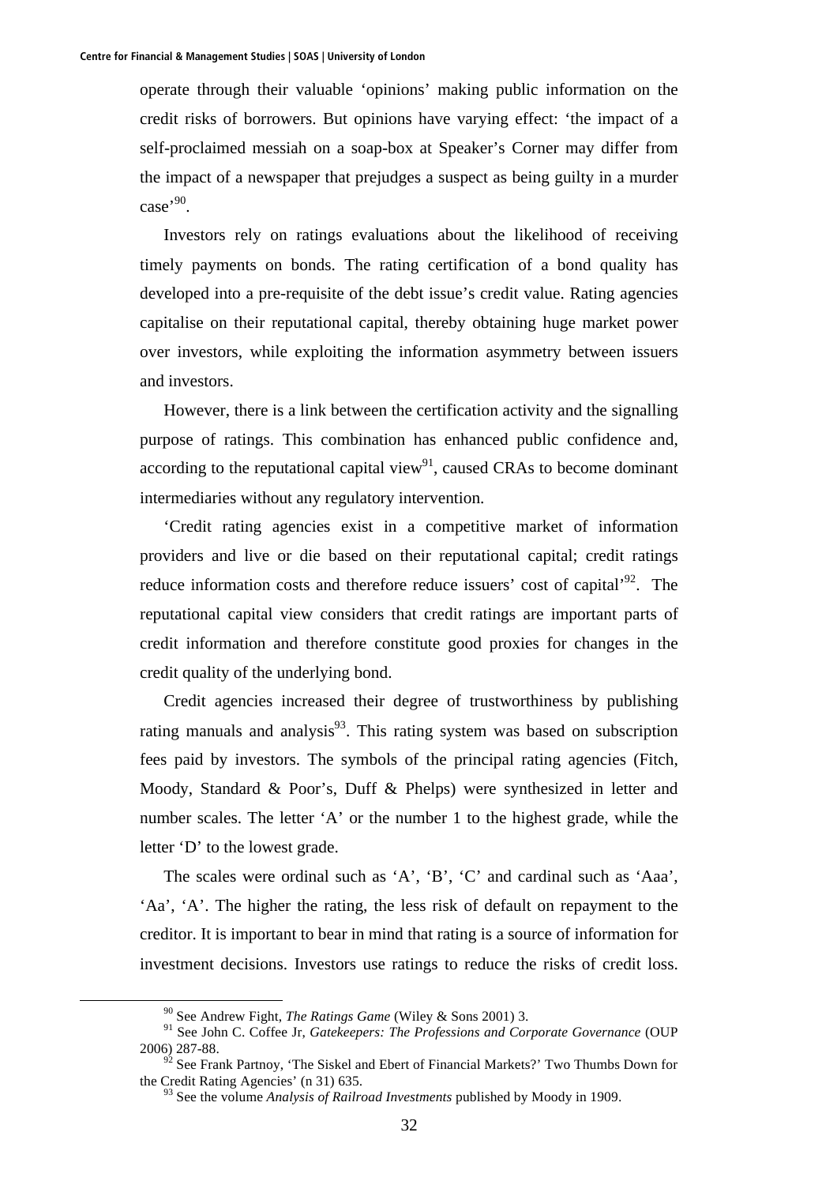operate through their valuable 'opinions' making public information on the credit risks of borrowers. But opinions have varying effect: 'the impact of a self-proclaimed messiah on a soap-box at Speaker's Corner may differ from the impact of a newspaper that prejudges a suspect as being guilty in a murder case'[90].

Investors rely on ratings evaluations about the likelihood of receiving timely payments on bonds. The rating certification of a bond quality has developed into a pre-requisite of the debt issue's credit value. Rating agencies capitalise on their reputational capital, thereby obtaining huge market power over investors, while exploiting the information asymmetry between issuers and investors.

However, there is a link between the certification activity and the signalling purpose of ratings. This combination has enhanced public confidence and, according to the reputational capital view[91], caused CRAs to become dominant intermediaries without any regulatory intervention.

'Credit rating agencies exist in a competitive market of information providers and live or die based on their reputational capital; credit ratings reduce information costs and therefore reduce issuers' cost of capital'[92]. The reputational capital view considers that credit ratings are important parts of credit information and therefore constitute good proxies for changes in the credit quality of the underlying bond.

Credit agencies increased their degree of trustworthiness by publishing rating manuals and analysis[93]. This rating system was based on subscription fees paid by investors. The symbols of the principal rating agencies (Fitch, Moody, Standard & Poor's, Duff & Phelps) were synthesized in letter and number scales. The letter 'A' or the number 1 to the highest grade, while the letter 'D' to the lowest grade.

The scales were ordinal such as 'A', 'B', 'C' and cardinal such as 'Aaa', 'Aa', 'A'. The higher the rating, the less risk of default on repayment to the creditor. It is important to bear in mind that rating is a source of information for investment decisions. Investors use ratings to reduce the risks of credit loss.

---

[90] See Andrew Fight, *The Ratings Game* (Wiley & Sons 2001) 3.

[91] See John C. Coffee Jr, *Gatekeepers: The Professions and Corporate Governance* (OUP 2006) 287-88.

[92] See Frank Partnoy, 'The Siskel and Ebert of Financial Markets?' Two Thumbs Down for the Credit Rating Agencies' (n 31) 635.

[93] See the volume *Analysis of Railroad Investments* published by Moody in 1909.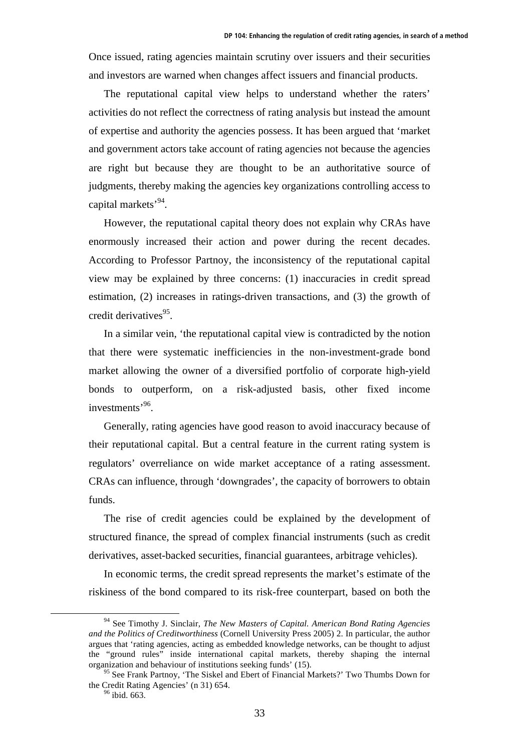Once issued, rating agencies maintain scrutiny over issuers and their securities and investors are warned when changes affect issuers and financial products.

The reputational capital view helps to understand whether the raters' activities do not reflect the correctness of rating analysis but instead the amount of expertise and authority the agencies possess. It has been argued that 'market and government actors take account of rating agencies not because the agencies are right but because they are thought to be an authoritative source of judgments, thereby making the agencies key organizations controlling access to capital markets'[94].

However, the reputational capital theory does not explain why CRAs have enormously increased their action and power during the recent decades. According to Professor Partnoy, the inconsistency of the reputational capital view may be explained by three concerns: (1) inaccuracies in credit spread estimation, (2) increases in ratings-driven transactions, and (3) the growth of credit derivatives[95].

In a similar vein, 'the reputational capital view is contradicted by the notion that there were systematic inefficiencies in the non-investment-grade bond market allowing the owner of a diversified portfolio of corporate high-yield bonds to outperform, on a risk-adjusted basis, other fixed income investments'[96].

Generally, rating agencies have good reason to avoid inaccuracy because of their reputational capital. But a central feature in the current rating system is regulators' overreliance on wide market acceptance of a rating assessment. CRAs can influence, through 'downgrades', the capacity of borrowers to obtain funds.

The rise of credit agencies could be explained by the development of structured finance, the spread of complex financial instruments (such as credit derivatives, asset-backed securities, financial guarantees, arbitrage vehicles).

In economic terms, the credit spread represents the market's estimate of the riskiness of the bond compared to its risk-free counterpart, based on both the

---

[94] See Timothy J. Sinclair, *The New Masters of Capital. American Bond Rating Agencies and the Politics of Creditworthiness* (Cornell University Press 2005) 2. In particular, the author argues that 'rating agencies, acting as embedded knowledge networks, can be thought to adjust the "ground rules" inside international capital markets, thereby shaping the internal organization and behaviour of institutions seeking funds' (15).

[95] See Frank Partnoy, 'The Siskel and Ebert of Financial Markets?' Two Thumbs Down for the Credit Rating Agencies' (n 31) 654.

[96] ibid. 663.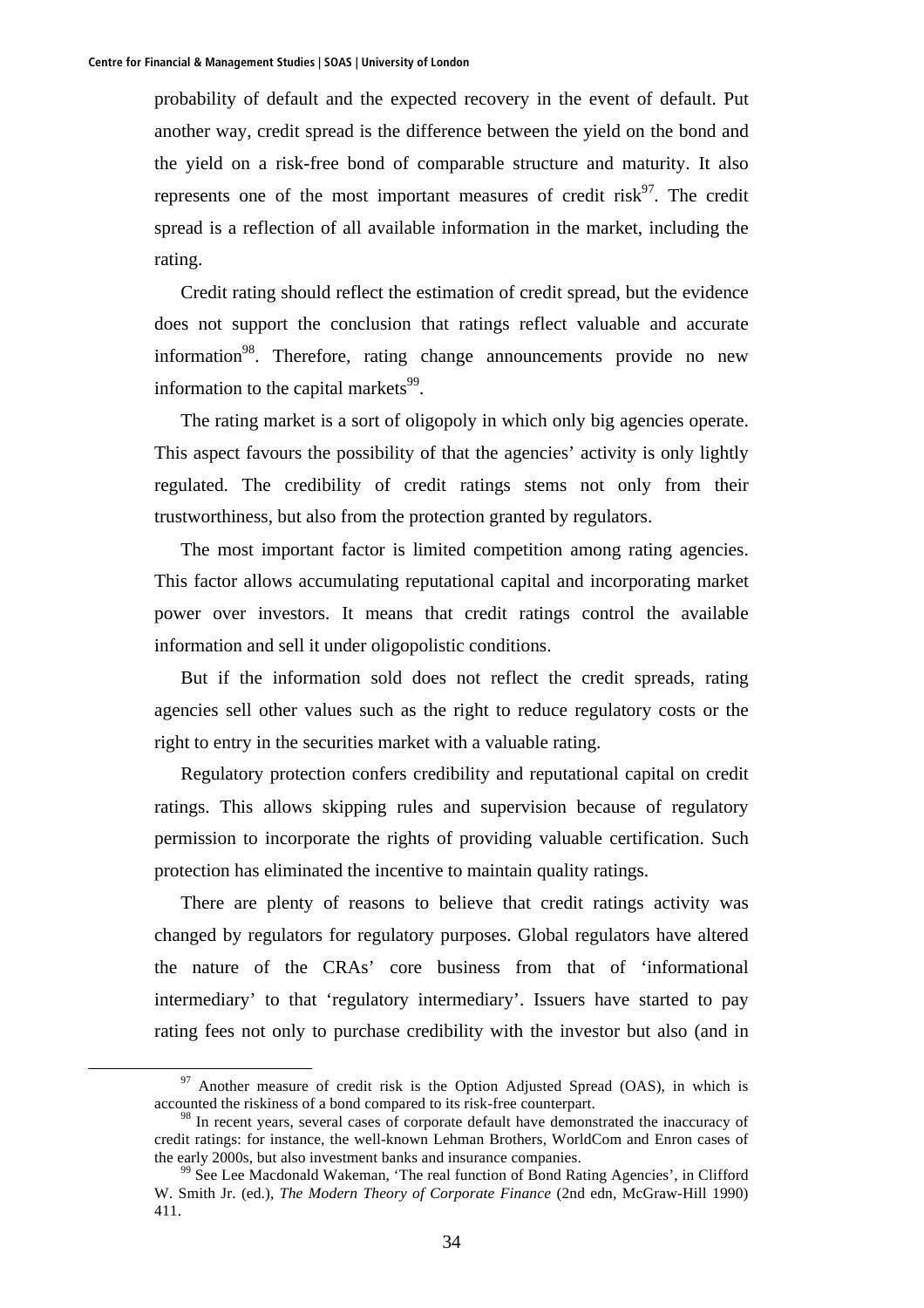probability of default and the expected recovery in the event of default. Put another way, credit spread is the difference between the yield on the bond and the yield on a risk-free bond of comparable structure and maturity. It also represents one of the most important measures of credit risk[97]. The credit spread is a reflection of all available information in the market, including the rating.

Credit rating should reflect the estimation of credit spread, but the evidence does not support the conclusion that ratings reflect valuable and accurate information[98]. Therefore, rating change announcements provide no new information to the capital markets[99].

The rating market is a sort of oligopoly in which only big agencies operate. This aspect favours the possibility of that the agencies' activity is only lightly regulated. The credibility of credit ratings stems not only from their trustworthiness, but also from the protection granted by regulators.

The most important factor is limited competition among rating agencies. This factor allows accumulating reputational capital and incorporating market power over investors. It means that credit ratings control the available information and sell it under oligopolistic conditions.

But if the information sold does not reflect the credit spreads, rating agencies sell other values such as the right to reduce regulatory costs or the right to entry in the securities market with a valuable rating.

Regulatory protection confers credibility and reputational capital on credit ratings. This allows skipping rules and supervision because of regulatory permission to incorporate the rights of providing valuable certification. Such protection has eliminated the incentive to maintain quality ratings.

There are plenty of reasons to believe that credit ratings activity was changed by regulators for regulatory purposes. Global regulators have altered the nature of the CRAs' core business from that of 'informational intermediary' to that 'regulatory intermediary'. Issuers have started to pay rating fees not only to purchase credibility with the investor but also (and in

[97] Another measure of credit risk is the Option Adjusted Spread (OAS), in which is accounted the riskiness of a bond compared to its risk-free counterpart.

[98] In recent years, several cases of corporate default have demonstrated the inaccuracy of credit ratings: for instance, the well-known Lehman Brothers, WorldCom and Enron cases of the early 2000s, but also investment banks and insurance companies.

[99] See Lee Macdonald Wakeman, 'The real function of Bond Rating Agencies', in Clifford W. Smith Jr. (ed.), *The Modern Theory of Corporate Finance* (2nd edn, McGraw-Hill 1990) 411.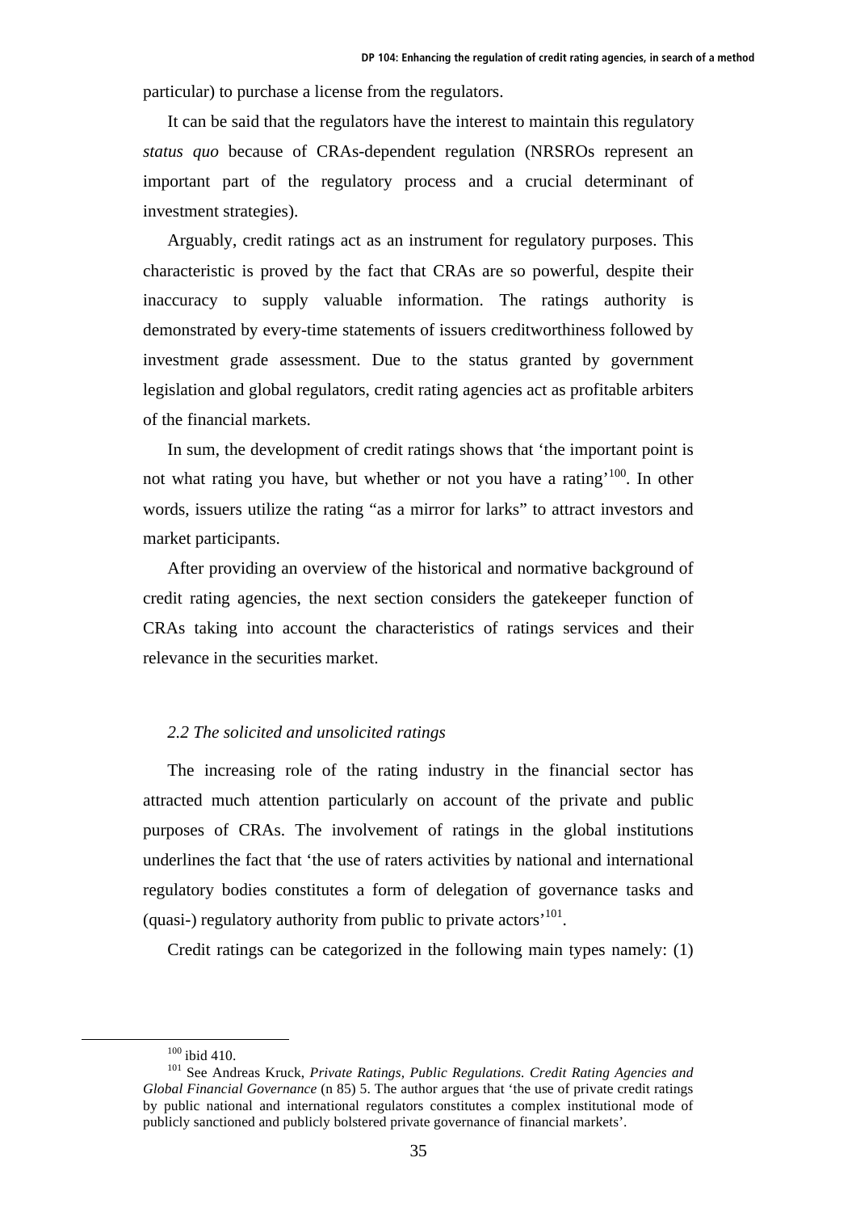particular) to purchase a license from the regulators.

It can be said that the regulators have the interest to maintain this regulatory *status quo* because of CRAs-dependent regulation (NRSROs represent an important part of the regulatory process and a crucial determinant of investment strategies).

Arguably, credit ratings act as an instrument for regulatory purposes. This characteristic is proved by the fact that CRAs are so powerful, despite their inaccuracy to supply valuable information. The ratings authority is demonstrated by every-time statements of issuers creditworthiness followed by investment grade assessment. Due to the status granted by government legislation and global regulators, credit rating agencies act as profitable arbiters of the financial markets.

In sum, the development of credit ratings shows that 'the important point is not what rating you have, but whether or not you have a rating'[100]. In other words, issuers utilize the rating "as a mirror for larks" to attract investors and market participants.

After providing an overview of the historical and normative background of credit rating agencies, the next section considers the gatekeeper function of CRAs taking into account the characteristics of ratings services and their relevance in the securities market.

### *2.2 The solicited and unsolicited ratings*

The increasing role of the rating industry in the financial sector has attracted much attention particularly on account of the private and public purposes of CRAs. The involvement of ratings in the global institutions underlines the fact that 'the use of raters activities by national and international regulatory bodies constitutes a form of delegation of governance tasks and (quasi-) regulatory authority from public to private actors'[101].

Credit ratings can be categorized in the following main types namely: (1)

---

[100] ibid 410.

[101] See Andreas Kruck, *Private Ratings, Public Regulations. Credit Rating Agencies and Global Financial Governance* (n 85) 5. The author argues that 'the use of private credit ratings by public national and international regulators constitutes a complex institutional mode of publicly sanctioned and publicly bolstered private governance of financial markets'.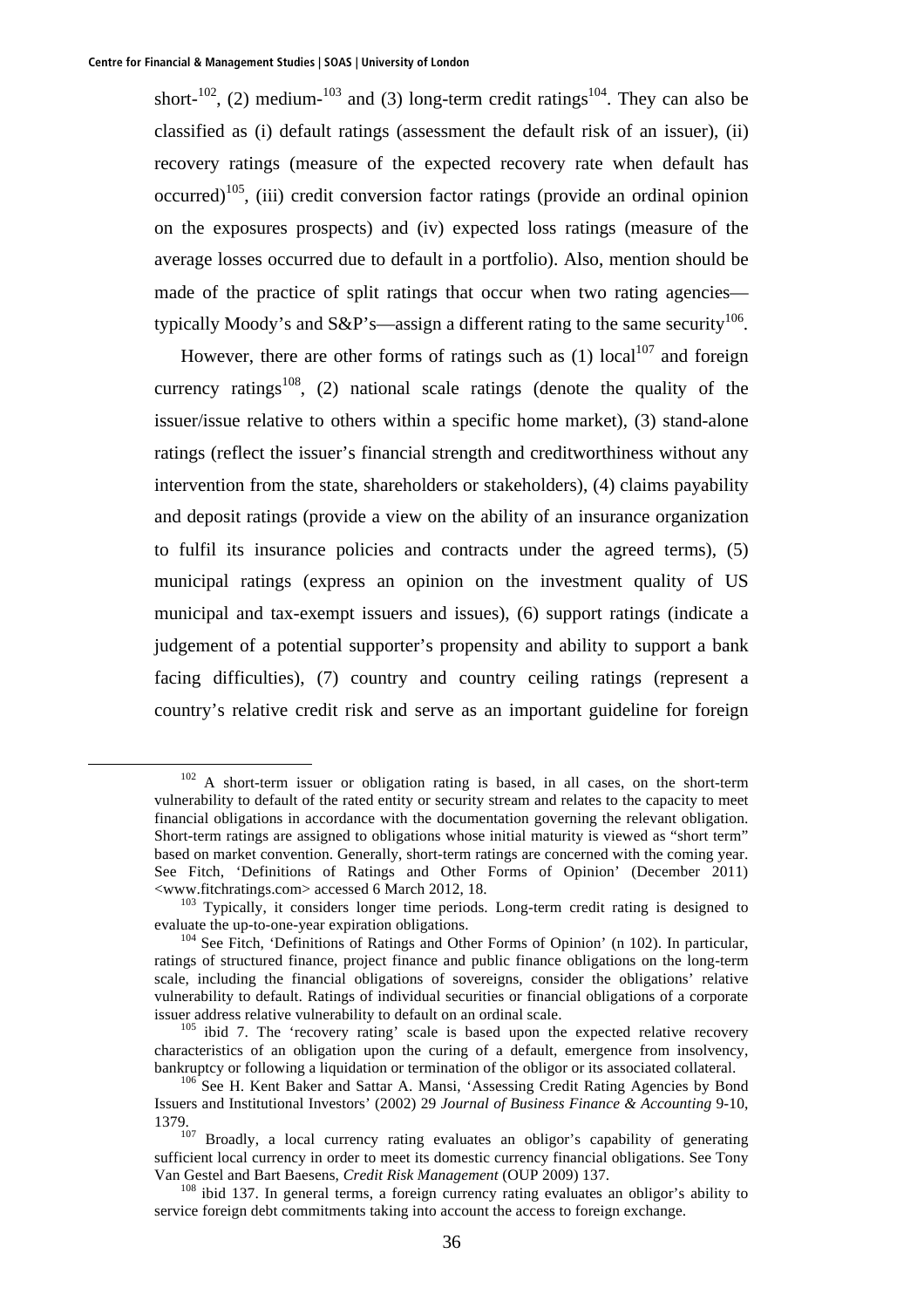short-[102], (2) medium-[103] and (3) long-term credit ratings[104]. They can also be classified as (i) default ratings (assessment the default risk of an issuer), (ii) recovery ratings (measure of the expected recovery rate when default has occurred)[105], (iii) credit conversion factor ratings (provide an ordinal opinion on the exposures prospects) and (iv) expected loss ratings (measure of the average losses occurred due to default in a portfolio). Also, mention should be made of the practice of split ratings that occur when two rating agencies—typically Moody's and S&P's—assign a different rating to the same security[106].

However, there are other forms of ratings such as (1) local[107] and foreign currency ratings[108], (2) national scale ratings (denote the quality of the issuer/issue relative to others within a specific home market), (3) stand-alone ratings (reflect the issuer's financial strength and creditworthiness without any intervention from the state, shareholders or stakeholders), (4) claims payability and deposit ratings (provide a view on the ability of an insurance organization to fulfil its insurance policies and contracts under the agreed terms), (5) municipal ratings (express an opinion on the investment quality of US municipal and tax-exempt issuers and issues), (6) support ratings (indicate a judgement of a potential supporter's propensity and ability to support a bank facing difficulties), (7) country and country ceiling ratings (represent a country's relative credit risk and serve as an important guideline for foreign

---

[102] A short-term issuer or obligation rating is based, in all cases, on the short-term vulnerability to default of the rated entity or security stream and relates to the capacity to meet financial obligations in accordance with the documentation governing the relevant obligation. Short-term ratings are assigned to obligations whose initial maturity is viewed as "short term" based on market convention. Generally, short-term ratings are concerned with the coming year. See Fitch, 'Definitions of Ratings and Other Forms of Opinion' (December 2011) <www.fitchratings.com> accessed 6 March 2012, 18.

[103] Typically, it considers longer time periods. Long-term credit rating is designed to evaluate the up-to-one-year expiration obligations.

[104] See Fitch, 'Definitions of Ratings and Other Forms of Opinion' (n 102). In particular, ratings of structured finance, project finance and public finance obligations on the long-term scale, including the financial obligations of sovereigns, consider the obligations' relative vulnerability to default. Ratings of individual securities or financial obligations of a corporate issuer address relative vulnerability to default on an ordinal scale.

[105] ibid 7. The 'recovery rating' scale is based upon the expected relative recovery characteristics of an obligation upon the curing of a default, emergence from insolvency, bankruptcy or following a liquidation or termination of the obligor or its associated collateral.

[106] See H. Kent Baker and Sattar A. Mansi, 'Assessing Credit Rating Agencies by Bond Issuers and Institutional Investors' (2002) 29 *Journal of Business Finance & Accounting* 9-10, 1379.

[107] Broadly, a local currency rating evaluates an obligor's capability of generating sufficient local currency in order to meet its domestic currency financial obligations. See Tony Van Gestel and Bart Baesens, *Credit Risk Management* (OUP 2009) 137.

[108] ibid 137. In general terms, a foreign currency rating evaluates an obligor's ability to service foreign debt commitments taking into account the access to foreign exchange.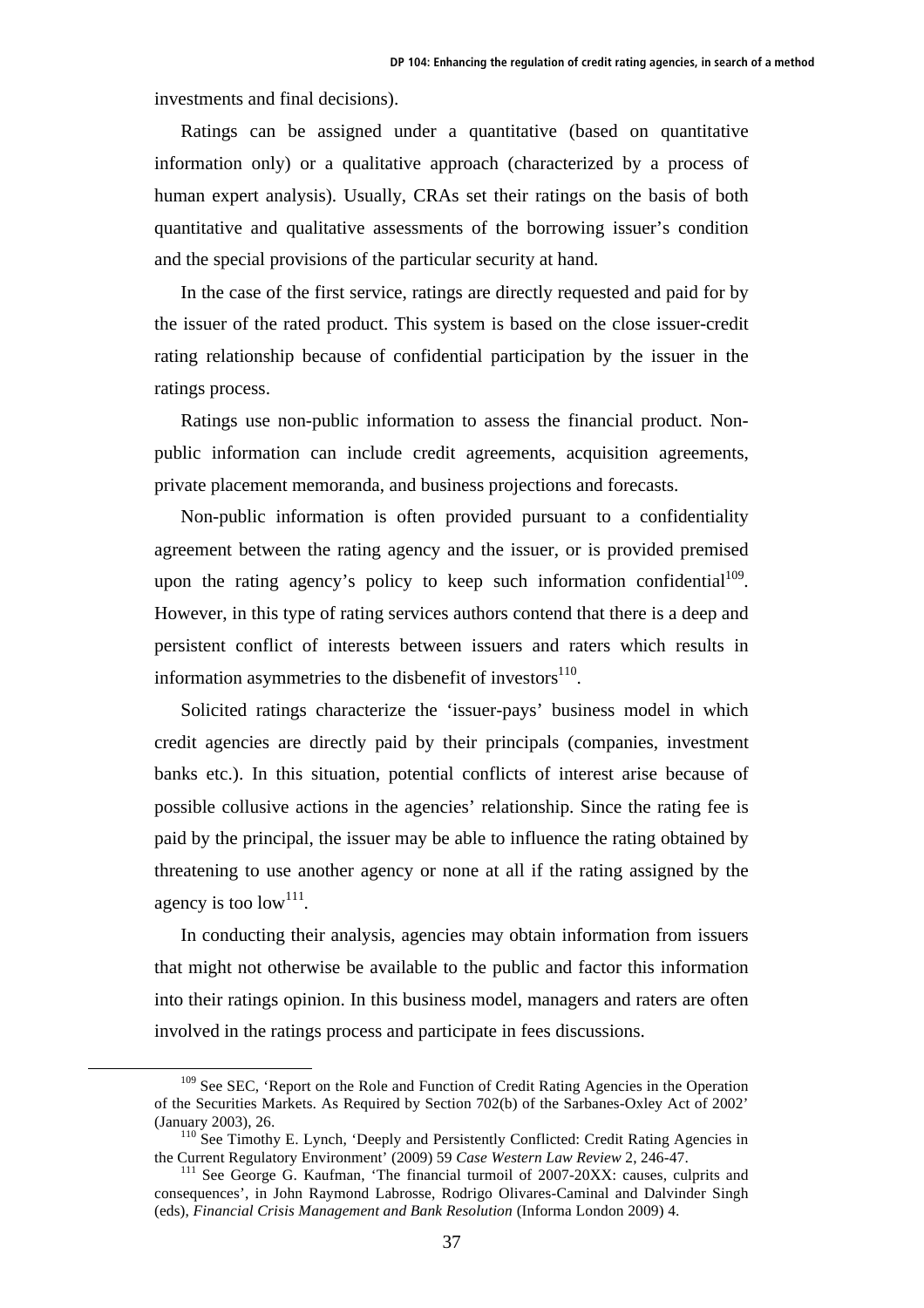investments and final decisions).

Ratings can be assigned under a quantitative (based on quantitative information only) or a qualitative approach (characterized by a process of human expert analysis). Usually, CRAs set their ratings on the basis of both quantitative and qualitative assessments of the borrowing issuer's condition and the special provisions of the particular security at hand.

In the case of the first service, ratings are directly requested and paid for by the issuer of the rated product. This system is based on the close issuer-credit rating relationship because of confidential participation by the issuer in the ratings process.

Ratings use non-public information to assess the financial product. Non-public information can include credit agreements, acquisition agreements, private placement memoranda, and business projections and forecasts.

Non-public information is often provided pursuant to a confidentiality agreement between the rating agency and the issuer, or is provided premised upon the rating agency's policy to keep such information confidential[109]. However, in this type of rating services authors contend that there is a deep and persistent conflict of interests between issuers and raters which results in information asymmetries to the disbenefit of investors[110].

Solicited ratings characterize the 'issuer-pays' business model in which credit agencies are directly paid by their principals (companies, investment banks etc.). In this situation, potential conflicts of interest arise because of possible collusive actions in the agencies' relationship. Since the rating fee is paid by the principal, the issuer may be able to influence the rating obtained by threatening to use another agency or none at all if the rating assigned by the agency is too low[111].

In conducting their analysis, agencies may obtain information from issuers that might not otherwise be available to the public and factor this information into their ratings opinion. In this business model, managers and raters are often involved in the ratings process and participate in fees discussions.

---

[109] See SEC, 'Report on the Role and Function of Credit Rating Agencies in the Operation of the Securities Markets. As Required by Section 702(b) of the Sarbanes-Oxley Act of 2002' (January 2003), 26.

[110] See Timothy E. Lynch, 'Deeply and Persistently Conflicted: Credit Rating Agencies in the Current Regulatory Environment' (2009) 59 *Case Western Law Review* 2, 246-47.

[111] See George G. Kaufman, 'The financial turmoil of 2007-20XX: causes, culprits and consequences', in John Raymond Labrosse, Rodrigo Olivares-Caminal and Dalvinder Singh (eds), *Financial Crisis Management and Bank Resolution* (Informa London 2009) 4.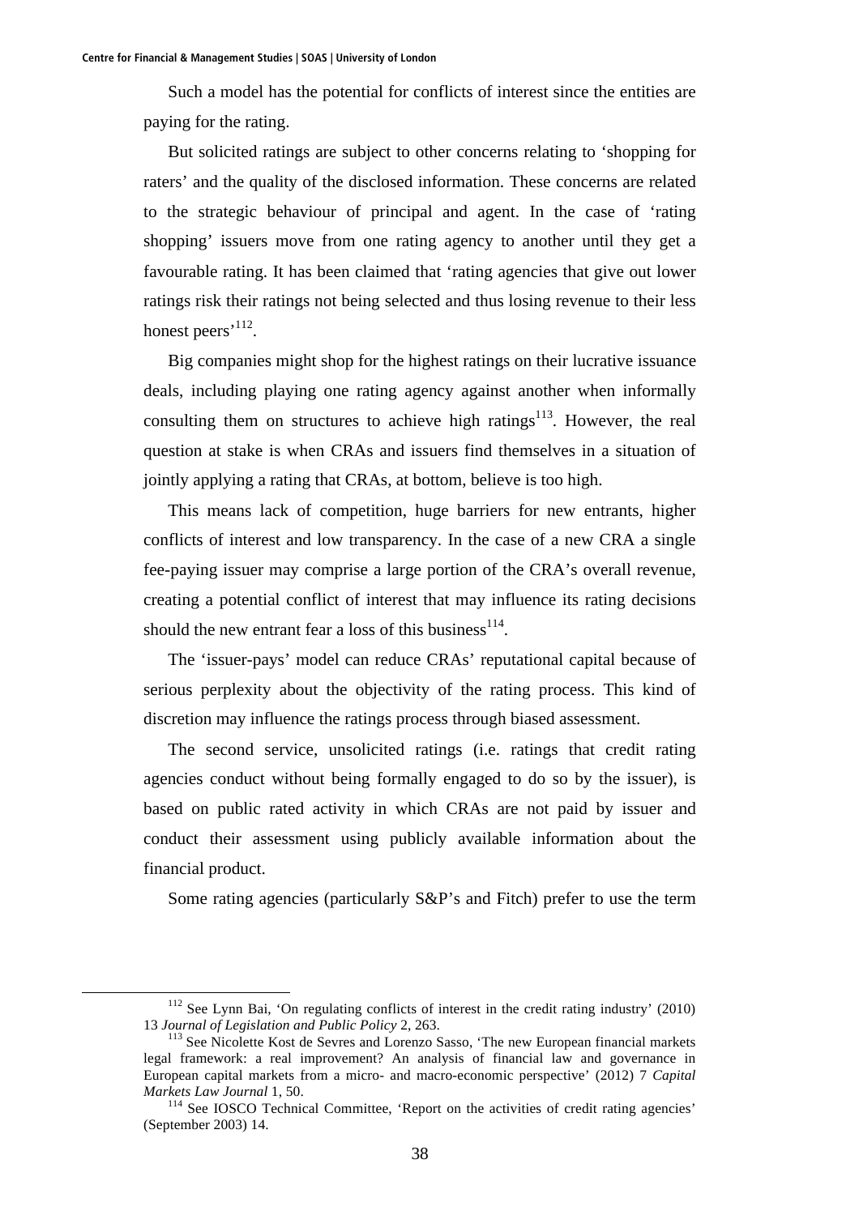Such a model has the potential for conflicts of interest since the entities are paying for the rating.

But solicited ratings are subject to other concerns relating to 'shopping for raters' and the quality of the disclosed information. These concerns are related to the strategic behaviour of principal and agent. In the case of 'rating shopping' issuers move from one rating agency to another until they get a favourable rating. It has been claimed that 'rating agencies that give out lower ratings risk their ratings not being selected and thus losing revenue to their less honest peers'[112].

Big companies might shop for the highest ratings on their lucrative issuance deals, including playing one rating agency against another when informally consulting them on structures to achieve high ratings[113]. However, the real question at stake is when CRAs and issuers find themselves in a situation of jointly applying a rating that CRAs, at bottom, believe is too high.

This means lack of competition, huge barriers for new entrants, higher conflicts of interest and low transparency. In the case of a new CRA a single fee-paying issuer may comprise a large portion of the CRA's overall revenue, creating a potential conflict of interest that may influence its rating decisions should the new entrant fear a loss of this business[114].

The 'issuer-pays' model can reduce CRAs' reputational capital because of serious perplexity about the objectivity of the rating process. This kind of discretion may influence the ratings process through biased assessment.

The second service, unsolicited ratings (i.e. ratings that credit rating agencies conduct without being formally engaged to do so by the issuer), is based on public rated activity in which CRAs are not paid by issuer and conduct their assessment using publicly available information about the financial product.

Some rating agencies (particularly S&P's and Fitch) prefer to use the term

---

[112] See Lynn Bai, 'On regulating conflicts of interest in the credit rating industry' (2010) 13 *Journal of Legislation and Public Policy* 2, 263.

[113] See Nicolette Kost de Sevres and Lorenzo Sasso, 'The new European financial markets legal framework: a real improvement? An analysis of financial law and governance in European capital markets from a micro- and macro-economic perspective' (2012) 7 *Capital Markets Law Journal* 1, 50.

[114] See IOSCO Technical Committee, 'Report on the activities of credit rating agencies' (September 2003) 14.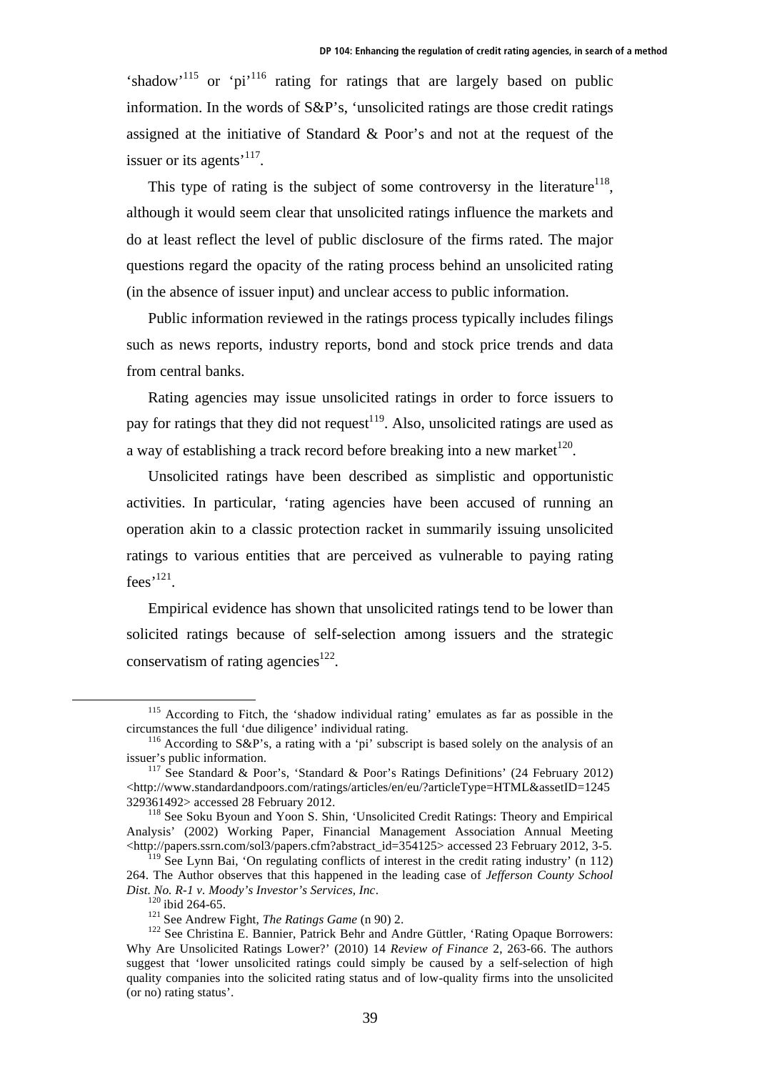'shadow'[115] or 'pi'[116] rating for ratings that are largely based on public information. In the words of S&P's, 'unsolicited ratings are those credit ratings assigned at the initiative of Standard & Poor's and not at the request of the issuer or its agents'[117].

This type of rating is the subject of some controversy in the literature[118], although it would seem clear that unsolicited ratings influence the markets and do at least reflect the level of public disclosure of the firms rated. The major questions regard the opacity of the rating process behind an unsolicited rating (in the absence of issuer input) and unclear access to public information.

Public information reviewed in the ratings process typically includes filings such as news reports, industry reports, bond and stock price trends and data from central banks.

Rating agencies may issue unsolicited ratings in order to force issuers to pay for ratings that they did not request[119]. Also, unsolicited ratings are used as a way of establishing a track record before breaking into a new market[120].

Unsolicited ratings have been described as simplistic and opportunistic activities. In particular, 'rating agencies have been accused of running an operation akin to a classic protection racket in summarily issuing unsolicited ratings to various entities that are perceived as vulnerable to paying rating fees'[121].

Empirical evidence has shown that unsolicited ratings tend to be lower than solicited ratings because of self-selection among issuers and the strategic conservatism of rating agencies[122].

---

[115] According to Fitch, the 'shadow individual rating' emulates as far as possible in the circumstances the full 'due diligence' individual rating.

[116] According to S&P's, a rating with a 'pi' subscript is based solely on the analysis of an issuer's public information.

[117] See Standard & Poor's, 'Standard & Poor's Ratings Definitions' (24 February 2012) <http://www.standardandpoors.com/ratings/articles/en/eu/?articleType=HTML&assetID=1245329361492> accessed 28 February 2012.

[118] See Soku Byoun and Yoon S. Shin, 'Unsolicited Credit Ratings: Theory and Empirical Analysis' (2002) Working Paper, Financial Management Association Annual Meeting <http://papers.ssrn.com/sol3/papers.cfm?abstract_id=354125> accessed 23 February 2012, 3-5.

[119] See Lynn Bai, 'On regulating conflicts of interest in the credit rating industry' (n 112) 264. The Author observes that this happened in the leading case of *Jefferson County School Dist. No. R-1 v. Moody's Investor's Services, Inc*.

[120] ibid 264-65.

[121] See Andrew Fight, *The Ratings Game* (n 90) 2.

[122] See Christina E. Bannier, Patrick Behr and Andre Güttler, 'Rating Opaque Borrowers: Why Are Unsolicited Ratings Lower?' (2010) 14 *Review of Finance* 2, 263-66. The authors suggest that 'lower unsolicited ratings could simply be caused by a self-selection of high quality companies into the solicited rating status and of low-quality firms into the unsolicited (or no) rating status'.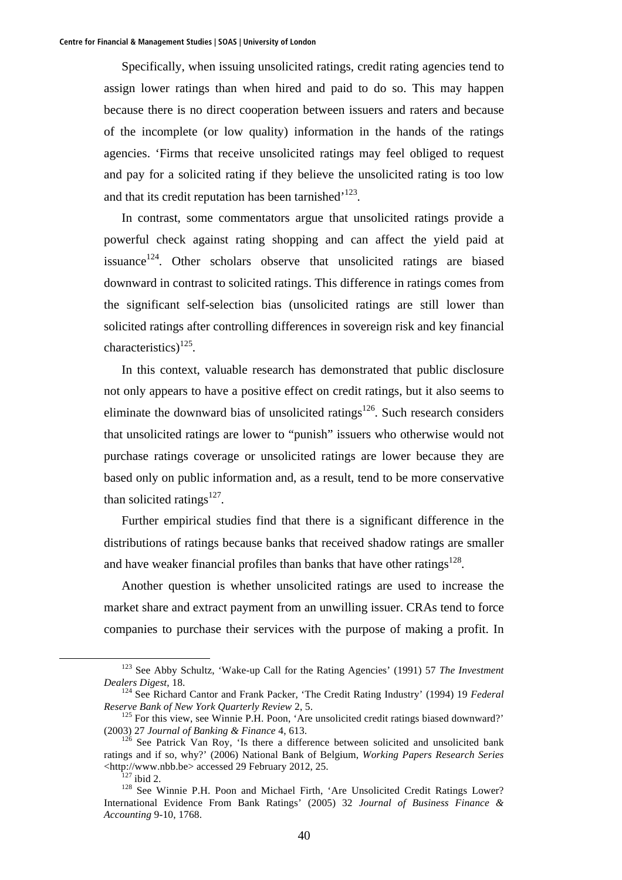Specifically, when issuing unsolicited ratings, credit rating agencies tend to assign lower ratings than when hired and paid to do so. This may happen because there is no direct cooperation between issuers and raters and because of the incomplete (or low quality) information in the hands of the ratings agencies. 'Firms that receive unsolicited ratings may feel obliged to request and pay for a solicited rating if they believe the unsolicited rating is too low and that its credit reputation has been tarnished'[123].

In contrast, some commentators argue that unsolicited ratings provide a powerful check against rating shopping and can affect the yield paid at issuance[124]. Other scholars observe that unsolicited ratings are biased downward in contrast to solicited ratings. This difference in ratings comes from the significant self-selection bias (unsolicited ratings are still lower than solicited ratings after controlling differences in sovereign risk and key financial characteristics)[125].

In this context, valuable research has demonstrated that public disclosure not only appears to have a positive effect on credit ratings, but it also seems to eliminate the downward bias of unsolicited ratings[126]. Such research considers that unsolicited ratings are lower to "punish" issuers who otherwise would not purchase ratings coverage or unsolicited ratings are lower because they are based only on public information and, as a result, tend to be more conservative than solicited ratings[127].

Further empirical studies find that there is a significant difference in the distributions of ratings because banks that received shadow ratings are smaller and have weaker financial profiles than banks that have other ratings[128].

Another question is whether unsolicited ratings are used to increase the market share and extract payment from an unwilling issuer. CRAs tend to force companies to purchase their services with the purpose of making a profit. In

---

[123] See Abby Schultz, 'Wake-up Call for the Rating Agencies' (1991) 57 *The Investment Dealers Digest*, 18.

[124] See Richard Cantor and Frank Packer, 'The Credit Rating Industry' (1994) 19 *Federal Reserve Bank of New York Quarterly Review* 2, 5.

[125] For this view, see Winnie P.H. Poon, 'Are unsolicited credit ratings biased downward?' (2003) 27 *Journal of Banking & Finance* 4, 613.

[126] See Patrick Van Roy, 'Is there a difference between solicited and unsolicited bank ratings and if so, why?' (2006) National Bank of Belgium, *Working Papers Research Series* <http://www.nbb.be> accessed 29 February 2012, 25.

[127] ibid 2.

[128] See Winnie P.H. Poon and Michael Firth, 'Are Unsolicited Credit Ratings Lower? International Evidence From Bank Ratings' (2005) 32 *Journal of Business Finance & Accounting* 9-10, 1768.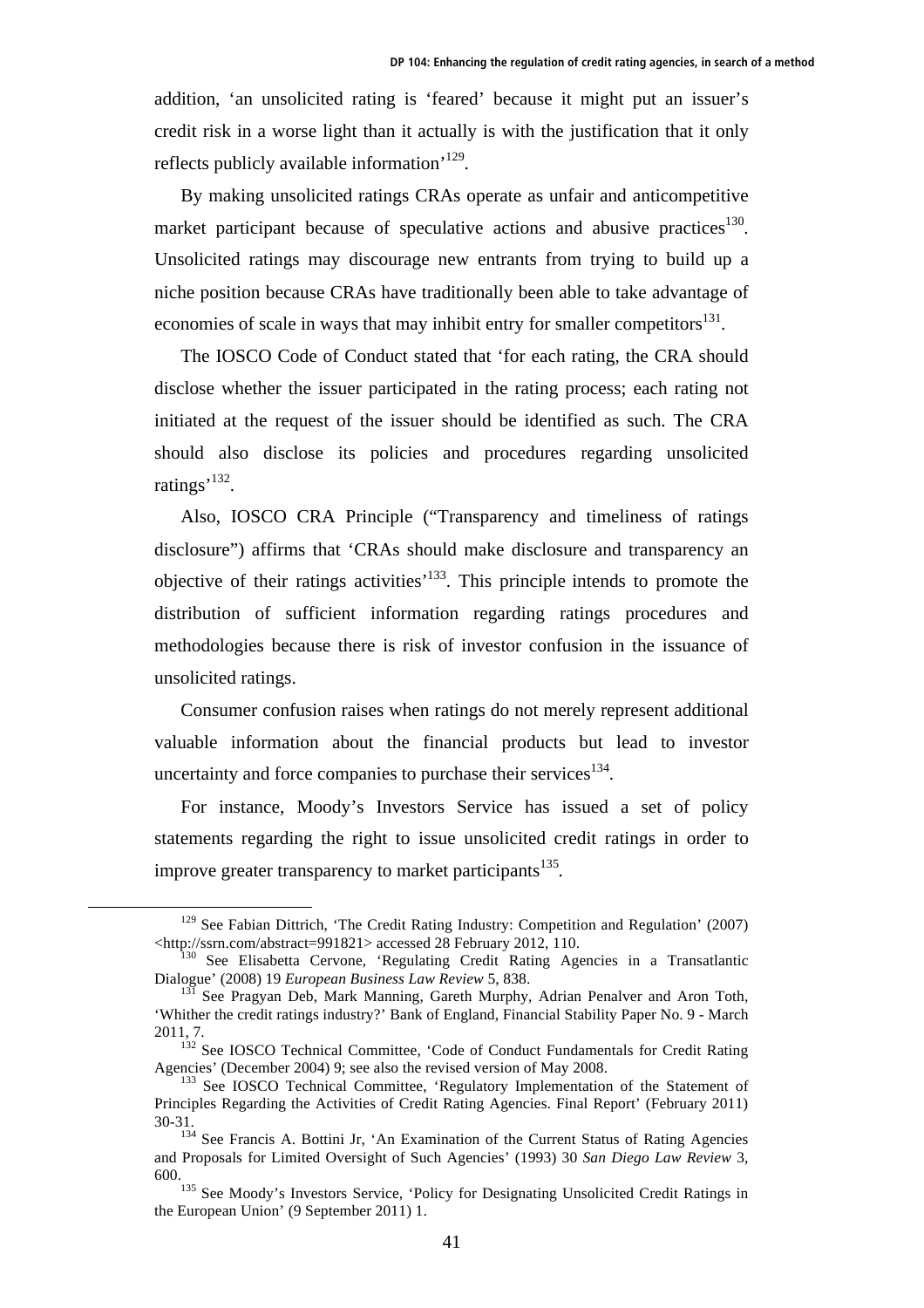addition, 'an unsolicited rating is 'feared' because it might put an issuer's credit risk in a worse light than it actually is with the justification that it only reflects publicly available information'[129].

By making unsolicited ratings CRAs operate as unfair and anticompetitive market participant because of speculative actions and abusive practices[130]. Unsolicited ratings may discourage new entrants from trying to build up a niche position because CRAs have traditionally been able to take advantage of economies of scale in ways that may inhibit entry for smaller competitors[131].

The IOSCO Code of Conduct stated that 'for each rating, the CRA should disclose whether the issuer participated in the rating process; each rating not initiated at the request of the issuer should be identified as such. The CRA should also disclose its policies and procedures regarding unsolicited ratings'[132].

Also, IOSCO CRA Principle ("Transparency and timeliness of ratings disclosure") affirms that 'CRAs should make disclosure and transparency an objective of their ratings activities'[133]. This principle intends to promote the distribution of sufficient information regarding ratings procedures and methodologies because there is risk of investor confusion in the issuance of unsolicited ratings.

Consumer confusion raises when ratings do not merely represent additional valuable information about the financial products but lead to investor uncertainty and force companies to purchase their services[134].

For instance, Moody's Investors Service has issued a set of policy statements regarding the right to issue unsolicited credit ratings in order to improve greater transparency to market participants[135].

---

[129] See Fabian Dittrich, 'The Credit Rating Industry: Competition and Regulation' (2007) <http://ssrn.com/abstract=991821> accessed 28 February 2012, 110.

[130] See Elisabetta Cervone, 'Regulating Credit Rating Agencies in a Transatlantic Dialogue' (2008) 19 *European Business Law Review* 5, 838.

[131] See Pragyan Deb, Mark Manning, Gareth Murphy, Adrian Penalver and Aron Toth, 'Whither the credit ratings industry?' Bank of England, Financial Stability Paper No. 9 - March 2011, 7.

[132] See IOSCO Technical Committee, 'Code of Conduct Fundamentals for Credit Rating Agencies' (December 2004) 9; see also the revised version of May 2008.

[133] See IOSCO Technical Committee, 'Regulatory Implementation of the Statement of Principles Regarding the Activities of Credit Rating Agencies. Final Report' (February 2011) 30-31.

[134] See Francis A. Bottini Jr, 'An Examination of the Current Status of Rating Agencies and Proposals for Limited Oversight of Such Agencies' (1993) 30 *San Diego Law Review* 3, 600.

[135] See Moody's Investors Service, 'Policy for Designating Unsolicited Credit Ratings in the European Union' (9 September 2011) 1.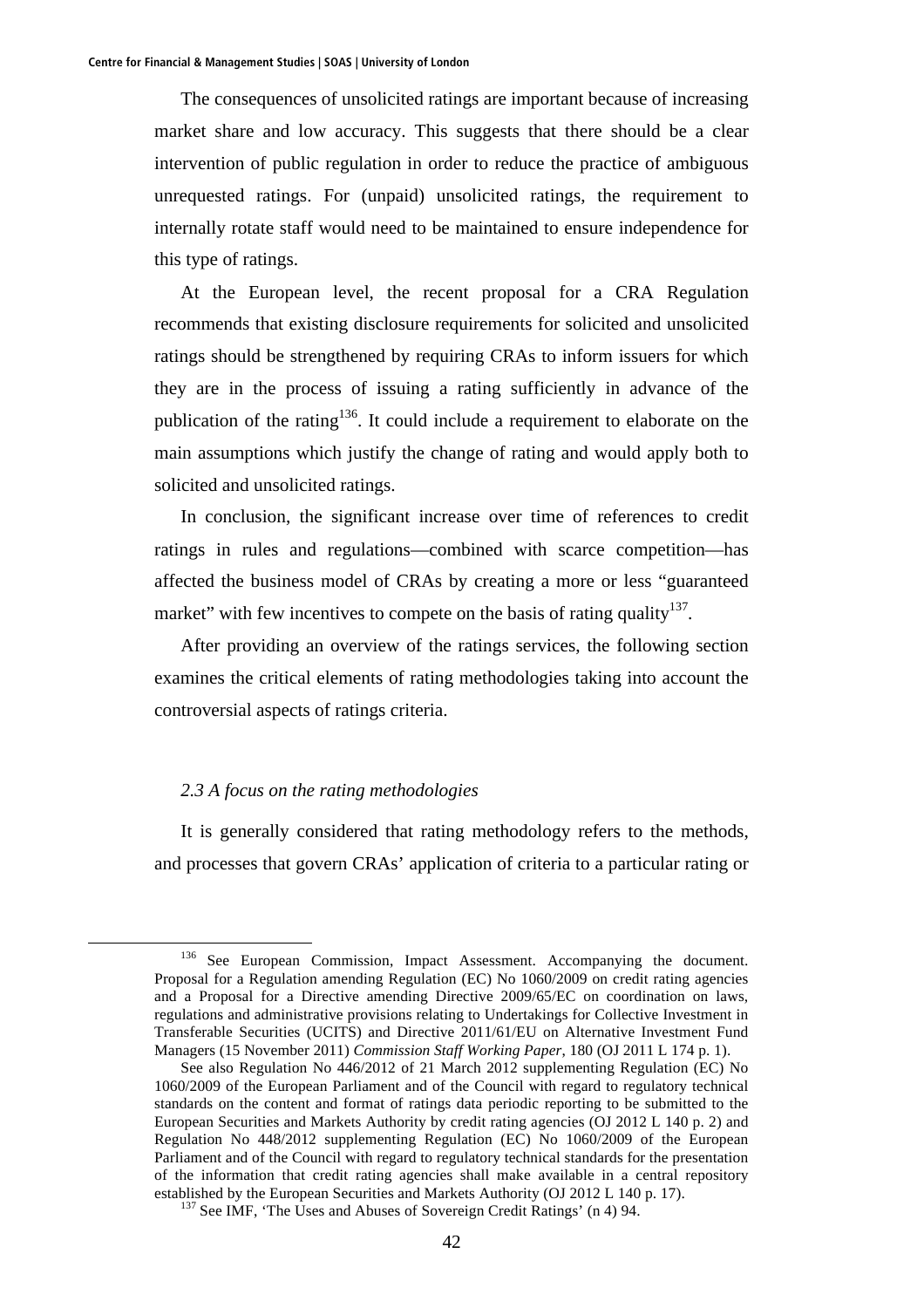The consequences of unsolicited ratings are important because of increasing market share and low accuracy. This suggests that there should be a clear intervention of public regulation in order to reduce the practice of ambiguous unrequested ratings. For (unpaid) unsolicited ratings, the requirement to internally rotate staff would need to be maintained to ensure independence for this type of ratings.

At the European level, the recent proposal for a CRA Regulation recommends that existing disclosure requirements for solicited and unsolicited ratings should be strengthened by requiring CRAs to inform issuers for which they are in the process of issuing a rating sufficiently in advance of the publication of the rating[136]. It could include a requirement to elaborate on the main assumptions which justify the change of rating and would apply both to solicited and unsolicited ratings.

In conclusion, the significant increase over time of references to credit ratings in rules and regulations—combined with scarce competition—has affected the business model of CRAs by creating a more or less "guaranteed market" with few incentives to compete on the basis of rating quality[137].

After providing an overview of the ratings services, the following section examines the critical elements of rating methodologies taking into account the controversial aspects of ratings criteria.

### *2.3 A focus on the rating methodologies*

It is generally considered that rating methodology refers to the methods, and processes that govern CRAs' application of criteria to a particular rating or

---

[136] See European Commission, Impact Assessment. Accompanying the document. Proposal for a Regulation amending Regulation (EC) No 1060/2009 on credit rating agencies and a Proposal for a Directive amending Directive 2009/65/EC on coordination on laws, regulations and administrative provisions relating to Undertakings for Collective Investment in Transferable Securities (UCITS) and Directive 2011/61/EU on Alternative Investment Fund Managers (15 November 2011) *Commission Staff Working Paper*, 180 (OJ 2011 L 174 p. 1).

See also Regulation No 446/2012 of 21 March 2012 supplementing Regulation (EC) No 1060/2009 of the European Parliament and of the Council with regard to regulatory technical standards on the content and format of ratings data periodic reporting to be submitted to the European Securities and Markets Authority by credit rating agencies (OJ 2012 L 140 p. 2) and Regulation No 448/2012 supplementing Regulation (EC) No 1060/2009 of the European Parliament and of the Council with regard to regulatory technical standards for the presentation of the information that credit rating agencies shall make available in a central repository established by the European Securities and Markets Authority (OJ 2012 L 140 p. 17).

[137] See IMF, 'The Uses and Abuses of Sovereign Credit Ratings' (n 4) 94.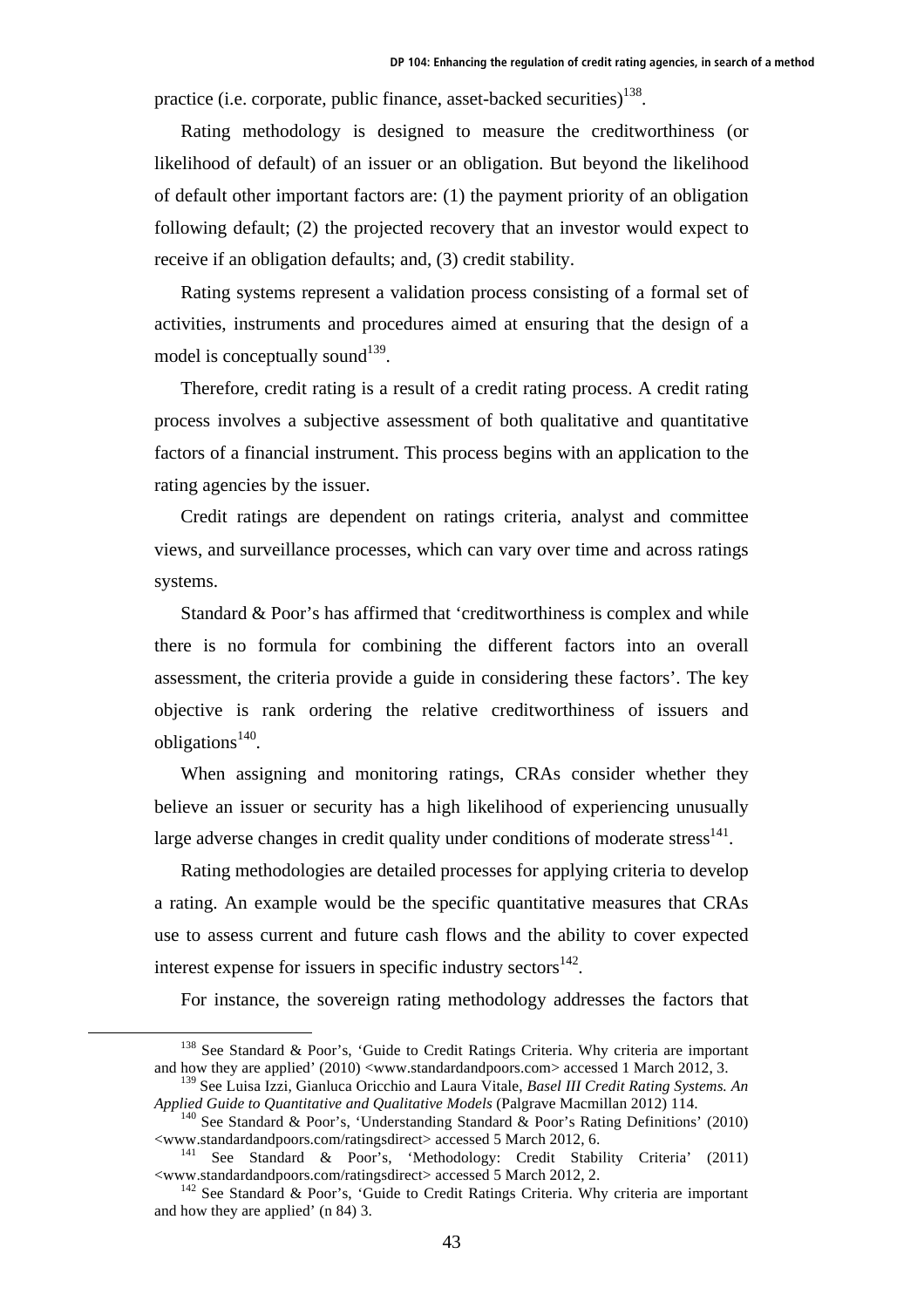practice (i.e. corporate, public finance, asset-backed securities)[138].

Rating methodology is designed to measure the creditworthiness (or likelihood of default) of an issuer or an obligation. But beyond the likelihood of default other important factors are: (1) the payment priority of an obligation following default; (2) the projected recovery that an investor would expect to receive if an obligation defaults; and, (3) credit stability.

Rating systems represent a validation process consisting of a formal set of activities, instruments and procedures aimed at ensuring that the design of a model is conceptually sound[139].

Therefore, credit rating is a result of a credit rating process. A credit rating process involves a subjective assessment of both qualitative and quantitative factors of a financial instrument. This process begins with an application to the rating agencies by the issuer.

Credit ratings are dependent on ratings criteria, analyst and committee views, and surveillance processes, which can vary over time and across ratings systems.

Standard & Poor's has affirmed that 'creditworthiness is complex and while there is no formula for combining the different factors into an overall assessment, the criteria provide a guide in considering these factors'. The key objective is rank ordering the relative creditworthiness of issuers and obligations[140].

When assigning and monitoring ratings, CRAs consider whether they believe an issuer or security has a high likelihood of experiencing unusually large adverse changes in credit quality under conditions of moderate stress[141].

Rating methodologies are detailed processes for applying criteria to develop a rating. An example would be the specific quantitative measures that CRAs use to assess current and future cash flows and the ability to cover expected interest expense for issuers in specific industry sectors[142].

For instance, the sovereign rating methodology addresses the factors that

---

[138] See Standard & Poor's, 'Guide to Credit Ratings Criteria. Why criteria are important and how they are applied' (2010) <www.standardandpoors.com> accessed 1 March 2012, 3.

[139] See Luisa Izzi, Gianluca Oricchio and Laura Vitale, *Basel III Credit Rating Systems. An Applied Guide to Quantitative and Qualitative Models* (Palgrave Macmillan 2012) 114.

[140] See Standard & Poor's, 'Understanding Standard & Poor's Rating Definitions' (2010) <www.standardandpoors.com/ratingsdirect> accessed 5 March 2012, 6.

[141] See Standard & Poor's, 'Methodology: Credit Stability Criteria' (2011) <www.standardandpoors.com/ratingsdirect> accessed 5 March 2012, 2.

[142] See Standard & Poor's, 'Guide to Credit Ratings Criteria. Why criteria are important and how they are applied' (n 84) 3.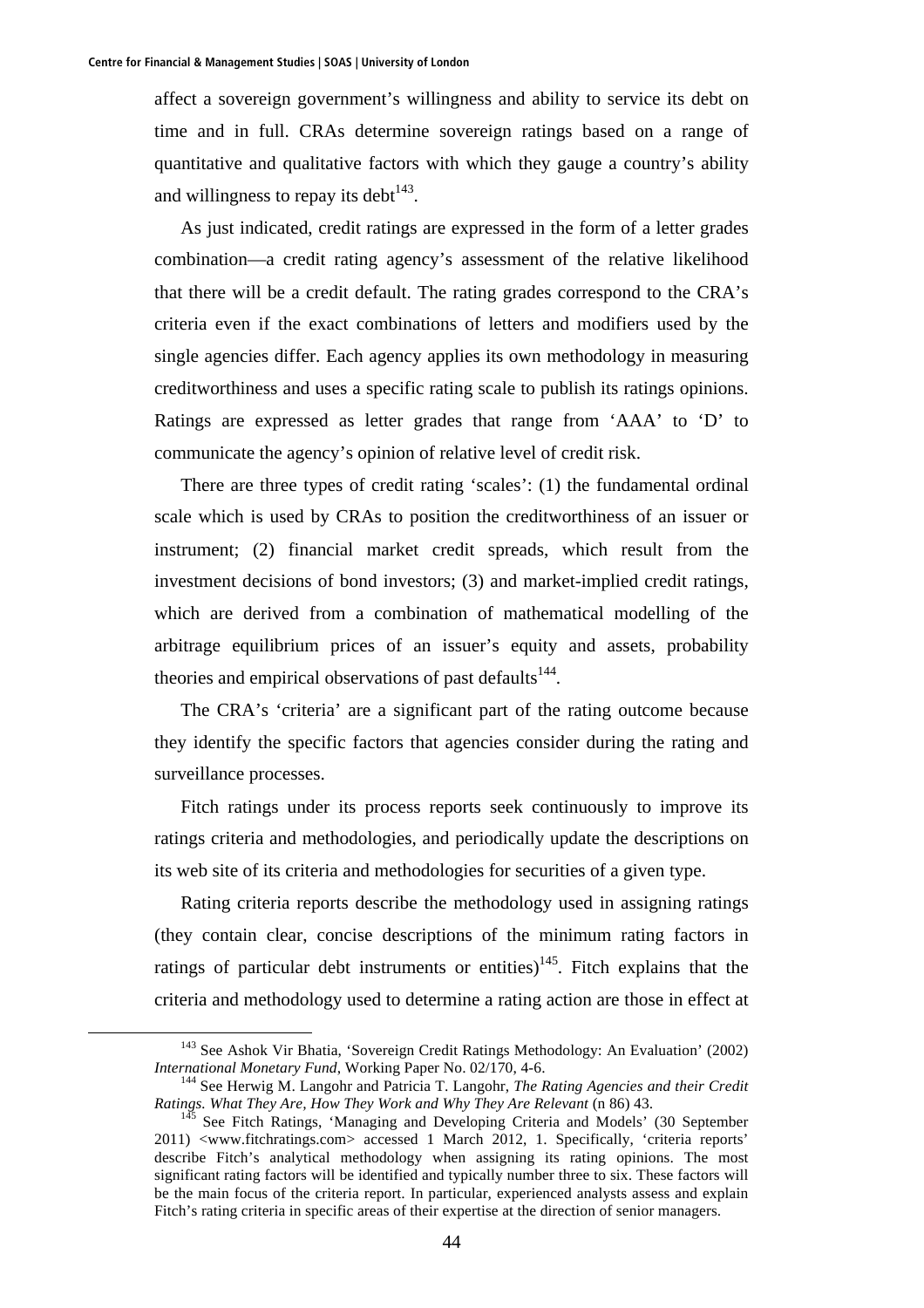affect a sovereign government's willingness and ability to service its debt on time and in full. CRAs determine sovereign ratings based on a range of quantitative and qualitative factors with which they gauge a country's ability and willingness to repay its debt[143].

As just indicated, credit ratings are expressed in the form of a letter grades combination—a credit rating agency's assessment of the relative likelihood that there will be a credit default. The rating grades correspond to the CRA's criteria even if the exact combinations of letters and modifiers used by the single agencies differ. Each agency applies its own methodology in measuring creditworthiness and uses a specific rating scale to publish its ratings opinions. Ratings are expressed as letter grades that range from 'AAA' to 'D' to communicate the agency's opinion of relative level of credit risk.

There are three types of credit rating 'scales': (1) the fundamental ordinal scale which is used by CRAs to position the creditworthiness of an issuer or instrument; (2) financial market credit spreads, which result from the investment decisions of bond investors; (3) and market-implied credit ratings, which are derived from a combination of mathematical modelling of the arbitrage equilibrium prices of an issuer's equity and assets, probability theories and empirical observations of past defaults[144].

The CRA's 'criteria' are a significant part of the rating outcome because they identify the specific factors that agencies consider during the rating and surveillance processes.

Fitch ratings under its process reports seek continuously to improve its ratings criteria and methodologies, and periodically update the descriptions on its web site of its criteria and methodologies for securities of a given type.

Rating criteria reports describe the methodology used in assigning ratings (they contain clear, concise descriptions of the minimum rating factors in ratings of particular debt instruments or entities)[145]. Fitch explains that the criteria and methodology used to determine a rating action are those in effect at

---

[143] See Ashok Vir Bhatia, 'Sovereign Credit Ratings Methodology: An Evaluation' (2002) *International Monetary Fund*, Working Paper No. 02/170, 4-6.

[144] See Herwig M. Langohr and Patricia T. Langohr, *The Rating Agencies and their Credit Ratings. What They Are, How They Work and Why They Are Relevant* (n 86) 43.

[145] See Fitch Ratings, 'Managing and Developing Criteria and Models' (30 September 2011) <www.fitchratings.com> accessed 1 March 2012, 1. Specifically, 'criteria reports' describe Fitch's analytical methodology when assigning its rating opinions. The most significant rating factors will be identified and typically number three to six. These factors will be the main focus of the criteria report. In particular, experienced analysts assess and explain Fitch's rating criteria in specific areas of their expertise at the direction of senior managers.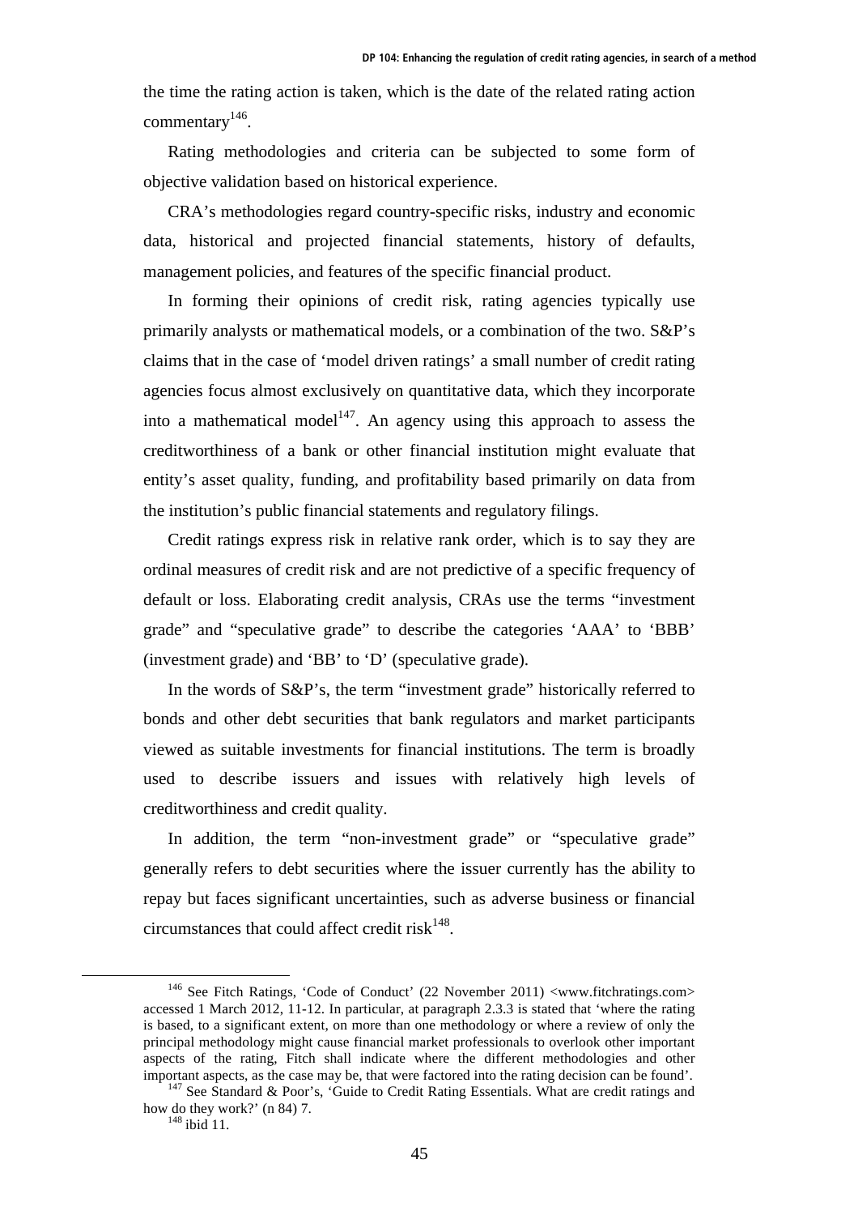the time the rating action is taken, which is the date of the related rating action commentary[146].

Rating methodologies and criteria can be subjected to some form of objective validation based on historical experience.

CRA's methodologies regard country-specific risks, industry and economic data, historical and projected financial statements, history of defaults, management policies, and features of the specific financial product.

In forming their opinions of credit risk, rating agencies typically use primarily analysts or mathematical models, or a combination of the two. S&P's claims that in the case of 'model driven ratings' a small number of credit rating agencies focus almost exclusively on quantitative data, which they incorporate into a mathematical model[147]. An agency using this approach to assess the creditworthiness of a bank or other financial institution might evaluate that entity's asset quality, funding, and profitability based primarily on data from the institution's public financial statements and regulatory filings.

Credit ratings express risk in relative rank order, which is to say they are ordinal measures of credit risk and are not predictive of a specific frequency of default or loss. Elaborating credit analysis, CRAs use the terms "investment grade" and "speculative grade" to describe the categories 'AAA' to 'BBB' (investment grade) and 'BB' to 'D' (speculative grade).

In the words of S&P's, the term "investment grade" historically referred to bonds and other debt securities that bank regulators and market participants viewed as suitable investments for financial institutions. The term is broadly used to describe issuers and issues with relatively high levels of creditworthiness and credit quality.

In addition, the term "non-investment grade" or "speculative grade" generally refers to debt securities where the issuer currently has the ability to repay but faces significant uncertainties, such as adverse business or financial circumstances that could affect credit risk[148].

---

[146] See Fitch Ratings, 'Code of Conduct' (22 November 2011) <www.fitchratings.com> accessed 1 March 2012, 11-12. In particular, at paragraph 2.3.3 is stated that 'where the rating is based, to a significant extent, on more than one methodology or where a review of only the principal methodology might cause financial market professionals to overlook other important aspects of the rating, Fitch shall indicate where the different methodologies and other important aspects, as the case may be, that were factored into the rating decision can be found'.

[147] See Standard & Poor's, 'Guide to Credit Rating Essentials. What are credit ratings and how do they work?' (n 84) 7.

[148] ibid 11.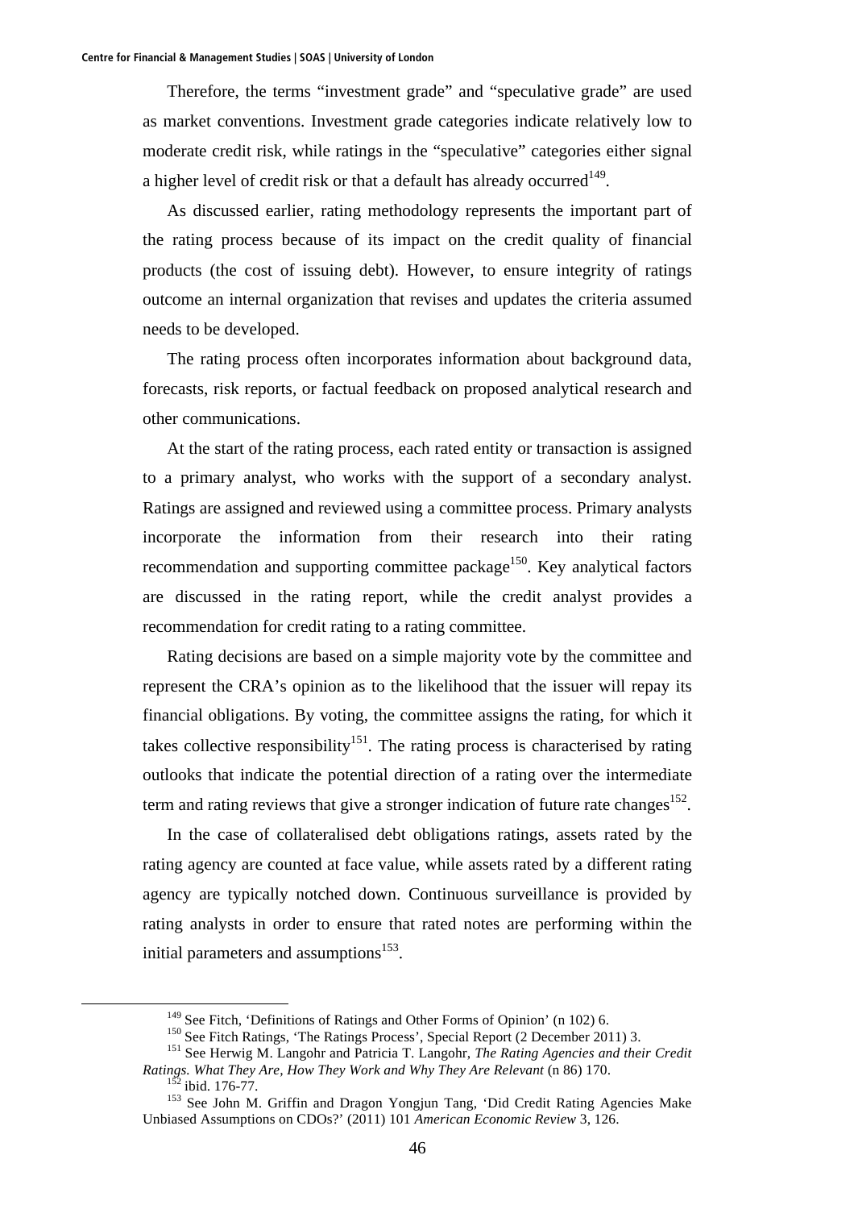Therefore, the terms “investment grade” and “speculative grade” are used as market conventions. Investment grade categories indicate relatively low to moderate credit risk, while ratings in the “speculative” categories either signal a higher level of credit risk or that a default has already occurred[149].

As discussed earlier, rating methodology represents the important part of the rating process because of its impact on the credit quality of financial products (the cost of issuing debt). However, to ensure integrity of ratings outcome an internal organization that revises and updates the criteria assumed needs to be developed.

The rating process often incorporates information about background data, forecasts, risk reports, or factual feedback on proposed analytical research and other communications.

At the start of the rating process, each rated entity or transaction is assigned to a primary analyst, who works with the support of a secondary analyst. Ratings are assigned and reviewed using a committee process. Primary analysts incorporate the information from their research into their rating recommendation and supporting committee package[150]. Key analytical factors are discussed in the rating report, while the credit analyst provides a recommendation for credit rating to a rating committee.

Rating decisions are based on a simple majority vote by the committee and represent the CRA’s opinion as to the likelihood that the issuer will repay its financial obligations. By voting, the committee assigns the rating, for which it takes collective responsibility[151]. The rating process is characterised by rating outlooks that indicate the potential direction of a rating over the intermediate term and rating reviews that give a stronger indication of future rate changes[152].

In the case of collateralised debt obligations ratings, assets rated by the rating agency are counted at face value, while assets rated by a different rating agency are typically notched down. Continuous surveillance is provided by rating analysts in order to ensure that rated notes are performing within the initial parameters and assumptions[153].

---

[149] See Fitch, ‘Definitions of Ratings and Other Forms of Opinion’ (n 102) 6.

[150] See Fitch Ratings, ‘The Ratings Process’, Special Report (2 December 2011) 3.

[151] See Herwig M. Langohr and Patricia T. Langohr, *The Rating Agencies and their Credit Ratings. What They Are, How They Work and Why They Are Relevant* (n 86) 170.

[152] ibid. 176-77.

[153] See John M. Griffin and Dragon Yongjun Tang, ‘Did Credit Rating Agencies Make Unbiased Assumptions on CDOs?’ (2011) 101 *American Economic Review* 3, 126.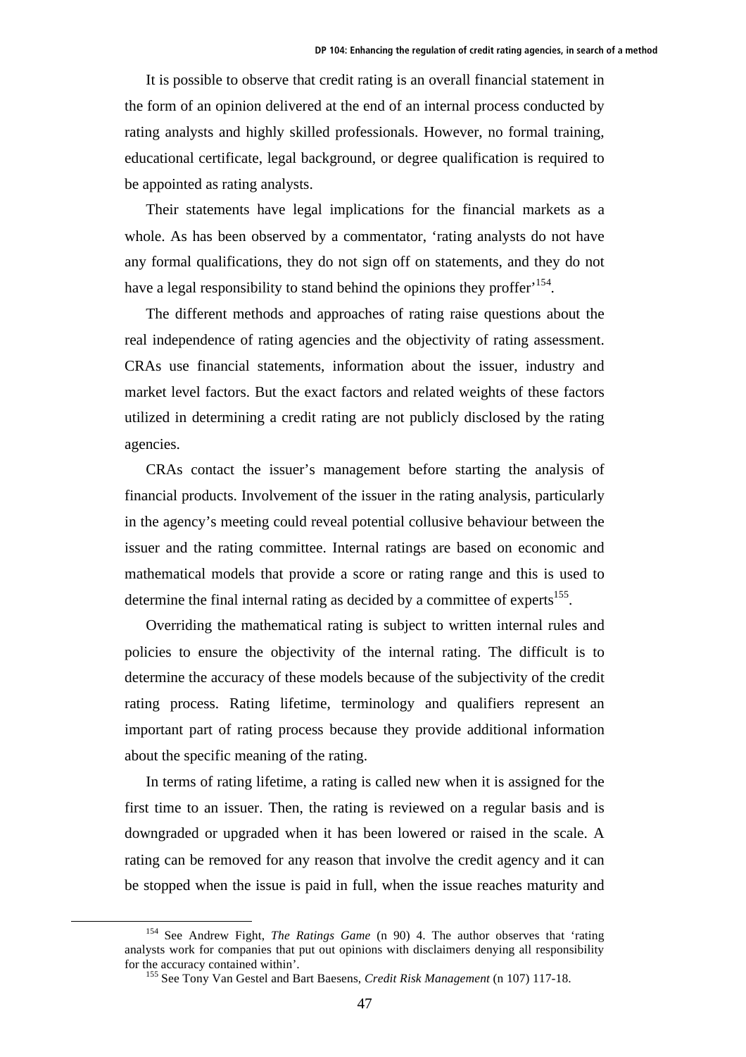It is possible to observe that credit rating is an overall financial statement in the form of an opinion delivered at the end of an internal process conducted by rating analysts and highly skilled professionals. However, no formal training, educational certificate, legal background, or degree qualification is required to be appointed as rating analysts.

Their statements have legal implications for the financial markets as a whole. As has been observed by a commentator, 'rating analysts do not have any formal qualifications, they do not sign off on statements, and they do not have a legal responsibility to stand behind the opinions they proffer'[154].

The different methods and approaches of rating raise questions about the real independence of rating agencies and the objectivity of rating assessment. CRAs use financial statements, information about the issuer, industry and market level factors. But the exact factors and related weights of these factors utilized in determining a credit rating are not publicly disclosed by the rating agencies.

CRAs contact the issuer's management before starting the analysis of financial products. Involvement of the issuer in the rating analysis, particularly in the agency's meeting could reveal potential collusive behaviour between the issuer and the rating committee. Internal ratings are based on economic and mathematical models that provide a score or rating range and this is used to determine the final internal rating as decided by a committee of experts[155].

Overriding the mathematical rating is subject to written internal rules and policies to ensure the objectivity of the internal rating. The difficult is to determine the accuracy of these models because of the subjectivity of the credit rating process. Rating lifetime, terminology and qualifiers represent an important part of rating process because they provide additional information about the specific meaning of the rating.

In terms of rating lifetime, a rating is called new when it is assigned for the first time to an issuer. Then, the rating is reviewed on a regular basis and is downgraded or upgraded when it has been lowered or raised in the scale. A rating can be removed for any reason that involve the credit agency and it can be stopped when the issue is paid in full, when the issue reaches maturity and

---

[154] See Andrew Fight, *The Ratings Game* (n 90) 4. The author observes that 'rating analysts work for companies that put out opinions with disclaimers denying all responsibility for the accuracy contained within'.

[155] See Tony Van Gestel and Bart Baesens, *Credit Risk Management* (n 107) 117-18.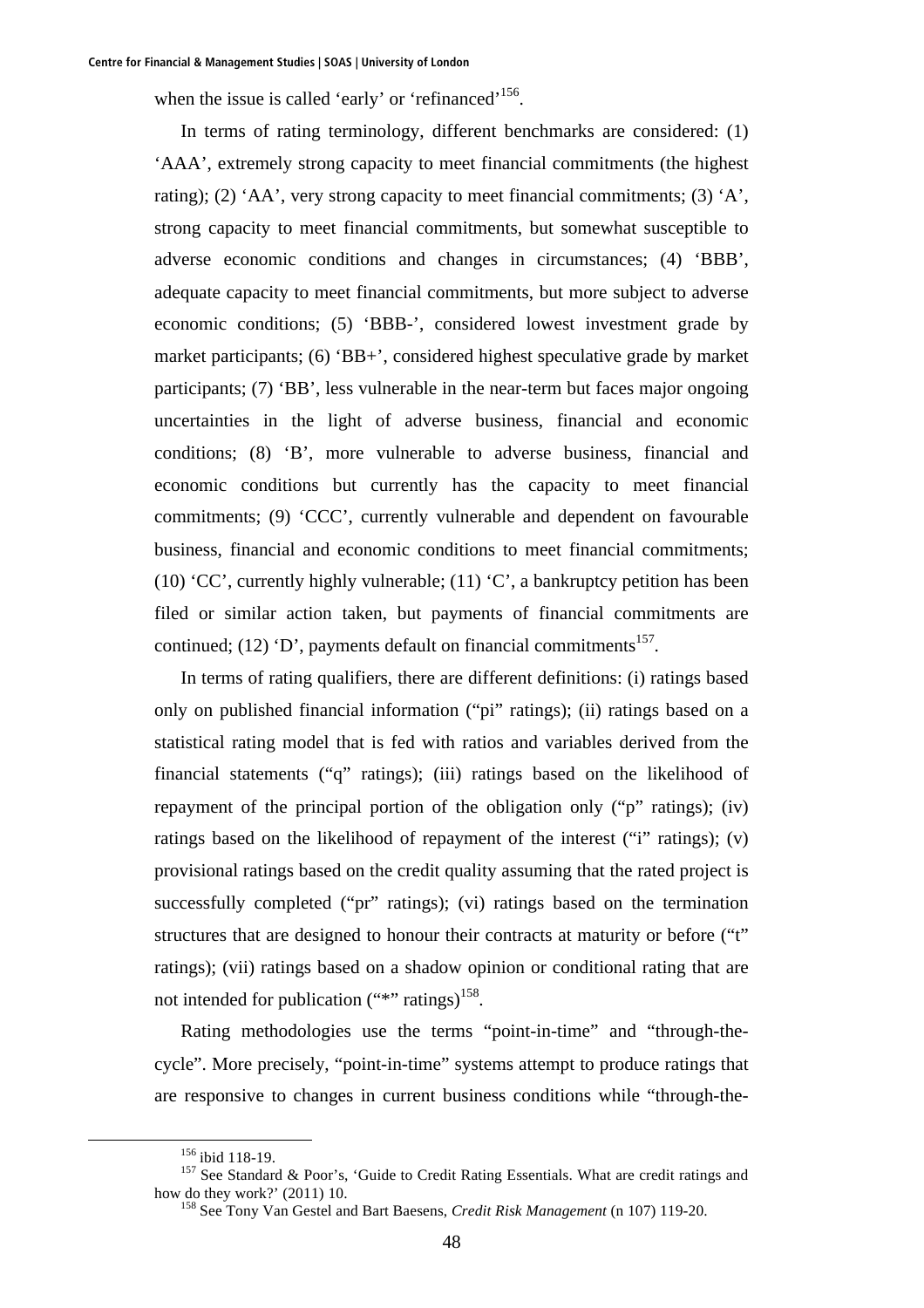when the issue is called 'early' or 'refinanced'[156].

In terms of rating terminology, different benchmarks are considered: (1) 'AAA', extremely strong capacity to meet financial commitments (the highest rating); (2) 'AA', very strong capacity to meet financial commitments; (3) 'A', strong capacity to meet financial commitments, but somewhat susceptible to adverse economic conditions and changes in circumstances; (4) 'BBB', adequate capacity to meet financial commitments, but more subject to adverse economic conditions; (5) 'BBB-', considered lowest investment grade by market participants; (6) 'BB+', considered highest speculative grade by market participants; (7) 'BB', less vulnerable in the near-term but faces major ongoing uncertainties in the light of adverse business, financial and economic conditions; (8) 'B', more vulnerable to adverse business, financial and economic conditions but currently has the capacity to meet financial commitments; (9) 'CCC', currently vulnerable and dependent on favourable business, financial and economic conditions to meet financial commitments; (10) 'CC', currently highly vulnerable; (11) 'C', a bankruptcy petition has been filed or similar action taken, but payments of financial commitments are continued; (12) 'D', payments default on financial commitments[157].

In terms of rating qualifiers, there are different definitions: (i) ratings based only on published financial information ("pi" ratings); (ii) ratings based on a statistical rating model that is fed with ratios and variables derived from the financial statements ("q" ratings); (iii) ratings based on the likelihood of repayment of the principal portion of the obligation only ("p" ratings); (iv) ratings based on the likelihood of repayment of the interest ("i" ratings); (v) provisional ratings based on the credit quality assuming that the rated project is successfully completed ("pr" ratings); (vi) ratings based on the termination structures that are designed to honour their contracts at maturity or before ("t" ratings); (vii) ratings based on a shadow opinion or conditional rating that are not intended for publication ("*" ratings)[158].

Rating methodologies use the terms "point-in-time" and "through-the-cycle". More precisely, "point-in-time" systems attempt to produce ratings that are responsive to changes in current business conditions while "through-the-

---

[156] ibid 118-19.

[157] See Standard & Poor's, 'Guide to Credit Rating Essentials. What are credit ratings and how do they work?' (2011) 10.

[158] See Tony Van Gestel and Bart Baesens, *Credit Risk Management* (n 107) 119-20.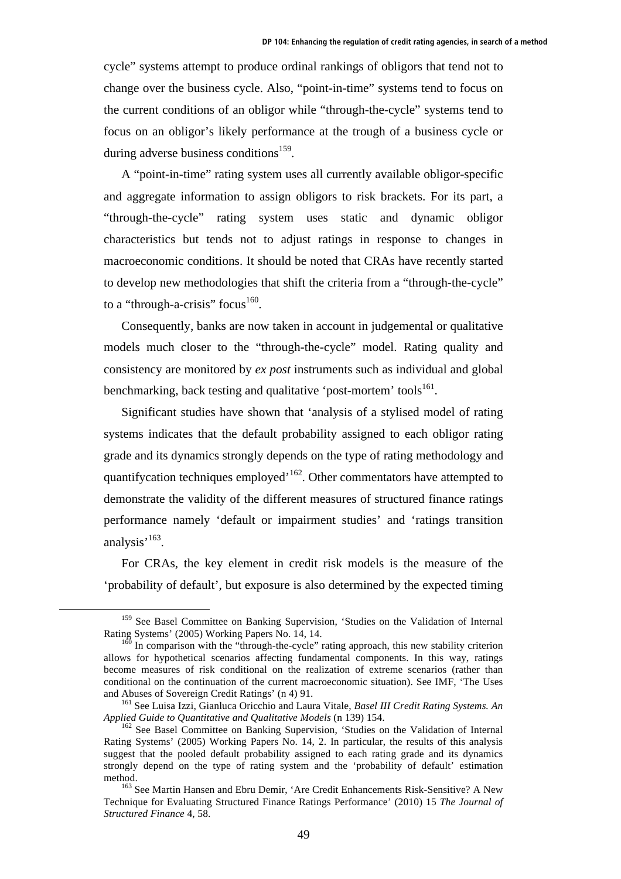cycle" systems attempt to produce ordinal rankings of obligors that tend not to change over the business cycle. Also, "point-in-time" systems tend to focus on the current conditions of an obligor while "through-the-cycle" systems tend to focus on an obligor's likely performance at the trough of a business cycle or during adverse business conditions[159].

A "point-in-time" rating system uses all currently available obligor-specific and aggregate information to assign obligors to risk brackets. For its part, a "through-the-cycle" rating system uses static and dynamic obligor characteristics but tends not to adjust ratings in response to changes in macroeconomic conditions. It should be noted that CRAs have recently started to develop new methodologies that shift the criteria from a "through-the-cycle" to a "through-a-crisis" focus[160].

Consequently, banks are now taken in account in judgemental or qualitative models much closer to the "through-the-cycle" model. Rating quality and consistency are monitored by *ex post* instruments such as individual and global benchmarking, back testing and qualitative 'post-mortem' tools[161].

Significant studies have shown that 'analysis of a stylised model of rating systems indicates that the default probability assigned to each obligor rating grade and its dynamics strongly depends on the type of rating methodology and quantifycation techniques employed'[162]. Other commentators have attempted to demonstrate the validity of the different measures of structured finance ratings performance namely 'default or impairment studies' and 'ratings transition analysis'[163].

For CRAs, the key element in credit risk models is the measure of the 'probability of default', but exposure is also determined by the expected timing

---

[159] See Basel Committee on Banking Supervision, 'Studies on the Validation of Internal Rating Systems' (2005) Working Papers No. 14, 14.

[160] In comparison with the "through-the-cycle" rating approach, this new stability criterion allows for hypothetical scenarios affecting fundamental components. In this way, ratings become measures of risk conditional on the realization of extreme scenarios (rather than conditional on the continuation of the current macroeconomic situation). See IMF, 'The Uses and Abuses of Sovereign Credit Ratings' (n 4) 91.

[161] See Luisa Izzi, Gianluca Oricchio and Laura Vitale, *Basel III Credit Rating Systems. An Applied Guide to Quantitative and Qualitative Models* (n 139) 154.

[162] See Basel Committee on Banking Supervision, 'Studies on the Validation of Internal Rating Systems' (2005) Working Papers No. 14, 2. In particular, the results of this analysis suggest that the pooled default probability assigned to each rating grade and its dynamics strongly depend on the type of rating system and the 'probability of default' estimation method.

[163] See Martin Hansen and Ebru Demir, 'Are Credit Enhancements Risk-Sensitive? A New Technique for Evaluating Structured Finance Ratings Performance' (2010) 15 *The Journal of Structured Finance* 4, 58.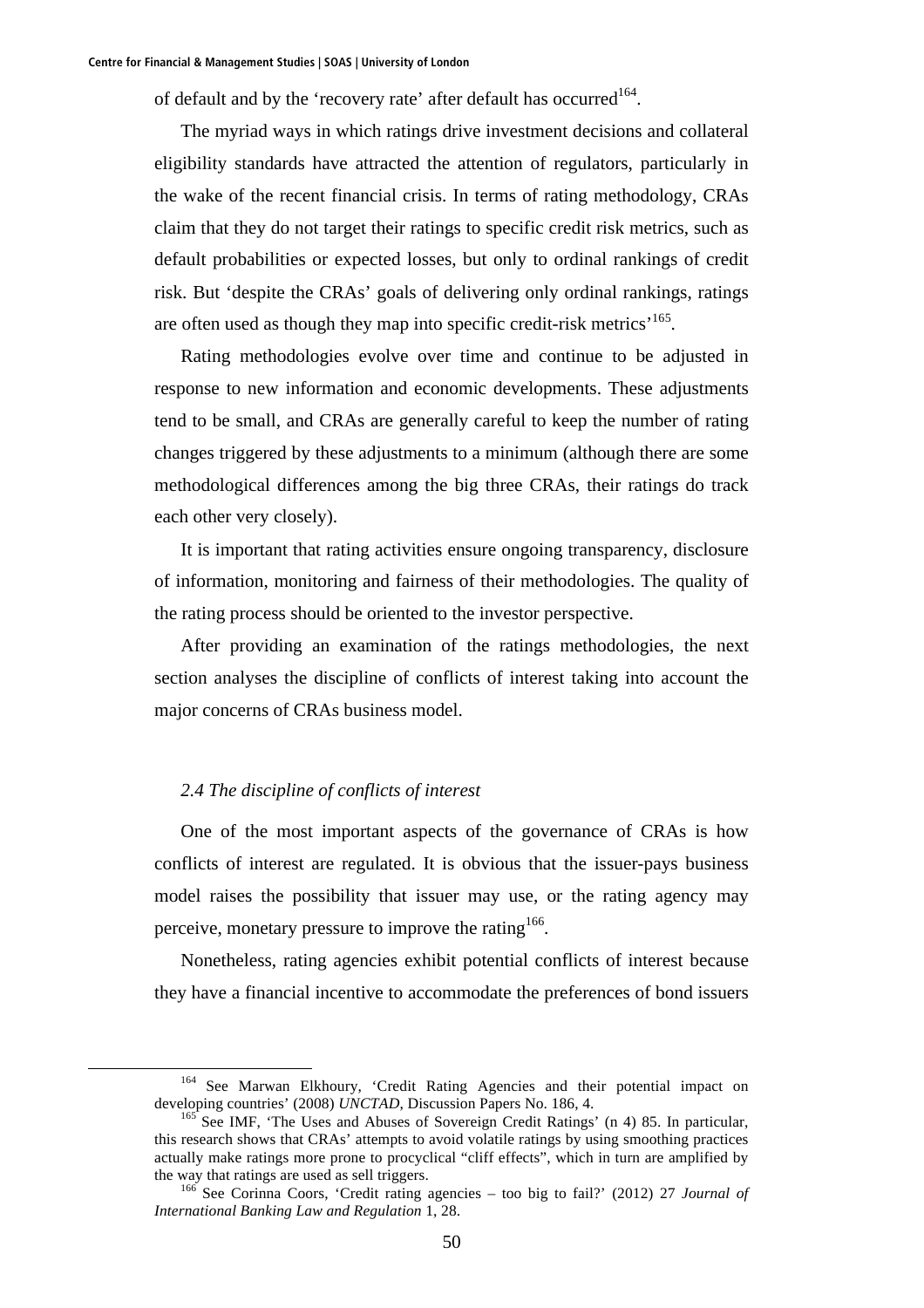of default and by the 'recovery rate' after default has occurred[164].

The myriad ways in which ratings drive investment decisions and collateral eligibility standards have attracted the attention of regulators, particularly in the wake of the recent financial crisis. In terms of rating methodology, CRAs claim that they do not target their ratings to specific credit risk metrics, such as default probabilities or expected losses, but only to ordinal rankings of credit risk. But 'despite the CRAs' goals of delivering only ordinal rankings, ratings are often used as though they map into specific credit-risk metrics'[165].

Rating methodologies evolve over time and continue to be adjusted in response to new information and economic developments. These adjustments tend to be small, and CRAs are generally careful to keep the number of rating changes triggered by these adjustments to a minimum (although there are some methodological differences among the big three CRAs, their ratings do track each other very closely).

It is important that rating activities ensure ongoing transparency, disclosure of information, monitoring and fairness of their methodologies. The quality of the rating process should be oriented to the investor perspective.

After providing an examination of the ratings methodologies, the next section analyses the discipline of conflicts of interest taking into account the major concerns of CRAs business model.

### *2.4 The discipline of conflicts of interest*

One of the most important aspects of the governance of CRAs is how conflicts of interest are regulated. It is obvious that the issuer-pays business model raises the possibility that issuer may use, or the rating agency may perceive, monetary pressure to improve the rating[166].

Nonetheless, rating agencies exhibit potential conflicts of interest because they have a financial incentive to accommodate the preferences of bond issuers

---

[164] See Marwan Elkhoury, 'Credit Rating Agencies and their potential impact on developing countries' (2008) *UNCTAD*, Discussion Papers No. 186, 4.

[165] See IMF, 'The Uses and Abuses of Sovereign Credit Ratings' (n 4) 85. In particular, this research shows that CRAs' attempts to avoid volatile ratings by using smoothing practices actually make ratings more prone to procyclical "cliff effects", which in turn are amplified by the way that ratings are used as sell triggers.

[166] See Corinna Coors, 'Credit rating agencies – too big to fail?' (2012) 27 *Journal of International Banking Law and Regulation* 1, 28.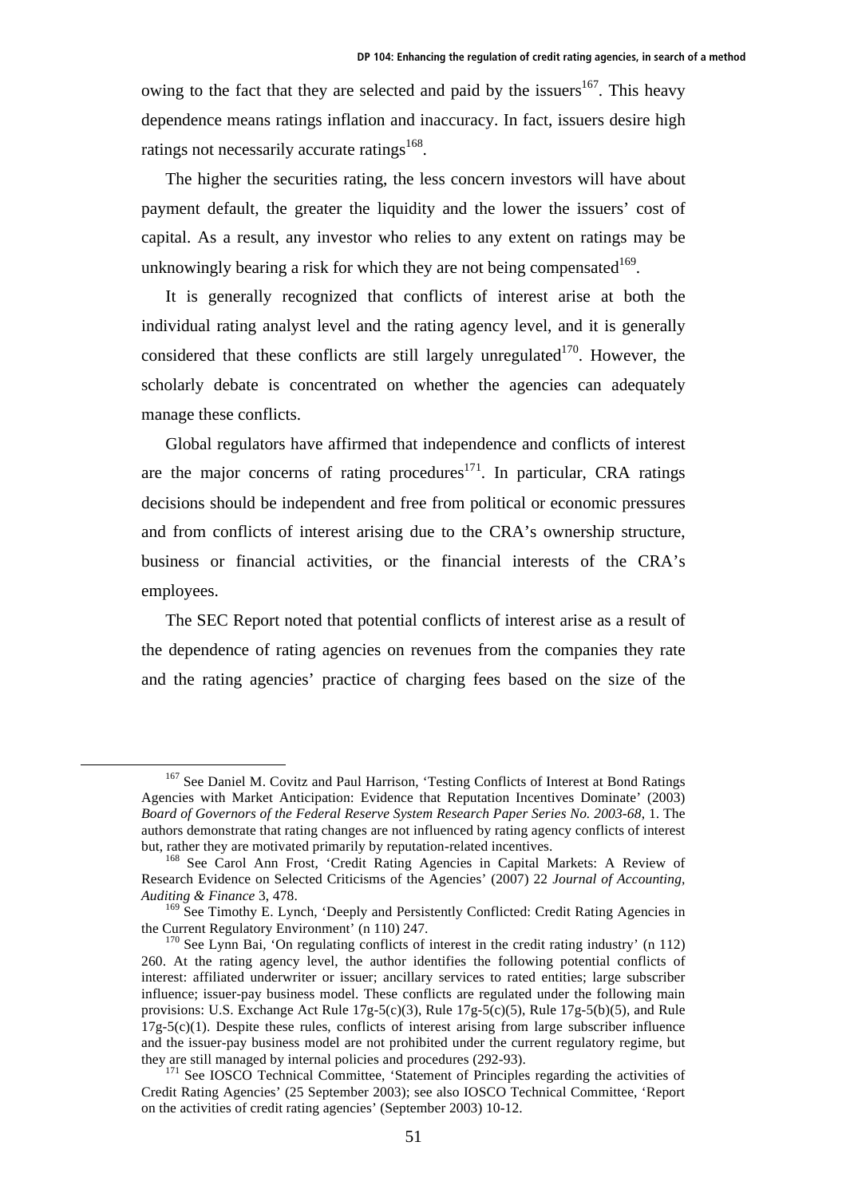owing to the fact that they are selected and paid by the issuers[167]. This heavy dependence means ratings inflation and inaccuracy. In fact, issuers desire high ratings not necessarily accurate ratings[168].

The higher the securities rating, the less concern investors will have about payment default, the greater the liquidity and the lower the issuers' cost of capital. As a result, any investor who relies to any extent on ratings may be unknowingly bearing a risk for which they are not being compensated[169].

It is generally recognized that conflicts of interest arise at both the individual rating analyst level and the rating agency level, and it is generally considered that these conflicts are still largely unregulated[170]. However, the scholarly debate is concentrated on whether the agencies can adequately manage these conflicts.

Global regulators have affirmed that independence and conflicts of interest are the major concerns of rating procedures[171]. In particular, CRA ratings decisions should be independent and free from political or economic pressures and from conflicts of interest arising due to the CRA's ownership structure, business or financial activities, or the financial interests of the CRA's employees.

The SEC Report noted that potential conflicts of interest arise as a result of the dependence of rating agencies on revenues from the companies they rate and the rating agencies' practice of charging fees based on the size of the

---

[167] See Daniel M. Covitz and Paul Harrison, 'Testing Conflicts of Interest at Bond Ratings Agencies with Market Anticipation: Evidence that Reputation Incentives Dominate' (2003) *Board of Governors of the Federal Reserve System Research Paper Series No. 2003-68*, 1. The authors demonstrate that rating changes are not influenced by rating agency conflicts of interest but, rather they are motivated primarily by reputation-related incentives.

[168] See Carol Ann Frost, 'Credit Rating Agencies in Capital Markets: A Review of Research Evidence on Selected Criticisms of the Agencies' (2007) 22 *Journal of Accounting, Auditing & Finance* 3, 478.

[169] See Timothy E. Lynch, 'Deeply and Persistently Conflicted: Credit Rating Agencies in the Current Regulatory Environment' (n 110) 247.

[170] See Lynn Bai, 'On regulating conflicts of interest in the credit rating industry' (n 112) 260. At the rating agency level, the author identifies the following potential conflicts of interest: affiliated underwriter or issuer; ancillary services to rated entities; large subscriber influence; issuer-pay business model. These conflicts are regulated under the following main provisions: U.S. Exchange Act Rule 17g-5(c)(3), Rule 17g-5(c)(5), Rule 17g-5(b)(5), and Rule 17g-5(c)(1). Despite these rules, conflicts of interest arising from large subscriber influence and the issuer-pay business model are not prohibited under the current regulatory regime, but they are still managed by internal policies and procedures (292-93).

[171] See IOSCO Technical Committee, 'Statement of Principles regarding the activities of Credit Rating Agencies' (25 September 2003); see also IOSCO Technical Committee, 'Report on the activities of credit rating agencies' (September 2003) 10-12.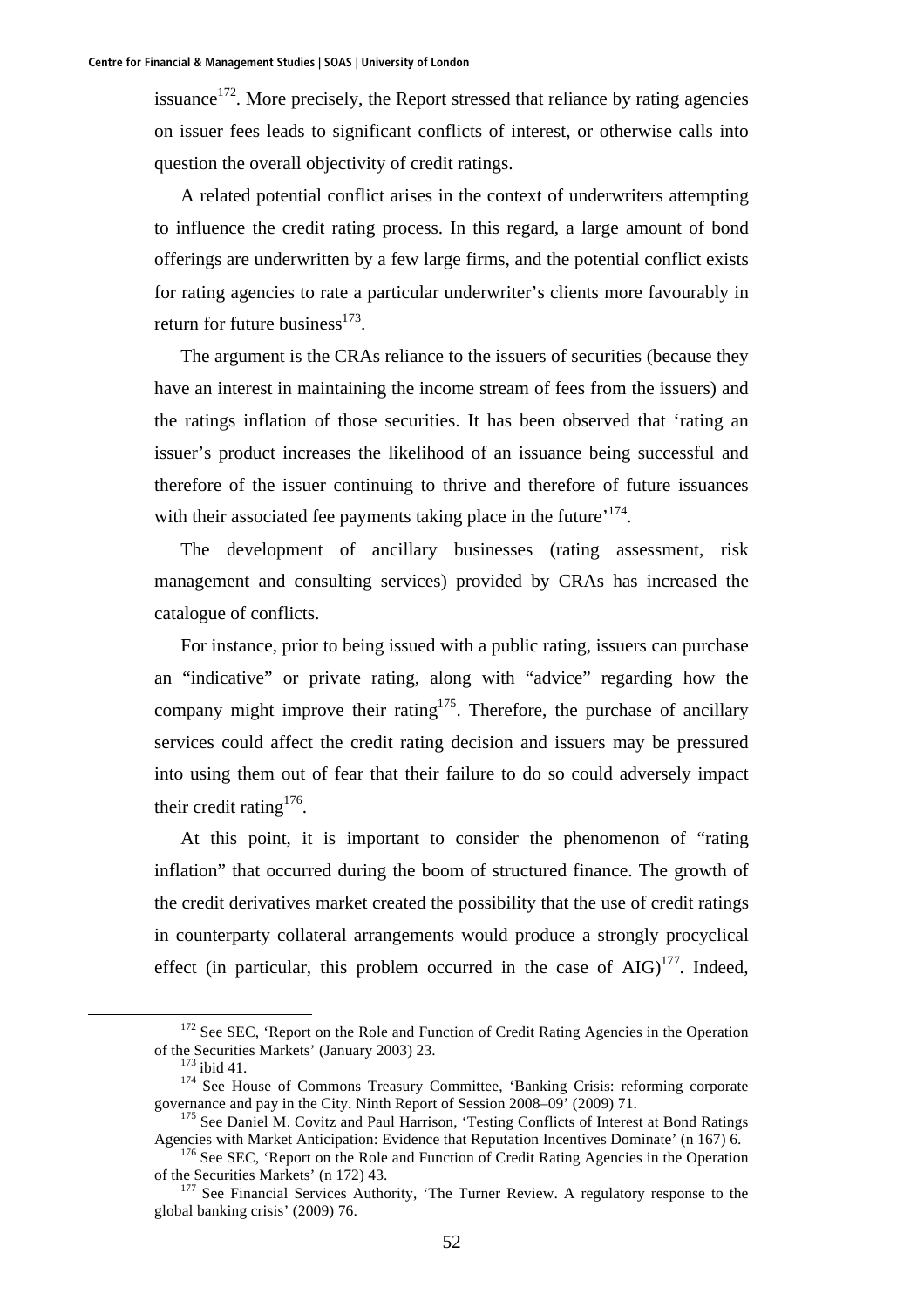issuance[172]. More precisely, the Report stressed that reliance by rating agencies on issuer fees leads to significant conflicts of interest, or otherwise calls into question the overall objectivity of credit ratings.

A related potential conflict arises in the context of underwriters attempting to influence the credit rating process. In this regard, a large amount of bond offerings are underwritten by a few large firms, and the potential conflict exists for rating agencies to rate a particular underwriter's clients more favourably in return for future business[173].

The argument is the CRAs reliance to the issuers of securities (because they have an interest in maintaining the income stream of fees from the issuers) and the ratings inflation of those securities. It has been observed that 'rating an issuer's product increases the likelihood of an issuance being successful and therefore of the issuer continuing to thrive and therefore of future issuances with their associated fee payments taking place in the future'[174].

The development of ancillary businesses (rating assessment, risk management and consulting services) provided by CRAs has increased the catalogue of conflicts.

For instance, prior to being issued with a public rating, issuers can purchase an "indicative" or private rating, along with "advice" regarding how the company might improve their rating[175]. Therefore, the purchase of ancillary services could affect the credit rating decision and issuers may be pressured into using them out of fear that their failure to do so could adversely impact their credit rating[176].

At this point, it is important to consider the phenomenon of "rating inflation" that occurred during the boom of structured finance. The growth of the credit derivatives market created the possibility that the use of credit ratings in counterparty collateral arrangements would produce a strongly procyclical effect (in particular, this problem occurred in the case of AIG)[177]. Indeed,

---

[172] See SEC, 'Report on the Role and Function of Credit Rating Agencies in the Operation of the Securities Markets' (January 2003) 23.

[173] ibid 41.

[174] See House of Commons Treasury Committee, 'Banking Crisis: reforming corporate governance and pay in the City. Ninth Report of Session 2008–09' (2009) 71.

[175] See Daniel M. Covitz and Paul Harrison, 'Testing Conflicts of Interest at Bond Ratings Agencies with Market Anticipation: Evidence that Reputation Incentives Dominate' (n 167) 6.

[176] See SEC, 'Report on the Role and Function of Credit Rating Agencies in the Operation of the Securities Markets' (n 172) 43.

[177] See Financial Services Authority, 'The Turner Review. A regulatory response to the global banking crisis' (2009) 76.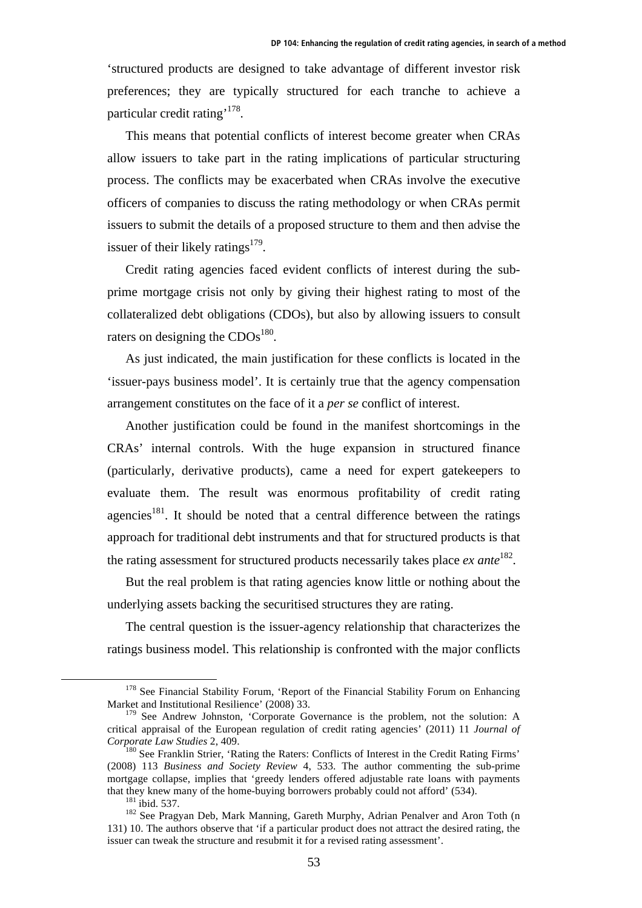'structured products are designed to take advantage of different investor risk preferences; they are typically structured for each tranche to achieve a particular credit rating'[178].

This means that potential conflicts of interest become greater when CRAs allow issuers to take part in the rating implications of particular structuring process. The conflicts may be exacerbated when CRAs involve the executive officers of companies to discuss the rating methodology or when CRAs permit issuers to submit the details of a proposed structure to them and then advise the issuer of their likely ratings[179].

Credit rating agencies faced evident conflicts of interest during the sub-prime mortgage crisis not only by giving their highest rating to most of the collateralized debt obligations (CDOs), but also by allowing issuers to consult raters on designing the CDOs[180].

As just indicated, the main justification for these conflicts is located in the 'issuer-pays business model'. It is certainly true that the agency compensation arrangement constitutes on the face of it a *per se* conflict of interest.

Another justification could be found in the manifest shortcomings in the CRAs' internal controls. With the huge expansion in structured finance (particularly, derivative products), came a need for expert gatekeepers to evaluate them. The result was enormous profitability of credit rating agencies[181]. It should be noted that a central difference between the ratings approach for traditional debt instruments and that for structured products is that the rating assessment for structured products necessarily takes place *ex ante*[182].

But the real problem is that rating agencies know little or nothing about the underlying assets backing the securitised structures they are rating.

The central question is the issuer-agency relationship that characterizes the ratings business model. This relationship is confronted with the major conflicts

---

[178] See Financial Stability Forum, 'Report of the Financial Stability Forum on Enhancing Market and Institutional Resilience' (2008) 33.

[179] See Andrew Johnston, 'Corporate Governance is the problem, not the solution: A critical appraisal of the European regulation of credit rating agencies' (2011) 11 *Journal of Corporate Law Studies* 2, 409.

[180] See Franklin Strier, 'Rating the Raters: Conflicts of Interest in the Credit Rating Firms' (2008) 113 *Business and Society Review* 4, 533. The author commenting the sub-prime mortgage collapse, implies that 'greedy lenders offered adjustable rate loans with payments that they knew many of the home-buying borrowers probably could not afford' (534).

[181] ibid. 537.

[182] See Pragyan Deb, Mark Manning, Gareth Murphy, Adrian Penalver and Aron Toth (n 131) 10. The authors observe that 'if a particular product does not attract the desired rating, the issuer can tweak the structure and resubmit it for a revised rating assessment'.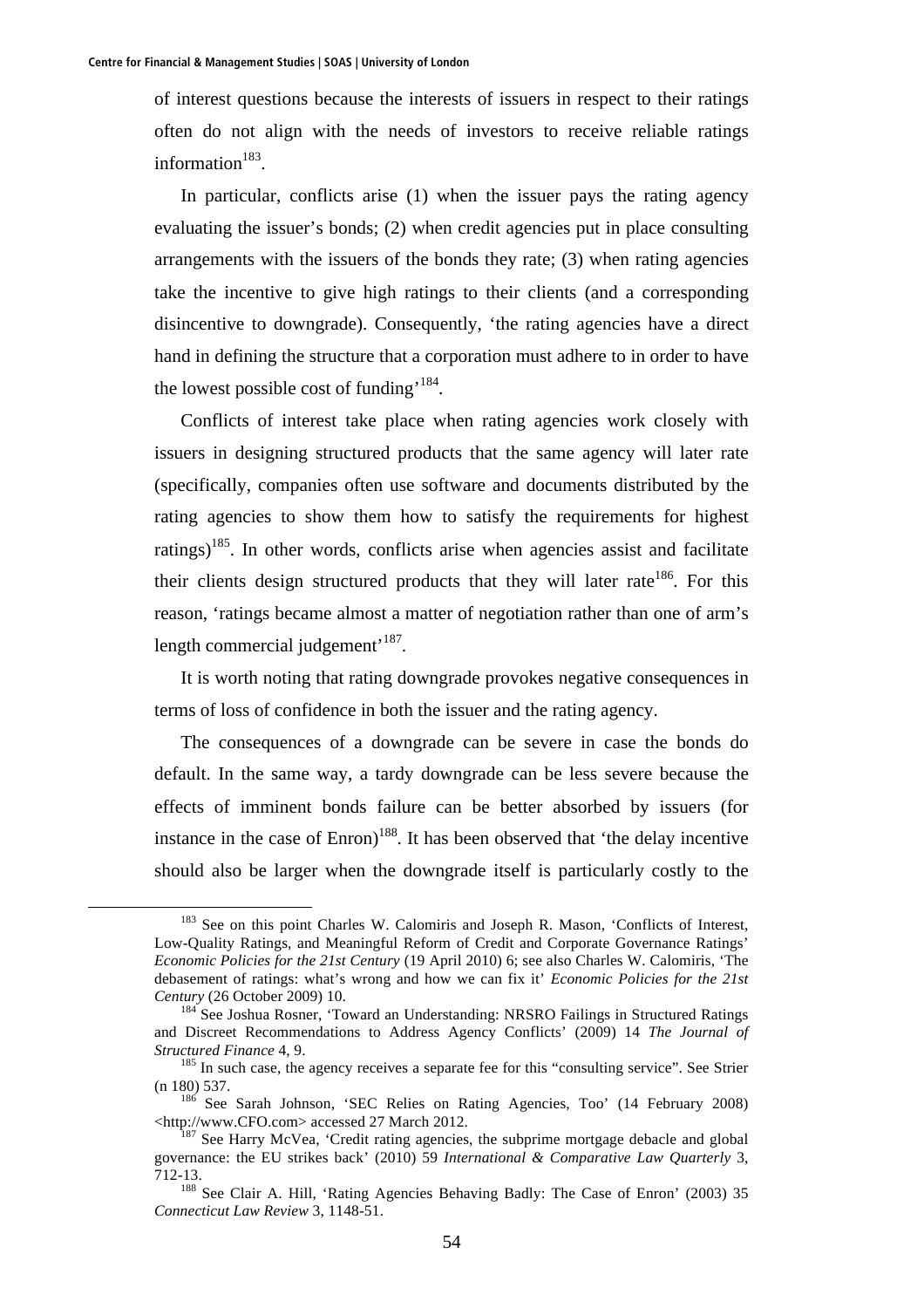of interest questions because the interests of issuers in respect to their ratings often do not align with the needs of investors to receive reliable ratings information[183].

In particular, conflicts arise (1) when the issuer pays the rating agency evaluating the issuer's bonds; (2) when credit agencies put in place consulting arrangements with the issuers of the bonds they rate; (3) when rating agencies take the incentive to give high ratings to their clients (and a corresponding disincentive to downgrade). Consequently, 'the rating agencies have a direct hand in defining the structure that a corporation must adhere to in order to have the lowest possible cost of funding'[184].

Conflicts of interest take place when rating agencies work closely with issuers in designing structured products that the same agency will later rate (specifically, companies often use software and documents distributed by the rating agencies to show them how to satisfy the requirements for highest ratings)[185]. In other words, conflicts arise when agencies assist and facilitate their clients design structured products that they will later rate[186]. For this reason, 'ratings became almost a matter of negotiation rather than one of arm's length commercial judgement'[187].

It is worth noting that rating downgrade provokes negative consequences in terms of loss of confidence in both the issuer and the rating agency.

The consequences of a downgrade can be severe in case the bonds do default. In the same way, a tardy downgrade can be less severe because the effects of imminent bonds failure can be better absorbed by issuers (for instance in the case of Enron)[188]. It has been observed that 'the delay incentive should also be larger when the downgrade itself is particularly costly to the

---

[183] See on this point Charles W. Calomiris and Joseph R. Mason, 'Conflicts of Interest, Low-Quality Ratings, and Meaningful Reform of Credit and Corporate Governance Ratings' *Economic Policies for the 21st Century* (19 April 2010) 6; see also Charles W. Calomiris, 'The debasement of ratings: what's wrong and how we can fix it' *Economic Policies for the 21st Century* (26 October 2009) 10.

[184] See Joshua Rosner, 'Toward an Understanding: NRSRO Failings in Structured Ratings and Discreet Recommendations to Address Agency Conflicts' (2009) 14 *The Journal of Structured Finance* 4, 9.

[185] In such case, the agency receives a separate fee for this "consulting service". See Strier (n 180) 537.

[186] See Sarah Johnson, 'SEC Relies on Rating Agencies, Too' (14 February 2008) <http://www.CFO.com> accessed 27 March 2012.

[187] See Harry McVea, 'Credit rating agencies, the subprime mortgage debacle and global governance: the EU strikes back' (2010) 59 *International & Comparative Law Quarterly* 3, 712-13.

[188] See Clair A. Hill, 'Rating Agencies Behaving Badly: The Case of Enron' (2003) 35 *Connecticut Law Review* 3, 1148-51.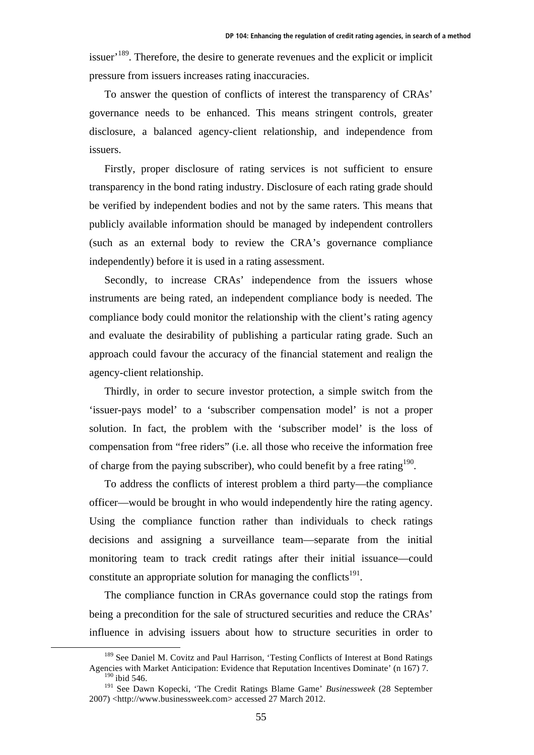issuer'[189]. Therefore, the desire to generate revenues and the explicit or implicit pressure from issuers increases rating inaccuracies.

To answer the question of conflicts of interest the transparency of CRAs' governance needs to be enhanced. This means stringent controls, greater disclosure, a balanced agency-client relationship, and independence from issuers.

Firstly, proper disclosure of rating services is not sufficient to ensure transparency in the bond rating industry. Disclosure of each rating grade should be verified by independent bodies and not by the same raters. This means that publicly available information should be managed by independent controllers (such as an external body to review the CRA's governance compliance independently) before it is used in a rating assessment.

Secondly, to increase CRAs' independence from the issuers whose instruments are being rated, an independent compliance body is needed. The compliance body could monitor the relationship with the client's rating agency and evaluate the desirability of publishing a particular rating grade. Such an approach could favour the accuracy of the financial statement and realign the agency-client relationship.

Thirdly, in order to secure investor protection, a simple switch from the 'issuer-pays model' to a 'subscriber compensation model' is not a proper solution. In fact, the problem with the 'subscriber model' is the loss of compensation from "free riders" (i.e. all those who receive the information free of charge from the paying subscriber), who could benefit by a free rating[190].

To address the conflicts of interest problem a third party—the compliance officer—would be brought in who would independently hire the rating agency. Using the compliance function rather than individuals to check ratings decisions and assigning a surveillance team—separate from the initial monitoring team to track credit ratings after their initial issuance—could constitute an appropriate solution for managing the conflicts[191].

The compliance function in CRAs governance could stop the ratings from being a precondition for the sale of structured securities and reduce the CRAs' influence in advising issuers about how to structure securities in order to

---

[189] See Daniel M. Covitz and Paul Harrison, 'Testing Conflicts of Interest at Bond Ratings Agencies with Market Anticipation: Evidence that Reputation Incentives Dominate' (n 167) 7.

[190] ibid 546.

[191] See Dawn Kopecki, 'The Credit Ratings Blame Game' *Businessweek* (28 September 2007) <http://www.businessweek.com> accessed 27 March 2012.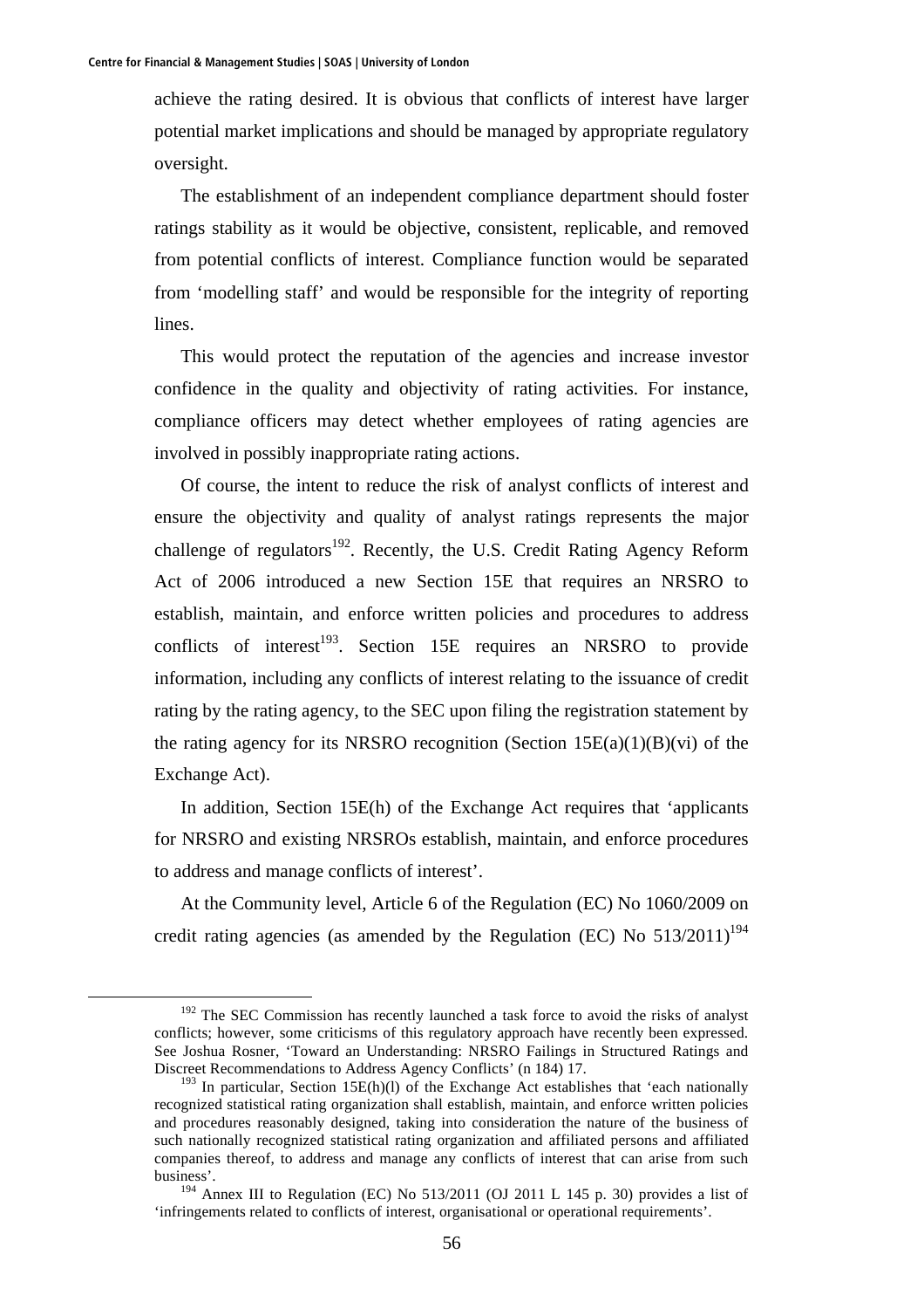achieve the rating desired. It is obvious that conflicts of interest have larger potential market implications and should be managed by appropriate regulatory oversight.

The establishment of an independent compliance department should foster ratings stability as it would be objective, consistent, replicable, and removed from potential conflicts of interest. Compliance function would be separated from 'modelling staff' and would be responsible for the integrity of reporting lines.

This would protect the reputation of the agencies and increase investor confidence in the quality and objectivity of rating activities. For instance, compliance officers may detect whether employees of rating agencies are involved in possibly inappropriate rating actions.

Of course, the intent to reduce the risk of analyst conflicts of interest and ensure the objectivity and quality of analyst ratings represents the major challenge of regulators[192]. Recently, the U.S. Credit Rating Agency Reform Act of 2006 introduced a new Section 15E that requires an NRSRO to establish, maintain, and enforce written policies and procedures to address conflicts of interest[193]. Section 15E requires an NRSRO to provide information, including any conflicts of interest relating to the issuance of credit rating by the rating agency, to the SEC upon filing the registration statement by the rating agency for its NRSRO recognition (Section 15E(a)(1)(B)(vi) of the Exchange Act).

In addition, Section 15E(h) of the Exchange Act requires that 'applicants for NRSRO and existing NRSROs establish, maintain, and enforce procedures to address and manage conflicts of interest'.

At the Community level, Article 6 of the Regulation (EC) No 1060/2009 on credit rating agencies (as amended by the Regulation (EC) No 513/2011)[194]

---

[192] The SEC Commission has recently launched a task force to avoid the risks of analyst conflicts; however, some criticisms of this regulatory approach have recently been expressed. See Joshua Rosner, 'Toward an Understanding: NRSRO Failings in Structured Ratings and Discreet Recommendations to Address Agency Conflicts' (n 184) 17.

[193] In particular, Section 15E(h)(l) of the Exchange Act establishes that 'each nationally recognized statistical rating organization shall establish, maintain, and enforce written policies and procedures reasonably designed, taking into consideration the nature of the business of such nationally recognized statistical rating organization and affiliated persons and affiliated companies thereof, to address and manage any conflicts of interest that can arise from such business'.

[194] Annex III to Regulation (EC) No 513/2011 (OJ 2011 L 145 p. 30) provides a list of 'infringements related to conflicts of interest, organisational or operational requirements'.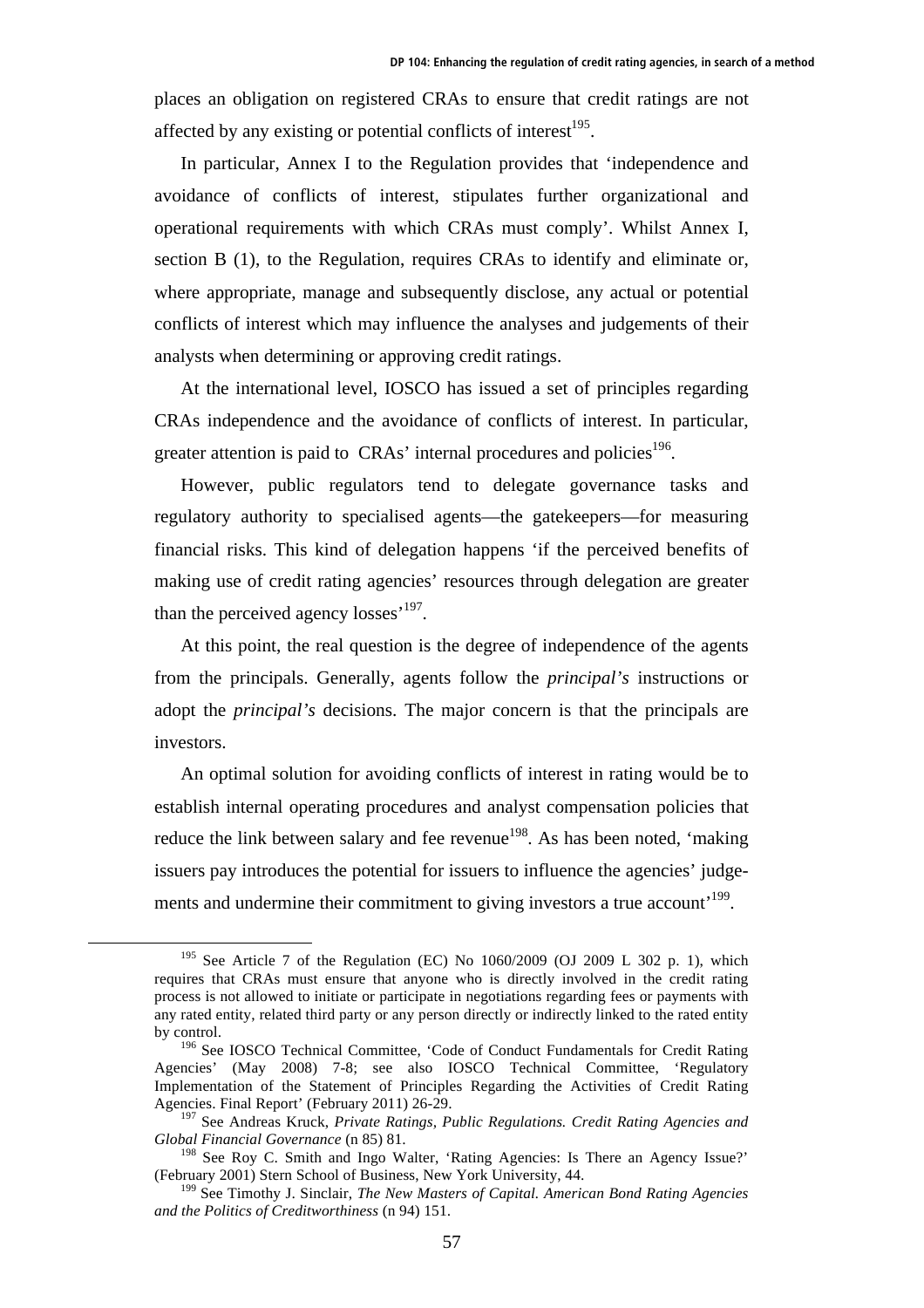places an obligation on registered CRAs to ensure that credit ratings are not affected by any existing or potential conflicts of interest[195].

In particular, Annex I to the Regulation provides that 'independence and avoidance of conflicts of interest, stipulates further organizational and operational requirements with which CRAs must comply'. Whilst Annex I, section B (1), to the Regulation, requires CRAs to identify and eliminate or, where appropriate, manage and subsequently disclose, any actual or potential conflicts of interest which may influence the analyses and judgements of their analysts when determining or approving credit ratings.

At the international level, IOSCO has issued a set of principles regarding CRAs independence and the avoidance of conflicts of interest. In particular, greater attention is paid to CRAs' internal procedures and policies[196].

However, public regulators tend to delegate governance tasks and regulatory authority to specialised agents—the gatekeepers—for measuring financial risks. This kind of delegation happens 'if the perceived benefits of making use of credit rating agencies' resources through delegation are greater than the perceived agency losses'[197].

At this point, the real question is the degree of independence of the agents from the principals. Generally, agents follow the *principal's* instructions or adopt the *principal's* decisions. The major concern is that the principals are investors.

An optimal solution for avoiding conflicts of interest in rating would be to establish internal operating procedures and analyst compensation policies that reduce the link between salary and fee revenue[198]. As has been noted, 'making issuers pay introduces the potential for issuers to influence the agencies' judgements and undermine their commitment to giving investors a true account'[199].

---

[195] See Article 7 of the Regulation (EC) No 1060/2009 (OJ 2009 L 302 p. 1), which requires that CRAs must ensure that anyone who is directly involved in the credit rating process is not allowed to initiate or participate in negotiations regarding fees or payments with any rated entity, related third party or any person directly or indirectly linked to the rated entity by control.

[196] See IOSCO Technical Committee, 'Code of Conduct Fundamentals for Credit Rating Agencies' (May 2008) 7-8; see also IOSCO Technical Committee, 'Regulatory Implementation of the Statement of Principles Regarding the Activities of Credit Rating Agencies. Final Report' (February 2011) 26-29.

[197] See Andreas Kruck, *Private Ratings, Public Regulations. Credit Rating Agencies and Global Financial Governance* (n 85) 81.

[198] See Roy C. Smith and Ingo Walter, 'Rating Agencies: Is There an Agency Issue?' (February 2001) Stern School of Business, New York University, 44.

[199] See Timothy J. Sinclair, *The New Masters of Capital. American Bond Rating Agencies and the Politics of Creditworthiness* (n 94) 151.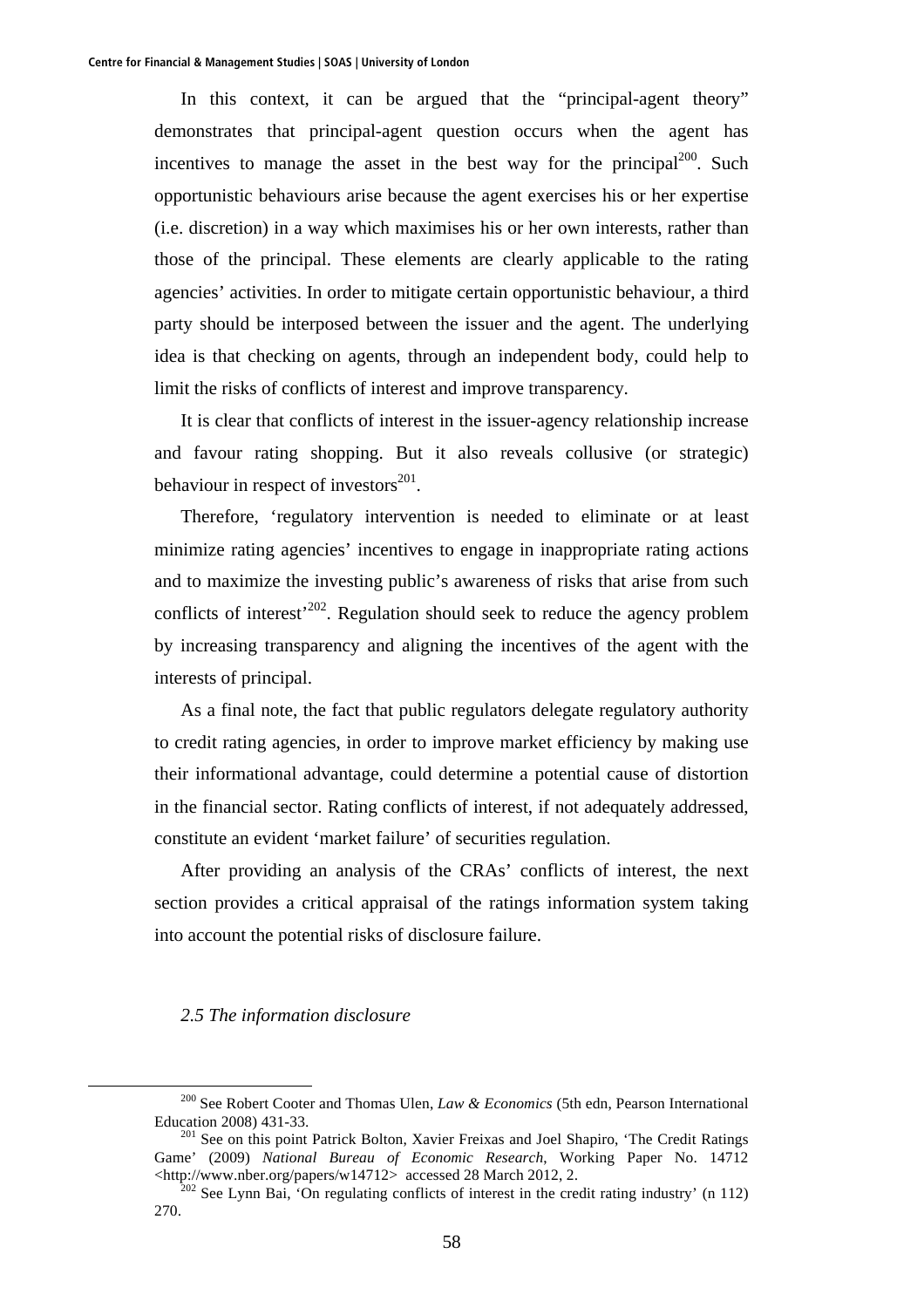In this context, it can be argued that the "principal-agent theory" demonstrates that principal-agent question occurs when the agent has incentives to manage the asset in the best way for the principal[200]. Such opportunistic behaviours arise because the agent exercises his or her expertise (i.e. discretion) in a way which maximises his or her own interests, rather than those of the principal. These elements are clearly applicable to the rating agencies' activities. In order to mitigate certain opportunistic behaviour, a third party should be interposed between the issuer and the agent. The underlying idea is that checking on agents, through an independent body, could help to limit the risks of conflicts of interest and improve transparency.

It is clear that conflicts of interest in the issuer-agency relationship increase and favour rating shopping. But it also reveals collusive (or strategic) behaviour in respect of investors[201].

Therefore, 'regulatory intervention is needed to eliminate or at least minimize rating agencies' incentives to engage in inappropriate rating actions and to maximize the investing public's awareness of risks that arise from such conflicts of interest'[202]. Regulation should seek to reduce the agency problem by increasing transparency and aligning the incentives of the agent with the interests of principal.

As a final note, the fact that public regulators delegate regulatory authority to credit rating agencies, in order to improve market efficiency by making use their informational advantage, could determine a potential cause of distortion in the financial sector. Rating conflicts of interest, if not adequately addressed, constitute an evident 'market failure' of securities regulation.

After providing an analysis of the CRAs' conflicts of interest, the next section provides a critical appraisal of the ratings information system taking into account the potential risks of disclosure failure.

### *2.5 The information disclosure*

---

[200] See Robert Cooter and Thomas Ulen, *Law & Economics* (5th edn, Pearson International Education 2008) 431-33.

[201] See on this point Patrick Bolton, Xavier Freixas and Joel Shapiro, 'The Credit Ratings Game' (2009) *National Bureau of Economic Research*, Working Paper No. 14712 <http://www.nber.org/papers/w14712> accessed 28 March 2012, 2.

[202] See Lynn Bai, 'On regulating conflicts of interest in the credit rating industry' (n 112) 270.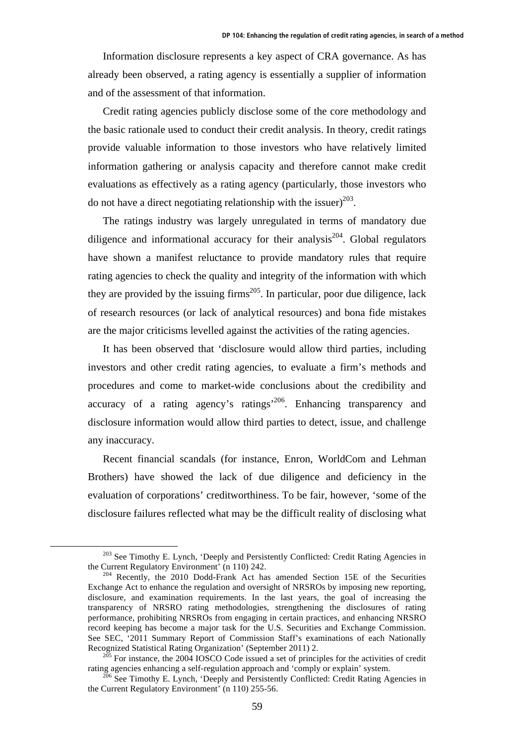Information disclosure represents a key aspect of CRA governance. As has already been observed, a rating agency is essentially a supplier of information and of the assessment of that information.

Credit rating agencies publicly disclose some of the core methodology and the basic rationale used to conduct their credit analysis. In theory, credit ratings provide valuable information to those investors who have relatively limited information gathering or analysis capacity and therefore cannot make credit evaluations as effectively as a rating agency (particularly, those investors who do not have a direct negotiating relationship with the issuer)[203].

The ratings industry was largely unregulated in terms of mandatory due diligence and informational accuracy for their analysis[204]. Global regulators have shown a manifest reluctance to provide mandatory rules that require rating agencies to check the quality and integrity of the information with which they are provided by the issuing firms[205]. In particular, poor due diligence, lack of research resources (or lack of analytical resources) and bona fide mistakes are the major criticisms levelled against the activities of the rating agencies.

It has been observed that 'disclosure would allow third parties, including investors and other credit rating agencies, to evaluate a firm's methods and procedures and come to market-wide conclusions about the credibility and accuracy of a rating agency's ratings'[206]. Enhancing transparency and disclosure information would allow third parties to detect, issue, and challenge any inaccuracy.

Recent financial scandals (for instance, Enron, WorldCom and Lehman Brothers) have showed the lack of due diligence and deficiency in the evaluation of corporations' creditworthiness. To be fair, however, 'some of the disclosure failures reflected what may be the difficult reality of disclosing what

---

[203] See Timothy E. Lynch, 'Deeply and Persistently Conflicted: Credit Rating Agencies in the Current Regulatory Environment' (n 110) 242.

[204] Recently, the 2010 Dodd-Frank Act has amended Section 15E of the Securities Exchange Act to enhance the regulation and oversight of NRSROs by imposing new reporting, disclosure, and examination requirements. In the last years, the goal of increasing the transparency of NRSRO rating methodologies, strengthening the disclosures of rating performance, prohibiting NRSROs from engaging in certain practices, and enhancing NRSRO record keeping has become a major task for the U.S. Securities and Exchange Commission. See SEC, '2011 Summary Report of Commission Staff's examinations of each Nationally Recognized Statistical Rating Organization' (September 2011) 2.

[205] For instance, the 2004 IOSCO Code issued a set of principles for the activities of credit rating agencies enhancing a self-regulation approach and 'comply or explain' system.

[206] See Timothy E. Lynch, 'Deeply and Persistently Conflicted: Credit Rating Agencies in the Current Regulatory Environment' (n 110) 255-56.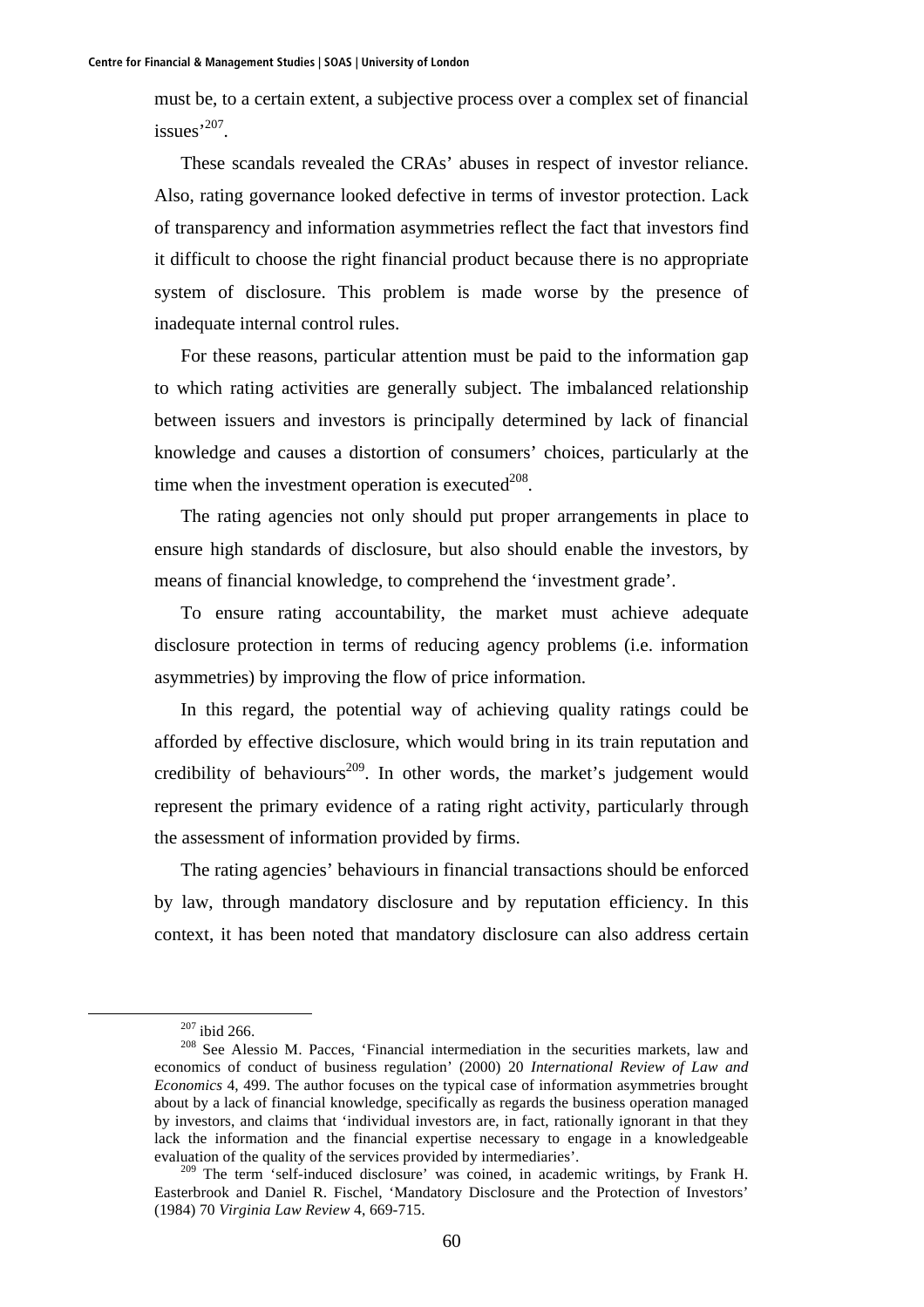must be, to a certain extent, a subjective process over a complex set of financial issues'[207].

These scandals revealed the CRAs' abuses in respect of investor reliance. Also, rating governance looked defective in terms of investor protection. Lack of transparency and information asymmetries reflect the fact that investors find it difficult to choose the right financial product because there is no appropriate system of disclosure. This problem is made worse by the presence of inadequate internal control rules.

For these reasons, particular attention must be paid to the information gap to which rating activities are generally subject. The imbalanced relationship between issuers and investors is principally determined by lack of financial knowledge and causes a distortion of consumers' choices, particularly at the time when the investment operation is executed[208].

The rating agencies not only should put proper arrangements in place to ensure high standards of disclosure, but also should enable the investors, by means of financial knowledge, to comprehend the 'investment grade'.

To ensure rating accountability, the market must achieve adequate disclosure protection in terms of reducing agency problems (i.e. information asymmetries) by improving the flow of price information.

In this regard, the potential way of achieving quality ratings could be afforded by effective disclosure, which would bring in its train reputation and credibility of behaviours[209]. In other words, the market's judgement would represent the primary evidence of a rating right activity, particularly through the assessment of information provided by firms.

The rating agencies' behaviours in financial transactions should be enforced by law, through mandatory disclosure and by reputation efficiency. In this context, it has been noted that mandatory disclosure can also address certain

---

[207] ibid 266.

[208] See Alessio M. Pacces, 'Financial intermediation in the securities markets, law and economics of conduct of business regulation' (2000) 20 *International Review of Law and Economics* 4, 499. The author focuses on the typical case of information asymmetries brought about by a lack of financial knowledge, specifically as regards the business operation managed by investors, and claims that 'individual investors are, in fact, rationally ignorant in that they lack the information and the financial expertise necessary to engage in a knowledgeable evaluation of the quality of the services provided by intermediaries'.

[209] The term 'self-induced disclosure' was coined, in academic writings, by Frank H. Easterbrook and Daniel R. Fischel, 'Mandatory Disclosure and the Protection of Investors' (1984) 70 *Virginia Law Review* 4, 669-715.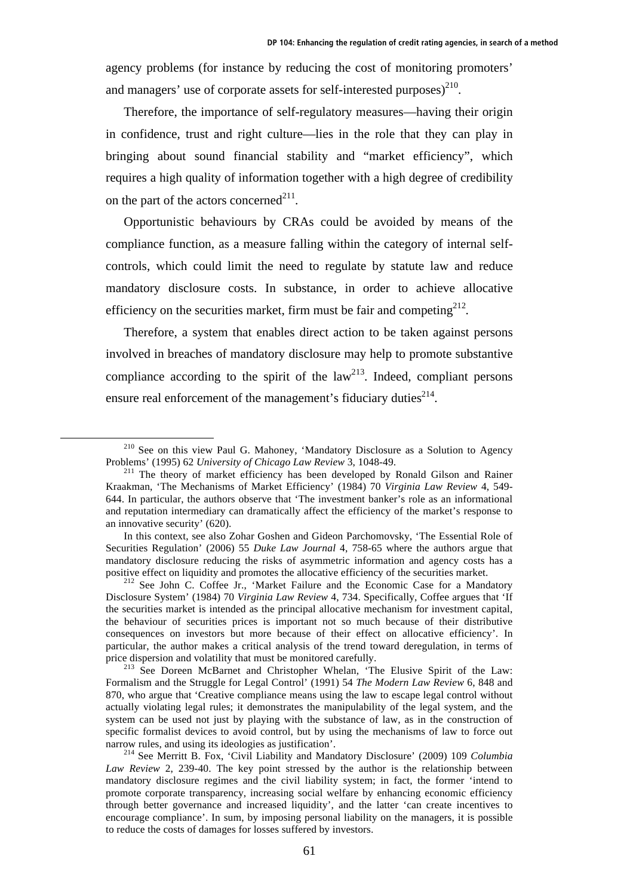agency problems (for instance by reducing the cost of monitoring promoters' and managers' use of corporate assets for self-interested purposes)[210].

Therefore, the importance of self-regulatory measures—having their origin in confidence, trust and right culture—lies in the role that they can play in bringing about sound financial stability and "market efficiency", which requires a high quality of information together with a high degree of credibility on the part of the actors concerned[211].

Opportunistic behaviours by CRAs could be avoided by means of the compliance function, as a measure falling within the category of internal self-controls, which could limit the need to regulate by statute law and reduce mandatory disclosure costs. In substance, in order to achieve allocative efficiency on the securities market, firm must be fair and competing[212].

Therefore, a system that enables direct action to be taken against persons involved in breaches of mandatory disclosure may help to promote substantive compliance according to the spirit of the law[213]. Indeed, compliant persons ensure real enforcement of the management's fiduciary duties[214].

---

[210] See on this view Paul G. Mahoney, 'Mandatory Disclosure as a Solution to Agency Problems' (1995) 62 *University of Chicago Law Review* 3, 1048-49.

[211] The theory of market efficiency has been developed by Ronald Gilson and Rainer Kraakman, 'The Mechanisms of Market Efficiency' (1984) 70 *Virginia Law Review* 4, 549-644. In particular, the authors observe that 'The investment banker's role as an informational and reputation intermediary can dramatically affect the efficiency of the market's response to an innovative security' (620).

In this context, see also Zohar Goshen and Gideon Parchomovsky, 'The Essential Role of Securities Regulation' (2006) 55 *Duke Law Journal* 4, 758-65 where the authors argue that mandatory disclosure reducing the risks of asymmetric information and agency costs has a positive effect on liquidity and promotes the allocative efficiency of the securities market.

[212] See John C. Coffee Jr., 'Market Failure and the Economic Case for a Mandatory Disclosure System' (1984) 70 *Virginia Law Review* 4, 734. Specifically, Coffee argues that 'If the securities market is intended as the principal allocative mechanism for investment capital, the behaviour of securities prices is important not so much because of their distributive consequences on investors but more because of their effect on allocative efficiency'. In particular, the author makes a critical analysis of the trend toward deregulation, in terms of price dispersion and volatility that must be monitored carefully.

[213] See Doreen McBarnet and Christopher Whelan, 'The Elusive Spirit of the Law: Formalism and the Struggle for Legal Control' (1991) 54 *The Modern Law Review* 6, 848 and 870, who argue that 'Creative compliance means using the law to escape legal control without actually violating legal rules; it demonstrates the manipulability of the legal system, and the system can be used not just by playing with the substance of law, as in the construction of specific formalist devices to avoid control, but by using the mechanisms of law to force out narrow rules, and using its ideologies as justification'.

[214] See Merritt B. Fox, 'Civil Liability and Mandatory Disclosure' (2009) 109 *Columbia Law Review* 2, 239-40. The key point stressed by the author is the relationship between mandatory disclosure regimes and the civil liability system; in fact, the former 'intend to promote corporate transparency, increasing social welfare by enhancing economic efficiency through better governance and increased liquidity', and the latter 'can create incentives to encourage compliance'. In sum, by imposing personal liability on the managers, it is possible to reduce the costs of damages for losses suffered by investors.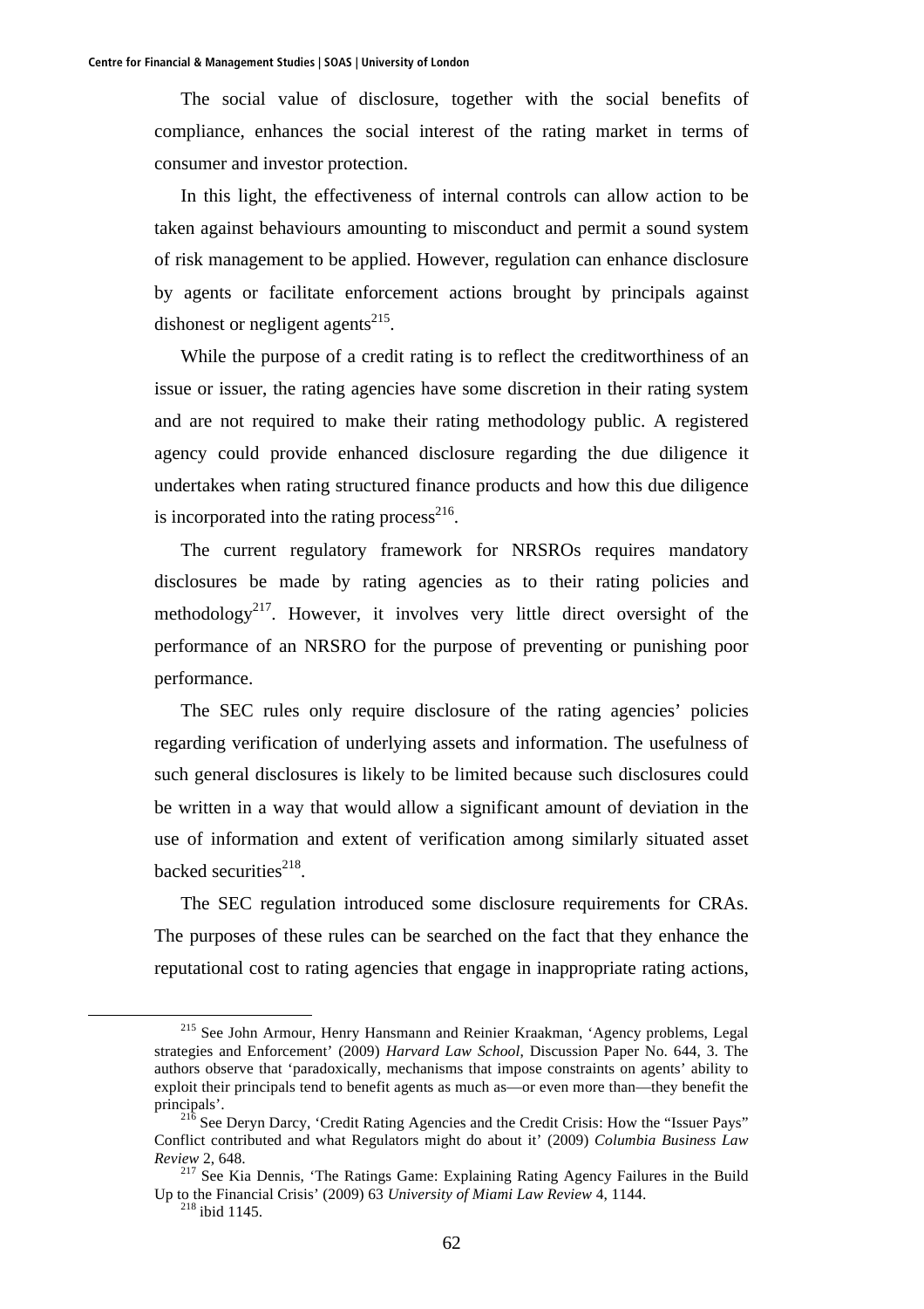The social value of disclosure, together with the social benefits of compliance, enhances the social interest of the rating market in terms of consumer and investor protection.

In this light, the effectiveness of internal controls can allow action to be taken against behaviours amounting to misconduct and permit a sound system of risk management to be applied. However, regulation can enhance disclosure by agents or facilitate enforcement actions brought by principals against dishonest or negligent agents[215].

While the purpose of a credit rating is to reflect the creditworthiness of an issue or issuer, the rating agencies have some discretion in their rating system and are not required to make their rating methodology public. A registered agency could provide enhanced disclosure regarding the due diligence it undertakes when rating structured finance products and how this due diligence is incorporated into the rating process[216].

The current regulatory framework for NRSROs requires mandatory disclosures be made by rating agencies as to their rating policies and methodology[217]. However, it involves very little direct oversight of the performance of an NRSRO for the purpose of preventing or punishing poor performance.

The SEC rules only require disclosure of the rating agencies' policies regarding verification of underlying assets and information. The usefulness of such general disclosures is likely to be limited because such disclosures could be written in a way that would allow a significant amount of deviation in the use of information and extent of verification among similarly situated asset backed securities[218].

The SEC regulation introduced some disclosure requirements for CRAs. The purposes of these rules can be searched on the fact that they enhance the reputational cost to rating agencies that engage in inappropriate rating actions,

---

[215] See John Armour, Henry Hansmann and Reinier Kraakman, 'Agency problems, Legal strategies and Enforcement' (2009) *Harvard Law School*, Discussion Paper No. 644, 3. The authors observe that 'paradoxically, mechanisms that impose constraints on agents' ability to exploit their principals tend to benefit agents as much as—or even more than—they benefit the principals'.

[216] See Deryn Darcy, 'Credit Rating Agencies and the Credit Crisis: How the "Issuer Pays" Conflict contributed and what Regulators might do about it' (2009) *Columbia Business Law Review* 2, 648.

[217] See Kia Dennis, 'The Ratings Game: Explaining Rating Agency Failures in the Build Up to the Financial Crisis' (2009) 63 *University of Miami Law Review* 4, 1144.

[218] ibid 1145.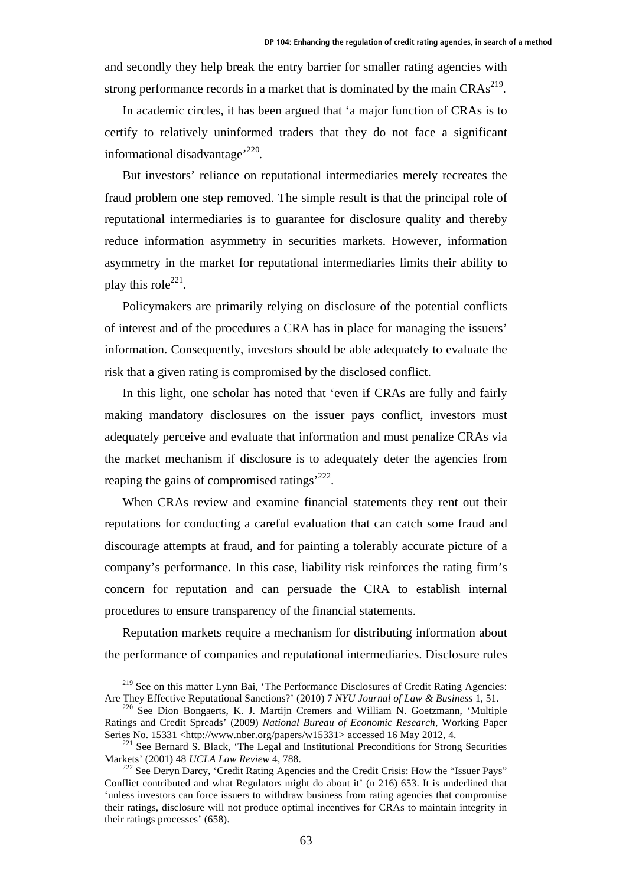and secondly they help break the entry barrier for smaller rating agencies with strong performance records in a market that is dominated by the main CRAs[219].

In academic circles, it has been argued that 'a major function of CRAs is to certify to relatively uninformed traders that they do not face a significant informational disadvantage'[220].

But investors' reliance on reputational intermediaries merely recreates the fraud problem one step removed. The simple result is that the principal role of reputational intermediaries is to guarantee for disclosure quality and thereby reduce information asymmetry in securities markets. However, information asymmetry in the market for reputational intermediaries limits their ability to play this role[221].

Policymakers are primarily relying on disclosure of the potential conflicts of interest and of the procedures a CRA has in place for managing the issuers' information. Consequently, investors should be able adequately to evaluate the risk that a given rating is compromised by the disclosed conflict.

In this light, one scholar has noted that 'even if CRAs are fully and fairly making mandatory disclosures on the issuer pays conflict, investors must adequately perceive and evaluate that information and must penalize CRAs via the market mechanism if disclosure is to adequately deter the agencies from reaping the gains of compromised ratings'[222].

When CRAs review and examine financial statements they rent out their reputations for conducting a careful evaluation that can catch some fraud and discourage attempts at fraud, and for painting a tolerably accurate picture of a company's performance. In this case, liability risk reinforces the rating firm's concern for reputation and can persuade the CRA to establish internal procedures to ensure transparency of the financial statements.

Reputation markets require a mechanism for distributing information about the performance of companies and reputational intermediaries. Disclosure rules

---

[219] See on this matter Lynn Bai, 'The Performance Disclosures of Credit Rating Agencies: Are They Effective Reputational Sanctions?' (2010) 7 *NYU Journal of Law & Business* 1, 51.

[220] See Dion Bongaerts, K. J. Martijn Cremers and William N. Goetzmann, 'Multiple Ratings and Credit Spreads' (2009) *National Bureau of Economic Research*, Working Paper Series No. 15331 <http://www.nber.org/papers/w15331> accessed 16 May 2012, 4.

[221] See Bernard S. Black, 'The Legal and Institutional Preconditions for Strong Securities Markets' (2001) 48 *UCLA Law Review* 4, 788.

[222] See Deryn Darcy, 'Credit Rating Agencies and the Credit Crisis: How the "Issuer Pays" Conflict contributed and what Regulators might do about it' (n 216) 653. It is underlined that 'unless investors can force issuers to withdraw business from rating agencies that compromise their ratings, disclosure will not produce optimal incentives for CRAs to maintain integrity in their ratings processes' (658).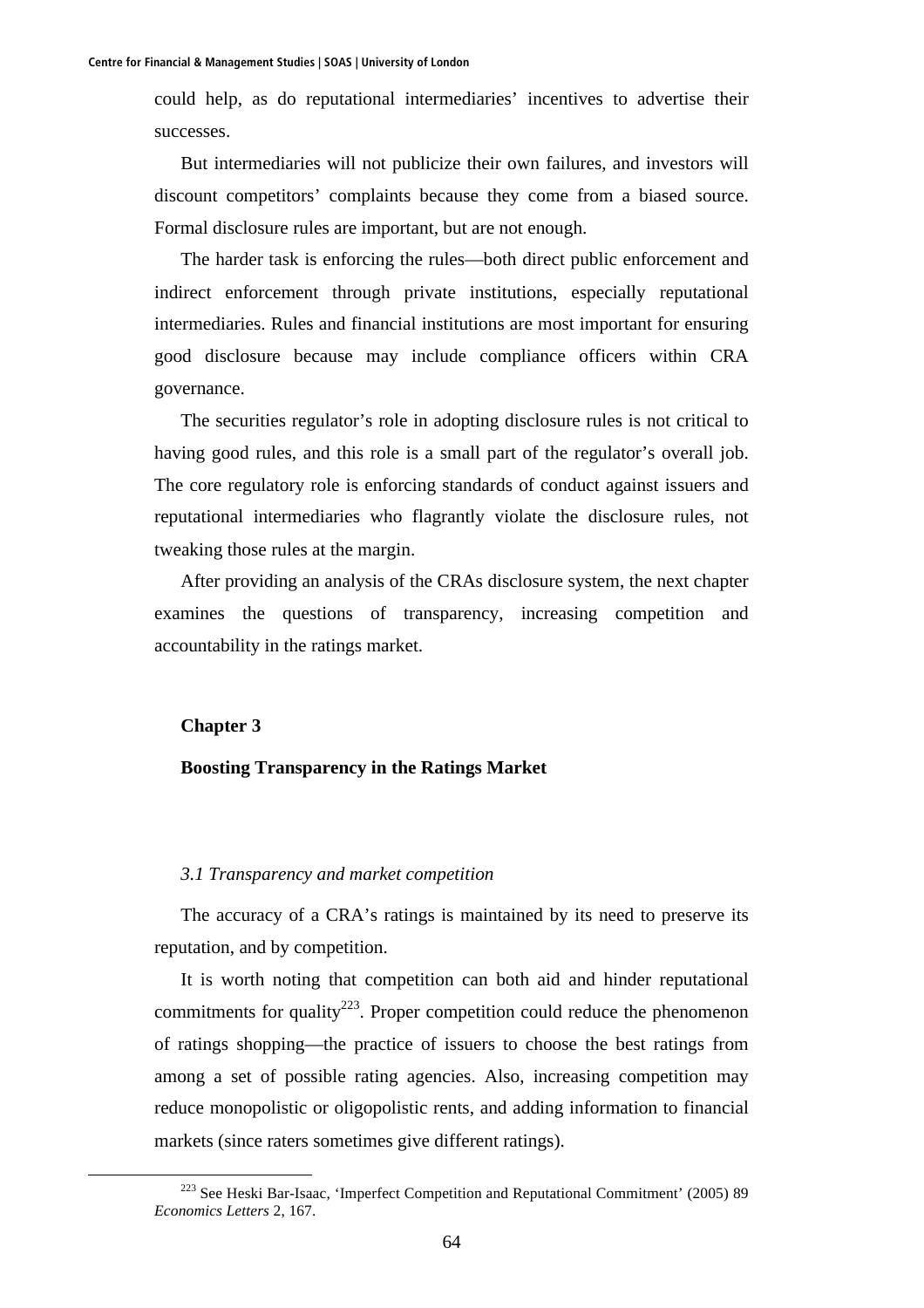could help, as do reputational intermediaries' incentives to advertise their successes.

But intermediaries will not publicize their own failures, and investors will discount competitors' complaints because they come from a biased source. Formal disclosure rules are important, but are not enough.

The harder task is enforcing the rules—both direct public enforcement and indirect enforcement through private institutions, especially reputational intermediaries. Rules and financial institutions are most important for ensuring good disclosure because may include compliance officers within CRA governance.

The securities regulator's role in adopting disclosure rules is not critical to having good rules, and this role is a small part of the regulator's overall job. The core regulatory role is enforcing standards of conduct against issuers and reputational intermediaries who flagrantly violate the disclosure rules, not tweaking those rules at the margin.

After providing an analysis of the CRAs disclosure system, the next chapter examines the questions of transparency, increasing competition and accountability in the ratings market.

## Chapter 3

## Boosting Transparency in the Ratings Market

### *3.1 Transparency and market competition*

The accuracy of a CRA's ratings is maintained by its need to preserve its reputation, and by competition.

It is worth noting that competition can both aid and hinder reputational commitments for quality[223]. Proper competition could reduce the phenomenon of ratings shopping—the practice of issuers to choose the best ratings from among a set of possible rating agencies. Also, increasing competition may reduce monopolistic or oligopolistic rents, and adding information to financial markets (since raters sometimes give different ratings).

---

[223] See Heski Bar-Isaac, 'Imperfect Competition and Reputational Commitment' (2005) 89 *Economics Letters* 2, 167.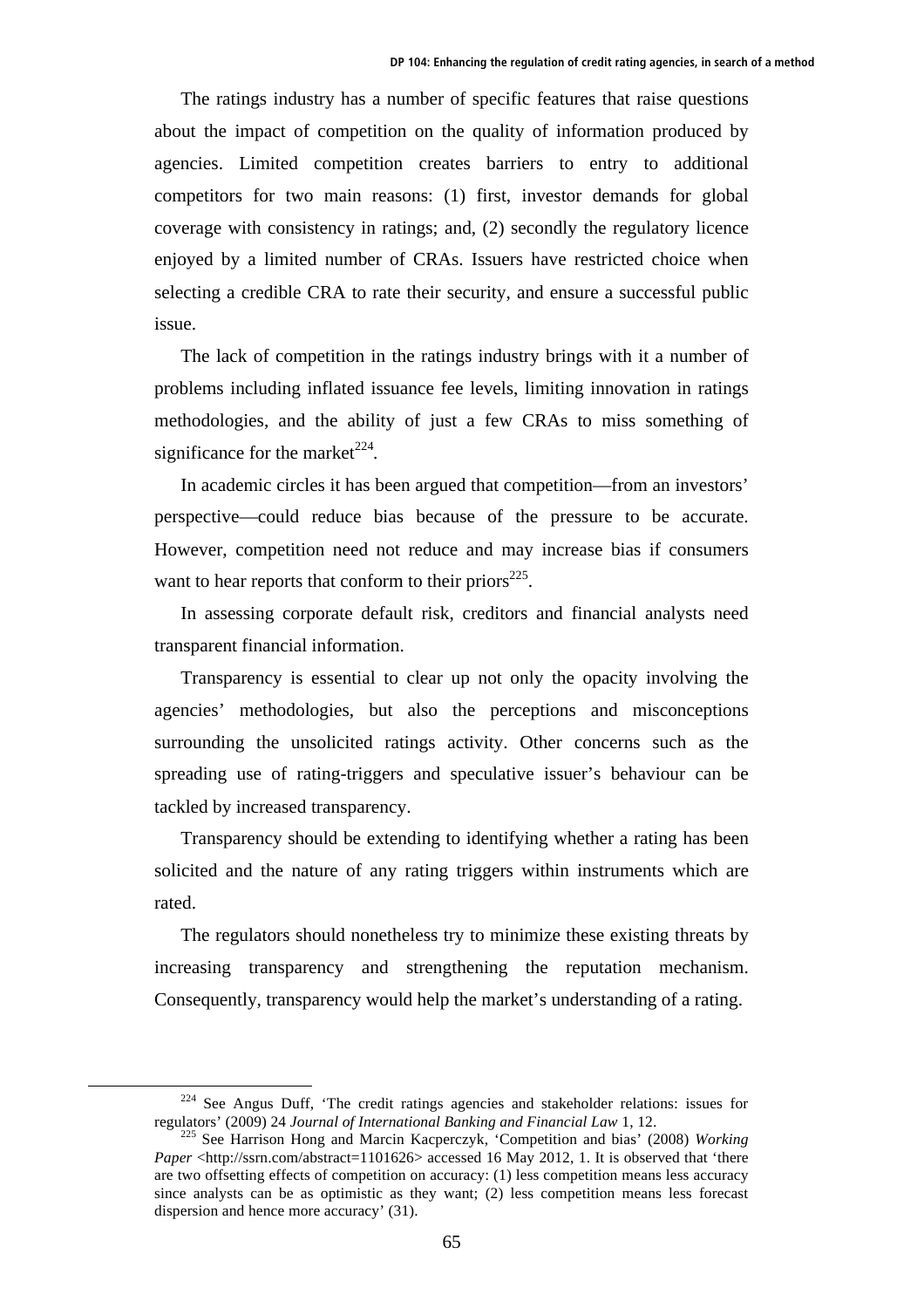The ratings industry has a number of specific features that raise questions about the impact of competition on the quality of information produced by agencies. Limited competition creates barriers to entry to additional competitors for two main reasons: (1) first, investor demands for global coverage with consistency in ratings; and, (2) secondly the regulatory licence enjoyed by a limited number of CRAs. Issuers have restricted choice when selecting a credible CRA to rate their security, and ensure a successful public issue.

The lack of competition in the ratings industry brings with it a number of problems including inflated issuance fee levels, limiting innovation in ratings methodologies, and the ability of just a few CRAs to miss something of significance for the market[224].

In academic circles it has been argued that competition—from an investors' perspective—could reduce bias because of the pressure to be accurate. However, competition need not reduce and may increase bias if consumers want to hear reports that conform to their priors[225].

In assessing corporate default risk, creditors and financial analysts need transparent financial information.

Transparency is essential to clear up not only the opacity involving the agencies' methodologies, but also the perceptions and misconceptions surrounding the unsolicited ratings activity. Other concerns such as the spreading use of rating-triggers and speculative issuer's behaviour can be tackled by increased transparency.

Transparency should be extending to identifying whether a rating has been solicited and the nature of any rating triggers within instruments which are rated.

The regulators should nonetheless try to minimize these existing threats by increasing transparency and strengthening the reputation mechanism. Consequently, transparency would help the market's understanding of a rating.

---

[224] See Angus Duff, 'The credit ratings agencies and stakeholder relations: issues for regulators' (2009) 24 *Journal of International Banking and Financial Law* 1, 12.

[225] See Harrison Hong and Marcin Kacperczyk, 'Competition and bias' (2008) *Working Paper* <http://ssrn.com/abstract=1101626> accessed 16 May 2012, 1. It is observed that 'there are two offsetting effects of competition on accuracy: (1) less competition means less accuracy since analysts can be as optimistic as they want; (2) less competition means less forecast dispersion and hence more accuracy' (31).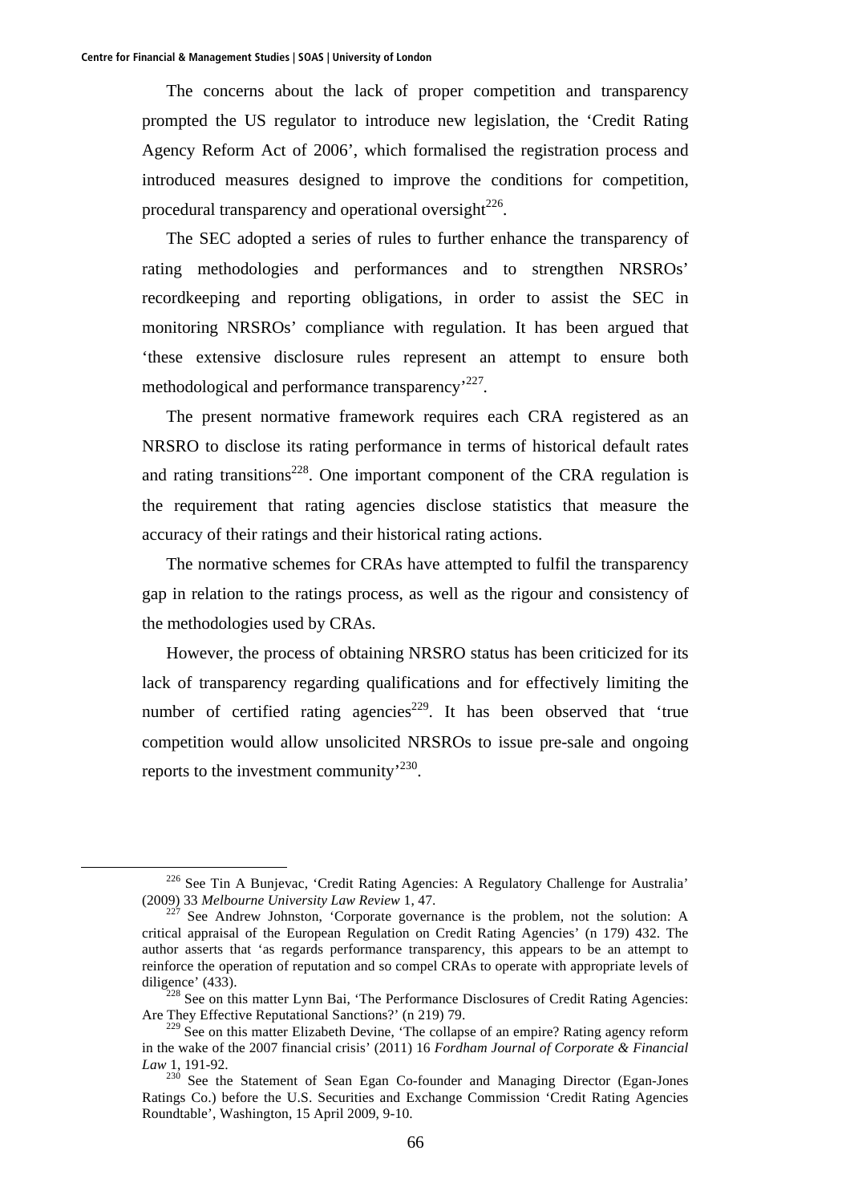The concerns about the lack of proper competition and transparency prompted the US regulator to introduce new legislation, the 'Credit Rating Agency Reform Act of 2006', which formalised the registration process and introduced measures designed to improve the conditions for competition, procedural transparency and operational oversight[226].

The SEC adopted a series of rules to further enhance the transparency of rating methodologies and performances and to strengthen NRSROs' recordkeeping and reporting obligations, in order to assist the SEC in monitoring NRSROs' compliance with regulation. It has been argued that 'these extensive disclosure rules represent an attempt to ensure both methodological and performance transparency'[227].

The present normative framework requires each CRA registered as an NRSRO to disclose its rating performance in terms of historical default rates and rating transitions[228]. One important component of the CRA regulation is the requirement that rating agencies disclose statistics that measure the accuracy of their ratings and their historical rating actions.

The normative schemes for CRAs have attempted to fulfil the transparency gap in relation to the ratings process, as well as the rigour and consistency of the methodologies used by CRAs.

However, the process of obtaining NRSRO status has been criticized for its lack of transparency regarding qualifications and for effectively limiting the number of certified rating agencies[229]. It has been observed that 'true competition would allow unsolicited NRSROs to issue pre-sale and ongoing reports to the investment community'[230].

---

[226] See Tin A Bunjevac, 'Credit Rating Agencies: A Regulatory Challenge for Australia' (2009) 33 *Melbourne University Law Review* 1, 47.

[227] See Andrew Johnston, 'Corporate governance is the problem, not the solution: A critical appraisal of the European Regulation on Credit Rating Agencies' (n 179) 432. The author asserts that 'as regards performance transparency, this appears to be an attempt to reinforce the operation of reputation and so compel CRAs to operate with appropriate levels of diligence' (433).

[228] See on this matter Lynn Bai, 'The Performance Disclosures of Credit Rating Agencies: Are They Effective Reputational Sanctions?' (n 219) 79.

[229] See on this matter Elizabeth Devine, 'The collapse of an empire? Rating agency reform in the wake of the 2007 financial crisis' (2011) 16 *Fordham Journal of Corporate & Financial Law* 1, 191-92.

[230] See the Statement of Sean Egan Co-founder and Managing Director (Egan-Jones Ratings Co.) before the U.S. Securities and Exchange Commission 'Credit Rating Agencies Roundtable', Washington, 15 April 2009, 9-10.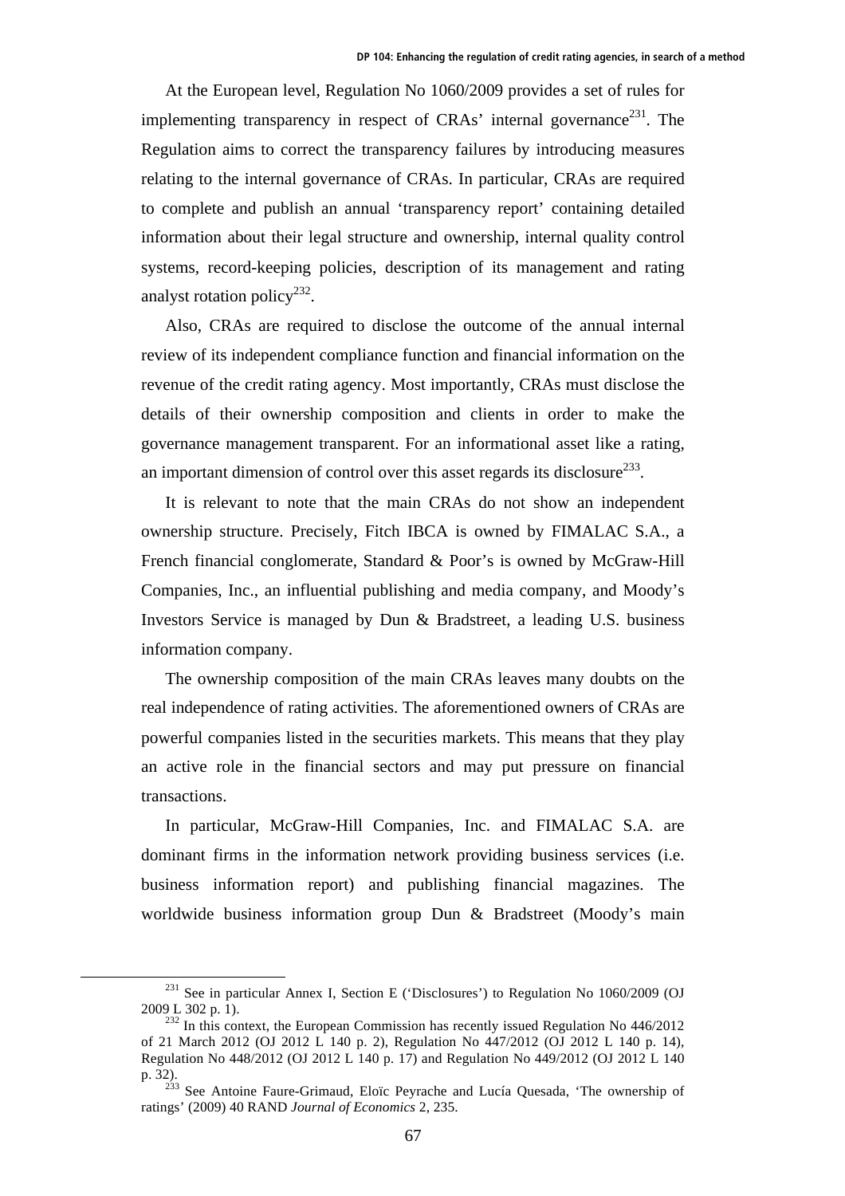At the European level, Regulation No 1060/2009 provides a set of rules for implementing transparency in respect of CRAs' internal governance[231]. The Regulation aims to correct the transparency failures by introducing measures relating to the internal governance of CRAs. In particular, CRAs are required to complete and publish an annual 'transparency report' containing detailed information about their legal structure and ownership, internal quality control systems, record-keeping policies, description of its management and rating analyst rotation policy[232].

Also, CRAs are required to disclose the outcome of the annual internal review of its independent compliance function and financial information on the revenue of the credit rating agency. Most importantly, CRAs must disclose the details of their ownership composition and clients in order to make the governance management transparent. For an informational asset like a rating, an important dimension of control over this asset regards its disclosure[233].

It is relevant to note that the main CRAs do not show an independent ownership structure. Precisely, Fitch IBCA is owned by FIMALAC S.A., a French financial conglomerate, Standard & Poor's is owned by McGraw-Hill Companies, Inc., an influential publishing and media company, and Moody's Investors Service is managed by Dun & Bradstreet, a leading U.S. business information company.

The ownership composition of the main CRAs leaves many doubts on the real independence of rating activities. The aforementioned owners of CRAs are powerful companies listed in the securities markets. This means that they play an active role in the financial sectors and may put pressure on financial transactions.

In particular, McGraw-Hill Companies, Inc. and FIMALAC S.A. are dominant firms in the information network providing business services (i.e. business information report) and publishing financial magazines. The worldwide business information group Dun & Bradstreet (Moody's main

---

[231] See in particular Annex I, Section E ('Disclosures') to Regulation No 1060/2009 (OJ 2009 L 302 p. 1).

[232] In this context, the European Commission has recently issued Regulation No 446/2012 of 21 March 2012 (OJ 2012 L 140 p. 2), Regulation No 447/2012 (OJ 2012 L 140 p. 14), Regulation No 448/2012 (OJ 2012 L 140 p. 17) and Regulation No 449/2012 (OJ 2012 L 140 p. 32).

[233] See Antoine Faure-Grimaud, Eloïc Peyrache and Lucía Quesada, 'The ownership of ratings' (2009) 40 RAND *Journal of Economics* 2, 235.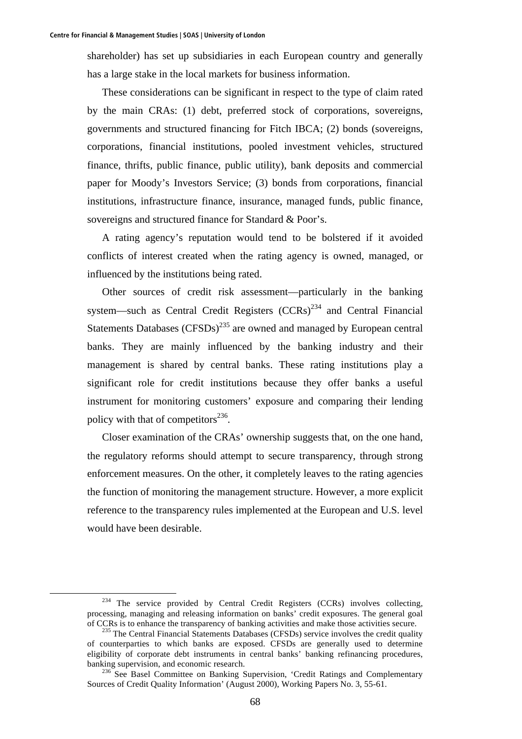shareholder) has set up subsidiaries in each European country and generally has a large stake in the local markets for business information.

These considerations can be significant in respect to the type of claim rated by the main CRAs: (1) debt, preferred stock of corporations, sovereigns, governments and structured financing for Fitch IBCA; (2) bonds (sovereigns, corporations, financial institutions, pooled investment vehicles, structured finance, thrifts, public finance, public utility), bank deposits and commercial paper for Moody's Investors Service; (3) bonds from corporations, financial institutions, infrastructure finance, insurance, managed funds, public finance, sovereigns and structured finance for Standard & Poor's.

A rating agency's reputation would tend to be bolstered if it avoided conflicts of interest created when the rating agency is owned, managed, or influenced by the institutions being rated.

Other sources of credit risk assessment—particularly in the banking system—such as Central Credit Registers (CCRs)[234] and Central Financial Statements Databases (CFSDs)[235] are owned and managed by European central banks. They are mainly influenced by the banking industry and their management is shared by central banks. These rating institutions play a significant role for credit institutions because they offer banks a useful instrument for monitoring customers' exposure and comparing their lending policy with that of competitors[236].

Closer examination of the CRAs' ownership suggests that, on the one hand, the regulatory reforms should attempt to secure transparency, through strong enforcement measures. On the other, it completely leaves to the rating agencies the function of monitoring the management structure. However, a more explicit reference to the transparency rules implemented at the European and U.S. level would have been desirable.

---

[234] The service provided by Central Credit Registers (CCRs) involves collecting, processing, managing and releasing information on banks' credit exposures. The general goal of CCRs is to enhance the transparency of banking activities and make those activities secure.

[235] The Central Financial Statements Databases (CFSDs) service involves the credit quality of counterparties to which banks are exposed. CFSDs are generally used to determine eligibility of corporate debt instruments in central banks' banking refinancing procedures, banking supervision, and economic research.

[236] See Basel Committee on Banking Supervision, 'Credit Ratings and Complementary Sources of Credit Quality Information' (August 2000), Working Papers No. 3, 55-61.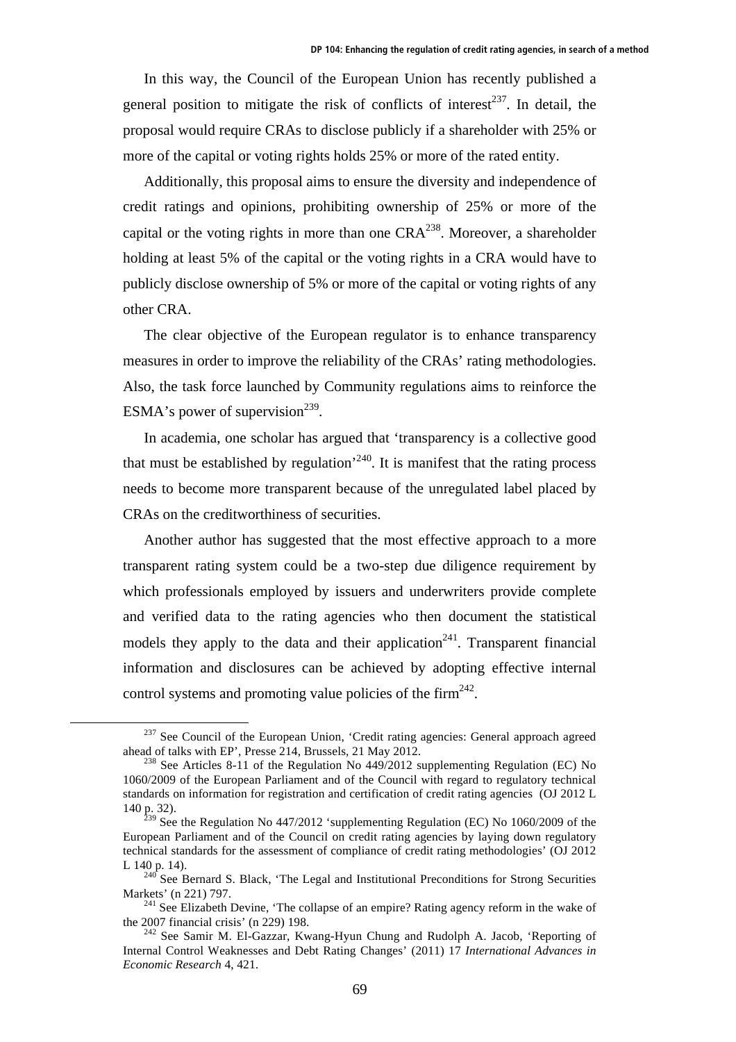In this way, the Council of the European Union has recently published a general position to mitigate the risk of conflicts of interest[237]. In detail, the proposal would require CRAs to disclose publicly if a shareholder with 25% or more of the capital or voting rights holds 25% or more of the rated entity.

Additionally, this proposal aims to ensure the diversity and independence of credit ratings and opinions, prohibiting ownership of 25% or more of the capital or the voting rights in more than one CRA[238]. Moreover, a shareholder holding at least 5% of the capital or the voting rights in a CRA would have to publicly disclose ownership of 5% or more of the capital or voting rights of any other CRA.

The clear objective of the European regulator is to enhance transparency measures in order to improve the reliability of the CRAs' rating methodologies. Also, the task force launched by Community regulations aims to reinforce the ESMA's power of supervision[239].

In academia, one scholar has argued that 'transparency is a collective good that must be established by regulation'[240]. It is manifest that the rating process needs to become more transparent because of the unregulated label placed by CRAs on the creditworthiness of securities.

Another author has suggested that the most effective approach to a more transparent rating system could be a two-step due diligence requirement by which professionals employed by issuers and underwriters provide complete and verified data to the rating agencies who then document the statistical models they apply to the data and their application[241]. Transparent financial information and disclosures can be achieved by adopting effective internal control systems and promoting value policies of the firm[242].

---

[237] See Council of the European Union, 'Credit rating agencies: General approach agreed ahead of talks with EP', Presse 214, Brussels, 21 May 2012.

[238] See Articles 8-11 of the Regulation No 449/2012 supplementing Regulation (EC) No 1060/2009 of the European Parliament and of the Council with regard to regulatory technical standards on information for registration and certification of credit rating agencies (OJ 2012 L 140 p. 32).

[239] See the Regulation No 447/2012 'supplementing Regulation (EC) No 1060/2009 of the European Parliament and of the Council on credit rating agencies by laying down regulatory technical standards for the assessment of compliance of credit rating methodologies' (OJ 2012 L 140 p. 14).

[240] See Bernard S. Black, 'The Legal and Institutional Preconditions for Strong Securities Markets' (n 221) 797.

[241] See Elizabeth Devine, 'The collapse of an empire? Rating agency reform in the wake of the 2007 financial crisis' (n 229) 198.

[242] See Samir M. El-Gazzar, Kwang-Hyun Chung and Rudolph A. Jacob, 'Reporting of Internal Control Weaknesses and Debt Rating Changes' (2011) 17 *International Advances in Economic Research* 4, 421.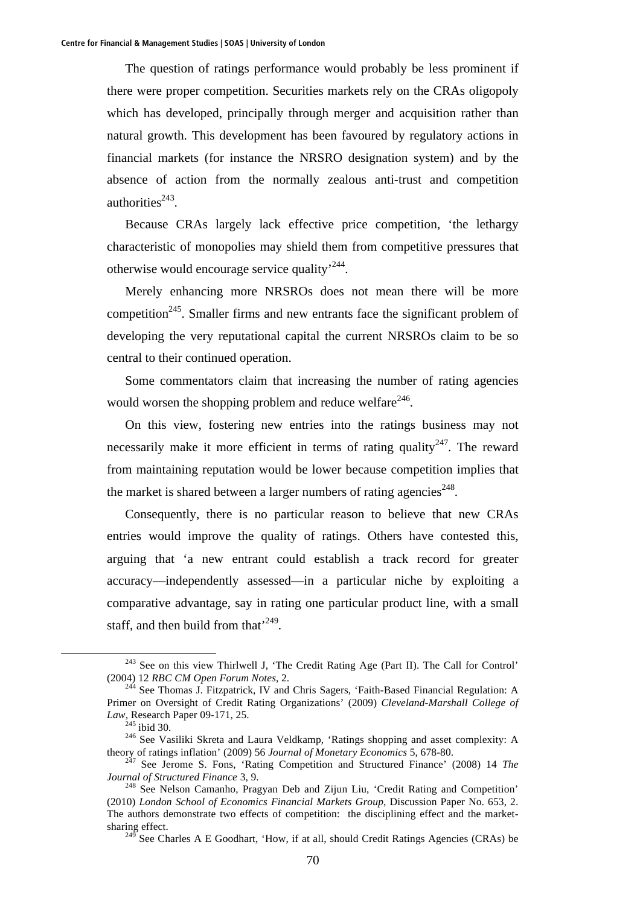The question of ratings performance would probably be less prominent if there were proper competition. Securities markets rely on the CRAs oligopoly which has developed, principally through merger and acquisition rather than natural growth. This development has been favoured by regulatory actions in financial markets (for instance the NRSRO designation system) and by the absence of action from the normally zealous anti-trust and competition authorities[243].

Because CRAs largely lack effective price competition, 'the lethargy characteristic of monopolies may shield them from competitive pressures that otherwise would encourage service quality'[244].

Merely enhancing more NRSROs does not mean there will be more competition[245]. Smaller firms and new entrants face the significant problem of developing the very reputational capital the current NRSROs claim to be so central to their continued operation.

Some commentators claim that increasing the number of rating agencies would worsen the shopping problem and reduce welfare[246].

On this view, fostering new entries into the ratings business may not necessarily make it more efficient in terms of rating quality[247]. The reward from maintaining reputation would be lower because competition implies that the market is shared between a larger numbers of rating agencies[248].

Consequently, there is no particular reason to believe that new CRAs entries would improve the quality of ratings. Others have contested this, arguing that 'a new entrant could establish a track record for greater accuracy—independently assessed—in a particular niche by exploiting a comparative advantage, say in rating one particular product line, with a small staff, and then build from that'[249].

---

[243] See on this view Thirlwell J, 'The Credit Rating Age (Part II). The Call for Control' (2004) 12 *RBC CM Open Forum Notes*, 2.

[244] See Thomas J. Fitzpatrick, IV and Chris Sagers, 'Faith-Based Financial Regulation: A Primer on Oversight of Credit Rating Organizations' (2009) *Cleveland-Marshall College of Law*, Research Paper 09-171, 25.

[245] ibid 30.

[246] See Vasiliki Skreta and Laura Veldkamp, 'Ratings shopping and asset complexity: A theory of ratings inflation' (2009) 56 *Journal of Monetary Economics* 5, 678-80.

[247] See Jerome S. Fons, 'Rating Competition and Structured Finance' (2008) 14 *The Journal of Structured Finance* 3, 9.

[248] See Nelson Camanho, Pragyan Deb and Zijun Liu, 'Credit Rating and Competition' (2010) *London School of Economics Financial Markets Group*, Discussion Paper No. 653, 2. The authors demonstrate two effects of competition: the disciplining effect and the market-sharing effect.

[249] See Charles A E Goodhart, 'How, if at all, should Credit Ratings Agencies (CRAs) be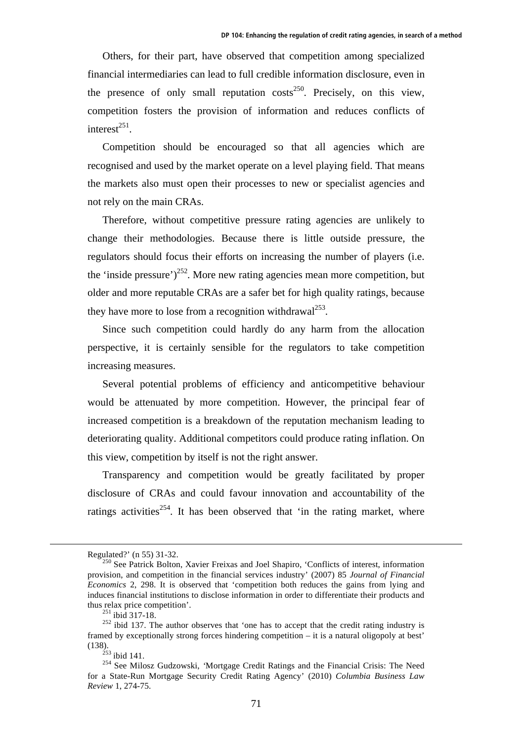Others, for their part, have observed that competition among specialized financial intermediaries can lead to full credible information disclosure, even in the presence of only small reputation costs[250]. Precisely, on this view, competition fosters the provision of information and reduces conflicts of interest[251].

Competition should be encouraged so that all agencies which are recognised and used by the market operate on a level playing field. That means the markets also must open their processes to new or specialist agencies and not rely on the main CRAs.

Therefore, without competitive pressure rating agencies are unlikely to change their methodologies. Because there is little outside pressure, the regulators should focus their efforts on increasing the number of players (i.e. the 'inside pressure')[252]. More new rating agencies mean more competition, but older and more reputable CRAs are a safer bet for high quality ratings, because they have more to lose from a recognition withdrawal[253].

Since such competition could hardly do any harm from the allocation perspective, it is certainly sensible for the regulators to take competition increasing measures.

Several potential problems of efficiency and anticompetitive behaviour would be attenuated by more competition. However, the principal fear of increased competition is a breakdown of the reputation mechanism leading to deteriorating quality. Additional competitors could produce rating inflation. On this view, competition by itself is not the right answer.

Transparency and competition would be greatly facilitated by proper disclosure of CRAs and could favour innovation and accountability of the ratings activities[254]. It has been observed that 'in the rating market, where

---

Regulated?' (n 55) 31-32.

[250] See Patrick Bolton, Xavier Freixas and Joel Shapiro, 'Conflicts of interest, information provision, and competition in the financial services industry' (2007) 85 *Journal of Financial Economics* 2, 298. It is observed that 'competition both reduces the gains from lying and induces financial institutions to disclose information in order to differentiate their products and thus relax price competition'.

[251] ibid 317-18.

[252] ibid 137. The author observes that 'one has to accept that the credit rating industry is framed by exceptionally strong forces hindering competition – it is a natural oligopoly at best' (138).

[253] ibid 141.

[254] See Milosz Gudzowski, 'Mortgage Credit Ratings and the Financial Crisis: The Need for a State-Run Mortgage Security Credit Rating Agency' (2010) *Columbia Business Law Review* 1, 274-75.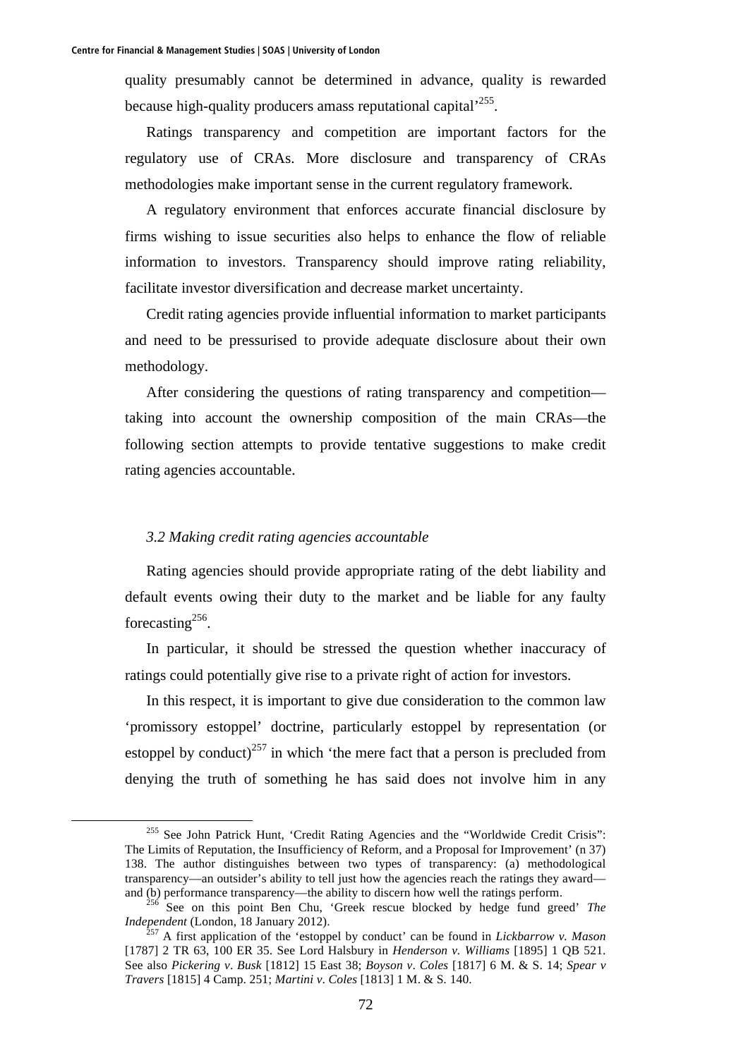quality presumably cannot be determined in advance, quality is rewarded because high-quality producers amass reputational capital'[255].

Ratings transparency and competition are important factors for the regulatory use of CRAs. More disclosure and transparency of CRAs methodologies make important sense in the current regulatory framework.

A regulatory environment that enforces accurate financial disclosure by firms wishing to issue securities also helps to enhance the flow of reliable information to investors. Transparency should improve rating reliability, facilitate investor diversification and decrease market uncertainty.

Credit rating agencies provide influential information to market participants and need to be pressurised to provide adequate disclosure about their own methodology.

After considering the questions of rating transparency and competition—taking into account the ownership composition of the main CRAs—the following section attempts to provide tentative suggestions to make credit rating agencies accountable.

### *3.2 Making credit rating agencies accountable*

Rating agencies should provide appropriate rating of the debt liability and default events owing their duty to the market and be liable for any faulty forecasting[256].

In particular, it should be stressed the question whether inaccuracy of ratings could potentially give rise to a private right of action for investors.

In this respect, it is important to give due consideration to the common law 'promissory estoppel' doctrine, particularly estoppel by representation (or estoppel by conduct)[257] in which 'the mere fact that a person is precluded from denying the truth of something he has said does not involve him in any

---

[255] See John Patrick Hunt, 'Credit Rating Agencies and the "Worldwide Credit Crisis": The Limits of Reputation, the Insufficiency of Reform, and a Proposal for Improvement' (n 37) 138. The author distinguishes between two types of transparency: (a) methodological transparency—an outsider's ability to tell just how the agencies reach the ratings they award—and (b) performance transparency—the ability to discern how well the ratings perform.

[256] See on this point Ben Chu, 'Greek rescue blocked by hedge fund greed' *The Independent* (London, 18 January 2012).

[257] A first application of the 'estoppel by conduct' can be found in *Lickbarrow v. Mason* [1787] 2 TR 63, 100 ER 35. See Lord Halsbury in *Henderson v. Williams* [1895] 1 QB 521. See also *Pickering v. Busk* [1812] 15 East 38; *Boyson v. Coles* [1817] 6 M. & S. 14; *Spear v Travers* [1815] 4 Camp. 251; *Martini v. Coles* [1813] 1 M. & S. 140.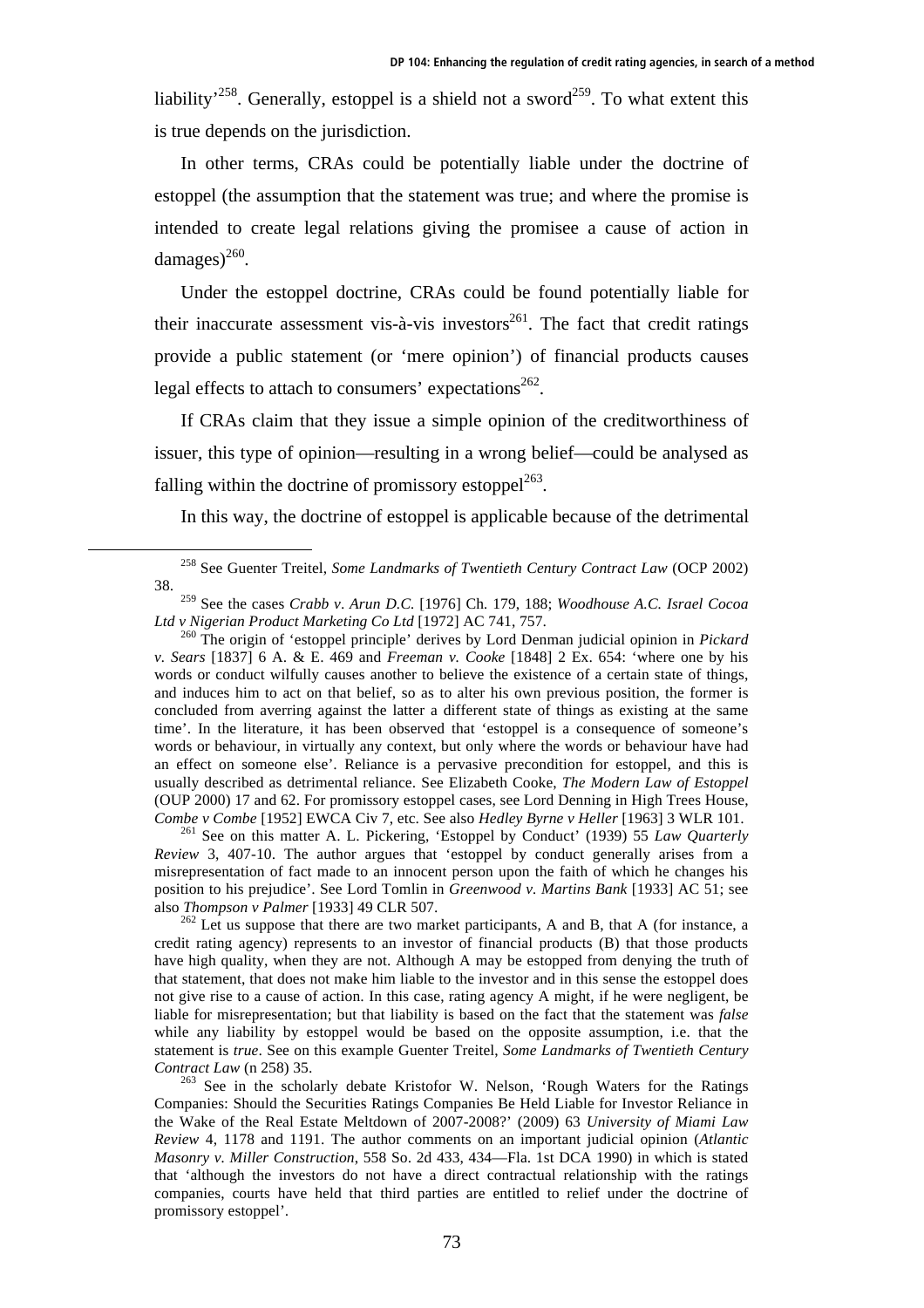liability'[258]. Generally, estoppel is a shield not a sword[259]. To what extent this is true depends on the jurisdiction.

In other terms, CRAs could be potentially liable under the doctrine of estoppel (the assumption that the statement was true; and where the promise is intended to create legal relations giving the promisee a cause of action in damages)[260].

Under the estoppel doctrine, CRAs could be found potentially liable for their inaccurate assessment vis-à-vis investors[261]. The fact that credit ratings provide a public statement (or 'mere opinion') of financial products causes legal effects to attach to consumers' expectations[262].

If CRAs claim that they issue a simple opinion of the creditworthiness of issuer, this type of opinion—resulting in a wrong belief—could be analysed as falling within the doctrine of promissory estoppel[263].

In this way, the doctrine of estoppel is applicable because of the detrimental

---

[258] See Guenter Treitel, *Some Landmarks of Twentieth Century Contract Law* (OCP 2002) 38.

[259] See the cases *Crabb v. Arun D.C.* [1976] Ch. 179, 188; *Woodhouse A.C. Israel Cocoa Ltd v Nigerian Product Marketing Co Ltd* [1972] AC 741, 757.

[260] The origin of 'estoppel principle' derives by Lord Denman judicial opinion in *Pickard v. Sears* [1837] 6 A. & E. 469 and *Freeman v. Cooke* [1848] 2 Ex. 654: 'where one by his words or conduct wilfully causes another to believe the existence of a certain state of things, and induces him to act on that belief, so as to alter his own previous position, the former is concluded from averring against the latter a different state of things as existing at the same time'. In the literature, it has been observed that 'estoppel is a consequence of someone's words or behaviour, in virtually any context, but only where the words or behaviour have had an effect on someone else'. Reliance is a pervasive precondition for estoppel, and this is usually described as detrimental reliance. See Elizabeth Cooke, *The Modern Law of Estoppel* (OUP 2000) 17 and 62. For promissory estoppel cases, see Lord Denning in High Trees House, *Combe v Combe* [1952] EWCA Civ 7, etc. See also *Hedley Byrne v Heller* [1963] 3 WLR 101.

[261] See on this matter A. L. Pickering, 'Estoppel by Conduct' (1939) 55 *Law Quarterly Review* 3, 407-10. The author argues that 'estoppel by conduct generally arises from a misrepresentation of fact made to an innocent person upon the faith of which he changes his position to his prejudice'. See Lord Tomlin in *Greenwood v. Martins Bank* [1933] AC 51; see also *Thompson v Palmer* [1933] 49 CLR 507.

[262] Let us suppose that there are two market participants, A and B, that A (for instance, a credit rating agency) represents to an investor of financial products (B) that those products have high quality, when they are not. Although A may be estopped from denying the truth of that statement, that does not make him liable to the investor and in this sense the estoppel does not give rise to a cause of action. In this case, rating agency A might, if he were negligent, be liable for misrepresentation; but that liability is based on the fact that the statement was *false* while any liability by estoppel would be based on the opposite assumption, i.e. that the statement is *true*. See on this example Guenter Treitel, *Some Landmarks of Twentieth Century Contract Law* (n 258) 35.

[263] See in the scholarly debate Kristofor W. Nelson, 'Rough Waters for the Ratings Companies: Should the Securities Ratings Companies Be Held Liable for Investor Reliance in the Wake of the Real Estate Meltdown of 2007-2008?' (2009) 63 *University of Miami Law Review* 4, 1178 and 1191. The author comments on an important judicial opinion (*Atlantic Masonry v. Miller Construction*, 558 So. 2d 433, 434—Fla. 1st DCA 1990) in which is stated that 'although the investors do not have a direct contractual relationship with the ratings companies, courts have held that third parties are entitled to relief under the doctrine of promissory estoppel'.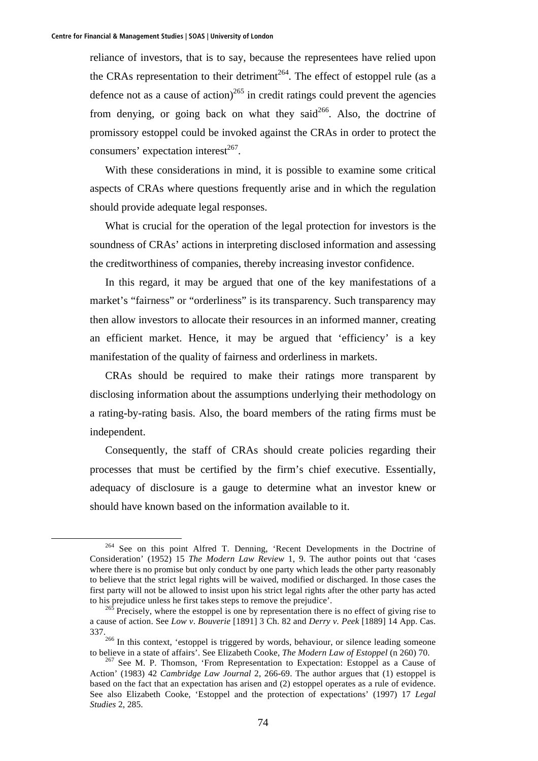reliance of investors, that is to say, because the representees have relied upon the CRAs representation to their detriment[264]. The effect of estoppel rule (as a defence not as a cause of action)[265] in credit ratings could prevent the agencies from denying, or going back on what they said[266]. Also, the doctrine of promissory estoppel could be invoked against the CRAs in order to protect the consumers' expectation interest[267].

With these considerations in mind, it is possible to examine some critical aspects of CRAs where questions frequently arise and in which the regulation should provide adequate legal responses.

What is crucial for the operation of the legal protection for investors is the soundness of CRAs' actions in interpreting disclosed information and assessing the creditworthiness of companies, thereby increasing investor confidence.

In this regard, it may be argued that one of the key manifestations of a market's "fairness" or "orderliness" is its transparency. Such transparency may then allow investors to allocate their resources in an informed manner, creating an efficient market. Hence, it may be argued that 'efficiency' is a key manifestation of the quality of fairness and orderliness in markets.

CRAs should be required to make their ratings more transparent by disclosing information about the assumptions underlying their methodology on a rating-by-rating basis. Also, the board members of the rating firms must be independent.

Consequently, the staff of CRAs should create policies regarding their processes that must be certified by the firm's chief executive. Essentially, adequacy of disclosure is a gauge to determine what an investor knew or should have known based on the information available to it.

---

[264] See on this point Alfred T. Denning, 'Recent Developments in the Doctrine of Consideration' (1952) 15 *The Modern Law Review* 1, 9. The author points out that 'cases where there is no promise but only conduct by one party which leads the other party reasonably to believe that the strict legal rights will be waived, modified or discharged. In those cases the first party will not be allowed to insist upon his strict legal rights after the other party has acted to his prejudice unless he first takes steps to remove the prejudice'.

[265] Precisely, where the estoppel is one by representation there is no effect of giving rise to a cause of action. See *Low v. Bouverie* [1891] 3 Ch. 82 and *Derry v. Peek* [1889] 14 App. Cas. 337.

[266] In this context, 'estoppel is triggered by words, behaviour, or silence leading someone to believe in a state of affairs'. See Elizabeth Cooke, *The Modern Law of Estoppel* (n 260) 70.

[267] See M. P. Thomson, 'From Representation to Expectation: Estoppel as a Cause of Action' (1983) 42 *Cambridge Law Journal* 2, 266-69. The author argues that (1) estoppel is based on the fact that an expectation has arisen and (2) estoppel operates as a rule of evidence. See also Elizabeth Cooke, 'Estoppel and the protection of expectations' (1997) 17 *Legal Studies* 2, 285.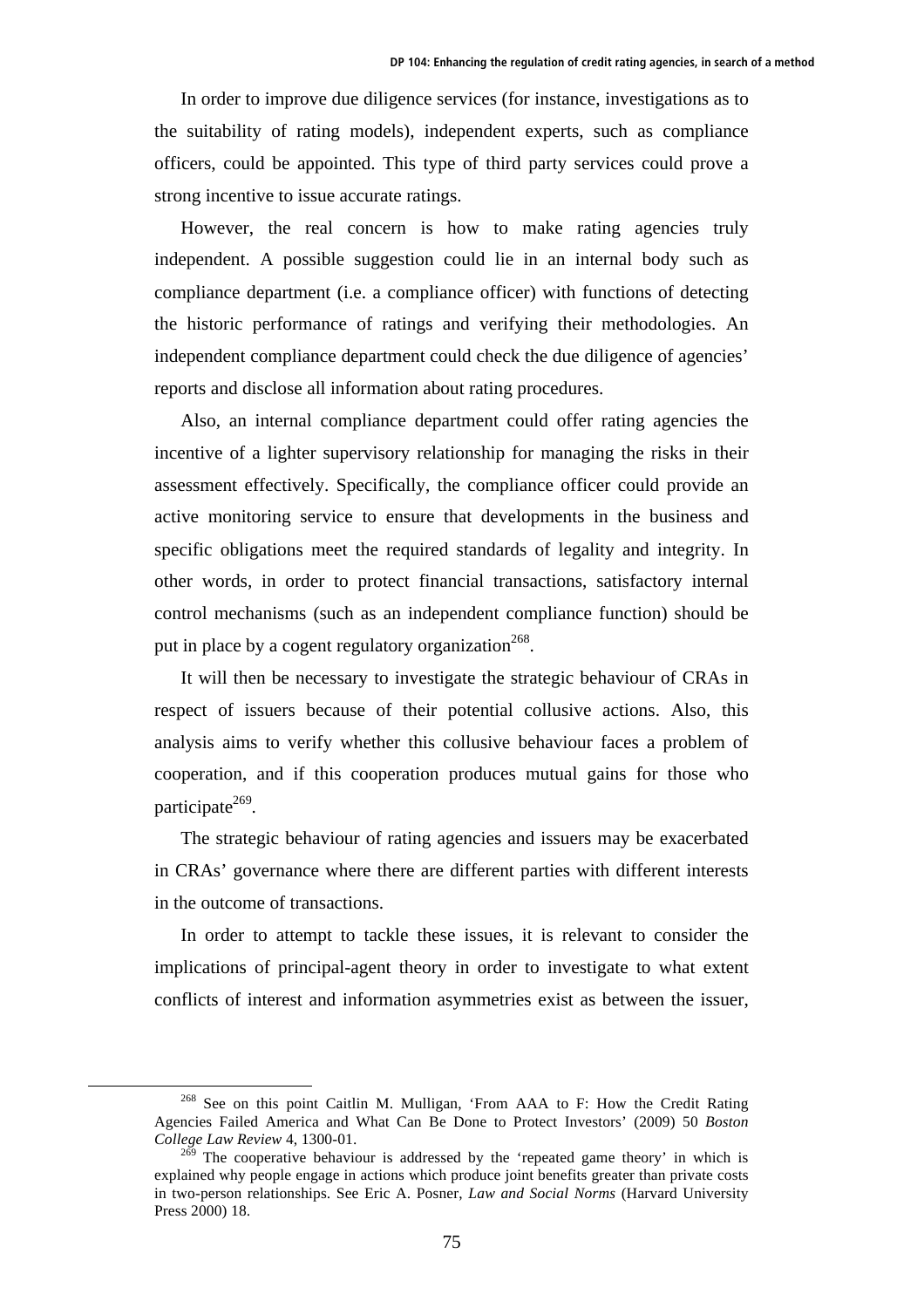In order to improve due diligence services (for instance, investigations as to the suitability of rating models), independent experts, such as compliance officers, could be appointed. This type of third party services could prove a strong incentive to issue accurate ratings.

However, the real concern is how to make rating agencies truly independent. A possible suggestion could lie in an internal body such as compliance department (i.e. a compliance officer) with functions of detecting the historic performance of ratings and verifying their methodologies. An independent compliance department could check the due diligence of agencies' reports and disclose all information about rating procedures.

Also, an internal compliance department could offer rating agencies the incentive of a lighter supervisory relationship for managing the risks in their assessment effectively. Specifically, the compliance officer could provide an active monitoring service to ensure that developments in the business and specific obligations meet the required standards of legality and integrity. In other words, in order to protect financial transactions, satisfactory internal control mechanisms (such as an independent compliance function) should be put in place by a cogent regulatory organization[268].

It will then be necessary to investigate the strategic behaviour of CRAs in respect of issuers because of their potential collusive actions. Also, this analysis aims to verify whether this collusive behaviour faces a problem of cooperation, and if this cooperation produces mutual gains for those who participate[269].

The strategic behaviour of rating agencies and issuers may be exacerbated in CRAs' governance where there are different parties with different interests in the outcome of transactions.

In order to attempt to tackle these issues, it is relevant to consider the implications of principal-agent theory in order to investigate to what extent conflicts of interest and information asymmetries exist as between the issuer,

---

[268] See on this point Caitlin M. Mulligan, 'From AAA to F: How the Credit Rating Agencies Failed America and What Can Be Done to Protect Investors' (2009) 50 *Boston College Law Review* 4, 1300-01.

[269] The cooperative behaviour is addressed by the 'repeated game theory' in which is explained why people engage in actions which produce joint benefits greater than private costs in two-person relationships. See Eric A. Posner, *Law and Social Norms* (Harvard University Press 2000) 18.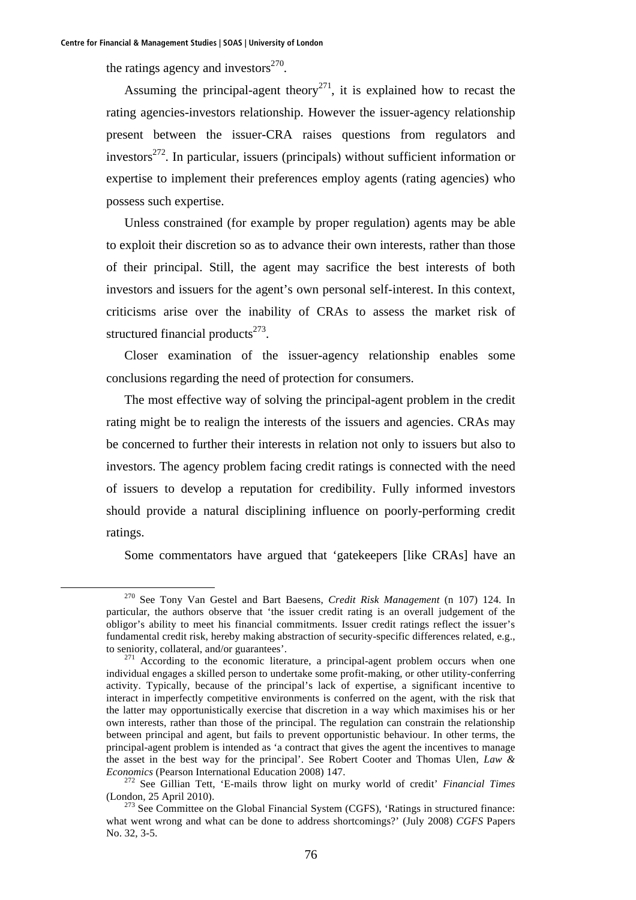the ratings agency and investors[270].

Assuming the principal-agent theory[271], it is explained how to recast the rating agencies-investors relationship. However the issuer-agency relationship present between the issuer-CRA raises questions from regulators and investors[272]. In particular, issuers (principals) without sufficient information or expertise to implement their preferences employ agents (rating agencies) who possess such expertise.

Unless constrained (for example by proper regulation) agents may be able to exploit their discretion so as to advance their own interests, rather than those of their principal. Still, the agent may sacrifice the best interests of both investors and issuers for the agent's own personal self-interest. In this context, criticisms arise over the inability of CRAs to assess the market risk of structured financial products[273].

Closer examination of the issuer-agency relationship enables some conclusions regarding the need of protection for consumers.

The most effective way of solving the principal-agent problem in the credit rating might be to realign the interests of the issuers and agencies. CRAs may be concerned to further their interests in relation not only to issuers but also to investors. The agency problem facing credit ratings is connected with the need of issuers to develop a reputation for credibility. Fully informed investors should provide a natural disciplining influence on poorly-performing credit ratings.

Some commentators have argued that 'gatekeepers [like CRAs] have an

---

[270] See Tony Van Gestel and Bart Baesens, *Credit Risk Management* (n 107) 124. In particular, the authors observe that 'the issuer credit rating is an overall judgement of the obligor's ability to meet his financial commitments. Issuer credit ratings reflect the issuer's fundamental credit risk, hereby making abstraction of security-specific differences related, e.g., to seniority, collateral, and/or guarantees'.

[271] According to the economic literature, a principal-agent problem occurs when one individual engages a skilled person to undertake some profit-making, or other utility-conferring activity. Typically, because of the principal's lack of expertise, a significant incentive to interact in imperfectly competitive environments is conferred on the agent, with the risk that the latter may opportunistically exercise that discretion in a way which maximises his or her own interests, rather than those of the principal. The regulation can constrain the relationship between principal and agent, but fails to prevent opportunistic behaviour. In other terms, the principal-agent problem is intended as 'a contract that gives the agent the incentives to manage the asset in the best way for the principal'. See Robert Cooter and Thomas Ulen, *Law & Economics* (Pearson International Education 2008) 147.

[272] See Gillian Tett, 'E-mails throw light on murky world of credit' *Financial Times* (London, 25 April 2010).

[273] See Committee on the Global Financial System (CGFS), 'Ratings in structured finance: what went wrong and what can be done to address shortcomings?' (July 2008) *CGFS* Papers No. 32, 3-5.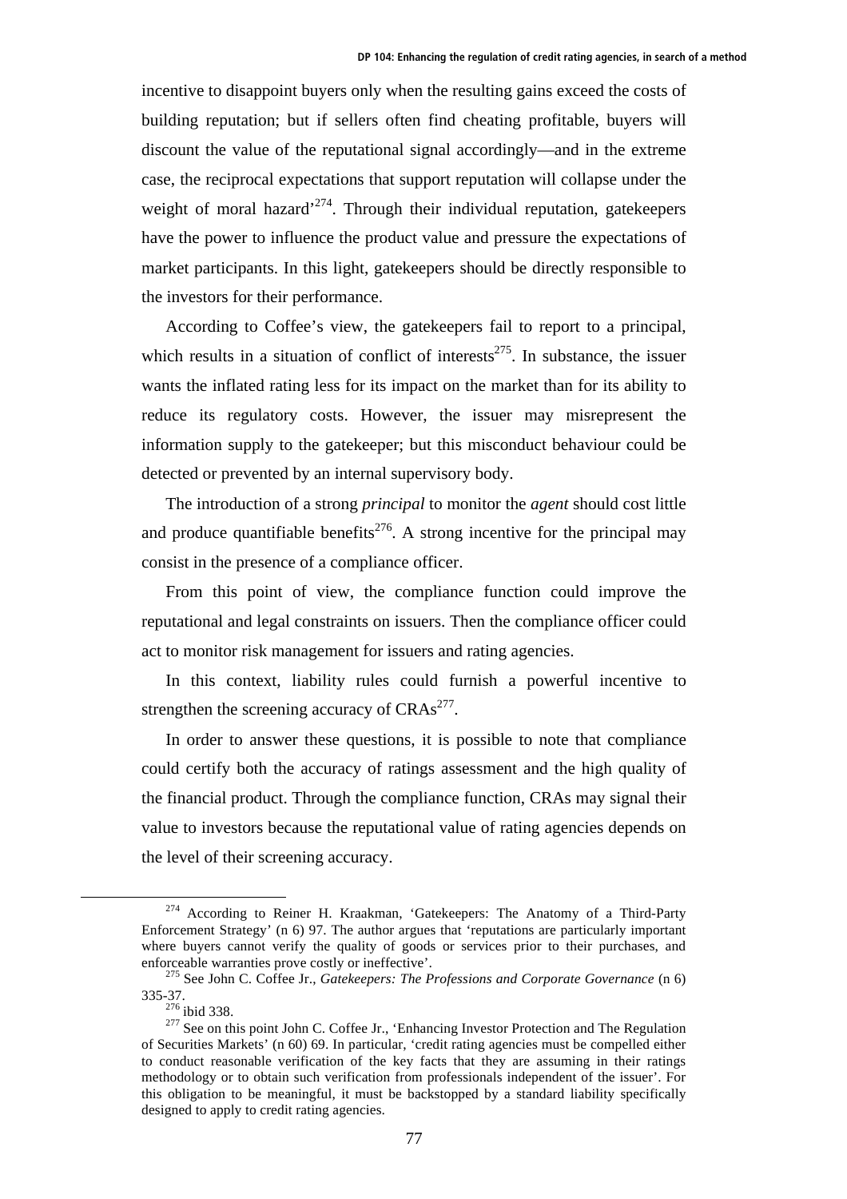incentive to disappoint buyers only when the resulting gains exceed the costs of building reputation; but if sellers often find cheating profitable, buyers will discount the value of the reputational signal accordingly—and in the extreme case, the reciprocal expectations that support reputation will collapse under the weight of moral hazard'[274]. Through their individual reputation, gatekeepers have the power to influence the product value and pressure the expectations of market participants. In this light, gatekeepers should be directly responsible to the investors for their performance.

According to Coffee's view, the gatekeepers fail to report to a principal, which results in a situation of conflict of interests[275]. In substance, the issuer wants the inflated rating less for its impact on the market than for its ability to reduce its regulatory costs. However, the issuer may misrepresent the information supply to the gatekeeper; but this misconduct behaviour could be detected or prevented by an internal supervisory body.

The introduction of a strong *principal* to monitor the *agent* should cost little and produce quantifiable benefits[276]. A strong incentive for the principal may consist in the presence of a compliance officer.

From this point of view, the compliance function could improve the reputational and legal constraints on issuers. Then the compliance officer could act to monitor risk management for issuers and rating agencies.

In this context, liability rules could furnish a powerful incentive to strengthen the screening accuracy of CRAs[277].

In order to answer these questions, it is possible to note that compliance could certify both the accuracy of ratings assessment and the high quality of the financial product. Through the compliance function, CRAs may signal their value to investors because the reputational value of rating agencies depends on the level of their screening accuracy.

---

[274] According to Reiner H. Kraakman, 'Gatekeepers: The Anatomy of a Third-Party Enforcement Strategy' (n 6) 97. The author argues that 'reputations are particularly important where buyers cannot verify the quality of goods or services prior to their purchases, and enforceable warranties prove costly or ineffective'.

[275] See John C. Coffee Jr., *Gatekeepers: The Professions and Corporate Governance* (n 6) 335-37.

[276] ibid 338.

[277] See on this point John C. Coffee Jr., 'Enhancing Investor Protection and The Regulation of Securities Markets' (n 60) 69. In particular, 'credit rating agencies must be compelled either to conduct reasonable verification of the key facts that they are assuming in their ratings methodology or to obtain such verification from professionals independent of the issuer'. For this obligation to be meaningful, it must be backstopped by a standard liability specifically designed to apply to credit rating agencies.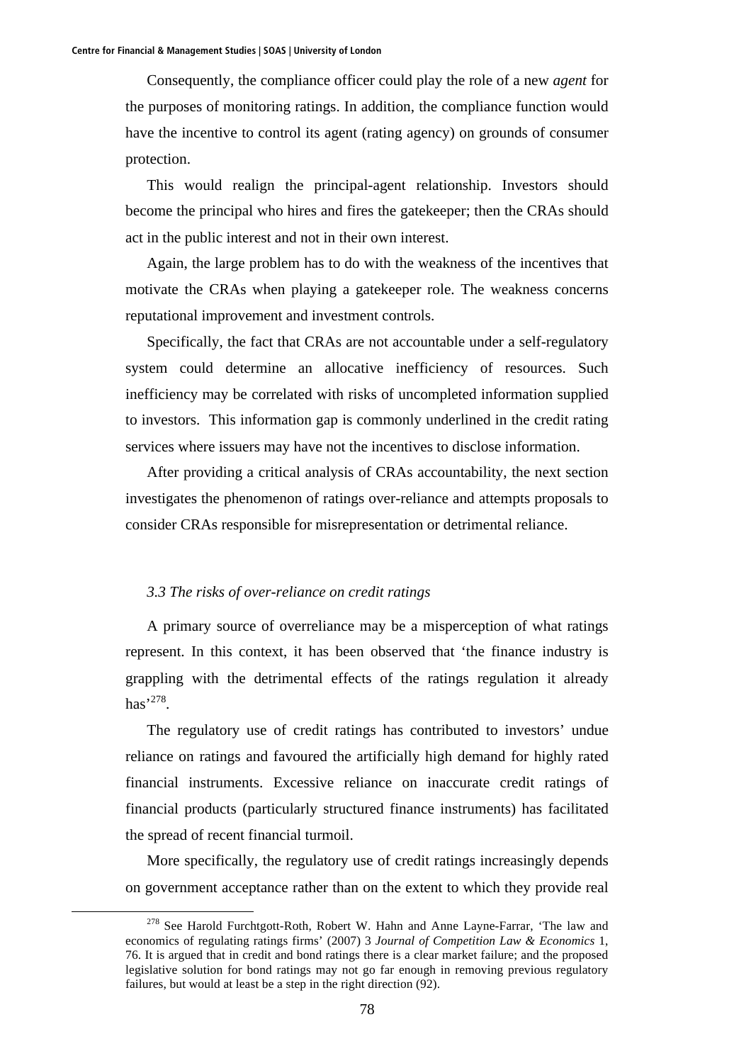Consequently, the compliance officer could play the role of a new *agent* for the purposes of monitoring ratings. In addition, the compliance function would have the incentive to control its agent (rating agency) on grounds of consumer protection.

This would realign the principal-agent relationship. Investors should become the principal who hires and fires the gatekeeper; then the CRAs should act in the public interest and not in their own interest.

Again, the large problem has to do with the weakness of the incentives that motivate the CRAs when playing a gatekeeper role. The weakness concerns reputational improvement and investment controls.

Specifically, the fact that CRAs are not accountable under a self-regulatory system could determine an allocative inefficiency of resources. Such inefficiency may be correlated with risks of uncompleted information supplied to investors. This information gap is commonly underlined in the credit rating services where issuers may have not the incentives to disclose information.

After providing a critical analysis of CRAs accountability, the next section investigates the phenomenon of ratings over-reliance and attempts proposals to consider CRAs responsible for misrepresentation or detrimental reliance.

### *3.3 The risks of over-reliance on credit ratings*

A primary source of overreliance may be a misperception of what ratings represent. In this context, it has been observed that 'the finance industry is grappling with the detrimental effects of the ratings regulation it already has'[278].

The regulatory use of credit ratings has contributed to investors' undue reliance on ratings and favoured the artificially high demand for highly rated financial instruments. Excessive reliance on inaccurate credit ratings of financial products (particularly structured finance instruments) has facilitated the spread of recent financial turmoil.

More specifically, the regulatory use of credit ratings increasingly depends on government acceptance rather than on the extent to which they provide real

---

[278] See Harold Furchtgott-Roth, Robert W. Hahn and Anne Layne-Farrar, 'The law and economics of regulating ratings firms' (2007) 3 *Journal of Competition Law & Economics* 1, 76. It is argued that in credit and bond ratings there is a clear market failure; and the proposed legislative solution for bond ratings may not go far enough in removing previous regulatory failures, but would at least be a step in the right direction (92).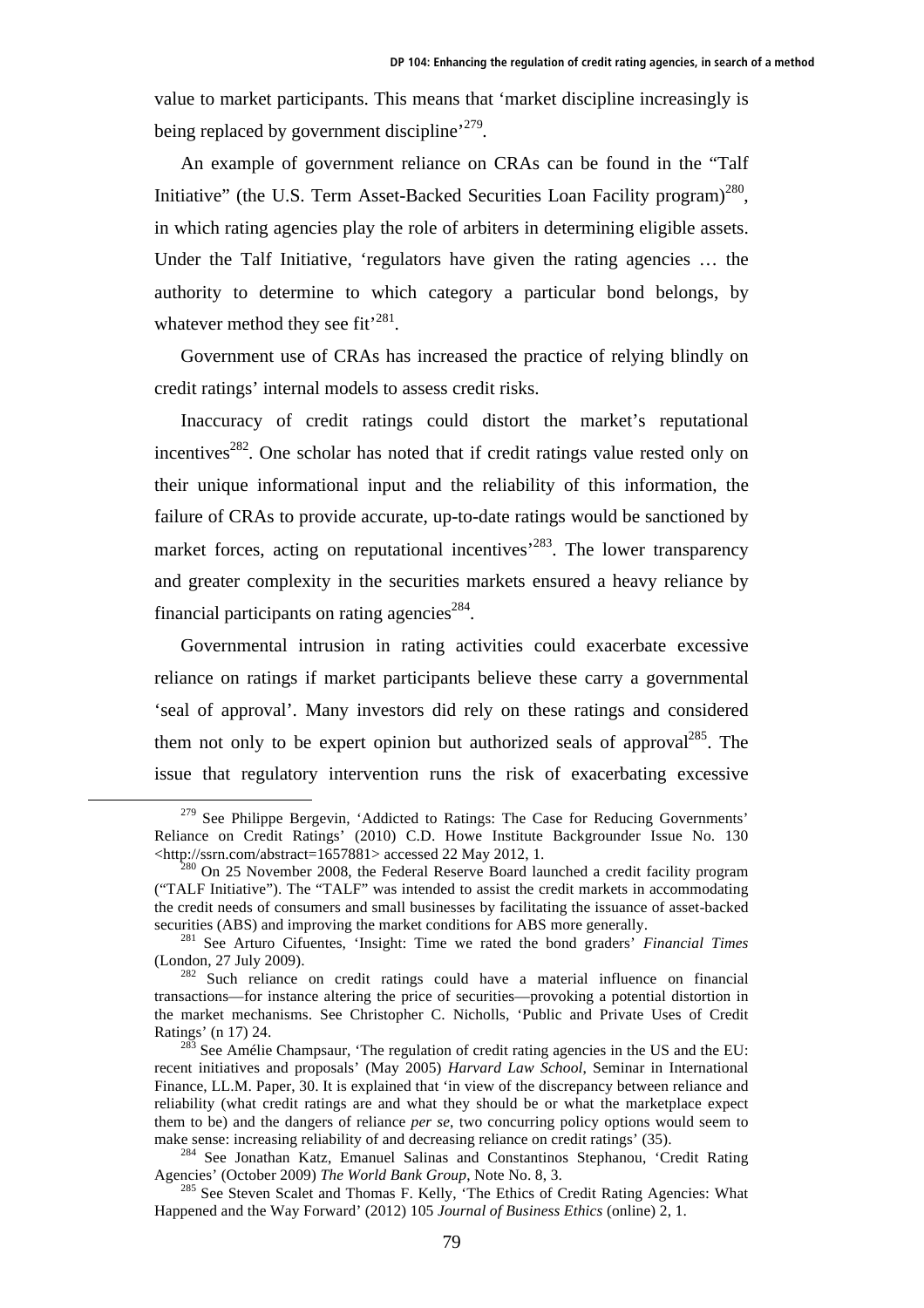value to market participants. This means that 'market discipline increasingly is being replaced by government discipline'[279].

An example of government reliance on CRAs can be found in the "Talf Initiative" (the U.S. Term Asset-Backed Securities Loan Facility program)[280], in which rating agencies play the role of arbiters in determining eligible assets. Under the Talf Initiative, 'regulators have given the rating agencies … the authority to determine to which category a particular bond belongs, by whatever method they see fit'[281].

Government use of CRAs has increased the practice of relying blindly on credit ratings' internal models to assess credit risks.

Inaccuracy of credit ratings could distort the market's reputational incentives[282]. One scholar has noted that if credit ratings value rested only on their unique informational input and the reliability of this information, the failure of CRAs to provide accurate, up-to-date ratings would be sanctioned by market forces, acting on reputational incentives'[283]. The lower transparency and greater complexity in the securities markets ensured a heavy reliance by financial participants on rating agencies[284].

Governmental intrusion in rating activities could exacerbate excessive reliance on ratings if market participants believe these carry a governmental 'seal of approval'. Many investors did rely on these ratings and considered them not only to be expert opinion but authorized seals of approval[285]. The issue that regulatory intervention runs the risk of exacerbating excessive

---

[279] See Philippe Bergevin, 'Addicted to Ratings: The Case for Reducing Governments' Reliance on Credit Ratings' (2010) C.D. Howe Institute Backgrounder Issue No. 130 <http://ssrn.com/abstract=1657881> accessed 22 May 2012, 1.

[280] On 25 November 2008, the Federal Reserve Board launched a credit facility program ("TALF Initiative"). The "TALF" was intended to assist the credit markets in accommodating the credit needs of consumers and small businesses by facilitating the issuance of asset-backed securities (ABS) and improving the market conditions for ABS more generally.

[281] See Arturo Cifuentes, 'Insight: Time we rated the bond graders' *Financial Times* (London, 27 July 2009).

[282] Such reliance on credit ratings could have a material influence on financial transactions—for instance altering the price of securities—provoking a potential distortion in the market mechanisms. See Christopher C. Nicholls, 'Public and Private Uses of Credit Ratings' (n 17) 24.

[283] See Amélie Champsaur, 'The regulation of credit rating agencies in the US and the EU: recent initiatives and proposals' (May 2005) *Harvard Law School*, Seminar in International Finance, LL.M. Paper, 30. It is explained that 'in view of the discrepancy between reliance and reliability (what credit ratings are and what they should be or what the marketplace expect them to be) and the dangers of reliance *per se*, two concurring policy options would seem to make sense: increasing reliability of and decreasing reliance on credit ratings' (35).

[284] See Jonathan Katz, Emanuel Salinas and Constantinos Stephanou, 'Credit Rating Agencies' (October 2009) *The World Bank Group*, Note No. 8, 3.

[285] See Steven Scalet and Thomas F. Kelly, 'The Ethics of Credit Rating Agencies: What Happened and the Way Forward' (2012) 105 *Journal of Business Ethics* (online) 2, 1.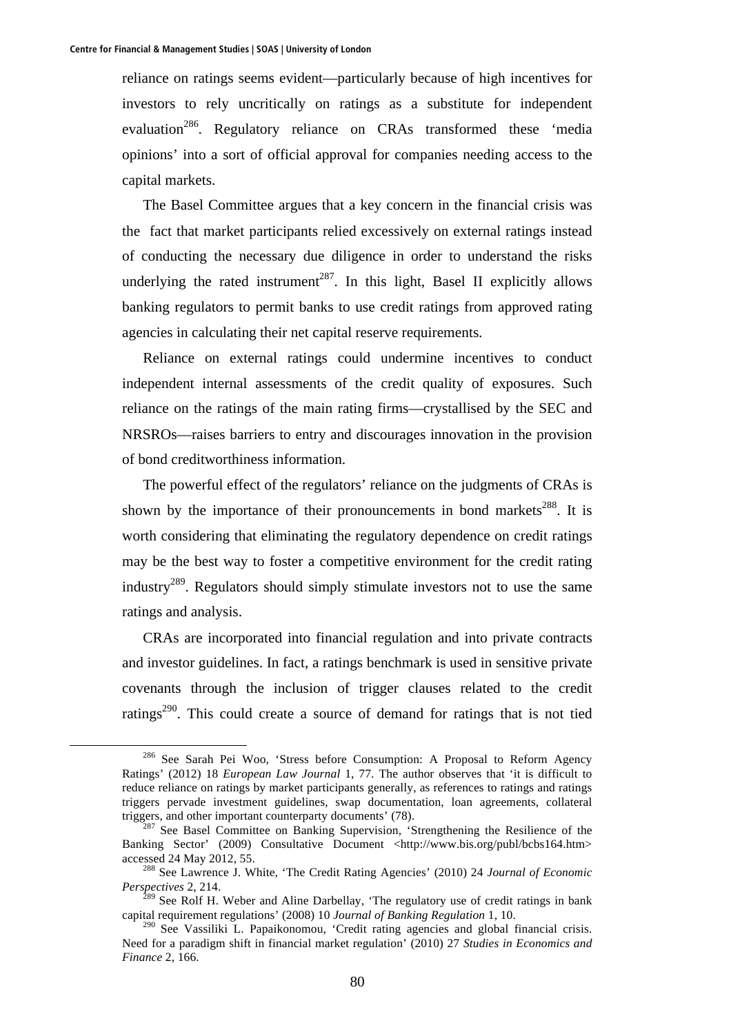reliance on ratings seems evident—particularly because of high incentives for investors to rely uncritically on ratings as a substitute for independent evaluation[286]. Regulatory reliance on CRAs transformed these 'media opinions' into a sort of official approval for companies needing access to the capital markets.

The Basel Committee argues that a key concern in the financial crisis was the fact that market participants relied excessively on external ratings instead of conducting the necessary due diligence in order to understand the risks underlying the rated instrument[287]. In this light, Basel II explicitly allows banking regulators to permit banks to use credit ratings from approved rating agencies in calculating their net capital reserve requirements.

Reliance on external ratings could undermine incentives to conduct independent internal assessments of the credit quality of exposures. Such reliance on the ratings of the main rating firms—crystallised by the SEC and NRSROs—raises barriers to entry and discourages innovation in the provision of bond creditworthiness information.

The powerful effect of the regulators' reliance on the judgments of CRAs is shown by the importance of their pronouncements in bond markets[288]. It is worth considering that eliminating the regulatory dependence on credit ratings may be the best way to foster a competitive environment for the credit rating industry[289]. Regulators should simply stimulate investors not to use the same ratings and analysis.

CRAs are incorporated into financial regulation and into private contracts and investor guidelines. In fact, a ratings benchmark is used in sensitive private covenants through the inclusion of trigger clauses related to the credit ratings[290]. This could create a source of demand for ratings that is not tied

---

[286] See Sarah Pei Woo, 'Stress before Consumption: A Proposal to Reform Agency Ratings' (2012) 18 *European Law Journal* 1, 77. The author observes that 'it is difficult to reduce reliance on ratings by market participants generally, as references to ratings and ratings triggers pervade investment guidelines, swap documentation, loan agreements, collateral triggers, and other important counterparty documents' (78).

[287] See Basel Committee on Banking Supervision, 'Strengthening the Resilience of the Banking Sector' (2009) Consultative Document <http://www.bis.org/publ/bcbs164.htm> accessed 24 May 2012, 55.

[288] See Lawrence J. White, 'The Credit Rating Agencies' (2010) 24 *Journal of Economic Perspectives* 2, 214.

[289] See Rolf H. Weber and Aline Darbellay, 'The regulatory use of credit ratings in bank capital requirement regulations' (2008) 10 *Journal of Banking Regulation* 1, 10.

[290] See Vassiliki L. Papaikonomou, 'Credit rating agencies and global financial crisis. Need for a paradigm shift in financial market regulation' (2010) 27 *Studies in Economics and Finance* 2, 166.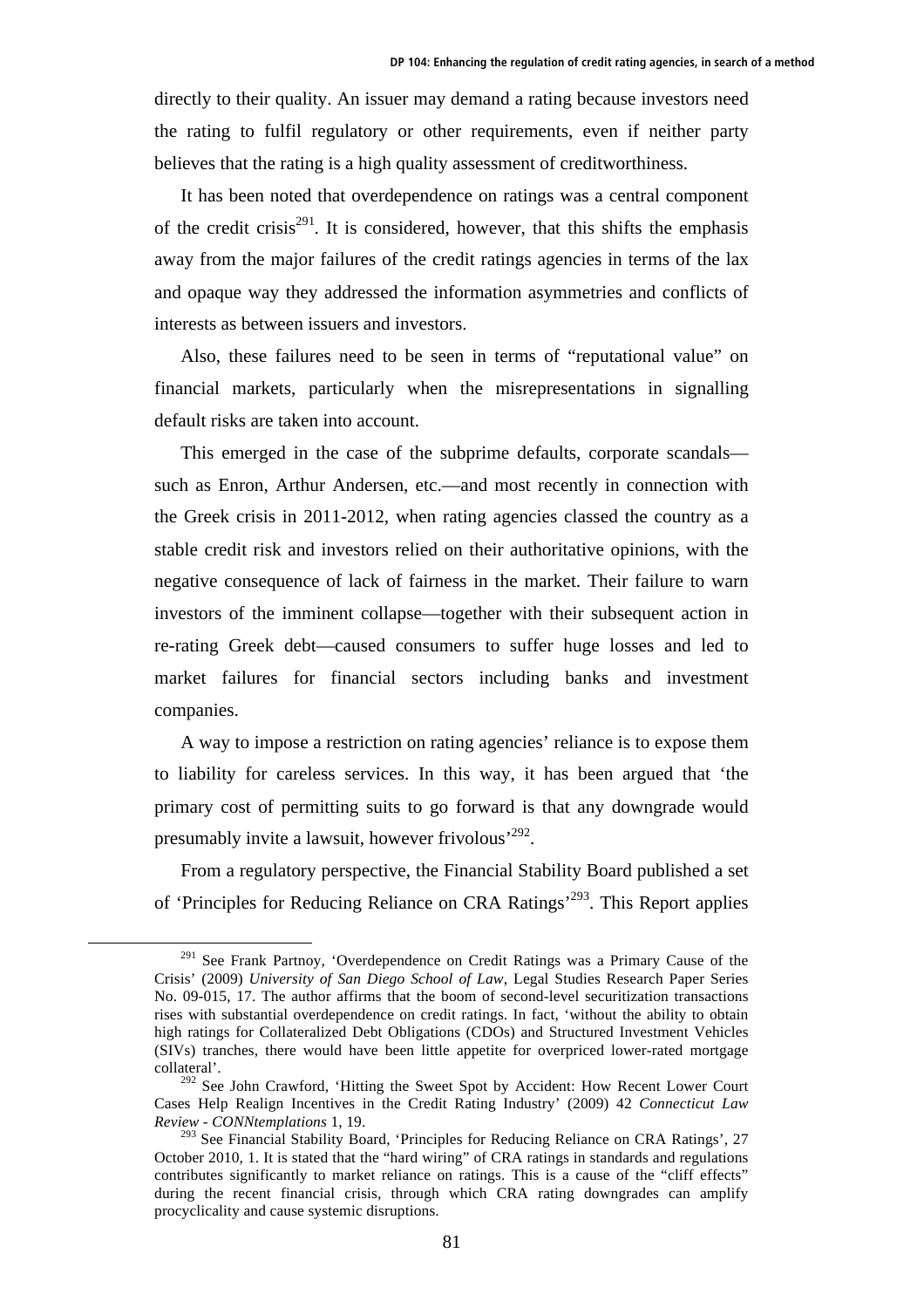directly to their quality. An issuer may demand a rating because investors need the rating to fulfil regulatory or other requirements, even if neither party believes that the rating is a high quality assessment of creditworthiness.

It has been noted that overdependence on ratings was a central component of the credit crisis[291]. It is considered, however, that this shifts the emphasis away from the major failures of the credit ratings agencies in terms of the lax and opaque way they addressed the information asymmetries and conflicts of interests as between issuers and investors.

Also, these failures need to be seen in terms of "reputational value" on financial markets, particularly when the misrepresentations in signalling default risks are taken into account.

This emerged in the case of the subprime defaults, corporate scandals—such as Enron, Arthur Andersen, etc.—and most recently in connection with the Greek crisis in 2011-2012, when rating agencies classed the country as a stable credit risk and investors relied on their authoritative opinions, with the negative consequence of lack of fairness in the market. Their failure to warn investors of the imminent collapse—together with their subsequent action in re-rating Greek debt—caused consumers to suffer huge losses and led to market failures for financial sectors including banks and investment companies.

A way to impose a restriction on rating agencies' reliance is to expose them to liability for careless services. In this way, it has been argued that 'the primary cost of permitting suits to go forward is that any downgrade would presumably invite a lawsuit, however frivolous'[292].

From a regulatory perspective, the Financial Stability Board published a set of 'Principles for Reducing Reliance on CRA Ratings'[293]. This Report applies

---

[291] See Frank Partnoy, 'Overdependence on Credit Ratings was a Primary Cause of the Crisis' (2009) *University of San Diego School of Law*, Legal Studies Research Paper Series No. 09-015, 17. The author affirms that the boom of second-level securitization transactions rises with substantial overdependence on credit ratings. In fact, 'without the ability to obtain high ratings for Collateralized Debt Obligations (CDOs) and Structured Investment Vehicles (SIVs) tranches, there would have been little appetite for overpriced lower-rated mortgage collateral'.

[292] See John Crawford, 'Hitting the Sweet Spot by Accident: How Recent Lower Court Cases Help Realign Incentives in the Credit Rating Industry' (2009) 42 *Connecticut Law Review - CONNtemplations* 1, 19.

[293] See Financial Stability Board, 'Principles for Reducing Reliance on CRA Ratings', 27 October 2010, 1. It is stated that the "hard wiring" of CRA ratings in standards and regulations contributes significantly to market reliance on ratings. This is a cause of the "cliff effects" during the recent financial crisis, through which CRA rating downgrades can amplify procyclicality and cause systemic disruptions.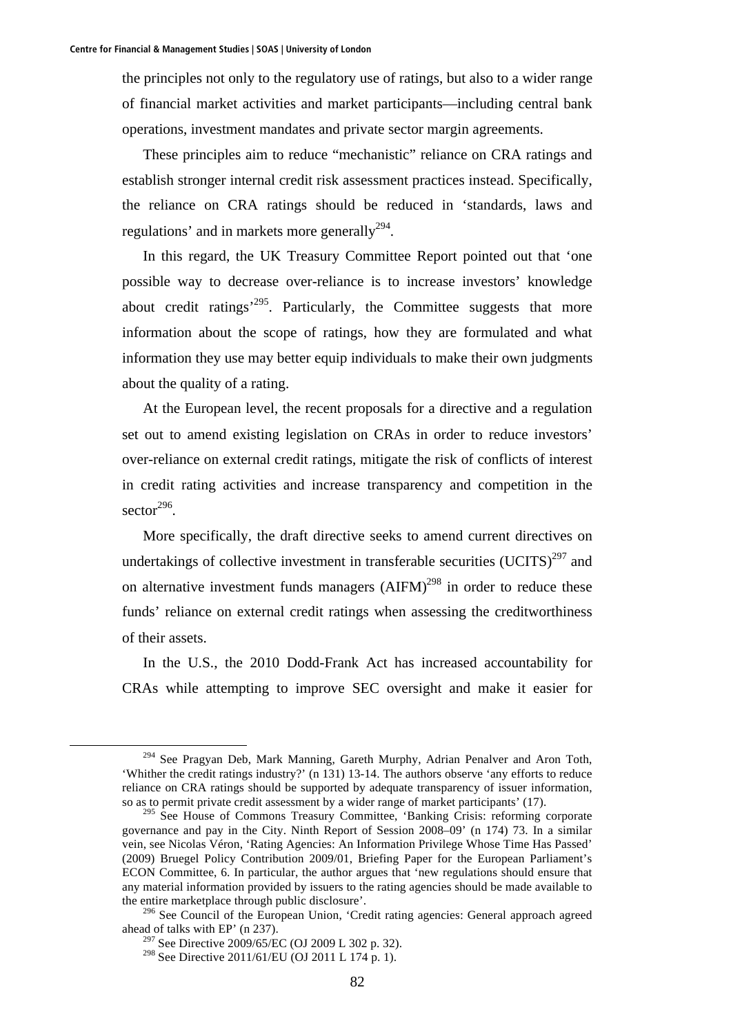the principles not only to the regulatory use of ratings, but also to a wider range of financial market activities and market participants—including central bank operations, investment mandates and private sector margin agreements.

These principles aim to reduce "mechanistic" reliance on CRA ratings and establish stronger internal credit risk assessment practices instead. Specifically, the reliance on CRA ratings should be reduced in 'standards, laws and regulations' and in markets more generally[294].

In this regard, the UK Treasury Committee Report pointed out that 'one possible way to decrease over-reliance is to increase investors' knowledge about credit ratings'[295]. Particularly, the Committee suggests that more information about the scope of ratings, how they are formulated and what information they use may better equip individuals to make their own judgments about the quality of a rating.

At the European level, the recent proposals for a directive and a regulation set out to amend existing legislation on CRAs in order to reduce investors' over-reliance on external credit ratings, mitigate the risk of conflicts of interest in credit rating activities and increase transparency and competition in the sector[296].

More specifically, the draft directive seeks to amend current directives on undertakings of collective investment in transferable securities (UCITS)[297] and on alternative investment funds managers (AIFM)[298] in order to reduce these funds' reliance on external credit ratings when assessing the creditworthiness of their assets.

In the U.S., the 2010 Dodd-Frank Act has increased accountability for CRAs while attempting to improve SEC oversight and make it easier for

---

[294] See Pragyan Deb, Mark Manning, Gareth Murphy, Adrian Penalver and Aron Toth, 'Whither the credit ratings industry?' (n 131) 13-14. The authors observe 'any efforts to reduce reliance on CRA ratings should be supported by adequate transparency of issuer information, so as to permit private credit assessment by a wider range of market participants' (17).

[295] See House of Commons Treasury Committee, 'Banking Crisis: reforming corporate governance and pay in the City. Ninth Report of Session 2008–09' (n 174) 73. In a similar vein, see Nicolas Véron, 'Rating Agencies: An Information Privilege Whose Time Has Passed' (2009) Bruegel Policy Contribution 2009/01, Briefing Paper for the European Parliament's ECON Committee, 6. In particular, the author argues that 'new regulations should ensure that any material information provided by issuers to the rating agencies should be made available to the entire marketplace through public disclosure'.

[296] See Council of the European Union, 'Credit rating agencies: General approach agreed ahead of talks with EP' (n 237).

[297] See Directive 2009/65/EC (OJ 2009 L 302 p. 32).

[298] See Directive 2011/61/EU (OJ 2011 L 174 p. 1).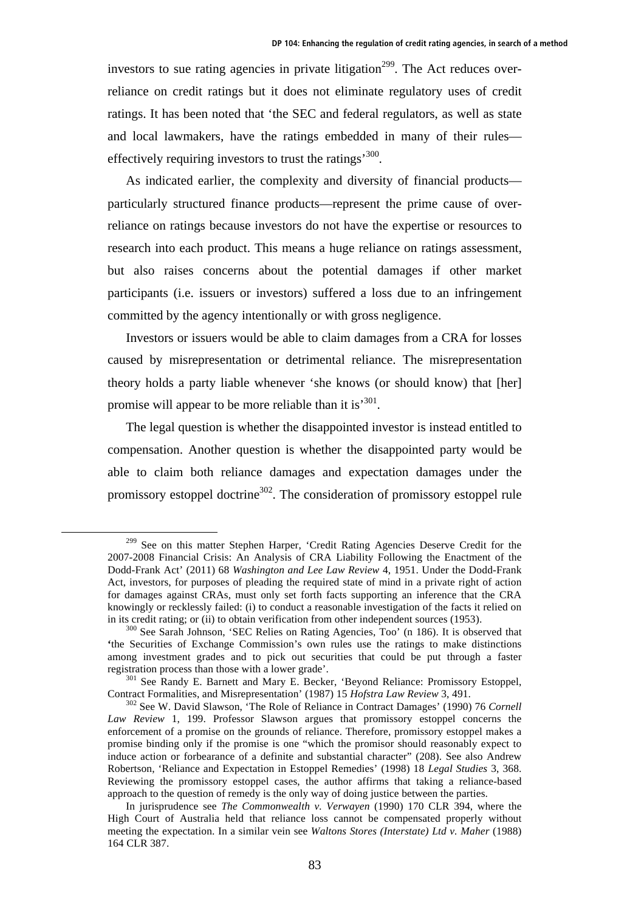investors to sue rating agencies in private litigation[299]. The Act reduces over-reliance on credit ratings but it does not eliminate regulatory uses of credit ratings. It has been noted that 'the SEC and federal regulators, as well as state and local lawmakers, have the ratings embedded in many of their rules—effectively requiring investors to trust the ratings'[300].

As indicated earlier, the complexity and diversity of financial products—particularly structured finance products—represent the prime cause of over-reliance on ratings because investors do not have the expertise or resources to research into each product. This means a huge reliance on ratings assessment, but also raises concerns about the potential damages if other market participants (i.e. issuers or investors) suffered a loss due to an infringement committed by the agency intentionally or with gross negligence.

Investors or issuers would be able to claim damages from a CRA for losses caused by misrepresentation or detrimental reliance. The misrepresentation theory holds a party liable whenever 'she knows (or should know) that [her] promise will appear to be more reliable than it is'[301].

The legal question is whether the disappointed investor is instead entitled to compensation. Another question is whether the disappointed party would be able to claim both reliance damages and expectation damages under the promissory estoppel doctrine[302]. The consideration of promissory estoppel rule

---

[299] See on this matter Stephen Harper, 'Credit Rating Agencies Deserve Credit for the 2007-2008 Financial Crisis: An Analysis of CRA Liability Following the Enactment of the Dodd-Frank Act' (2011) 68 *Washington and Lee Law Review* 4, 1951. Under the Dodd-Frank Act, investors, for purposes of pleading the required state of mind in a private right of action for damages against CRAs, must only set forth facts supporting an inference that the CRA knowingly or recklessly failed: (i) to conduct a reasonable investigation of the facts it relied on in its credit rating; or (ii) to obtain verification from other independent sources (1953).

[300] See Sarah Johnson, 'SEC Relies on Rating Agencies, Too' (n 186). It is observed that 'the Securities of Exchange Commission's own rules use the ratings to make distinctions among investment grades and to pick out securities that could be put through a faster registration process than those with a lower grade'.

[301] See Randy E. Barnett and Mary E. Becker, 'Beyond Reliance: Promissory Estoppel, Contract Formalities, and Misrepresentation' (1987) 15 *Hofstra Law Review* 3, 491.

[302] See W. David Slawson, 'The Role of Reliance in Contract Damages' (1990) 76 *Cornell Law Review* 1, 199. Professor Slawson argues that promissory estoppel concerns the enforcement of a promise on the grounds of reliance. Therefore, promissory estoppel makes a promise binding only if the promise is one "which the promisor should reasonably expect to induce action or forbearance of a definite and substantial character" (208). See also Andrew Robertson, 'Reliance and Expectation in Estoppel Remedies' (1998) 18 *Legal Studies* 3, 368. Reviewing the promissory estoppel cases, the author affirms that taking a reliance-based approach to the question of remedy is the only way of doing justice between the parties.

In jurisprudence see *The Commonwealth v. Verwayen* (1990) 170 CLR 394, where the High Court of Australia held that reliance loss cannot be compensated properly without meeting the expectation. In a similar vein see *Waltons Stores (Interstate) Ltd v. Maher* (1988) 164 CLR 387.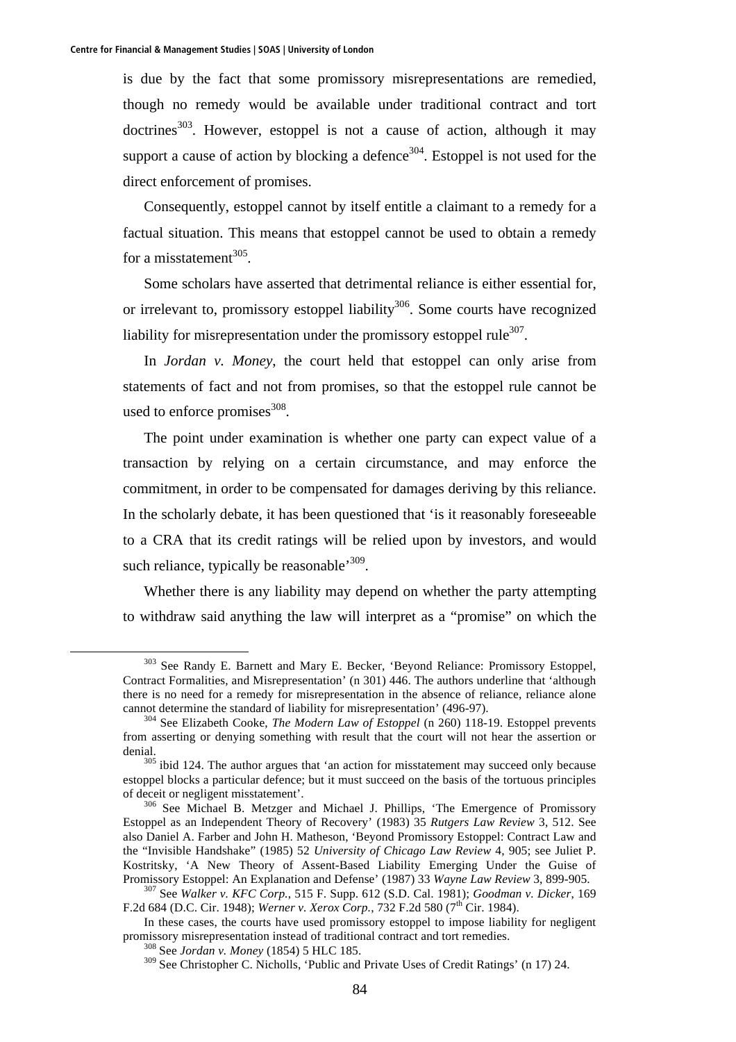is due by the fact that some promissory misrepresentations are remedied, though no remedy would be available under traditional contract and tort doctrines[303]. However, estoppel is not a cause of action, although it may support a cause of action by blocking a defence[304]. Estoppel is not used for the direct enforcement of promises.

Consequently, estoppel cannot by itself entitle a claimant to a remedy for a factual situation. This means that estoppel cannot be used to obtain a remedy for a misstatement[305].

Some scholars have asserted that detrimental reliance is either essential for, or irrelevant to, promissory estoppel liability[306]. Some courts have recognized liability for misrepresentation under the promissory estoppel rule[307].

In *Jordan v. Money*, the court held that estoppel can only arise from statements of fact and not from promises, so that the estoppel rule cannot be used to enforce promises[308].

The point under examination is whether one party can expect value of a transaction by relying on a certain circumstance, and may enforce the commitment, in order to be compensated for damages deriving by this reliance. In the scholarly debate, it has been questioned that 'is it reasonably foreseeable to a CRA that its credit ratings will be relied upon by investors, and would such reliance, typically be reasonable'[309].

Whether there is any liability may depend on whether the party attempting to withdraw said anything the law will interpret as a "promise" on which the

---

[303] See Randy E. Barnett and Mary E. Becker, 'Beyond Reliance: Promissory Estoppel, Contract Formalities, and Misrepresentation' (n 301) 446. The authors underline that 'although there is no need for a remedy for misrepresentation in the absence of reliance, reliance alone cannot determine the standard of liability for misrepresentation' (496-97).

[304] See Elizabeth Cooke, *The Modern Law of Estoppel* (n 260) 118-19. Estoppel prevents from asserting or denying something with result that the court will not hear the assertion or denial.

[305] ibid 124. The author argues that 'an action for misstatement may succeed only because estoppel blocks a particular defence; but it must succeed on the basis of the tortuous principles of deceit or negligent misstatement'.

[306] See Michael B. Metzger and Michael J. Phillips, 'The Emergence of Promissory Estoppel as an Independent Theory of Recovery' (1983) 35 *Rutgers Law Review* 3, 512. See also Daniel A. Farber and John H. Matheson, 'Beyond Promissory Estoppel: Contract Law and the "Invisible Handshake" (1985) 52 *University of Chicago Law Review* 4, 905; see Juliet P. Kostritsky, 'A New Theory of Assent-Based Liability Emerging Under the Guise of Promissory Estoppel: An Explanation and Defense' (1987) 33 *Wayne Law Review* 3, 899-905.

[307] See *Walker v. KFC Corp.*, 515 F. Supp. 612 (S.D. Cal. 1981); *Goodman v. Dicker*, 169 F.2d 684 (D.C. Cir. 1948); *Werner v. Xerox Corp.*, 732 F.2d 580 (7th Cir. 1984).

In these cases, the courts have used promissory estoppel to impose liability for negligent promissory misrepresentation instead of traditional contract and tort remedies.

[308] See *Jordan v. Money* (1854) 5 HLC 185.

[309] See Christopher C. Nicholls, 'Public and Private Uses of Credit Ratings' (n 17) 24.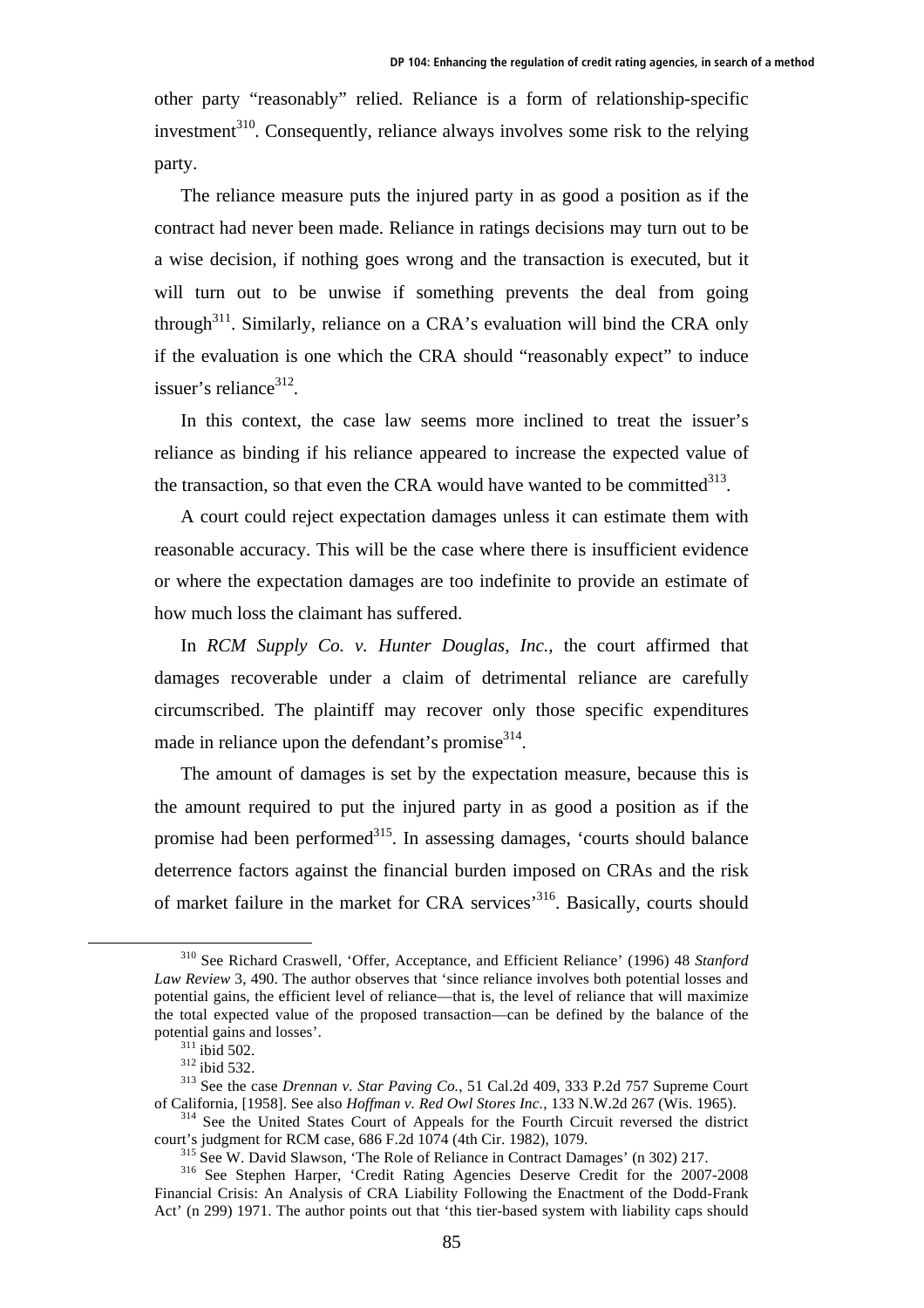other party "reasonably" relied. Reliance is a form of relationship-specific investment[310]. Consequently, reliance always involves some risk to the relying party.

The reliance measure puts the injured party in as good a position as if the contract had never been made. Reliance in ratings decisions may turn out to be a wise decision, if nothing goes wrong and the transaction is executed, but it will turn out to be unwise if something prevents the deal from going through[311]. Similarly, reliance on a CRA's evaluation will bind the CRA only if the evaluation is one which the CRA should "reasonably expect" to induce issuer's reliance[312].

In this context, the case law seems more inclined to treat the issuer's reliance as binding if his reliance appeared to increase the expected value of the transaction, so that even the CRA would have wanted to be committed[313].

A court could reject expectation damages unless it can estimate them with reasonable accuracy. This will be the case where there is insufficient evidence or where the expectation damages are too indefinite to provide an estimate of how much loss the claimant has suffered.

In *RCM Supply Co. v. Hunter Douglas, Inc.*, the court affirmed that damages recoverable under a claim of detrimental reliance are carefully circumscribed. The plaintiff may recover only those specific expenditures made in reliance upon the defendant's promise[314].

The amount of damages is set by the expectation measure, because this is the amount required to put the injured party in as good a position as if the promise had been performed[315]. In assessing damages, 'courts should balance deterrence factors against the financial burden imposed on CRAs and the risk of market failure in the market for CRA services'[316]. Basically, courts should

---

[310] See Richard Craswell, 'Offer, Acceptance, and Efficient Reliance' (1996) 48 *Stanford Law Review* 3, 490. The author observes that 'since reliance involves both potential losses and potential gains, the efficient level of reliance—that is, the level of reliance that will maximize the total expected value of the proposed transaction—can be defined by the balance of the potential gains and losses'.

[311] ibid 502.

[312] ibid 532.

[313] See the case *Drennan v. Star Paving Co.*, 51 Cal.2d 409, 333 P.2d 757 Supreme Court of California, [1958]. See also *Hoffman v. Red Owl Stores Inc.*, 133 N.W.2d 267 (Wis. 1965).

[314] See the United States Court of Appeals for the Fourth Circuit reversed the district court's judgment for RCM case, 686 F.2d 1074 (4th Cir. 1982), 1079.

[315] See W. David Slawson, 'The Role of Reliance in Contract Damages' (n 302) 217.

[316] See Stephen Harper, 'Credit Rating Agencies Deserve Credit for the 2007-2008 Financial Crisis: An Analysis of CRA Liability Following the Enactment of the Dodd-Frank Act' (n 299) 1971. The author points out that 'this tier-based system with liability caps should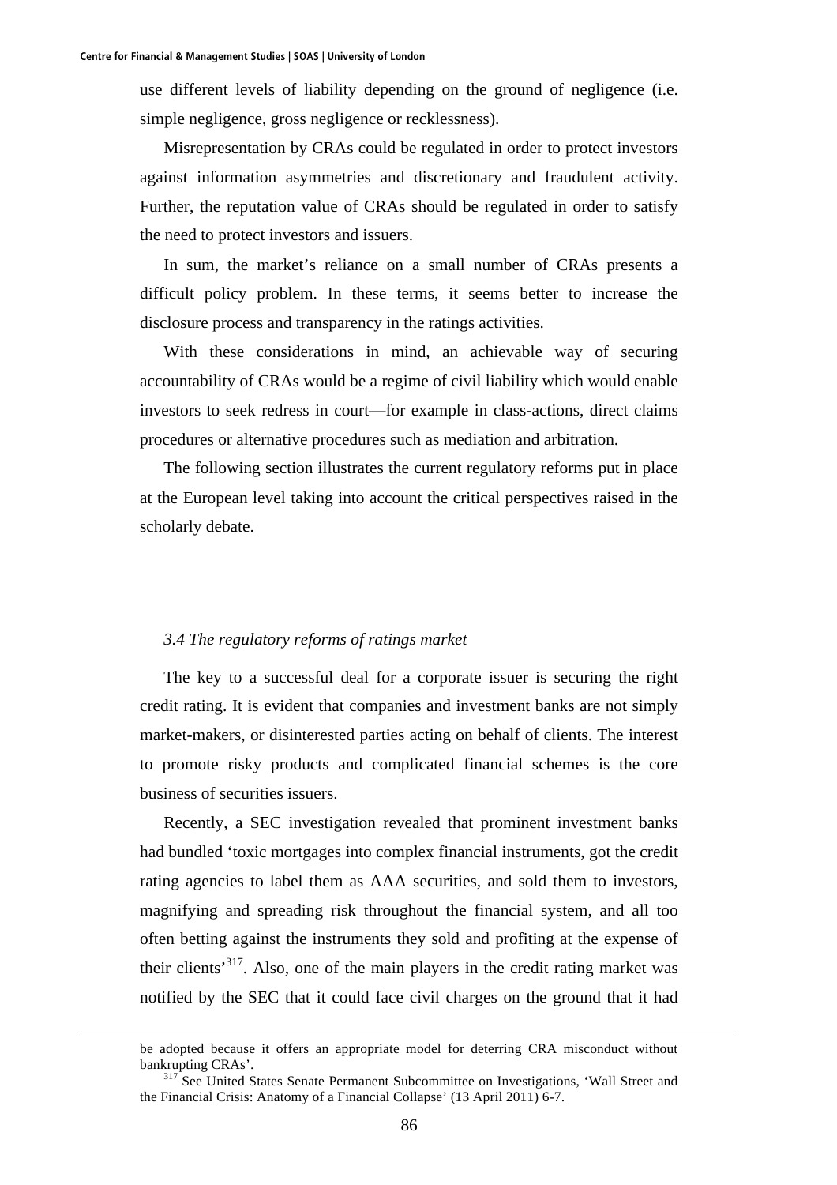use different levels of liability depending on the ground of negligence (i.e. simple negligence, gross negligence or recklessness).

Misrepresentation by CRAs could be regulated in order to protect investors against information asymmetries and discretionary and fraudulent activity. Further, the reputation value of CRAs should be regulated in order to satisfy the need to protect investors and issuers.

In sum, the market's reliance on a small number of CRAs presents a difficult policy problem. In these terms, it seems better to increase the disclosure process and transparency in the ratings activities.

With these considerations in mind, an achievable way of securing accountability of CRAs would be a regime of civil liability which would enable investors to seek redress in court—for example in class-actions, direct claims procedures or alternative procedures such as mediation and arbitration.

The following section illustrates the current regulatory reforms put in place at the European level taking into account the critical perspectives raised in the scholarly debate.

### *3.4 The regulatory reforms of ratings market*

The key to a successful deal for a corporate issuer is securing the right credit rating. It is evident that companies and investment banks are not simply market-makers, or disinterested parties acting on behalf of clients. The interest to promote risky products and complicated financial schemes is the core business of securities issuers.

Recently, a SEC investigation revealed that prominent investment banks had bundled 'toxic mortgages into complex financial instruments, got the credit rating agencies to label them as AAA securities, and sold them to investors, magnifying and spreading risk throughout the financial system, and all too often betting against the instruments they sold and profiting at the expense of their clients'[317]. Also, one of the main players in the credit rating market was notified by the SEC that it could face civil charges on the ground that it had

---

be adopted because it offers an appropriate model for deterring CRA misconduct without bankrupting CRAs'.

[317] See United States Senate Permanent Subcommittee on Investigations, 'Wall Street and the Financial Crisis: Anatomy of a Financial Collapse' (13 April 2011) 6-7.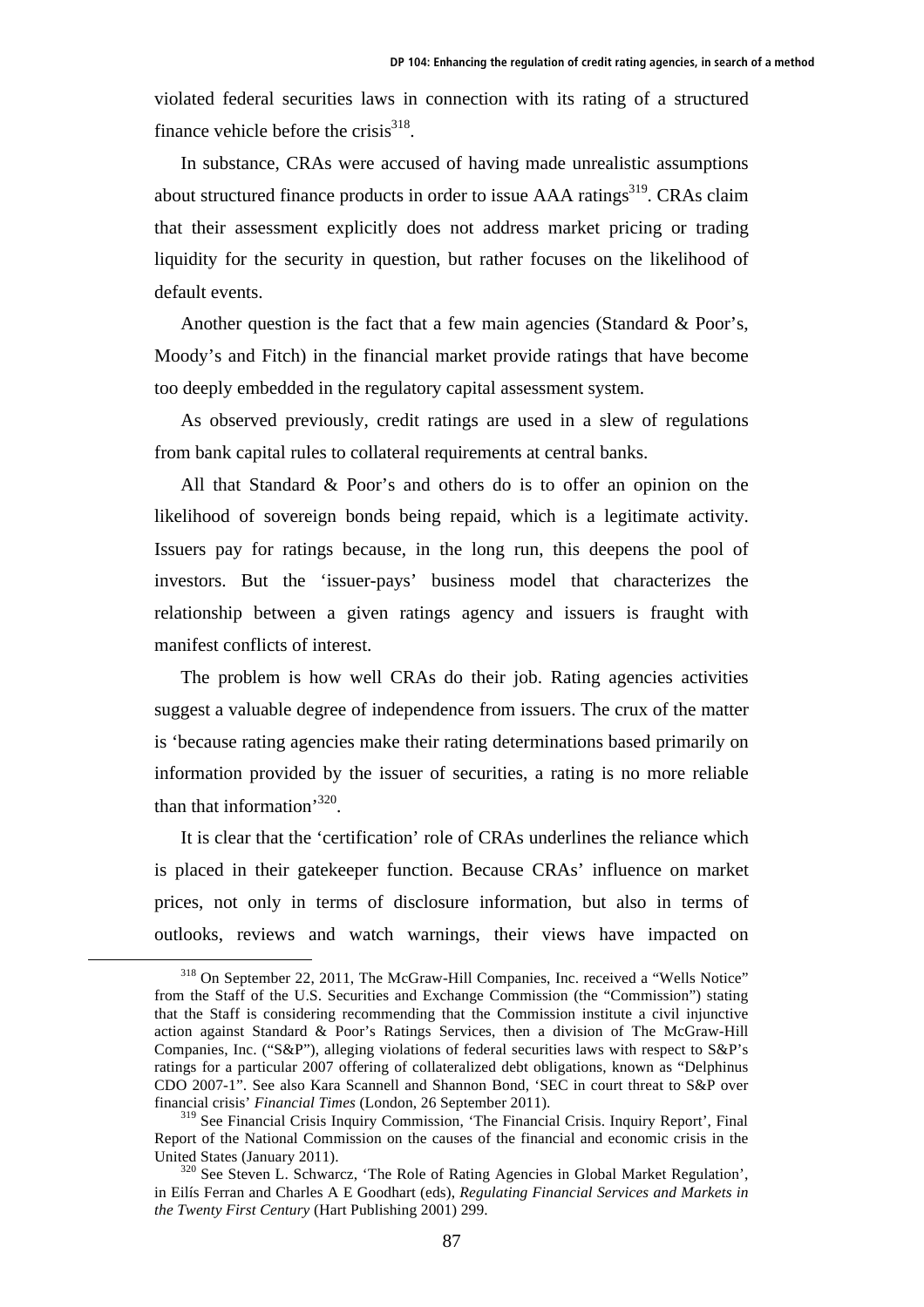violated federal securities laws in connection with its rating of a structured finance vehicle before the crisis[318].

In substance, CRAs were accused of having made unrealistic assumptions about structured finance products in order to issue AAA ratings[319]. CRAs claim that their assessment explicitly does not address market pricing or trading liquidity for the security in question, but rather focuses on the likelihood of default events.

Another question is the fact that a few main agencies (Standard & Poor's, Moody's and Fitch) in the financial market provide ratings that have become too deeply embedded in the regulatory capital assessment system.

As observed previously, credit ratings are used in a slew of regulations from bank capital rules to collateral requirements at central banks.

All that Standard & Poor's and others do is to offer an opinion on the likelihood of sovereign bonds being repaid, which is a legitimate activity. Issuers pay for ratings because, in the long run, this deepens the pool of investors. But the 'issuer-pays' business model that characterizes the relationship between a given ratings agency and issuers is fraught with manifest conflicts of interest.

The problem is how well CRAs do their job. Rating agencies activities suggest a valuable degree of independence from issuers. The crux of the matter is 'because rating agencies make their rating determinations based primarily on information provided by the issuer of securities, a rating is no more reliable than that information'[320].

It is clear that the 'certification' role of CRAs underlines the reliance which is placed in their gatekeeper function. Because CRAs' influence on market prices, not only in terms of disclosure information, but also in terms of outlooks, reviews and watch warnings, their views have impacted on

---

[318] On September 22, 2011, The McGraw-Hill Companies, Inc. received a "Wells Notice" from the Staff of the U.S. Securities and Exchange Commission (the "Commission") stating that the Staff is considering recommending that the Commission institute a civil injunctive action against Standard & Poor's Ratings Services, then a division of The McGraw-Hill Companies, Inc. ("S&P"), alleging violations of federal securities laws with respect to S&P's ratings for a particular 2007 offering of collateralized debt obligations, known as "Delphinus CDO 2007-1". See also Kara Scannell and Shannon Bond, 'SEC in court threat to S&P over financial crisis' *Financial Times* (London, 26 September 2011).

[319] See Financial Crisis Inquiry Commission, 'The Financial Crisis. Inquiry Report', Final Report of the National Commission on the causes of the financial and economic crisis in the United States (January 2011).

[320] See Steven L. Schwarcz, 'The Role of Rating Agencies in Global Market Regulation', in Eilís Ferran and Charles A E Goodhart (eds), *Regulating Financial Services and Markets in the Twenty First Century* (Hart Publishing 2001) 299.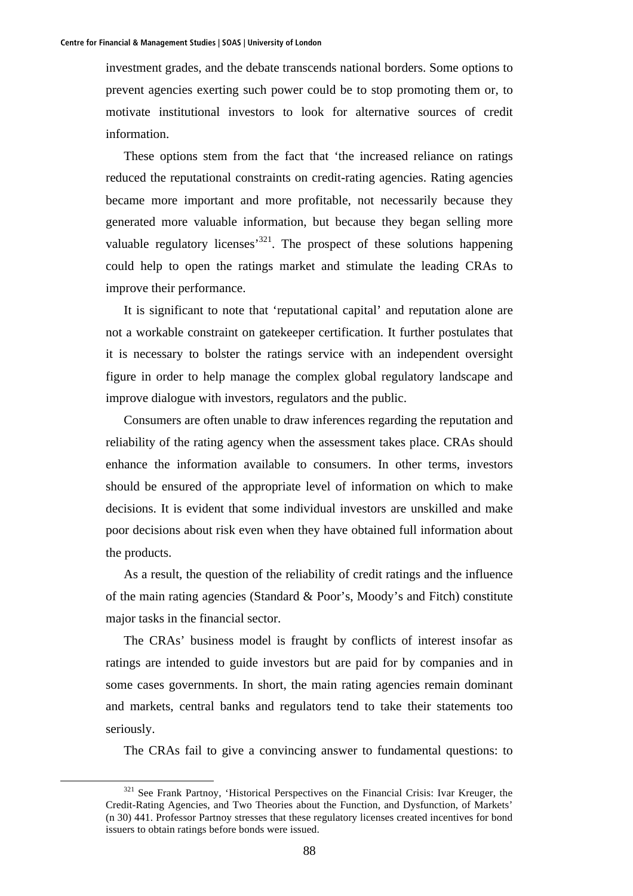investment grades, and the debate transcends national borders. Some options to prevent agencies exerting such power could be to stop promoting them or, to motivate institutional investors to look for alternative sources of credit information.

These options stem from the fact that 'the increased reliance on ratings reduced the reputational constraints on credit-rating agencies. Rating agencies became more important and more profitable, not necessarily because they generated more valuable information, but because they began selling more valuable regulatory licenses'[321]. The prospect of these solutions happening could help to open the ratings market and stimulate the leading CRAs to improve their performance.

It is significant to note that 'reputational capital' and reputation alone are not a workable constraint on gatekeeper certification. It further postulates that it is necessary to bolster the ratings service with an independent oversight figure in order to help manage the complex global regulatory landscape and improve dialogue with investors, regulators and the public.

Consumers are often unable to draw inferences regarding the reputation and reliability of the rating agency when the assessment takes place. CRAs should enhance the information available to consumers. In other terms, investors should be ensured of the appropriate level of information on which to make decisions. It is evident that some individual investors are unskilled and make poor decisions about risk even when they have obtained full information about the products.

As a result, the question of the reliability of credit ratings and the influence of the main rating agencies (Standard & Poor's, Moody's and Fitch) constitute major tasks in the financial sector.

The CRAs' business model is fraught by conflicts of interest insofar as ratings are intended to guide investors but are paid for by companies and in some cases governments. In short, the main rating agencies remain dominant and markets, central banks and regulators tend to take their statements too seriously.

The CRAs fail to give a convincing answer to fundamental questions: to

[321] See Frank Partnoy, 'Historical Perspectives on the Financial Crisis: Ivar Kreuger, the Credit-Rating Agencies, and Two Theories about the Function, and Dysfunction, of Markets' (n 30) 441. Professor Partnoy stresses that these regulatory licenses created incentives for bond issuers to obtain ratings before bonds were issued.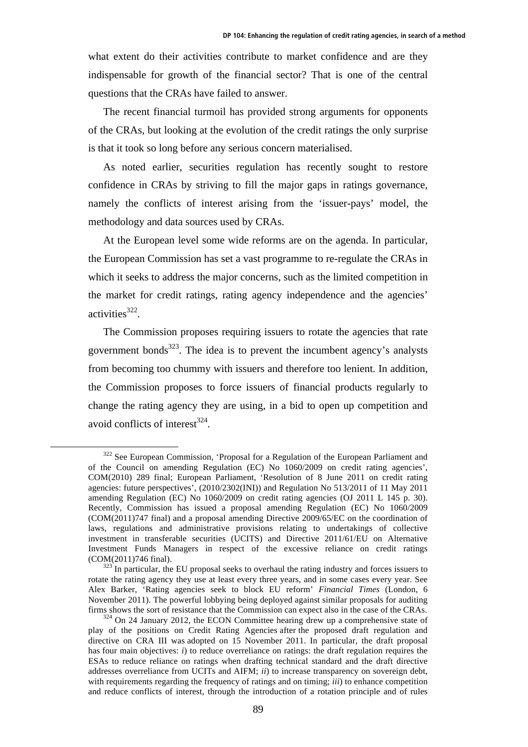what extent do their activities contribute to market confidence and are they indispensable for growth of the financial sector? That is one of the central questions that the CRAs have failed to answer.

The recent financial turmoil has provided strong arguments for opponents of the CRAs, but looking at the evolution of the credit ratings the only surprise is that it took so long before any serious concern materialised.

As noted earlier, securities regulation has recently sought to restore confidence in CRAs by striving to fill the major gaps in ratings governance, namely the conflicts of interest arising from the 'issuer-pays' model, the methodology and data sources used by CRAs.

At the European level some wide reforms are on the agenda. In particular, the European Commission has set a vast programme to re-regulate the CRAs in which it seeks to address the major concerns, such as the limited competition in the market for credit ratings, rating agency independence and the agencies' activities[322].

The Commission proposes requiring issuers to rotate the agencies that rate government bonds[323]. The idea is to prevent the incumbent agency's analysts from becoming too chummy with issuers and therefore too lenient. In addition, the Commission proposes to force issuers of financial products regularly to change the rating agency they are using, in a bid to open up competition and avoid conflicts of interest[324].

---

[322] See European Commission, 'Proposal for a Regulation of the European Parliament and of the Council on amending Regulation (EC) No 1060/2009 on credit rating agencies', COM(2010) 289 final; European Parliament, 'Resolution of 8 June 2011 on credit rating agencies: future perspectives', (2010/2302(INI)) and Regulation No 513/2011 of 11 May 2011 amending Regulation (EC) No 1060/2009 on credit rating agencies (OJ 2011 L 145 p. 30). Recently, Commission has issued a proposal amending Regulation (EC) No 1060/2009 (COM(2011)747 final) and a proposal amending Directive 2009/65/EC on the coordination of laws, regulations and administrative provisions relating to undertakings of collective investment in transferable securities (UCITS) and Directive 2011/61/EU on Alternative Investment Funds Managers in respect of the excessive reliance on credit ratings (COM(2011)746 final).

[323] In particular, the EU proposal seeks to overhaul the rating industry and forces issuers to rotate the rating agency they use at least every three years, and in some cases every year. See Alex Barker, 'Rating agencies seek to block EU reform' *Financial Times* (London, 6 November 2011). The powerful lobbying being deployed against similar proposals for auditing firms shows the sort of resistance that the Commission can expect also in the case of the CRAs.

[324] On 24 January 2012, the ECON Committee hearing drew up a comprehensive state of play of the positions on Credit Rating Agencies after the proposed draft regulation and directive on CRA III was adopted on 15 November 2011. In particular, the draft proposal has four main objectives: *i*) to reduce overreliance on ratings: the draft regulation requires the ESAs to reduce reliance on ratings when drafting technical standard and the draft directive addresses overreliance from UCITs and AIFM; *ii*) to increase transparency on sovereign debt, with requirements regarding the frequency of ratings and on timing; *iii*) to enhance competition and reduce conflicts of interest, through the introduction of a rotation principle and of rules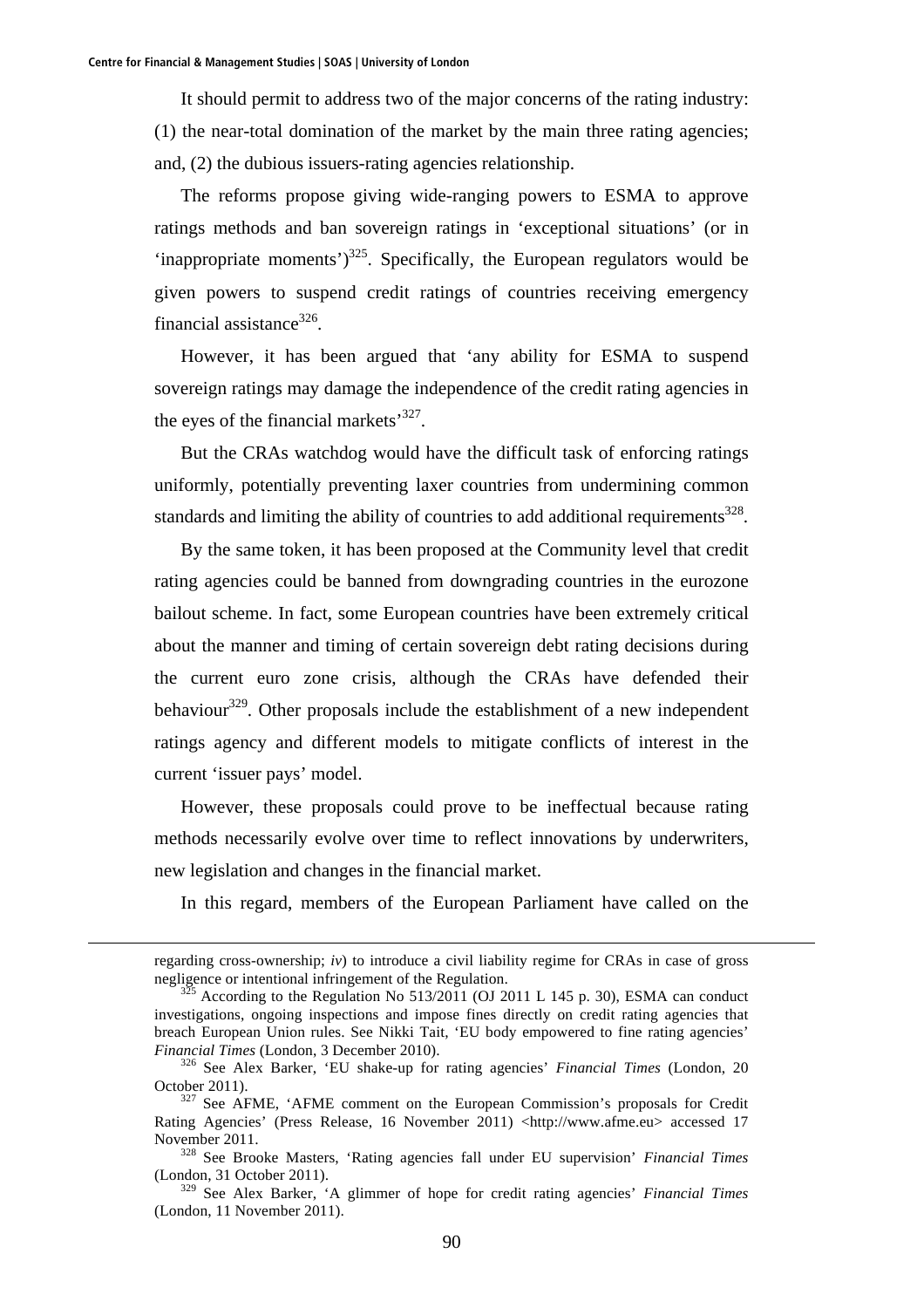It should permit to address two of the major concerns of the rating industry: (1) the near-total domination of the market by the main three rating agencies; and, (2) the dubious issuers-rating agencies relationship.

The reforms propose giving wide-ranging powers to ESMA to approve ratings methods and ban sovereign ratings in 'exceptional situations' (or in 'inappropriate moments')[325]. Specifically, the European regulators would be given powers to suspend credit ratings of countries receiving emergency financial assistance[326].

However, it has been argued that 'any ability for ESMA to suspend sovereign ratings may damage the independence of the credit rating agencies in the eyes of the financial markets'[327].

But the CRAs watchdog would have the difficult task of enforcing ratings uniformly, potentially preventing laxer countries from undermining common standards and limiting the ability of countries to add additional requirements[328].

By the same token, it has been proposed at the Community level that credit rating agencies could be banned from downgrading countries in the eurozone bailout scheme. In fact, some European countries have been extremely critical about the manner and timing of certain sovereign debt rating decisions during the current euro zone crisis, although the CRAs have defended their behaviour[329]. Other proposals include the establishment of a new independent ratings agency and different models to mitigate conflicts of interest in the current 'issuer pays' model.

However, these proposals could prove to be ineffectual because rating methods necessarily evolve over time to reflect innovations by underwriters, new legislation and changes in the financial market.

In this regard, members of the European Parliament have called on the

---

regarding cross-ownership; *iv*) to introduce a civil liability regime for CRAs in case of gross negligence or intentional infringement of the Regulation.

[325] According to the Regulation No 513/2011 (OJ 2011 L 145 p. 30), ESMA can conduct investigations, ongoing inspections and impose fines directly on credit rating agencies that breach European Union rules. See Nikki Tait, 'EU body empowered to fine rating agencies' *Financial Times* (London, 3 December 2010).

[326] See Alex Barker, 'EU shake-up for rating agencies' *Financial Times* (London, 20 October 2011).

[327] See AFME, 'AFME comment on the European Commission's proposals for Credit Rating Agencies' (Press Release, 16 November 2011) <http://www.afme.eu> accessed 17 November 2011.

[328] See Brooke Masters, 'Rating agencies fall under EU supervision' *Financial Times* (London, 31 October 2011).

[329] See Alex Barker, 'A glimmer of hope for credit rating agencies' *Financial Times* (London, 11 November 2011).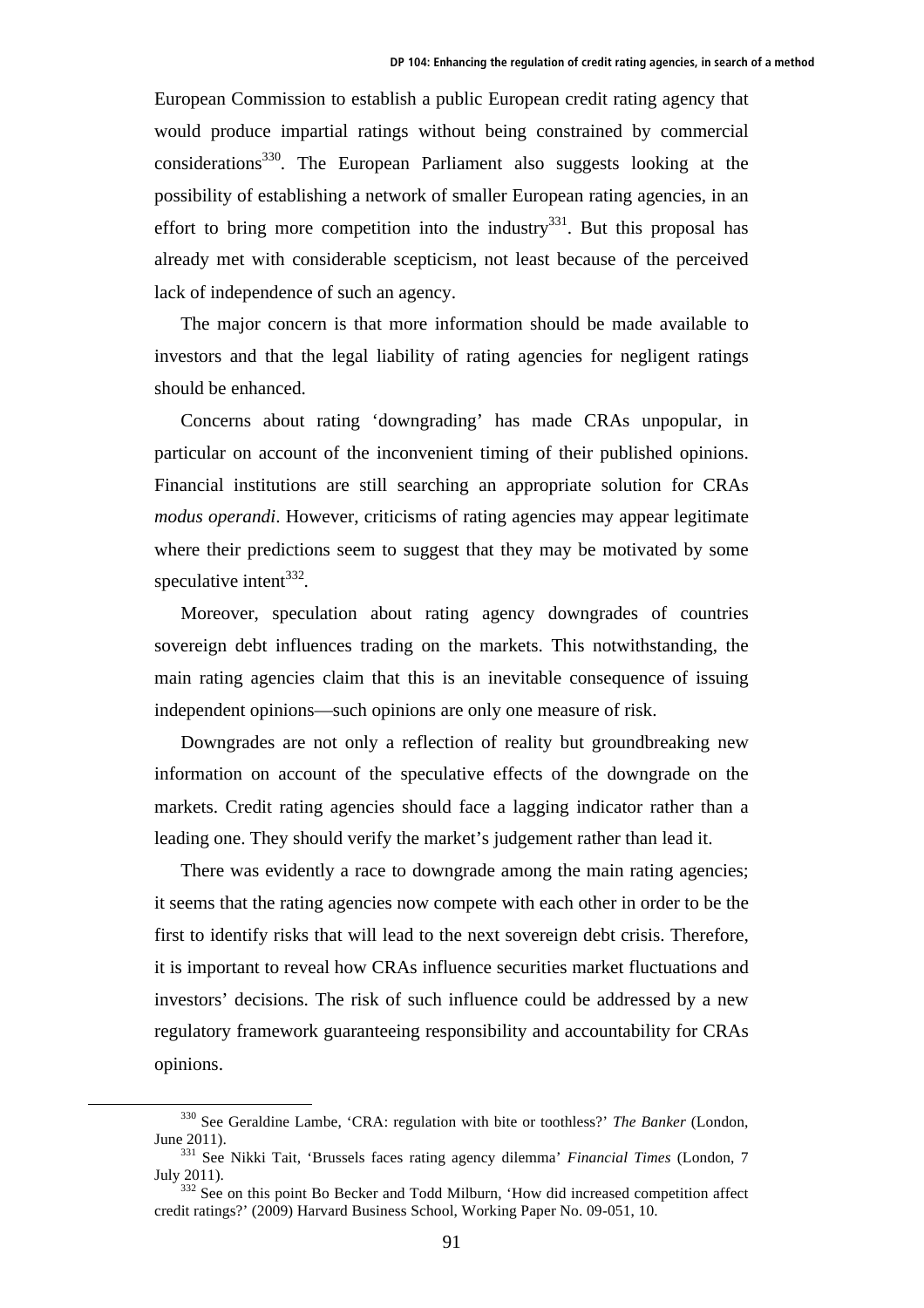European Commission to establish a public European credit rating agency that would produce impartial ratings without being constrained by commercial considerations[330]. The European Parliament also suggests looking at the possibility of establishing a network of smaller European rating agencies, in an effort to bring more competition into the industry[331]. But this proposal has already met with considerable scepticism, not least because of the perceived lack of independence of such an agency.

The major concern is that more information should be made available to investors and that the legal liability of rating agencies for negligent ratings should be enhanced.

Concerns about rating 'downgrading' has made CRAs unpopular, in particular on account of the inconvenient timing of their published opinions. Financial institutions are still searching an appropriate solution for CRAs *modus operandi*. However, criticisms of rating agencies may appear legitimate where their predictions seem to suggest that they may be motivated by some speculative intent[332].

Moreover, speculation about rating agency downgrades of countries sovereign debt influences trading on the markets. This notwithstanding, the main rating agencies claim that this is an inevitable consequence of issuing independent opinions—such opinions are only one measure of risk.

Downgrades are not only a reflection of reality but groundbreaking new information on account of the speculative effects of the downgrade on the markets. Credit rating agencies should face a lagging indicator rather than a leading one. They should verify the market's judgement rather than lead it.

There was evidently a race to downgrade among the main rating agencies; it seems that the rating agencies now compete with each other in order to be the first to identify risks that will lead to the next sovereign debt crisis. Therefore, it is important to reveal how CRAs influence securities market fluctuations and investors' decisions. The risk of such influence could be addressed by a new regulatory framework guaranteeing responsibility and accountability for CRAs opinions.

---

[330] See Geraldine Lambe, 'CRA: regulation with bite or toothless?' *The Banker* (London, June 2011).

[331] See Nikki Tait, 'Brussels faces rating agency dilemma' *Financial Times* (London, 7 July 2011).

[332] See on this point Bo Becker and Todd Milburn, 'How did increased competition affect credit ratings?' (2009) Harvard Business School, Working Paper No. 09-051, 10.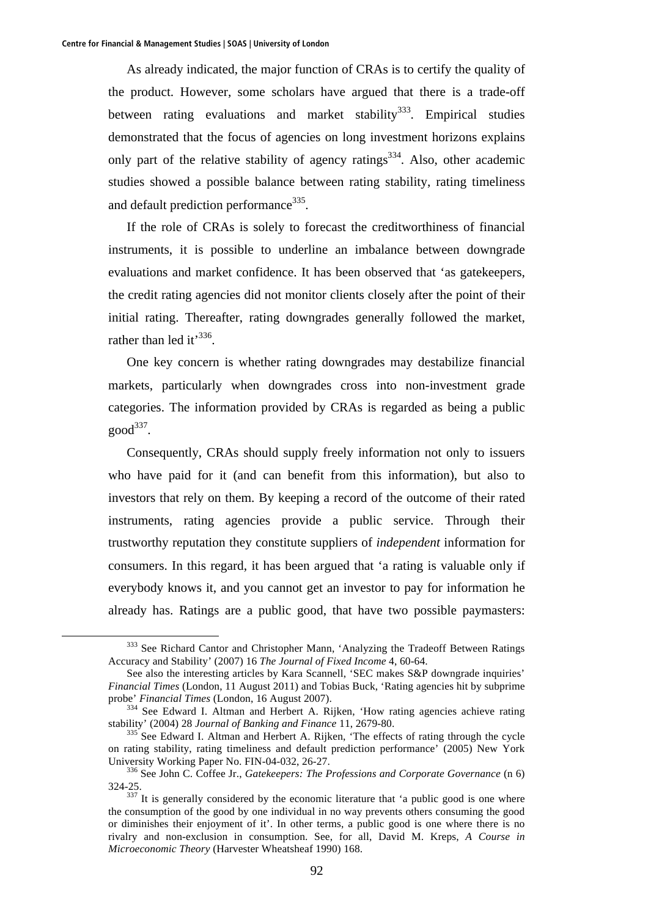As already indicated, the major function of CRAs is to certify the quality of the product. However, some scholars have argued that there is a trade-off between rating evaluations and market stability[333]. Empirical studies demonstrated that the focus of agencies on long investment horizons explains only part of the relative stability of agency ratings[334]. Also, other academic studies showed a possible balance between rating stability, rating timeliness and default prediction performance[335].

If the role of CRAs is solely to forecast the creditworthiness of financial instruments, it is possible to underline an imbalance between downgrade evaluations and market confidence. It has been observed that 'as gatekeepers, the credit rating agencies did not monitor clients closely after the point of their initial rating. Thereafter, rating downgrades generally followed the market, rather than led it'[336].

One key concern is whether rating downgrades may destabilize financial markets, particularly when downgrades cross into non-investment grade categories. The information provided by CRAs is regarded as being a public good[337].

Consequently, CRAs should supply freely information not only to issuers who have paid for it (and can benefit from this information), but also to investors that rely on them. By keeping a record of the outcome of their rated instruments, rating agencies provide a public service. Through their trustworthy reputation they constitute suppliers of *independent* information for consumers. In this regard, it has been argued that 'a rating is valuable only if everybody knows it, and you cannot get an investor to pay for information he already has. Ratings are a public good, that have two possible paymasters:

---

[333] See Richard Cantor and Christopher Mann, 'Analyzing the Tradeoff Between Ratings Accuracy and Stability' (2007) 16 *The Journal of Fixed Income* 4, 60-64.

See also the interesting articles by Kara Scannell, 'SEC makes S&P downgrade inquiries' *Financial Times* (London, 11 August 2011) and Tobias Buck, 'Rating agencies hit by subprime probe' *Financial Times* (London, 16 August 2007).

[334] See Edward I. Altman and Herbert A. Rijken, 'How rating agencies achieve rating stability' (2004) 28 *Journal of Banking and Finance* 11, 2679-80.

[335] See Edward I. Altman and Herbert A. Rijken, 'The effects of rating through the cycle on rating stability, rating timeliness and default prediction performance' (2005) New York University Working Paper No. FIN-04-032, 26-27.

[336] See John C. Coffee Jr., *Gatekeepers: The Professions and Corporate Governance* (n 6) 324-25.

[337] It is generally considered by the economic literature that 'a public good is one where the consumption of the good by one individual in no way prevents others consuming the good or diminishes their enjoyment of it'. In other terms, a public good is one where there is no rivalry and non-exclusion in consumption. See, for all, David M. Kreps, *A Course in Microeconomic Theory* (Harvester Wheatsheaf 1990) 168.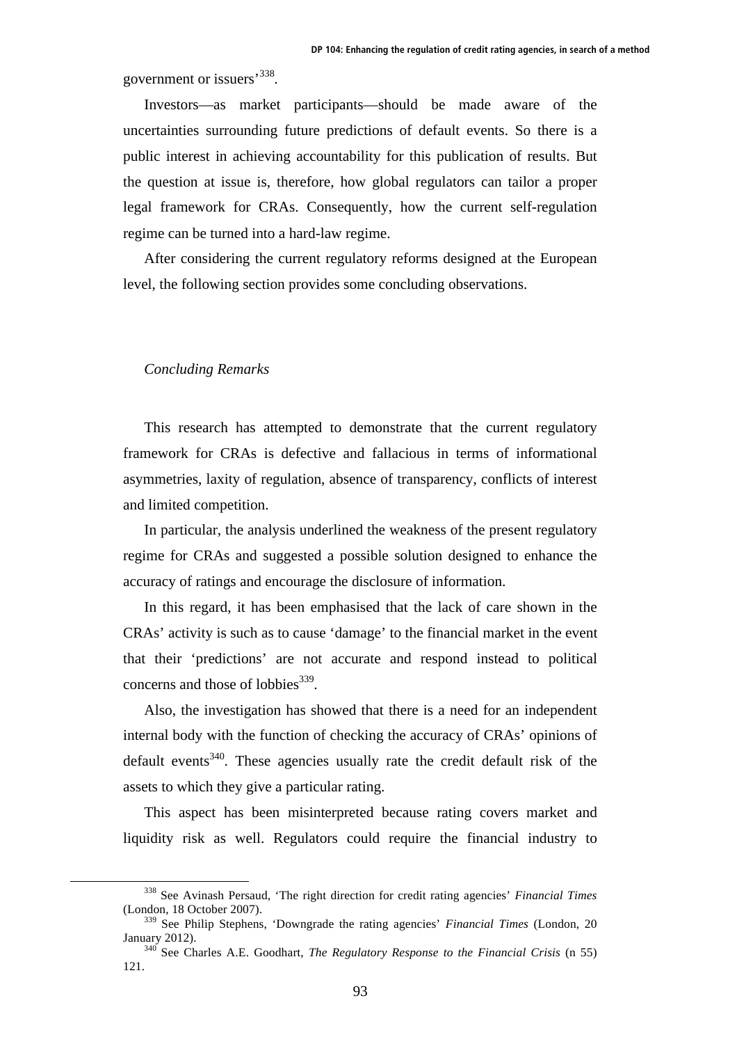government or issuers'[338].

Investors—as market participants—should be made aware of the uncertainties surrounding future predictions of default events. So there is a public interest in achieving accountability for this publication of results. But the question at issue is, therefore, how global regulators can tailor a proper legal framework for CRAs. Consequently, how the current self-regulation regime can be turned into a hard-law regime.

After considering the current regulatory reforms designed at the European level, the following section provides some concluding observations.

*Concluding Remarks*

This research has attempted to demonstrate that the current regulatory framework for CRAs is defective and fallacious in terms of informational asymmetries, laxity of regulation, absence of transparency, conflicts of interest and limited competition.

In particular, the analysis underlined the weakness of the present regulatory regime for CRAs and suggested a possible solution designed to enhance the accuracy of ratings and encourage the disclosure of information.

In this regard, it has been emphasised that the lack of care shown in the CRAs' activity is such as to cause 'damage' to the financial market in the event that their 'predictions' are not accurate and respond instead to political concerns and those of lobbies[339].

Also, the investigation has showed that there is a need for an independent internal body with the function of checking the accuracy of CRAs' opinions of default events[340]. These agencies usually rate the credit default risk of the assets to which they give a particular rating.

This aspect has been misinterpreted because rating covers market and liquidity risk as well. Regulators could require the financial industry to

---

[338] See Avinash Persaud, 'The right direction for credit rating agencies' *Financial Times* (London, 18 October 2007).

[339] See Philip Stephens, 'Downgrade the rating agencies' *Financial Times* (London, 20 January 2012).

[340] See Charles A.E. Goodhart, *The Regulatory Response to the Financial Crisis* (n 55) 121.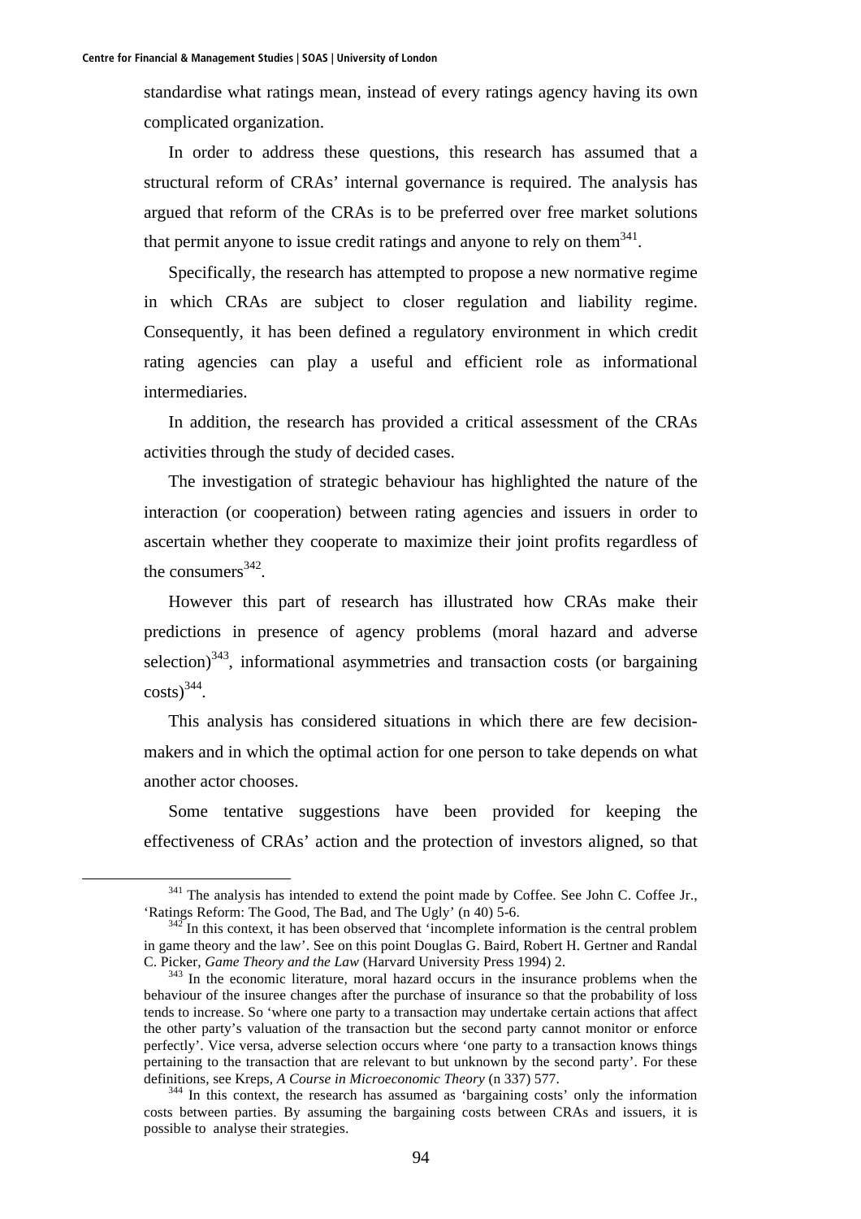standardise what ratings mean, instead of every ratings agency having its own complicated organization.

In order to address these questions, this research has assumed that a structural reform of CRAs' internal governance is required. The analysis has argued that reform of the CRAs is to be preferred over free market solutions that permit anyone to issue credit ratings and anyone to rely on them[341].

Specifically, the research has attempted to propose a new normative regime in which CRAs are subject to closer regulation and liability regime. Consequently, it has been defined a regulatory environment in which credit rating agencies can play a useful and efficient role as informational intermediaries.

In addition, the research has provided a critical assessment of the CRAs activities through the study of decided cases.

The investigation of strategic behaviour has highlighted the nature of the interaction (or cooperation) between rating agencies and issuers in order to ascertain whether they cooperate to maximize their joint profits regardless of the consumers[342].

However this part of research has illustrated how CRAs make their predictions in presence of agency problems (moral hazard and adverse selection)[343], informational asymmetries and transaction costs (or bargaining costs)[344].

This analysis has considered situations in which there are few decision-makers and in which the optimal action for one person to take depends on what another actor chooses.

Some tentative suggestions have been provided for keeping the effectiveness of CRAs' action and the protection of investors aligned, so that

---

[341] The analysis has intended to extend the point made by Coffee. See John C. Coffee Jr., 'Ratings Reform: The Good, The Bad, and The Ugly' (n 40) 5-6.

[342] In this context, it has been observed that 'incomplete information is the central problem in game theory and the law'. See on this point Douglas G. Baird, Robert H. Gertner and Randal C. Picker, *Game Theory and the Law* (Harvard University Press 1994) 2.

[343] In the economic literature, moral hazard occurs in the insurance problems when the behaviour of the insuree changes after the purchase of insurance so that the probability of loss tends to increase. So 'where one party to a transaction may undertake certain actions that affect the other party's valuation of the transaction but the second party cannot monitor or enforce perfectly'. Vice versa, adverse selection occurs where 'one party to a transaction knows things pertaining to the transaction that are relevant to but unknown by the second party'. For these definitions, see Kreps, *A Course in Microeconomic Theory* (n 337) 577.

[344] In this context, the research has assumed as 'bargaining costs' only the information costs between parties. By assuming the bargaining costs between CRAs and issuers, it is possible to analyse their strategies.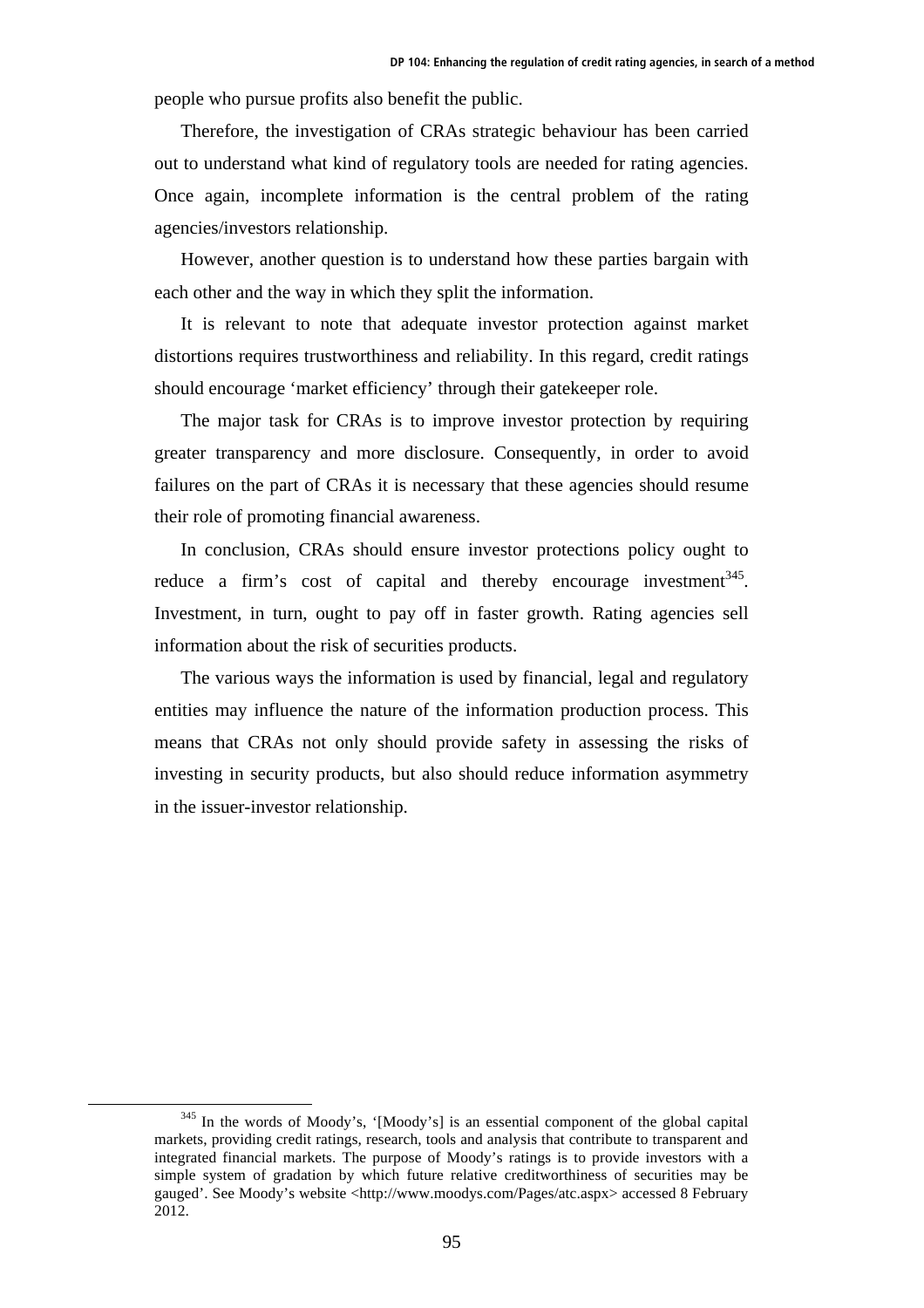people who pursue profits also benefit the public.

Therefore, the investigation of CRAs strategic behaviour has been carried out to understand what kind of regulatory tools are needed for rating agencies. Once again, incomplete information is the central problem of the rating agencies/investors relationship.

However, another question is to understand how these parties bargain with each other and the way in which they split the information.

It is relevant to note that adequate investor protection against market distortions requires trustworthiness and reliability. In this regard, credit ratings should encourage 'market efficiency' through their gatekeeper role.

The major task for CRAs is to improve investor protection by requiring greater transparency and more disclosure. Consequently, in order to avoid failures on the part of CRAs it is necessary that these agencies should resume their role of promoting financial awareness.

In conclusion, CRAs should ensure investor protections policy ought to reduce a firm's cost of capital and thereby encourage investment[345]. Investment, in turn, ought to pay off in faster growth. Rating agencies sell information about the risk of securities products.

The various ways the information is used by financial, legal and regulatory entities may influence the nature of the information production process. This means that CRAs not only should provide safety in assessing the risks of investing in security products, but also should reduce information asymmetry in the issuer-investor relationship.

---

[345] In the words of Moody's, '[Moody's] is an essential component of the global capital markets, providing credit ratings, research, tools and analysis that contribute to transparent and integrated financial markets. The purpose of Moody's ratings is to provide investors with a simple system of gradation by which future relative creditworthiness of securities may be gauged'. See Moody's website <http://www.moodys.com/Pages/atc.aspx> accessed 8 February 2012.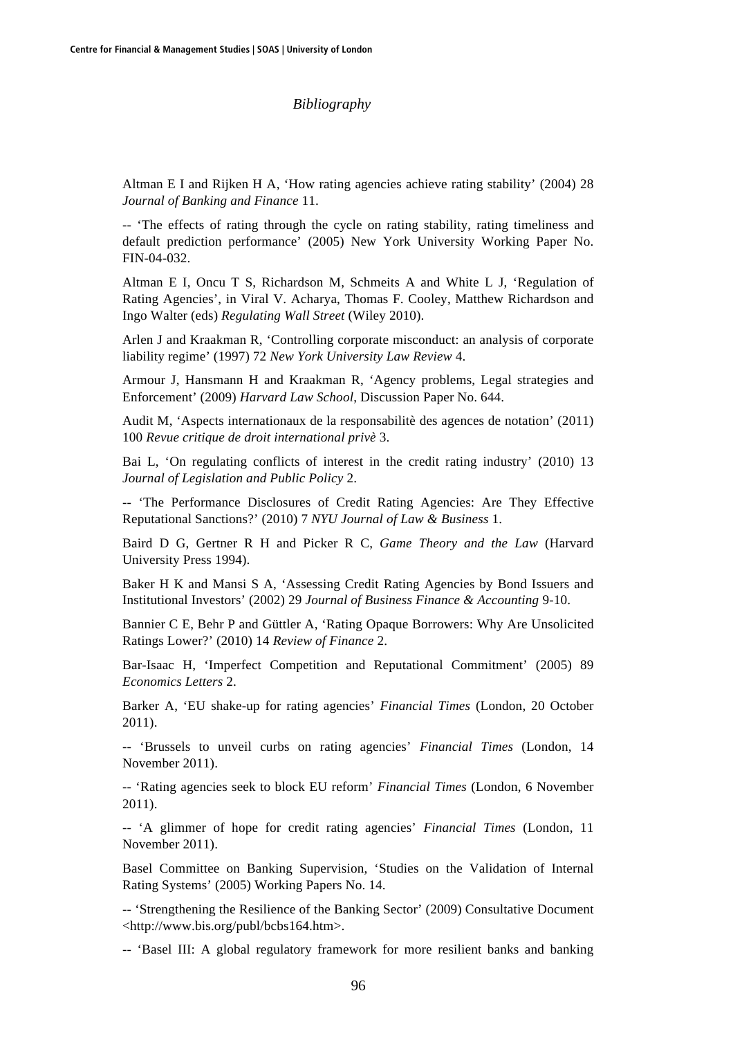*Bibliography*

Altman E I and Rijken H A, 'How rating agencies achieve rating stability' (2004) 28 *Journal of Banking and Finance* 11.

-- 'The effects of rating through the cycle on rating stability, rating timeliness and default prediction performance' (2005) New York University Working Paper No. FIN-04-032.

Altman E I, Oncu T S, Richardson M, Schmeits A and White L J, 'Regulation of Rating Agencies', in Viral V. Acharya, Thomas F. Cooley, Matthew Richardson and Ingo Walter (eds) *Regulating Wall Street* (Wiley 2010).

Arlen J and Kraakman R, 'Controlling corporate misconduct: an analysis of corporate liability regime' (1997) 72 *New York University Law Review* 4.

Armour J, Hansmann H and Kraakman R, 'Agency problems, Legal strategies and Enforcement' (2009) *Harvard Law School*, Discussion Paper No. 644.

Audit M, 'Aspects internationaux de la responsabilitè des agences de notation' (2011) 100 *Revue critique de droit international privè* 3.

Bai L, 'On regulating conflicts of interest in the credit rating industry' (2010) 13 *Journal of Legislation and Public Policy* 2.

-- 'The Performance Disclosures of Credit Rating Agencies: Are They Effective Reputational Sanctions?' (2010) 7 *NYU Journal of Law & Business* 1.

Baird D G, Gertner R H and Picker R C, *Game Theory and the Law* (Harvard University Press 1994).

Baker H K and Mansi S A, 'Assessing Credit Rating Agencies by Bond Issuers and Institutional Investors' (2002) 29 *Journal of Business Finance & Accounting* 9-10.

Bannier C E, Behr P and Güttler A, 'Rating Opaque Borrowers: Why Are Unsolicited Ratings Lower?' (2010) 14 *Review of Finance* 2.

Bar-Isaac H, 'Imperfect Competition and Reputational Commitment' (2005) 89 *Economics Letters* 2.

Barker A, 'EU shake-up for rating agencies' *Financial Times* (London, 20 October 2011).

-- 'Brussels to unveil curbs on rating agencies' *Financial Times* (London, 14 November 2011).

-- 'Rating agencies seek to block EU reform' *Financial Times* (London, 6 November 2011).

-- 'A glimmer of hope for credit rating agencies' *Financial Times* (London, 11 November 2011).

Basel Committee on Banking Supervision, 'Studies on the Validation of Internal Rating Systems' (2005) Working Papers No. 14.

-- 'Strengthening the Resilience of the Banking Sector' (2009) Consultative Document <http://www.bis.org/publ/bcbs164.htm>.

-- 'Basel III: A global regulatory framework for more resilient banks and banking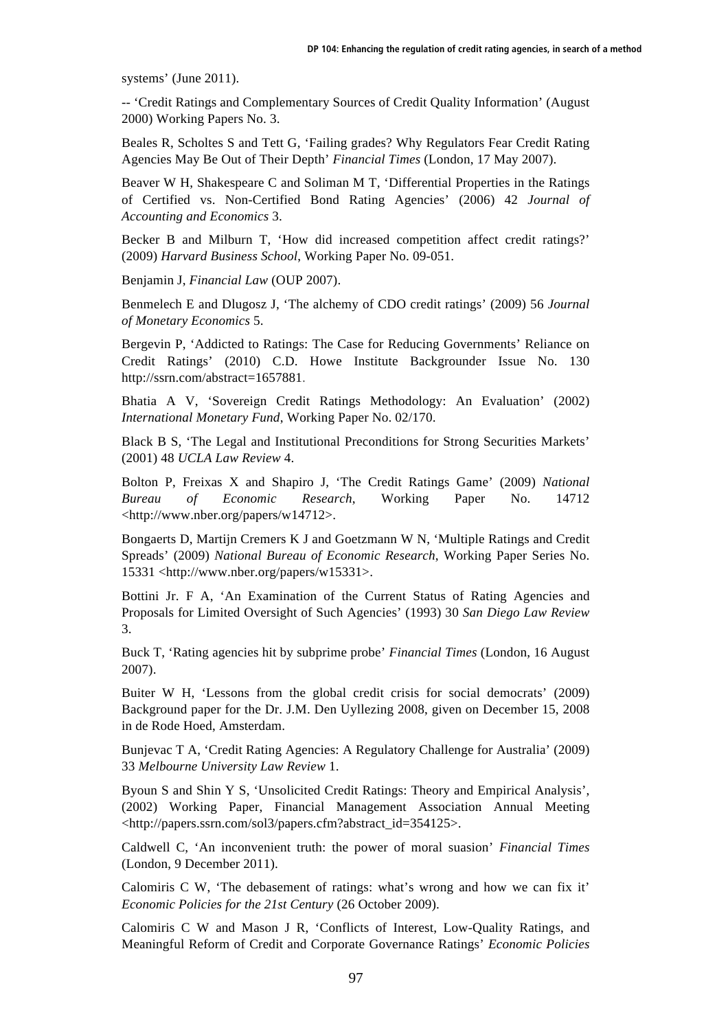systems' (June 2011).

-- 'Credit Ratings and Complementary Sources of Credit Quality Information' (August 2000) Working Papers No. 3.

Beales R, Scholtes S and Tett G, 'Failing grades? Why Regulators Fear Credit Rating Agencies May Be Out of Their Depth' *Financial Times* (London, 17 May 2007).

Beaver W H, Shakespeare C and Soliman M T, 'Differential Properties in the Ratings of Certified vs. Non-Certified Bond Rating Agencies' (2006) 42 *Journal of Accounting and Economics* 3.

Becker B and Milburn T, 'How did increased competition affect credit ratings?' (2009) *Harvard Business School*, Working Paper No. 09-051.

Benjamin J, *Financial Law* (OUP 2007).

Benmelech E and Dlugosz J, 'The alchemy of CDO credit ratings' (2009) 56 *Journal of Monetary Economics* 5.

Bergevin P, 'Addicted to Ratings: The Case for Reducing Governments' Reliance on Credit Ratings' (2010) C.D. Howe Institute Backgrounder Issue No. 130 http://ssrn.com/abstract=1657881.

Bhatia A V, 'Sovereign Credit Ratings Methodology: An Evaluation' (2002) *International Monetary Fund*, Working Paper No. 02/170.

Black B S, 'The Legal and Institutional Preconditions for Strong Securities Markets' (2001) 48 *UCLA Law Review* 4.

Bolton P, Freixas X and Shapiro J, 'The Credit Ratings Game' (2009) *National Bureau of Economic Research*, Working Paper No. 14712 <http://www.nber.org/papers/w14712>.

Bongaerts D, Martijn Cremers K J and Goetzmann W N, 'Multiple Ratings and Credit Spreads' (2009) *National Bureau of Economic Research*, Working Paper Series No. 15331 <http://www.nber.org/papers/w15331>.

Bottini Jr. F A, 'An Examination of the Current Status of Rating Agencies and Proposals for Limited Oversight of Such Agencies' (1993) 30 *San Diego Law Review* 3.

Buck T, 'Rating agencies hit by subprime probe' *Financial Times* (London, 16 August 2007).

Buiter W H, 'Lessons from the global credit crisis for social democrats' (2009) Background paper for the Dr. J.M. Den Uyllezing 2008, given on December 15, 2008 in de Rode Hoed, Amsterdam.

Bunjevac T A, 'Credit Rating Agencies: A Regulatory Challenge for Australia' (2009) 33 *Melbourne University Law Review* 1.

Byoun S and Shin Y S, 'Unsolicited Credit Ratings: Theory and Empirical Analysis', (2002) Working Paper, Financial Management Association Annual Meeting <http://papers.ssrn.com/sol3/papers.cfm?abstract_id=354125>.

Caldwell C, 'An inconvenient truth: the power of moral suasion' *Financial Times* (London, 9 December 2011).

Calomiris C W, 'The debasement of ratings: what's wrong and how we can fix it' *Economic Policies for the 21st Century* (26 October 2009).

Calomiris C W and Mason J R, 'Conflicts of Interest, Low-Quality Ratings, and Meaningful Reform of Credit and Corporate Governance Ratings' *Economic Policies*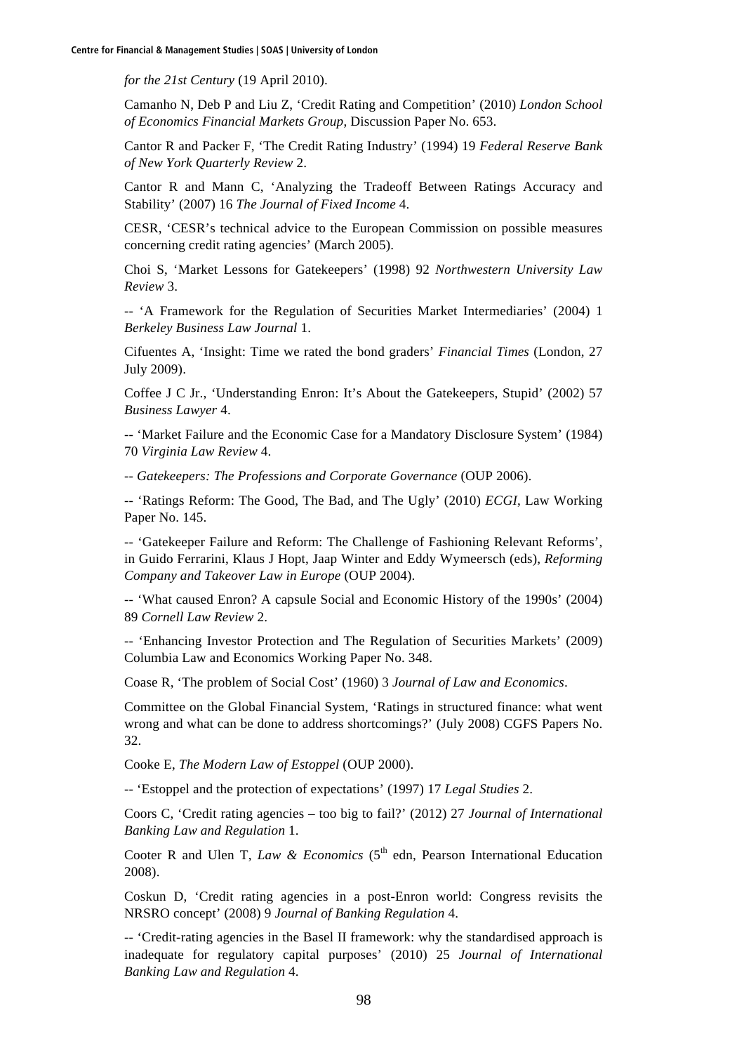*for the 21st Century* (19 April 2010).

Camanho N, Deb P and Liu Z, 'Credit Rating and Competition' (2010) *London School of Economics Financial Markets Group*, Discussion Paper No. 653.

Cantor R and Packer F, 'The Credit Rating Industry' (1994) 19 *Federal Reserve Bank of New York Quarterly Review* 2.

Cantor R and Mann C, 'Analyzing the Tradeoff Between Ratings Accuracy and Stability' (2007) 16 *The Journal of Fixed Income* 4.

CESR, 'CESR's technical advice to the European Commission on possible measures concerning credit rating agencies' (March 2005).

Choi S, 'Market Lessons for Gatekeepers' (1998) 92 *Northwestern University Law Review* 3.

-- 'A Framework for the Regulation of Securities Market Intermediaries' (2004) 1 *Berkeley Business Law Journal* 1.

Cifuentes A, 'Insight: Time we rated the bond graders' *Financial Times* (London, 27 July 2009).

Coffee J C Jr., 'Understanding Enron: It's About the Gatekeepers, Stupid' (2002) 57 *Business Lawyer* 4.

-- 'Market Failure and the Economic Case for a Mandatory Disclosure System' (1984) 70 *Virginia Law Review* 4.

-- *Gatekeepers: The Professions and Corporate Governance* (OUP 2006).

-- 'Ratings Reform: The Good, The Bad, and The Ugly' (2010) *ECGI*, Law Working Paper No. 145.

-- 'Gatekeeper Failure and Reform: The Challenge of Fashioning Relevant Reforms', in Guido Ferrarini, Klaus J Hopt, Jaap Winter and Eddy Wymeersch (eds), *Reforming Company and Takeover Law in Europe* (OUP 2004).

-- 'What caused Enron? A capsule Social and Economic History of the 1990s' (2004) 89 *Cornell Law Review* 2.

-- 'Enhancing Investor Protection and The Regulation of Securities Markets' (2009) Columbia Law and Economics Working Paper No. 348.

Coase R, 'The problem of Social Cost' (1960) 3 *Journal of Law and Economics*.

Committee on the Global Financial System, 'Ratings in structured finance: what went wrong and what can be done to address shortcomings?' (July 2008) CGFS Papers No. 32.

Cooke E, *The Modern Law of Estoppel* (OUP 2000).

-- 'Estoppel and the protection of expectations' (1997) 17 *Legal Studies* 2.

Coors C, 'Credit rating agencies – too big to fail?' (2012) 27 *Journal of International Banking Law and Regulation* 1.

Cooter R and Ulen T, *Law & Economics* (5th edn, Pearson International Education 2008).

Coskun D, 'Credit rating agencies in a post-Enron world: Congress revisits the NRSRO concept' (2008) 9 *Journal of Banking Regulation* 4.

-- 'Credit-rating agencies in the Basel II framework: why the standardised approach is inadequate for regulatory capital purposes' (2010) 25 *Journal of International Banking Law and Regulation* 4.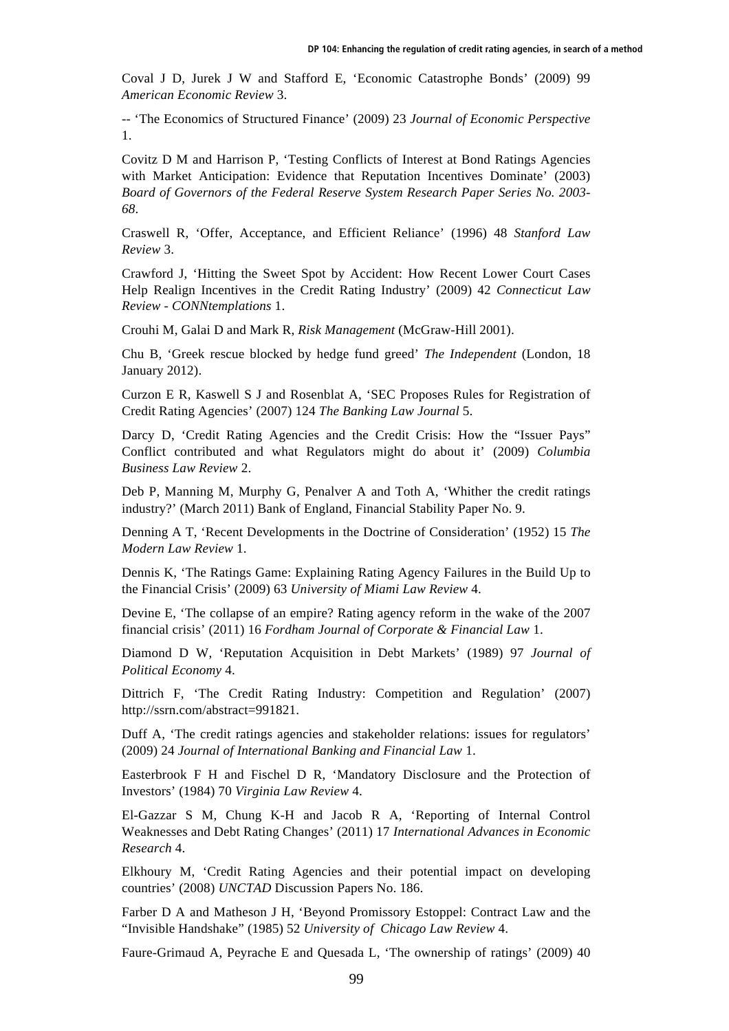Coval J D, Jurek J W and Stafford E, 'Economic Catastrophe Bonds' (2009) 99 *American Economic Review* 3.

-- 'The Economics of Structured Finance' (2009) 23 *Journal of Economic Perspective* 1.

Covitz D M and Harrison P, 'Testing Conflicts of Interest at Bond Ratings Agencies with Market Anticipation: Evidence that Reputation Incentives Dominate' (2003) *Board of Governors of the Federal Reserve System Research Paper Series No. 2003-68*.

Craswell R, 'Offer, Acceptance, and Efficient Reliance' (1996) 48 *Stanford Law Review* 3.

Crawford J, 'Hitting the Sweet Spot by Accident: How Recent Lower Court Cases Help Realign Incentives in the Credit Rating Industry' (2009) 42 *Connecticut Law Review - CONNtemplations* 1.

Crouhi M, Galai D and Mark R, *Risk Management* (McGraw-Hill 2001).

Chu B, 'Greek rescue blocked by hedge fund greed' *The Independent* (London, 18 January 2012).

Curzon E R, Kaswell S J and Rosenblat A, 'SEC Proposes Rules for Registration of Credit Rating Agencies' (2007) 124 *The Banking Law Journal* 5.

Darcy D, 'Credit Rating Agencies and the Credit Crisis: How the "Issuer Pays" Conflict contributed and what Regulators might do about it' (2009) *Columbia Business Law Review* 2.

Deb P, Manning M, Murphy G, Penalver A and Toth A, 'Whither the credit ratings industry?' (March 2011) Bank of England, Financial Stability Paper No. 9.

Denning A T, 'Recent Developments in the Doctrine of Consideration' (1952) 15 *The Modern Law Review* 1.

Dennis K, 'The Ratings Game: Explaining Rating Agency Failures in the Build Up to the Financial Crisis' (2009) 63 *University of Miami Law Review* 4.

Devine E, 'The collapse of an empire? Rating agency reform in the wake of the 2007 financial crisis' (2011) 16 *Fordham Journal of Corporate & Financial Law* 1.

Diamond D W, 'Reputation Acquisition in Debt Markets' (1989) 97 *Journal of Political Economy* 4.

Dittrich F, 'The Credit Rating Industry: Competition and Regulation' (2007) http://ssrn.com/abstract=991821.

Duff A, 'The credit ratings agencies and stakeholder relations: issues for regulators' (2009) 24 *Journal of International Banking and Financial Law* 1.

Easterbrook F H and Fischel D R, 'Mandatory Disclosure and the Protection of Investors' (1984) 70 *Virginia Law Review* 4.

El-Gazzar S M, Chung K-H and Jacob R A, 'Reporting of Internal Control Weaknesses and Debt Rating Changes' (2011) 17 *International Advances in Economic Research* 4.

Elkhoury M, 'Credit Rating Agencies and their potential impact on developing countries' (2008) *UNCTAD* Discussion Papers No. 186.

Farber D A and Matheson J H, 'Beyond Promissory Estoppel: Contract Law and the "Invisible Handshake" (1985) 52 *University of Chicago Law Review* 4.

Faure-Grimaud A, Peyrache E and Quesada L, 'The ownership of ratings' (2009) 40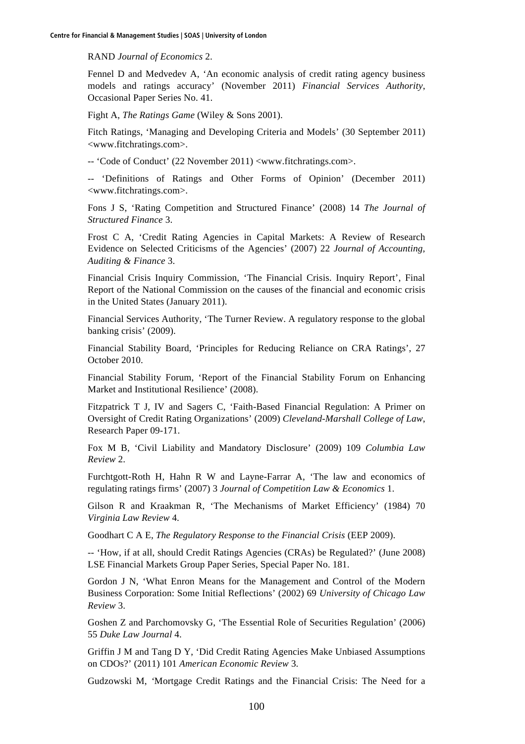RAND *Journal of Economics* 2.

Fennel D and Medvedev A, 'An economic analysis of credit rating agency business models and ratings accuracy' (November 2011) *Financial Services Authority*, Occasional Paper Series No. 41.

Fight A, *The Ratings Game* (Wiley & Sons 2001).

Fitch Ratings, 'Managing and Developing Criteria and Models' (30 September 2011) <www.fitchratings.com>.

-- 'Code of Conduct' (22 November 2011) <www.fitchratings.com>.

-- 'Definitions of Ratings and Other Forms of Opinion' (December 2011) <www.fitchratings.com>.

Fons J S, 'Rating Competition and Structured Finance' (2008) 14 *The Journal of Structured Finance* 3.

Frost C A, 'Credit Rating Agencies in Capital Markets: A Review of Research Evidence on Selected Criticisms of the Agencies' (2007) 22 *Journal of Accounting, Auditing & Finance* 3.

Financial Crisis Inquiry Commission, 'The Financial Crisis. Inquiry Report', Final Report of the National Commission on the causes of the financial and economic crisis in the United States (January 2011).

Financial Services Authority, 'The Turner Review. A regulatory response to the global banking crisis' (2009).

Financial Stability Board, 'Principles for Reducing Reliance on CRA Ratings', 27 October 2010.

Financial Stability Forum, 'Report of the Financial Stability Forum on Enhancing Market and Institutional Resilience' (2008).

Fitzpatrick T J, IV and Sagers C, 'Faith-Based Financial Regulation: A Primer on Oversight of Credit Rating Organizations' (2009) *Cleveland-Marshall College of Law*, Research Paper 09-171.

Fox M B, 'Civil Liability and Mandatory Disclosure' (2009) 109 *Columbia Law Review* 2.

Furchtgott-Roth H, Hahn R W and Layne-Farrar A, 'The law and economics of regulating ratings firms' (2007) 3 *Journal of Competition Law & Economics* 1.

Gilson R and Kraakman R, 'The Mechanisms of Market Efficiency' (1984) 70 *Virginia Law Review* 4.

Goodhart C A E, *The Regulatory Response to the Financial Crisis* (EEP 2009).

-- 'How, if at all, should Credit Ratings Agencies (CRAs) be Regulated?' (June 2008) LSE Financial Markets Group Paper Series, Special Paper No. 181.

Gordon J N, 'What Enron Means for the Management and Control of the Modern Business Corporation: Some Initial Reflections' (2002) 69 *University of Chicago Law Review* 3.

Goshen Z and Parchomovsky G, 'The Essential Role of Securities Regulation' (2006) 55 *Duke Law Journal* 4.

Griffin J M and Tang D Y, 'Did Credit Rating Agencies Make Unbiased Assumptions on CDOs?' (2011) 101 *American Economic Review* 3.

Gudzowski M, 'Mortgage Credit Ratings and the Financial Crisis: The Need for a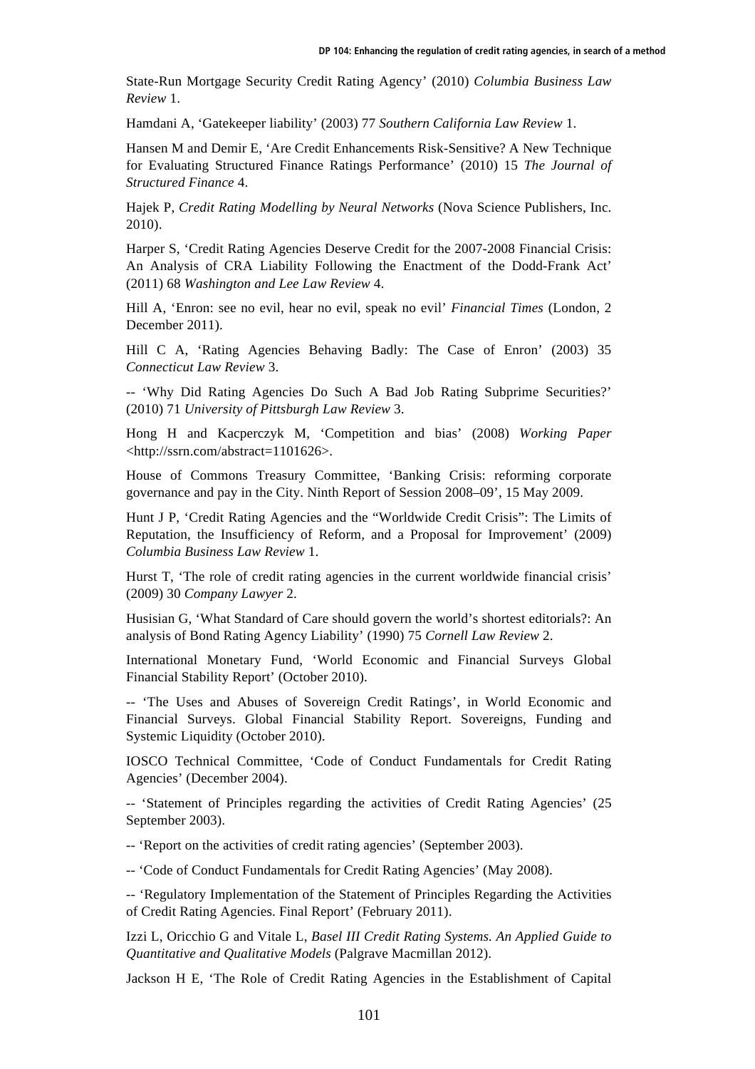State-Run Mortgage Security Credit Rating Agency' (2010) *Columbia Business Law Review* 1.

Hamdani A, 'Gatekeeper liability' (2003) 77 *Southern California Law Review* 1.

Hansen M and Demir E, 'Are Credit Enhancements Risk-Sensitive? A New Technique for Evaluating Structured Finance Ratings Performance' (2010) 15 *The Journal of Structured Finance* 4.

Hajek P, *Credit Rating Modelling by Neural Networks* (Nova Science Publishers, Inc. 2010).

Harper S, 'Credit Rating Agencies Deserve Credit for the 2007-2008 Financial Crisis: An Analysis of CRA Liability Following the Enactment of the Dodd-Frank Act' (2011) 68 *Washington and Lee Law Review* 4.

Hill A, 'Enron: see no evil, hear no evil, speak no evil' *Financial Times* (London, 2 December 2011).

Hill C A, 'Rating Agencies Behaving Badly: The Case of Enron' (2003) 35 *Connecticut Law Review* 3.

-- 'Why Did Rating Agencies Do Such A Bad Job Rating Subprime Securities?' (2010) 71 *University of Pittsburgh Law Review* 3.

Hong H and Kacperczyk M, 'Competition and bias' (2008) *Working Paper* <http://ssrn.com/abstract=1101626>.

House of Commons Treasury Committee, 'Banking Crisis: reforming corporate governance and pay in the City. Ninth Report of Session 2008–09', 15 May 2009.

Hunt J P, 'Credit Rating Agencies and the "Worldwide Credit Crisis": The Limits of Reputation, the Insufficiency of Reform, and a Proposal for Improvement' (2009) *Columbia Business Law Review* 1.

Hurst T, 'The role of credit rating agencies in the current worldwide financial crisis' (2009) 30 *Company Lawyer* 2.

Husisian G, 'What Standard of Care should govern the world's shortest editorials?: An analysis of Bond Rating Agency Liability' (1990) 75 *Cornell Law Review* 2.

International Monetary Fund, 'World Economic and Financial Surveys Global Financial Stability Report' (October 2010).

-- 'The Uses and Abuses of Sovereign Credit Ratings', in World Economic and Financial Surveys. Global Financial Stability Report. Sovereigns, Funding and Systemic Liquidity (October 2010).

IOSCO Technical Committee, 'Code of Conduct Fundamentals for Credit Rating Agencies' (December 2004).

-- 'Statement of Principles regarding the activities of Credit Rating Agencies' (25 September 2003).

-- 'Report on the activities of credit rating agencies' (September 2003).

-- 'Code of Conduct Fundamentals for Credit Rating Agencies' (May 2008).

-- 'Regulatory Implementation of the Statement of Principles Regarding the Activities of Credit Rating Agencies. Final Report' (February 2011).

Izzi L, Oricchio G and Vitale L, *Basel III Credit Rating Systems. An Applied Guide to Quantitative and Qualitative Models* (Palgrave Macmillan 2012).

Jackson H E, 'The Role of Credit Rating Agencies in the Establishment of Capital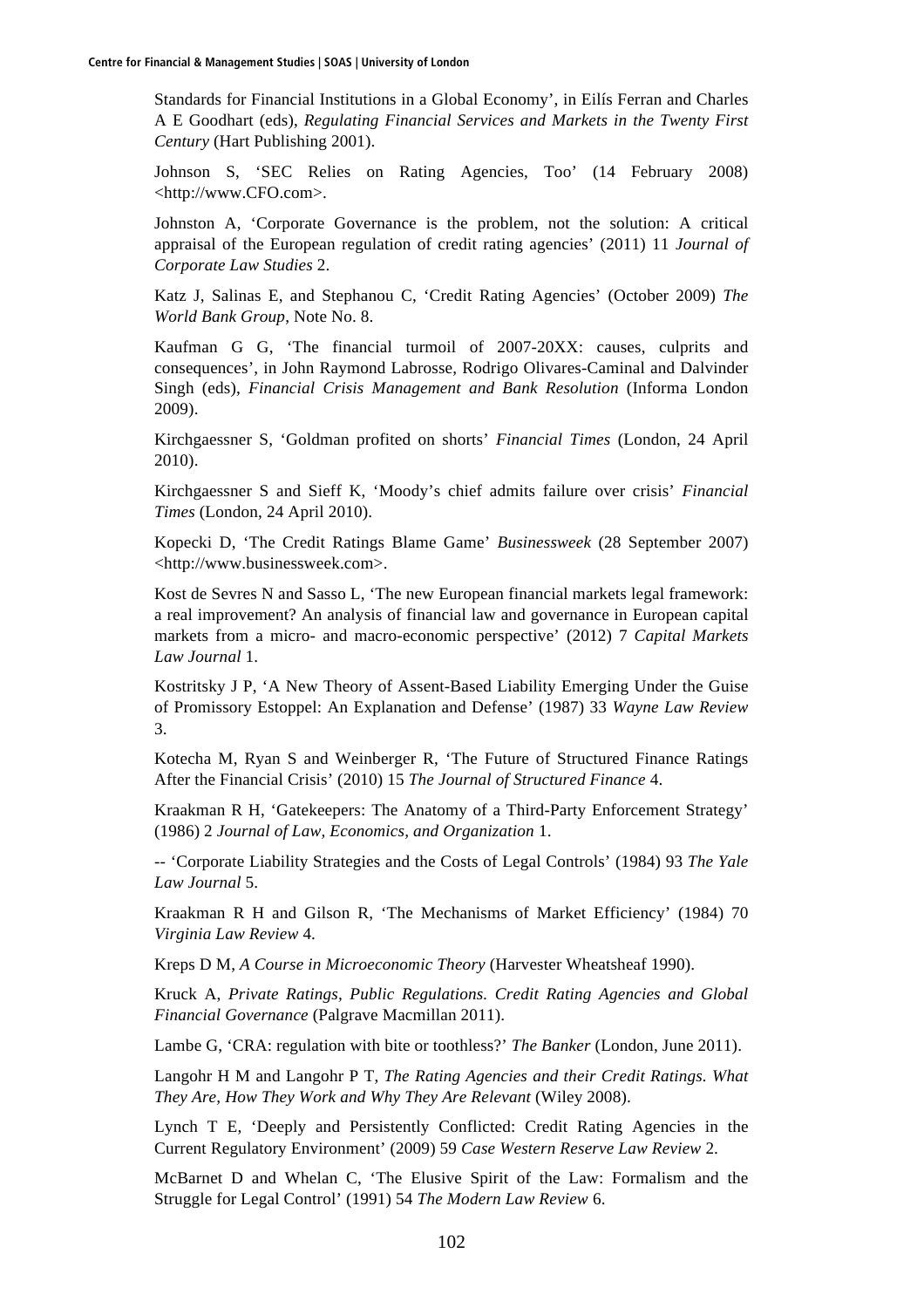Standards for Financial Institutions in a Global Economy', in Eilís Ferran and Charles A E Goodhart (eds), *Regulating Financial Services and Markets in the Twenty First Century* (Hart Publishing 2001).

Johnson S, 'SEC Relies on Rating Agencies, Too' (14 February 2008) <http://www.CFO.com>.

Johnston A, 'Corporate Governance is the problem, not the solution: A critical appraisal of the European regulation of credit rating agencies' (2011) 11 *Journal of Corporate Law Studies* 2.

Katz J, Salinas E, and Stephanou C, 'Credit Rating Agencies' (October 2009) *The World Bank Group*, Note No. 8.

Kaufman G G, 'The financial turmoil of 2007-20XX: causes, culprits and consequences', in John Raymond Labrosse, Rodrigo Olivares-Caminal and Dalvinder Singh (eds), *Financial Crisis Management and Bank Resolution* (Informa London 2009).

Kirchgaessner S, 'Goldman profited on shorts' *Financial Times* (London, 24 April 2010).

Kirchgaessner S and Sieff K, 'Moody's chief admits failure over crisis' *Financial Times* (London, 24 April 2010).

Kopecki D, 'The Credit Ratings Blame Game' *Businessweek* (28 September 2007) <http://www.businessweek.com>.

Kost de Sevres N and Sasso L, 'The new European financial markets legal framework: a real improvement? An analysis of financial law and governance in European capital markets from a micro- and macro-economic perspective' (2012) 7 *Capital Markets Law Journal* 1.

Kostritsky J P, 'A New Theory of Assent-Based Liability Emerging Under the Guise of Promissory Estoppel: An Explanation and Defense' (1987) 33 *Wayne Law Review* 3.

Kotecha M, Ryan S and Weinberger R, 'The Future of Structured Finance Ratings After the Financial Crisis' (2010) 15 *The Journal of Structured Finance* 4.

Kraakman R H, 'Gatekeepers: The Anatomy of a Third-Party Enforcement Strategy' (1986) 2 *Journal of Law, Economics, and Organization* 1.

-- 'Corporate Liability Strategies and the Costs of Legal Controls' (1984) 93 *The Yale Law Journal* 5.

Kraakman R H and Gilson R, 'The Mechanisms of Market Efficiency' (1984) 70 *Virginia Law Review* 4.

Kreps D M, *A Course in Microeconomic Theory* (Harvester Wheatsheaf 1990).

Kruck A, *Private Ratings, Public Regulations. Credit Rating Agencies and Global Financial Governance* (Palgrave Macmillan 2011).

Lambe G, 'CRA: regulation with bite or toothless?' *The Banker* (London, June 2011).

Langohr H M and Langohr P T, *The Rating Agencies and their Credit Ratings. What They Are, How They Work and Why They Are Relevant* (Wiley 2008).

Lynch T E, 'Deeply and Persistently Conflicted: Credit Rating Agencies in the Current Regulatory Environment' (2009) 59 *Case Western Reserve Law Review* 2.

McBarnet D and Whelan C, 'The Elusive Spirit of the Law: Formalism and the Struggle for Legal Control' (1991) 54 *The Modern Law Review* 6.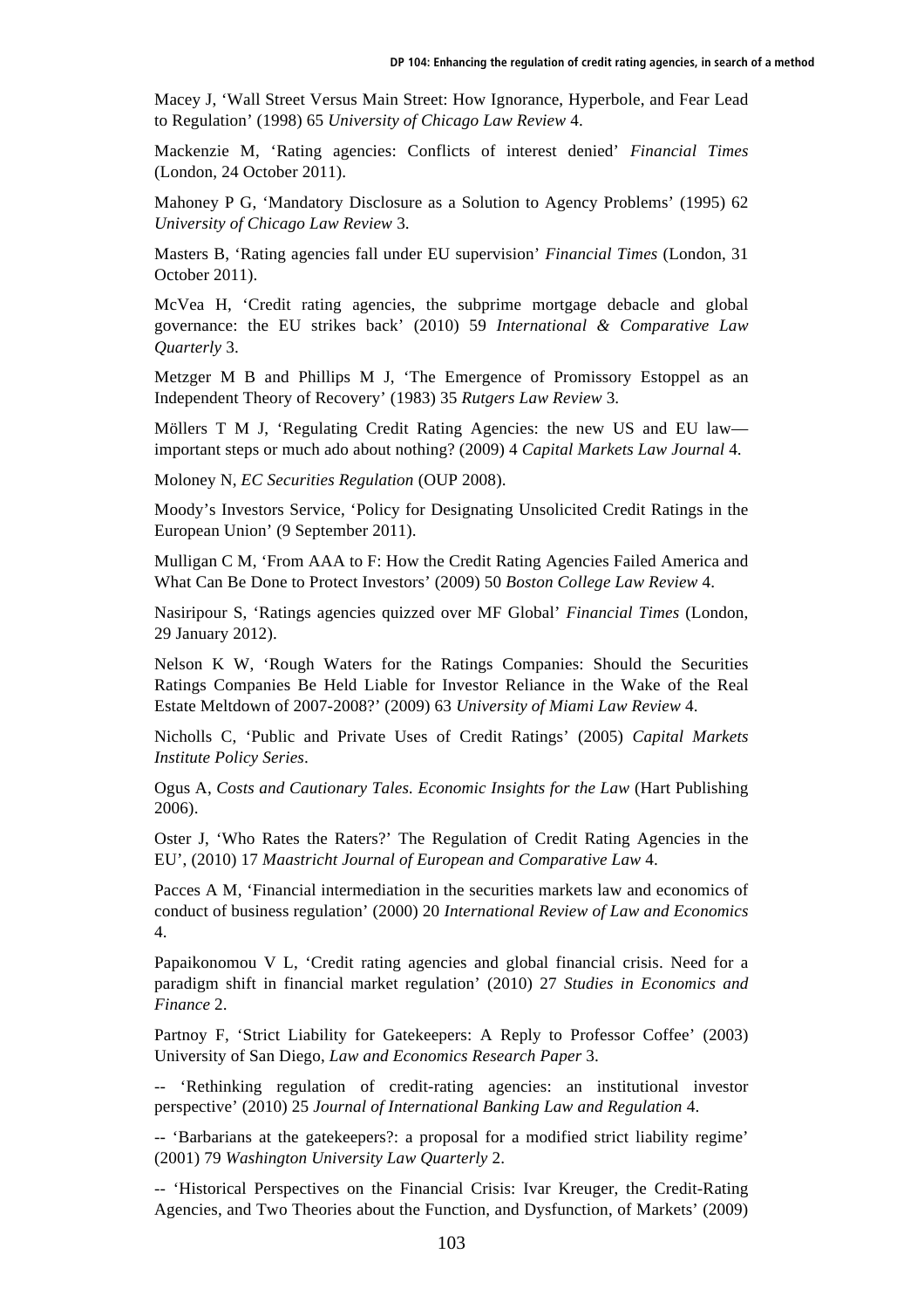Macey J, 'Wall Street Versus Main Street: How Ignorance, Hyperbole, and Fear Lead to Regulation' (1998) 65 *University of Chicago Law Review* 4.

Mackenzie M, 'Rating agencies: Conflicts of interest denied' *Financial Times* (London, 24 October 2011).

Mahoney P G, 'Mandatory Disclosure as a Solution to Agency Problems' (1995) 62 *University of Chicago Law Review* 3.

Masters B, 'Rating agencies fall under EU supervision' *Financial Times* (London, 31 October 2011).

McVea H, 'Credit rating agencies, the subprime mortgage debacle and global governance: the EU strikes back' (2010) 59 *International & Comparative Law Quarterly* 3.

Metzger M B and Phillips M J, 'The Emergence of Promissory Estoppel as an Independent Theory of Recovery' (1983) 35 *Rutgers Law Review* 3.

Möllers T M J, 'Regulating Credit Rating Agencies: the new US and EU law—important steps or much ado about nothing? (2009) 4 *Capital Markets Law Journal* 4.

Moloney N, *EC Securities Regulation* (OUP 2008).

Moody's Investors Service, 'Policy for Designating Unsolicited Credit Ratings in the European Union' (9 September 2011).

Mulligan C M, 'From AAA to F: How the Credit Rating Agencies Failed America and What Can Be Done to Protect Investors' (2009) 50 *Boston College Law Review* 4.

Nasiripour S, 'Ratings agencies quizzed over MF Global' *Financial Times* (London, 29 January 2012).

Nelson K W, 'Rough Waters for the Ratings Companies: Should the Securities Ratings Companies Be Held Liable for Investor Reliance in the Wake of the Real Estate Meltdown of 2007-2008?' (2009) 63 *University of Miami Law Review* 4.

Nicholls C, 'Public and Private Uses of Credit Ratings' (2005) *Capital Markets Institute Policy Series*.

Ogus A, *Costs and Cautionary Tales. Economic Insights for the Law* (Hart Publishing 2006).

Oster J, 'Who Rates the Raters?' The Regulation of Credit Rating Agencies in the EU', (2010) 17 *Maastricht Journal of European and Comparative Law* 4.

Pacces A M, 'Financial intermediation in the securities markets law and economics of conduct of business regulation' (2000) 20 *International Review of Law and Economics* 4.

Papaikonomou V L, 'Credit rating agencies and global financial crisis. Need for a paradigm shift in financial market regulation' (2010) 27 *Studies in Economics and Finance* 2.

Partnoy F, 'Strict Liability for Gatekeepers: A Reply to Professor Coffee' (2003) University of San Diego, *Law and Economics Research Paper* 3.

-- 'Rethinking regulation of credit-rating agencies: an institutional investor perspective' (2010) 25 *Journal of International Banking Law and Regulation* 4.

-- 'Barbarians at the gatekeepers?: a proposal for a modified strict liability regime' (2001) 79 *Washington University Law Quarterly* 2.

-- 'Historical Perspectives on the Financial Crisis: Ivar Kreuger, the Credit-Rating Agencies, and Two Theories about the Function, and Dysfunction, of Markets' (2009)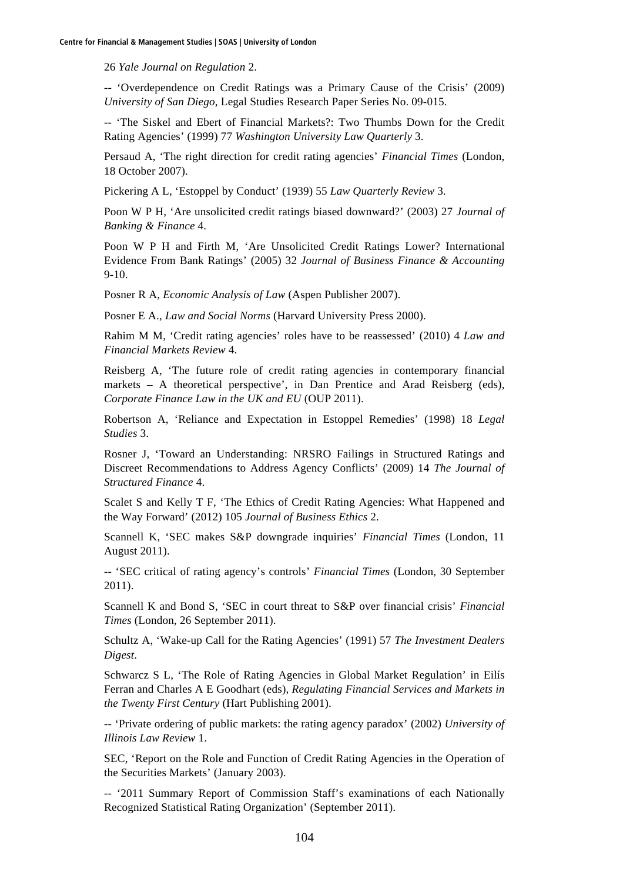26 *Yale Journal on Regulation* 2.

-- 'Overdependence on Credit Ratings was a Primary Cause of the Crisis' (2009) *University of San Diego*, Legal Studies Research Paper Series No. 09-015.

-- 'The Siskel and Ebert of Financial Markets?: Two Thumbs Down for the Credit Rating Agencies' (1999) 77 *Washington University Law Quarterly* 3.

Persaud A, 'The right direction for credit rating agencies' *Financial Times* (London, 18 October 2007).

Pickering A L, 'Estoppel by Conduct' (1939) 55 *Law Quarterly Review* 3.

Poon W P H, 'Are unsolicited credit ratings biased downward?' (2003) 27 *Journal of Banking & Finance* 4.

Poon W P H and Firth M, 'Are Unsolicited Credit Ratings Lower? International Evidence From Bank Ratings' (2005) 32 *Journal of Business Finance & Accounting* 9-10.

Posner R A, *Economic Analysis of Law* (Aspen Publisher 2007).

Posner E A., *Law and Social Norms* (Harvard University Press 2000).

Rahim M M, 'Credit rating agencies' roles have to be reassessed' (2010) 4 *Law and Financial Markets Review* 4.

Reisberg A, 'The future role of credit rating agencies in contemporary financial markets – A theoretical perspective', in Dan Prentice and Arad Reisberg (eds), *Corporate Finance Law in the UK and EU* (OUP 2011).

Robertson A, 'Reliance and Expectation in Estoppel Remedies' (1998) 18 *Legal Studies* 3.

Rosner J, 'Toward an Understanding: NRSRO Failings in Structured Ratings and Discreet Recommendations to Address Agency Conflicts' (2009) 14 *The Journal of Structured Finance* 4.

Scalet S and Kelly T F, 'The Ethics of Credit Rating Agencies: What Happened and the Way Forward' (2012) 105 *Journal of Business Ethics* 2.

Scannell K, 'SEC makes S&P downgrade inquiries' *Financial Times* (London, 11 August 2011).

-- 'SEC critical of rating agency's controls' *Financial Times* (London, 30 September 2011).

Scannell K and Bond S, 'SEC in court threat to S&P over financial crisis' *Financial Times* (London, 26 September 2011).

Schultz A, 'Wake-up Call for the Rating Agencies' (1991) 57 *The Investment Dealers Digest*.

Schwarcz S L, 'The Role of Rating Agencies in Global Market Regulation' in Eilís Ferran and Charles A E Goodhart (eds), *Regulating Financial Services and Markets in the Twenty First Century* (Hart Publishing 2001).

-- 'Private ordering of public markets: the rating agency paradox' (2002) *University of Illinois Law Review* 1.

SEC, 'Report on the Role and Function of Credit Rating Agencies in the Operation of the Securities Markets' (January 2003).

-- '2011 Summary Report of Commission Staff's examinations of each Nationally Recognized Statistical Rating Organization' (September 2011).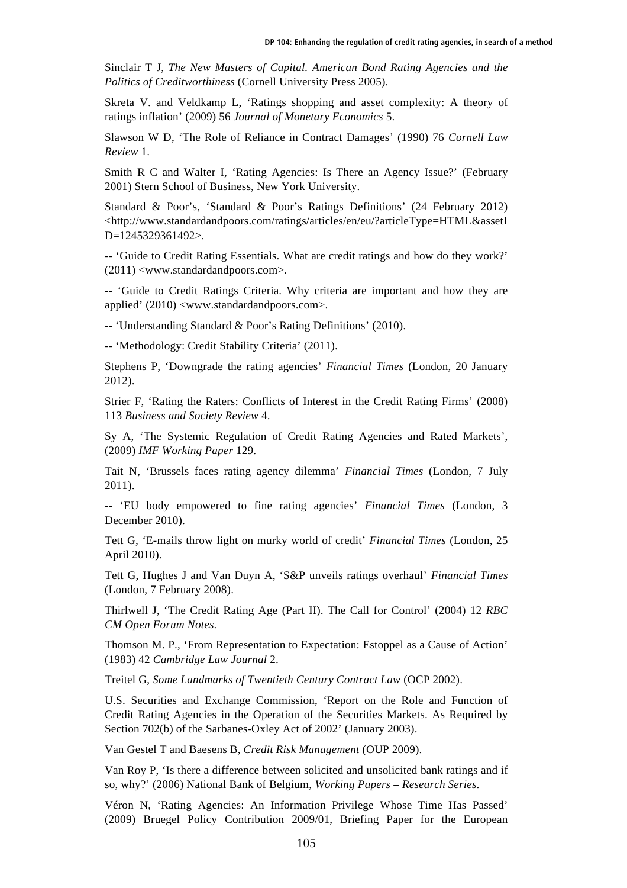Sinclair T J, *The New Masters of Capital. American Bond Rating Agencies and the Politics of Creditworthiness* (Cornell University Press 2005).

Skreta V. and Veldkamp L, 'Ratings shopping and asset complexity: A theory of ratings inflation' (2009) 56 *Journal of Monetary Economics* 5.

Slawson W D, 'The Role of Reliance in Contract Damages' (1990) 76 *Cornell Law Review* 1.

Smith R C and Walter I, 'Rating Agencies: Is There an Agency Issue?' (February 2001) Stern School of Business, New York University.

Standard & Poor's, 'Standard & Poor's Ratings Definitions' (24 February 2012) <http://www.standardandpoors.com/ratings/articles/en/eu/?articleType=HTML&assetID=1245329361492>.

-- 'Guide to Credit Rating Essentials. What are credit ratings and how do they work?' (2011) <www.standardandpoors.com>.

-- 'Guide to Credit Ratings Criteria. Why criteria are important and how they are applied' (2010) <www.standardandpoors.com>.

-- 'Understanding Standard & Poor's Rating Definitions' (2010).

-- 'Methodology: Credit Stability Criteria' (2011).

Stephens P, 'Downgrade the rating agencies' *Financial Times* (London, 20 January 2012).

Strier F, 'Rating the Raters: Conflicts of Interest in the Credit Rating Firms' (2008) 113 *Business and Society Review* 4.

Sy A, 'The Systemic Regulation of Credit Rating Agencies and Rated Markets', (2009) *IMF Working Paper* 129.

Tait N, 'Brussels faces rating agency dilemma' *Financial Times* (London, 7 July 2011).

-- 'EU body empowered to fine rating agencies' *Financial Times* (London, 3 December 2010).

Tett G, 'E-mails throw light on murky world of credit' *Financial Times* (London, 25 April 2010).

Tett G, Hughes J and Van Duyn A, 'S&P unveils ratings overhaul' *Financial Times* (London, 7 February 2008).

Thirlwell J, 'The Credit Rating Age (Part II). The Call for Control' (2004) 12 *RBC CM Open Forum Notes*.

Thomson M. P., 'From Representation to Expectation: Estoppel as a Cause of Action' (1983) 42 *Cambridge Law Journal* 2.

Treitel G, *Some Landmarks of Twentieth Century Contract Law* (OCP 2002).

U.S. Securities and Exchange Commission, 'Report on the Role and Function of Credit Rating Agencies in the Operation of the Securities Markets. As Required by Section 702(b) of the Sarbanes-Oxley Act of 2002' (January 2003).

Van Gestel T and Baesens B, *Credit Risk Management* (OUP 2009).

Van Roy P, 'Is there a difference between solicited and unsolicited bank ratings and if so, why?' (2006) National Bank of Belgium, *Working Papers – Research Series*.

Véron N, 'Rating Agencies: An Information Privilege Whose Time Has Passed' (2009) Bruegel Policy Contribution 2009/01, Briefing Paper for the European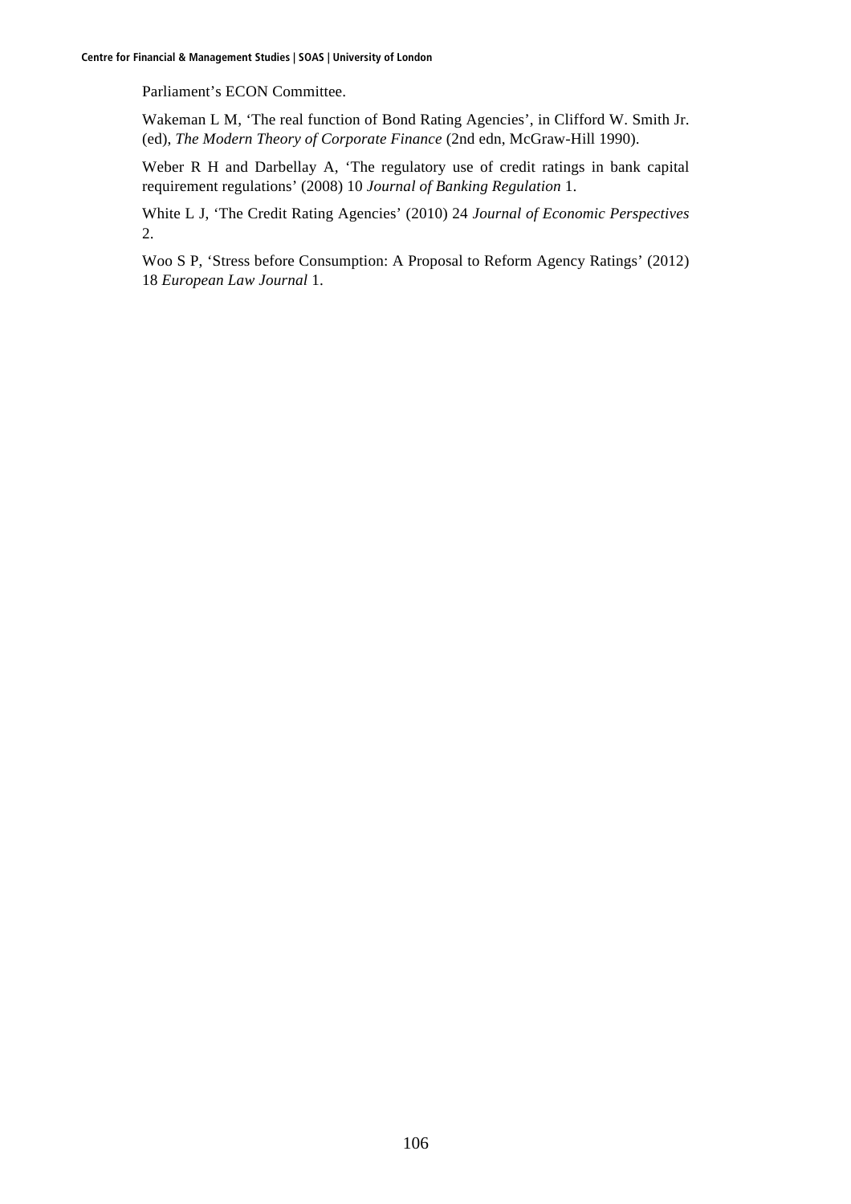Parliament's ECON Committee.

Wakeman L M, 'The real function of Bond Rating Agencies', in Clifford W. Smith Jr. (ed), *The Modern Theory of Corporate Finance* (2nd edn, McGraw-Hill 1990).

Weber R H and Darbellay A, 'The regulatory use of credit ratings in bank capital requirement regulations' (2008) 10 *Journal of Banking Regulation* 1.

White L J, 'The Credit Rating Agencies' (2010) 24 *Journal of Economic Perspectives* 2.

Woo S P, 'Stress before Consumption: A Proposal to Reform Agency Ratings' (2012) 18 *European Law Journal* 1.